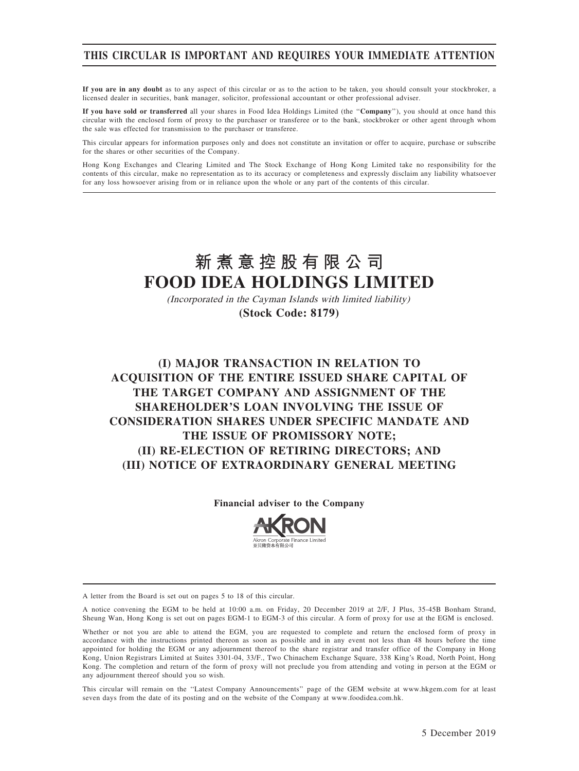**THIS CIRCULAR IS IMPORTANT AND REQUIRES YOUR IMMEDIATE ATTENTION**

**If you are in any doubt** as to any aspect of this circular or as to the action to be taken, you should consult your stockbroker, a licensed dealer in securities, bank manager, solicitor, professional accountant or other professional adviser.

**If you have sold or transferred** all your shares in Food Idea Holdings Limited (the "**Company**"), you should at once hand this circular with the enclosed form of proxy to the purchaser or transferee or to the bank, stockbroker or other agent through whom the sale was effected for transmission to the purchaser or transferee.

This circular appears for information purposes only and does not constitute an invitation or offer to acquire, purchase or subscribe for the shares or other securities of the Company.

Hong Kong Exchanges and Clearing Limited and The Stock Exchange of Hong Kong Limited take no responsibility for the contents of this circular, make no representation as to its accuracy or completeness and expressly disclaim any liability whatsoever for any loss howsoever arising from or in reliance upon the whole or any part of the contents of this circular.

# 新煮意控股有限公司
# FOOD IDEA HOLDINGS LIMITED

*(Incorporated in the Cayman Islands with limited liability)*

**(Stock Code: 8179)**

## (I) MAJOR TRANSACTION IN RELATION TO ACQUISITION OF THE ENTIRE ISSUED SHARE CAPITAL OF THE TARGET COMPANY AND ASSIGNMENT OF THE SHAREHOLDER'S LOAN INVOLVING THE ISSUE OF CONSIDERATION SHARES UNDER SPECIFIC MANDATE AND THE ISSUE OF PROMISSORY NOTE; (II) RE-ELECTION OF RETIRING DIRECTORS; AND (III) NOTICE OF EXTRAORDINARY GENERAL MEETING

**Financial adviser to the Company**

AKRON
Akron Corporate Finance Limited
亚贝隆资本有限公司

A letter from the Board is set out on pages 5 to 18 of this circular.

A notice convening the EGM to be held at 10:00 a.m. on Friday, 20 December 2019 at 2/F, J Plus, 35-45B Bonham Strand, Sheung Wan, Hong Kong is set out on pages EGM-1 to EGM-3 of this circular. A form of proxy for use at the EGM is enclosed.

Whether or not you are able to attend the EGM, you are requested to complete and return the enclosed form of proxy in accordance with the instructions printed thereon as soon as possible and in any event not less than 48 hours before the time appointed for holding the EGM or any adjournment thereof to the share registrar and transfer office of the Company in Hong Kong, Union Registrars Limited at Suites 3301-04, 33/F., Two Chinachem Exchange Square, 338 King's Road, North Point, Hong Kong. The completion and return of the form of proxy will not preclude you from attending and voting in person at the EGM or any adjournment thereof should you so wish.

This circular will remain on the "Latest Company Announcements" page of the GEM website at www.hkgem.com for at least seven days from the date of its posting and on the website of the Company at www.foodidea.com.hk.

5 December 2019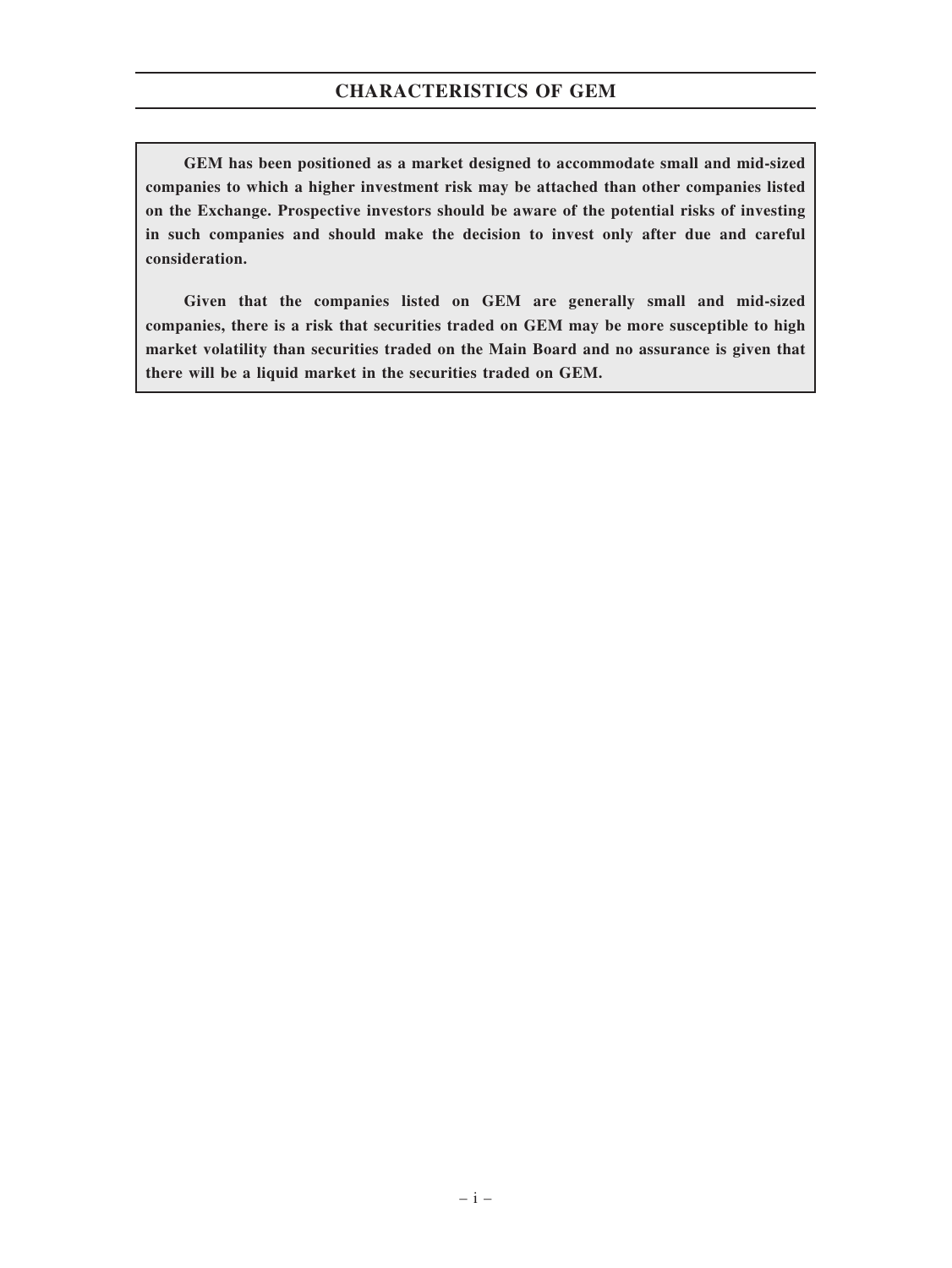# CHARACTERISTICS OF GEM

**GEM has been positioned as a market designed to accommodate small and mid-sized companies to which a higher investment risk may be attached than other companies listed on the Exchange. Prospective investors should be aware of the potential risks of investing in such companies and should make the decision to invest only after due and careful consideration.**

**Given that the companies listed on GEM are generally small and mid-sized companies, there is a risk that securities traded on GEM may be more susceptible to high market volatility than securities traded on the Main Board and no assurance is given that there will be a liquid market in the securities traded on GEM.**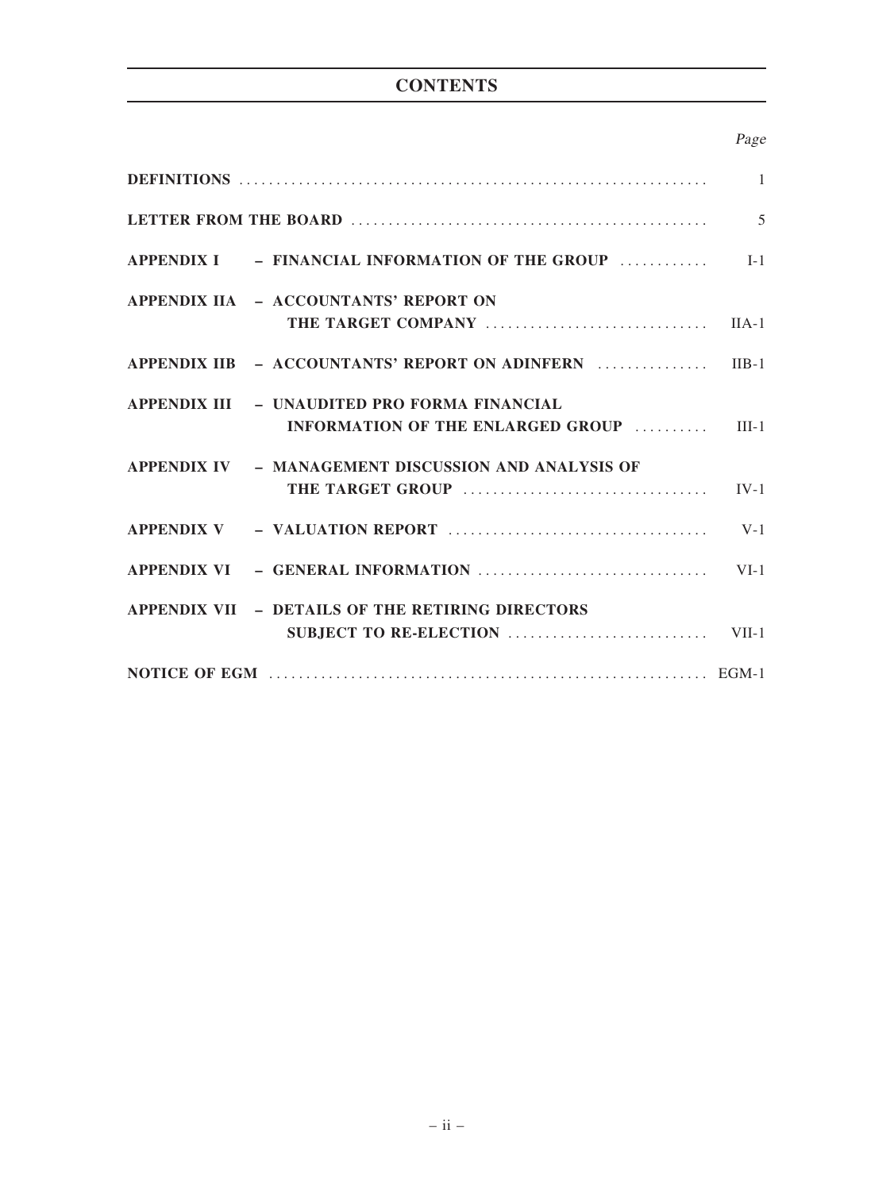# CONTENTS

| | | *Page* |
|---|---|---|
| **DEFINITIONS** | | 1 |
| **LETTER FROM THE BOARD** | | 5 |
| **APPENDIX I** | **– FINANCIAL INFORMATION OF THE GROUP** | I-1 |
| **APPENDIX IIA** | **– ACCOUNTANTS' REPORT ON THE TARGET COMPANY** | IIA-1 |
| **APPENDIX IIB** | **– ACCOUNTANTS' REPORT ON ADINFERN** | IIB-1 |
| **APPENDIX III** | **– UNAUDITED PRO FORMA FINANCIAL INFORMATION OF THE ENLARGED GROUP** | III-1 |
| **APPENDIX IV** | **– MANAGEMENT DISCUSSION AND ANALYSIS OF THE TARGET GROUP** | IV-1 |
| **APPENDIX V** | **– VALUATION REPORT** | V-1 |
| **APPENDIX VI** | **– GENERAL INFORMATION** | VI-1 |
| **APPENDIX VII** | **– DETAILS OF THE RETIRING DIRECTORS SUBJECT TO RE-ELECTION** | VII-1 |
| **NOTICE OF EGM** | | EGM-1 |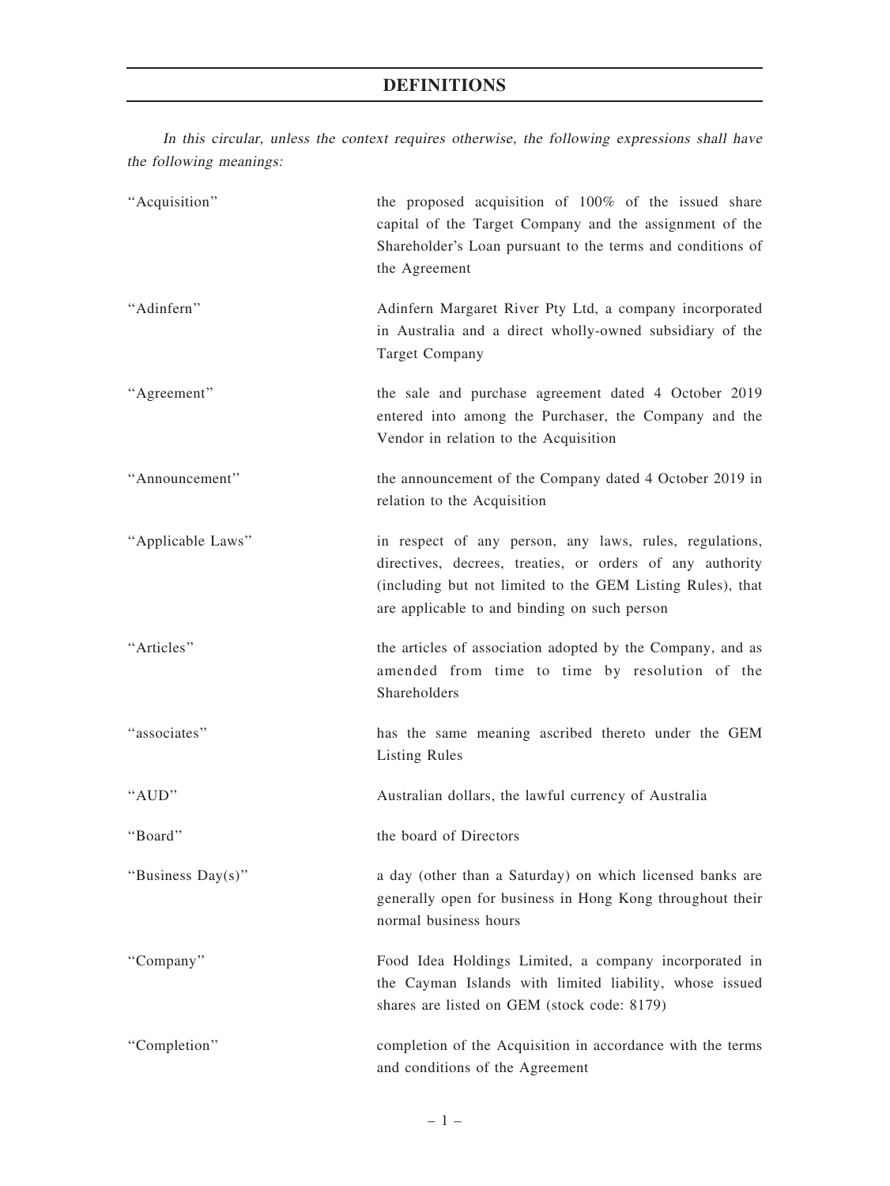# DEFINITIONS

*In this circular, unless the context requires otherwise, the following expressions shall have the following meanings:*

| | |
|---|---|
| "Acquisition" | the proposed acquisition of 100% of the issued share capital of the Target Company and the assignment of the Shareholder's Loan pursuant to the terms and conditions of the Agreement |
| "Adinfern" | Adinfern Margaret River Pty Ltd, a company incorporated in Australia and a direct wholly-owned subsidiary of the Target Company |
| "Agreement" | the sale and purchase agreement dated 4 October 2019 entered into among the Purchaser, the Company and the Vendor in relation to the Acquisition |
| "Announcement" | the announcement of the Company dated 4 October 2019 in relation to the Acquisition |
| "Applicable Laws" | in respect of any person, any laws, rules, regulations, directives, decrees, treaties, or orders of any authority (including but not limited to the GEM Listing Rules), that are applicable to and binding on such person |
| "Articles" | the articles of association adopted by the Company, and as amended from time to time by resolution of the Shareholders |
| "associates" | has the same meaning ascribed thereto under the GEM Listing Rules |
| "AUD" | Australian dollars, the lawful currency of Australia |
| "Board" | the board of Directors |
| "Business Day(s)" | a day (other than a Saturday) on which licensed banks are generally open for business in Hong Kong throughout their normal business hours |
| "Company" | Food Idea Holdings Limited, a company incorporated in the Cayman Islands with limited liability, whose issued shares are listed on GEM (stock code: 8179) |
| "Completion" | completion of the Acquisition in accordance with the terms and conditions of the Agreement |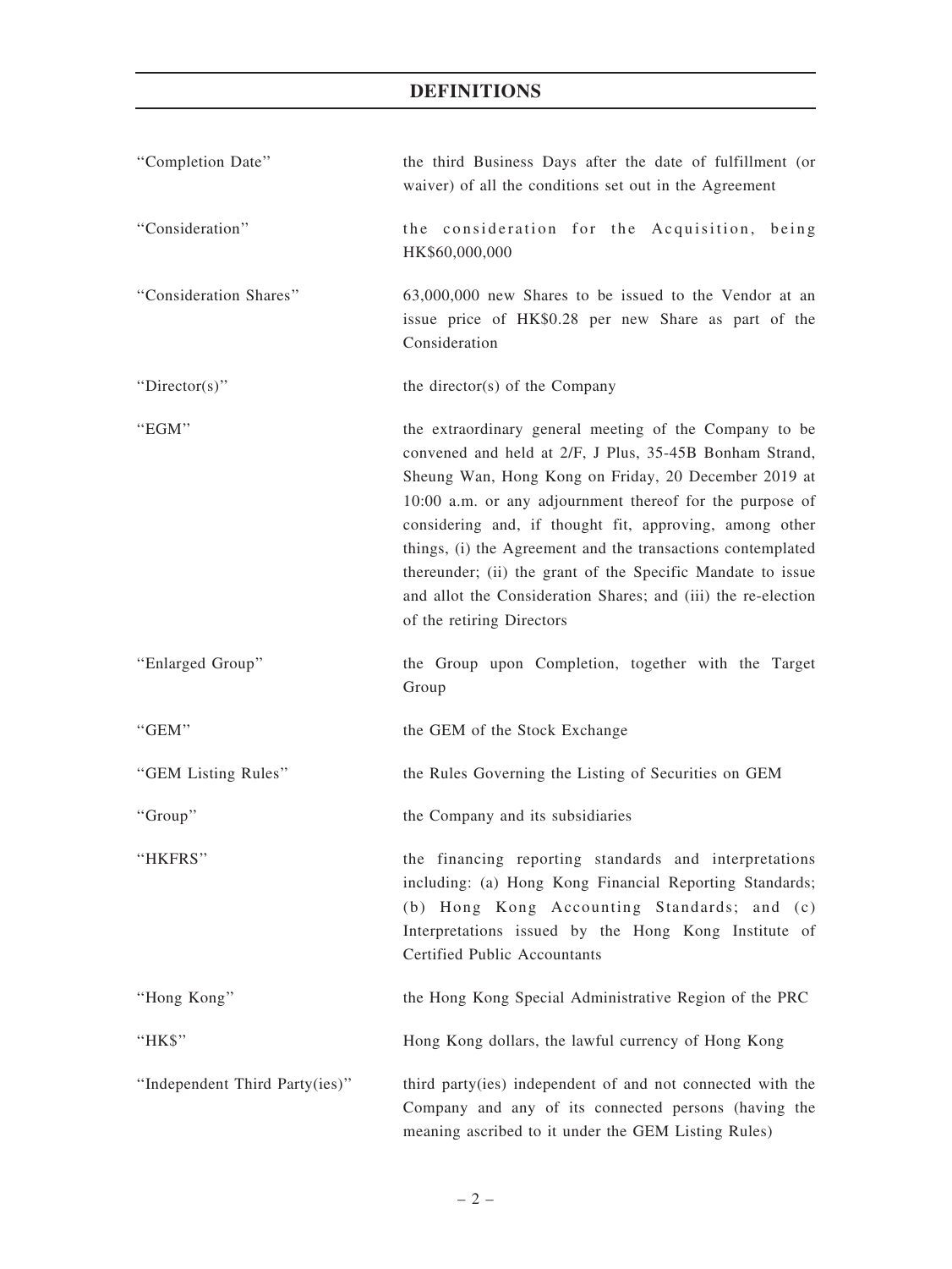# DEFINITIONS

| | |
|---|---|
| "Completion Date" | the third Business Days after the date of fulfillment (or waiver) of all the conditions set out in the Agreement |
| "Consideration" | the consideration for the Acquisition, being HK$60,000,000 |
| "Consideration Shares" | 63,000,000 new Shares to be issued to the Vendor at an issue price of HK$0.28 per new Share as part of the Consideration |
| "Director(s)" | the director(s) of the Company |
| "EGM" | the extraordinary general meeting of the Company to be convened and held at 2/F, J Plus, 35-45B Bonham Strand, Sheung Wan, Hong Kong on Friday, 20 December 2019 at 10:00 a.m. or any adjournment thereof for the purpose of considering and, if thought fit, approving, among other things, (i) the Agreement and the transactions contemplated thereunder; (ii) the grant of the Specific Mandate to issue and allot the Consideration Shares; and (iii) the re-election of the retiring Directors |
| "Enlarged Group" | the Group upon Completion, together with the Target Group |
| "GEM" | the GEM of the Stock Exchange |
| "GEM Listing Rules" | the Rules Governing the Listing of Securities on GEM |
| "Group" | the Company and its subsidiaries |
| "HKFRS" | the financing reporting standards and interpretations including: (a) Hong Kong Financial Reporting Standards; (b) Hong Kong Accounting Standards; and (c) Interpretations issued by the Hong Kong Institute of Certified Public Accountants |
| "Hong Kong" | the Hong Kong Special Administrative Region of the PRC |
| "HK$" | Hong Kong dollars, the lawful currency of Hong Kong |
| "Independent Third Party(ies)" | third party(ies) independent of and not connected with the Company and any of its connected persons (having the meaning ascribed to it under the GEM Listing Rules) |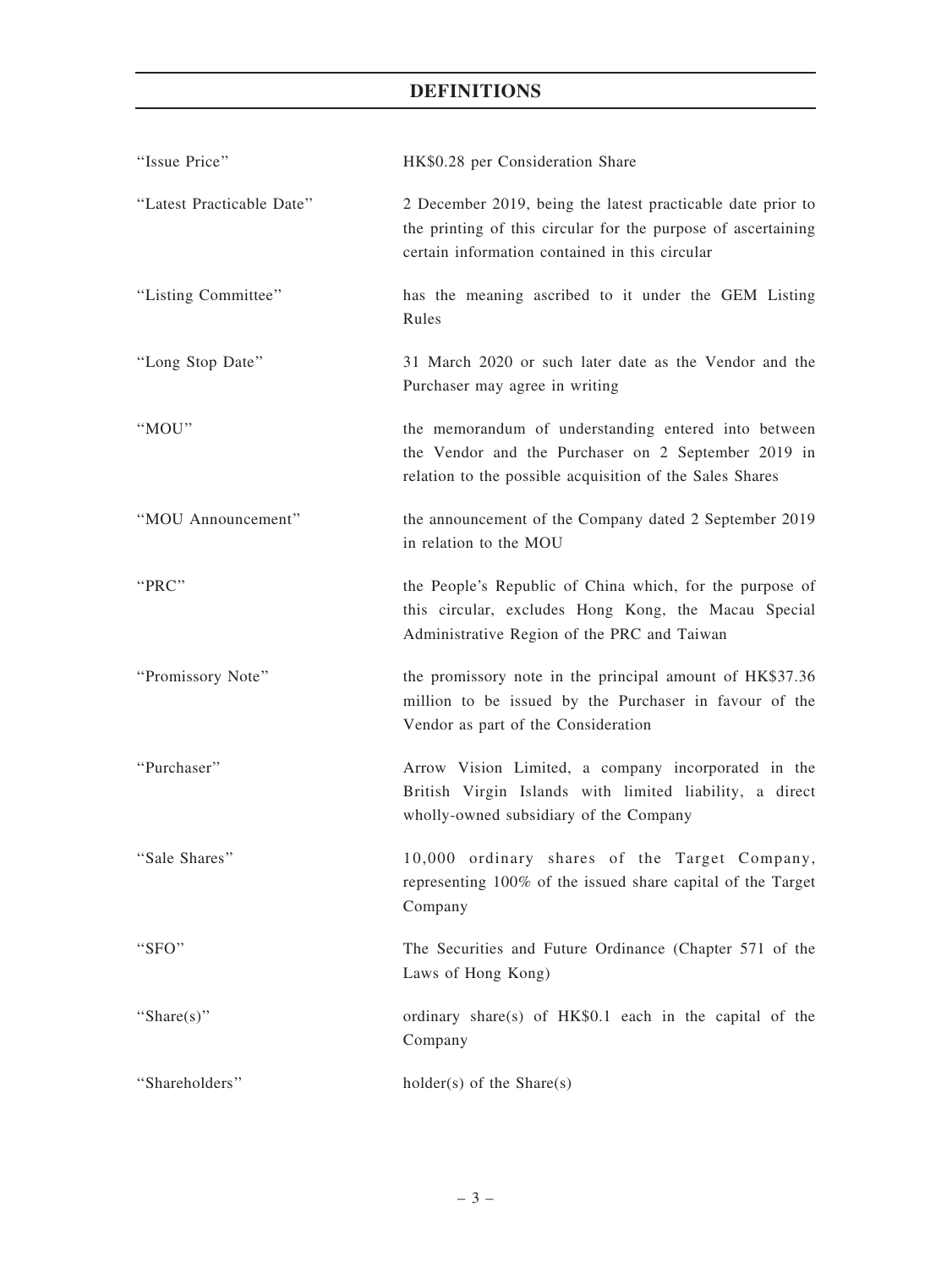# DEFINITIONS

| | |
|---|---|
| "Issue Price" | HK$0.28 per Consideration Share |
| "Latest Practicable Date" | 2 December 2019, being the latest practicable date prior to the printing of this circular for the purpose of ascertaining certain information contained in this circular |
| "Listing Committee" | has the meaning ascribed to it under the GEM Listing Rules |
| "Long Stop Date" | 31 March 2020 or such later date as the Vendor and the Purchaser may agree in writing |
| "MOU" | the memorandum of understanding entered into between the Vendor and the Purchaser on 2 September 2019 in relation to the possible acquisition of the Sales Shares |
| "MOU Announcement" | the announcement of the Company dated 2 September 2019 in relation to the MOU |
| "PRC" | the People's Republic of China which, for the purpose of this circular, excludes Hong Kong, the Macau Special Administrative Region of the PRC and Taiwan |
| "Promissory Note" | the promissory note in the principal amount of HK$37.36 million to be issued by the Purchaser in favour of the Vendor as part of the Consideration |
| "Purchaser" | Arrow Vision Limited, a company incorporated in the British Virgin Islands with limited liability, a direct wholly-owned subsidiary of the Company |
| "Sale Shares" | 10,000 ordinary shares of the Target Company, representing 100% of the issued share capital of the Target Company |
| "SFO" | The Securities and Future Ordinance (Chapter 571 of the Laws of Hong Kong) |
| "Share(s)" | ordinary share(s) of HK$0.1 each in the capital of the Company |
| "Shareholders" | holder(s) of the Share(s) |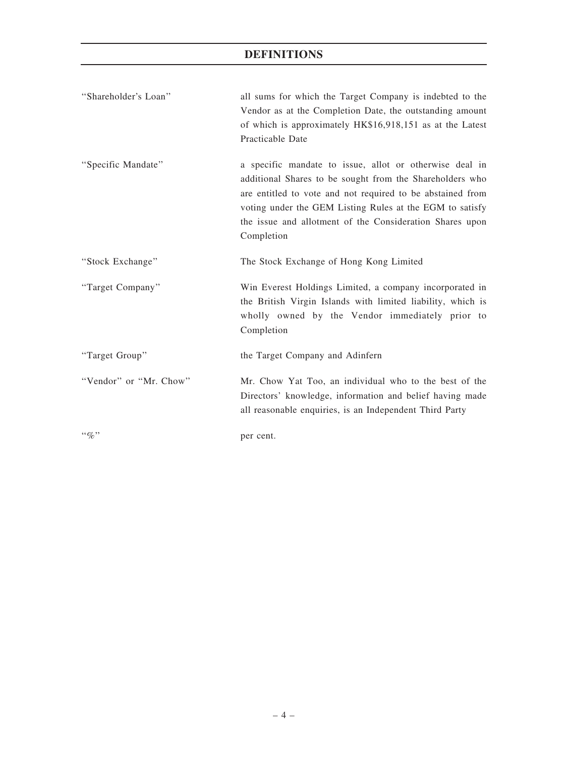# DEFINITIONS

| | |
|---|---|
| "Shareholder's Loan" | all sums for which the Target Company is indebted to the Vendor as at the Completion Date, the outstanding amount of which is approximately HK$16,918,151 as at the Latest Practicable Date |
| "Specific Mandate" | a specific mandate to issue, allot or otherwise deal in additional Shares to be sought from the Shareholders who are entitled to vote and not required to be abstained from voting under the GEM Listing Rules at the EGM to satisfy the issue and allotment of the Consideration Shares upon Completion |
| "Stock Exchange" | The Stock Exchange of Hong Kong Limited |
| "Target Company" | Win Everest Holdings Limited, a company incorporated in the British Virgin Islands with limited liability, which is wholly owned by the Vendor immediately prior to Completion |
| "Target Group" | the Target Company and Adinfern |
| "Vendor" or "Mr. Chow" | Mr. Chow Yat Too, an individual who to the best of the Directors' knowledge, information and belief having made all reasonable enquiries, is an Independent Third Party |
| "%" | per cent. |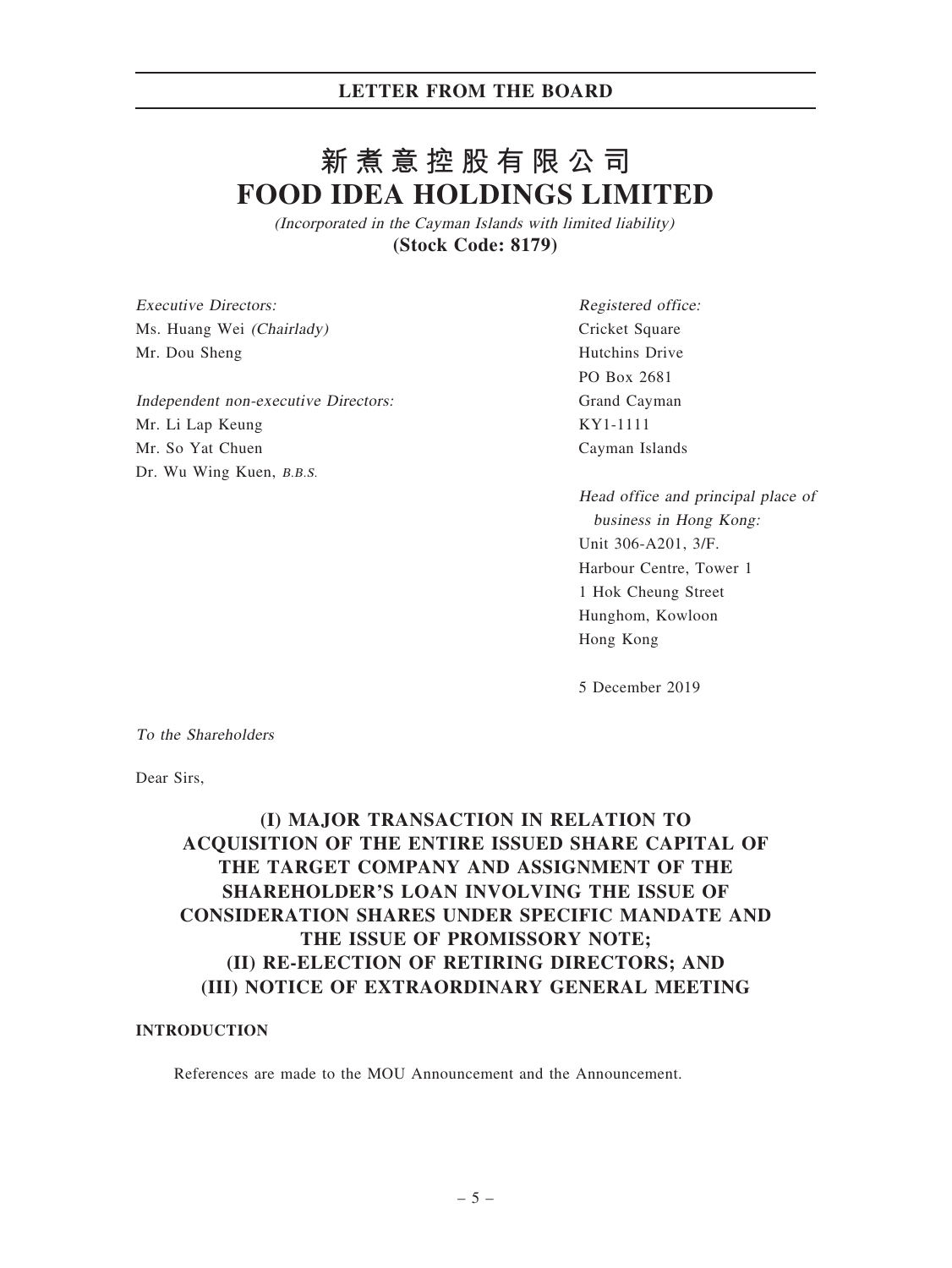# 新煮意控股有限公司
# FOOD IDEA HOLDINGS LIMITED

*(Incorporated in the Cayman Islands with limited liability)*

**(Stock Code: 8179)**

*Executive Directors:*
Ms. Huang Wei *(Chairlady)*
Mr. Dou Sheng

*Independent non-executive Directors:*
Mr. Li Lap Keung
Mr. So Yat Chuen
Dr. Wu Wing Kuen, *B.B.S.*

*Registered office:*
Cricket Square
Hutchins Drive
PO Box 2681
Grand Cayman
KY1-1111
Cayman Islands

*Head office and principal place of business in Hong Kong:*
Unit 306-A201, 3/F.
Harbour Centre, Tower 1
1 Hok Cheung Street
Hunghom, Kowloon
Hong Kong

5 December 2019

*To the Shareholders*

Dear Sirs,

## (I) MAJOR TRANSACTION IN RELATION TO ACQUISITION OF THE ENTIRE ISSUED SHARE CAPITAL OF THE TARGET COMPANY AND ASSIGNMENT OF THE SHAREHOLDER'S LOAN INVOLVING THE ISSUE OF CONSIDERATION SHARES UNDER SPECIFIC MANDATE AND THE ISSUE OF PROMISSORY NOTE; (II) RE-ELECTION OF RETIRING DIRECTORS; AND (III) NOTICE OF EXTRAORDINARY GENERAL MEETING

### INTRODUCTION

References are made to the MOU Announcement and the Announcement.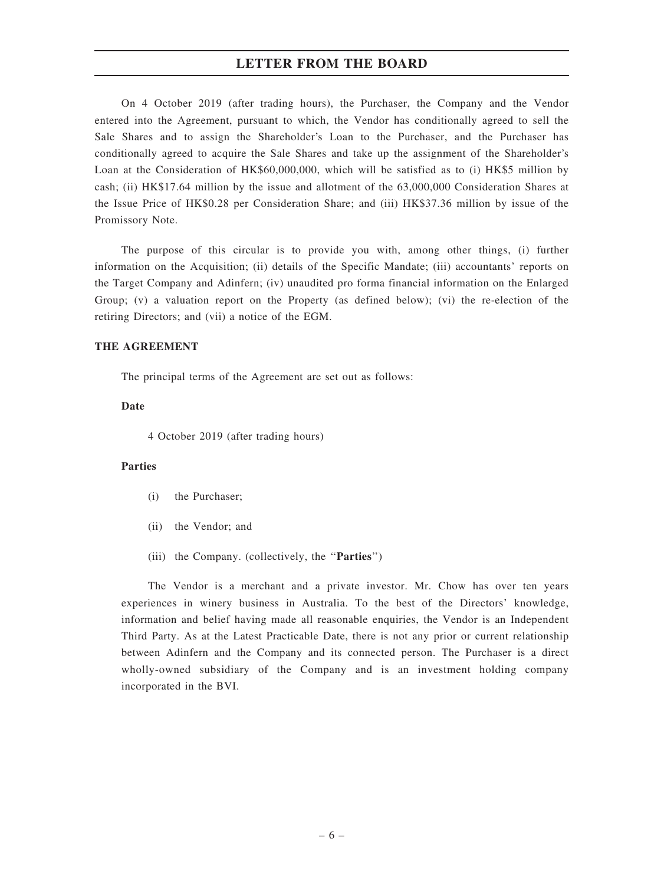On 4 October 2019 (after trading hours), the Purchaser, the Company and the Vendor entered into the Agreement, pursuant to which, the Vendor has conditionally agreed to sell the Sale Shares and to assign the Shareholder's Loan to the Purchaser, and the Purchaser has conditionally agreed to acquire the Sale Shares and take up the assignment of the Shareholder's Loan at the Consideration of HK$60,000,000, which will be satisfied as to (i) HK$5 million by cash; (ii) HK$17.64 million by the issue and allotment of the 63,000,000 Consideration Shares at the Issue Price of HK$0.28 per Consideration Share; and (iii) HK$37.36 million by issue of the Promissory Note.

The purpose of this circular is to provide you with, among other things, (i) further information on the Acquisition; (ii) details of the Specific Mandate; (iii) accountants' reports on the Target Company and Adinfern; (iv) unaudited pro forma financial information on the Enlarged Group; (v) a valuation report on the Property (as defined below); (vi) the re-election of the retiring Directors; and (vii) a notice of the EGM.

## THE AGREEMENT

The principal terms of the Agreement are set out as follows:

### Date

4 October 2019 (after trading hours)

### Parties

(i) the Purchaser;

(ii) the Vendor; and

(iii) the Company. (collectively, the "**Parties**")

The Vendor is a merchant and a private investor. Mr. Chow has over ten years experiences in winery business in Australia. To the best of the Directors' knowledge, information and belief having made all reasonable enquiries, the Vendor is an Independent Third Party. As at the Latest Practicable Date, there is not any prior or current relationship between Adinfern and the Company and its connected person. The Purchaser is a direct wholly-owned subsidiary of the Company and is an investment holding company incorporated in the BVI.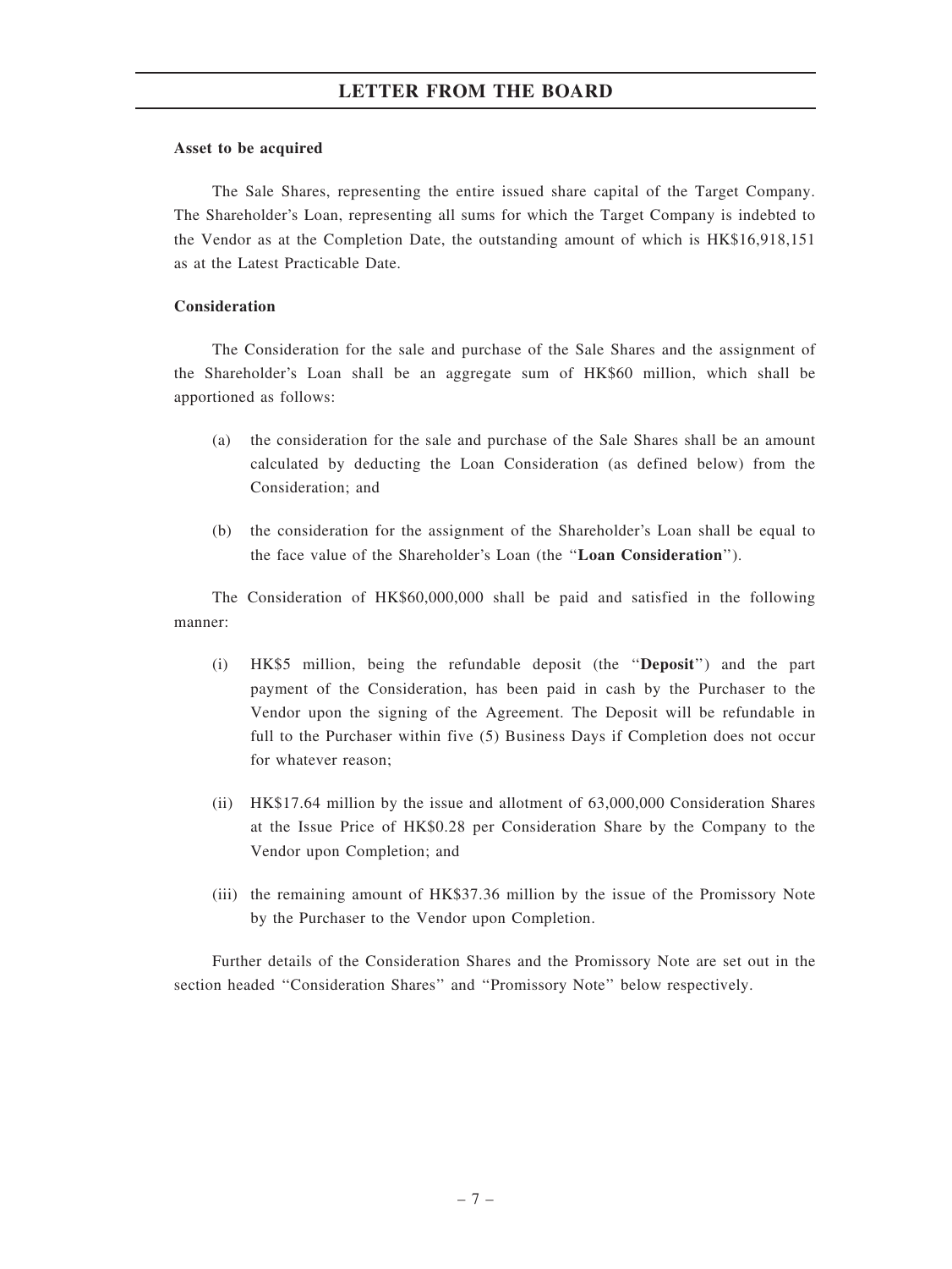**Asset to be acquired**

The Sale Shares, representing the entire issued share capital of the Target Company. The Shareholder's Loan, representing all sums for which the Target Company is indebted to the Vendor as at the Completion Date, the outstanding amount of which is HK$16,918,151 as at the Latest Practicable Date.

**Consideration**

The Consideration for the sale and purchase of the Sale Shares and the assignment of the Shareholder's Loan shall be an aggregate sum of HK$60 million, which shall be apportioned as follows:

(a) the consideration for the sale and purchase of the Sale Shares shall be an amount calculated by deducting the Loan Consideration (as defined below) from the Consideration; and

(b) the consideration for the assignment of the Shareholder's Loan shall be equal to the face value of the Shareholder's Loan (the "**Loan Consideration**").

The Consideration of HK$60,000,000 shall be paid and satisfied in the following manner:

(i) HK$5 million, being the refundable deposit (the "**Deposit**") and the part payment of the Consideration, has been paid in cash by the Purchaser to the Vendor upon the signing of the Agreement. The Deposit will be refundable in full to the Purchaser within five (5) Business Days if Completion does not occur for whatever reason;

(ii) HK$17.64 million by the issue and allotment of 63,000,000 Consideration Shares at the Issue Price of HK$0.28 per Consideration Share by the Company to the Vendor upon Completion; and

(iii) the remaining amount of HK$37.36 million by the issue of the Promissory Note by the Purchaser to the Vendor upon Completion.

Further details of the Consideration Shares and the Promissory Note are set out in the section headed "Consideration Shares" and "Promissory Note" below respectively.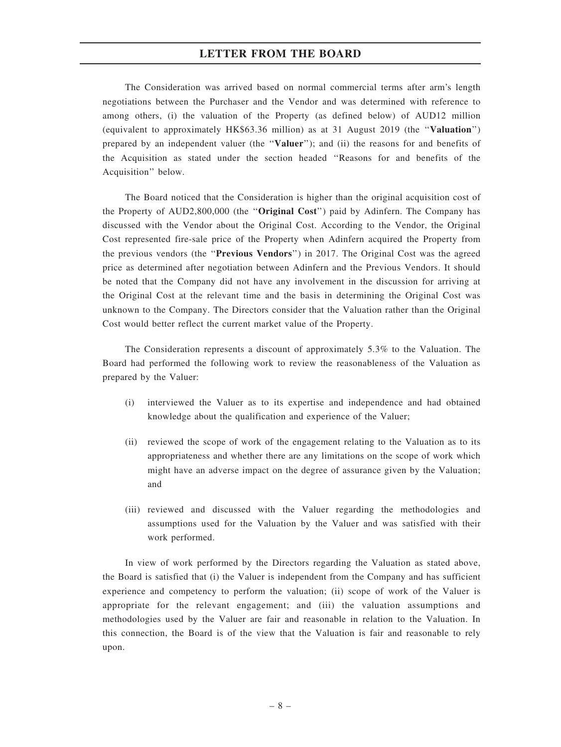The Consideration was arrived based on normal commercial terms after arm's length negotiations between the Purchaser and the Vendor and was determined with reference to among others, (i) the valuation of the Property (as defined below) of AUD12 million (equivalent to approximately HK$63.36 million) as at 31 August 2019 (the "**Valuation**") prepared by an independent valuer (the "**Valuer**"); and (ii) the reasons for and benefits of the Acquisition as stated under the section headed "Reasons for and benefits of the Acquisition" below.

The Board noticed that the Consideration is higher than the original acquisition cost of the Property of AUD2,800,000 (the "**Original Cost**") paid by Adinfern. The Company has discussed with the Vendor about the Original Cost. According to the Vendor, the Original Cost represented fire-sale price of the Property when Adinfern acquired the Property from the previous vendors (the "**Previous Vendors**") in 2017. The Original Cost was the agreed price as determined after negotiation between Adinfern and the Previous Vendors. It should be noted that the Company did not have any involvement in the discussion for arriving at the Original Cost at the relevant time and the basis in determining the Original Cost was unknown to the Company. The Directors consider that the Valuation rather than the Original Cost would better reflect the current market value of the Property.

The Consideration represents a discount of approximately 5.3% to the Valuation. The Board had performed the following work to review the reasonableness of the Valuation as prepared by the Valuer:

(i) interviewed the Valuer as to its expertise and independence and had obtained knowledge about the qualification and experience of the Valuer;

(ii) reviewed the scope of work of the engagement relating to the Valuation as to its appropriateness and whether there are any limitations on the scope of work which might have an adverse impact on the degree of assurance given by the Valuation; and

(iii) reviewed and discussed with the Valuer regarding the methodologies and assumptions used for the Valuation by the Valuer and was satisfied with their work performed.

In view of work performed by the Directors regarding the Valuation as stated above, the Board is satisfied that (i) the Valuer is independent from the Company and has sufficient experience and competency to perform the valuation; (ii) scope of work of the Valuer is appropriate for the relevant engagement; and (iii) the valuation assumptions and methodologies used by the Valuer are fair and reasonable in relation to the Valuation. In this connection, the Board is of the view that the Valuation is fair and reasonable to rely upon.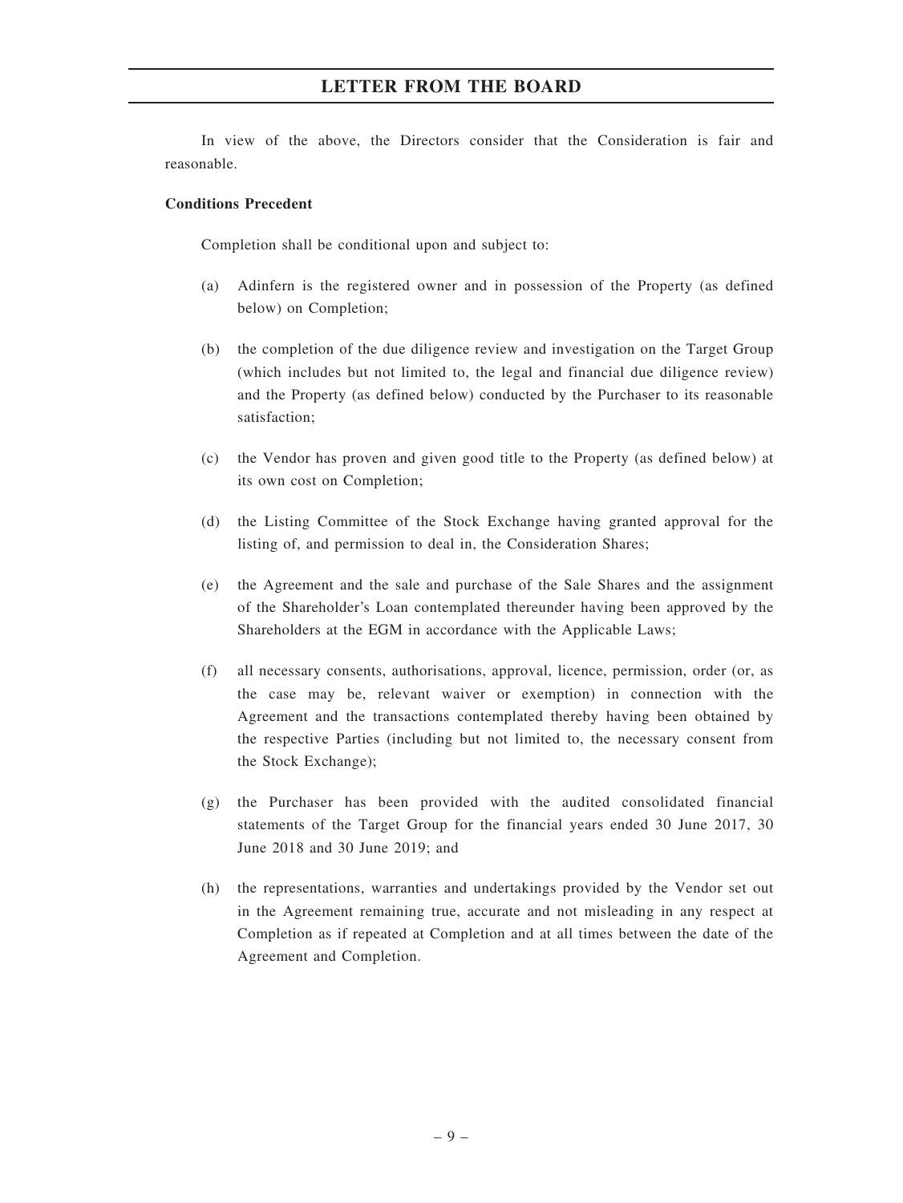In view of the above, the Directors consider that the Consideration is fair and reasonable.

**Conditions Precedent**

Completion shall be conditional upon and subject to:

(a) Adinfern is the registered owner and in possession of the Property (as defined below) on Completion;

(b) the completion of the due diligence review and investigation on the Target Group (which includes but not limited to, the legal and financial due diligence review) and the Property (as defined below) conducted by the Purchaser to its reasonable satisfaction;

(c) the Vendor has proven and given good title to the Property (as defined below) at its own cost on Completion;

(d) the Listing Committee of the Stock Exchange having granted approval for the listing of, and permission to deal in, the Consideration Shares;

(e) the Agreement and the sale and purchase of the Sale Shares and the assignment of the Shareholder's Loan contemplated thereunder having been approved by the Shareholders at the EGM in accordance with the Applicable Laws;

(f) all necessary consents, authorisations, approval, licence, permission, order (or, as the case may be, relevant waiver or exemption) in connection with the Agreement and the transactions contemplated thereby having been obtained by the respective Parties (including but not limited to, the necessary consent from the Stock Exchange);

(g) the Purchaser has been provided with the audited consolidated financial statements of the Target Group for the financial years ended 30 June 2017, 30 June 2018 and 30 June 2019; and

(h) the representations, warranties and undertakings provided by the Vendor set out in the Agreement remaining true, accurate and not misleading in any respect at Completion as if repeated at Completion and at all times between the date of the Agreement and Completion.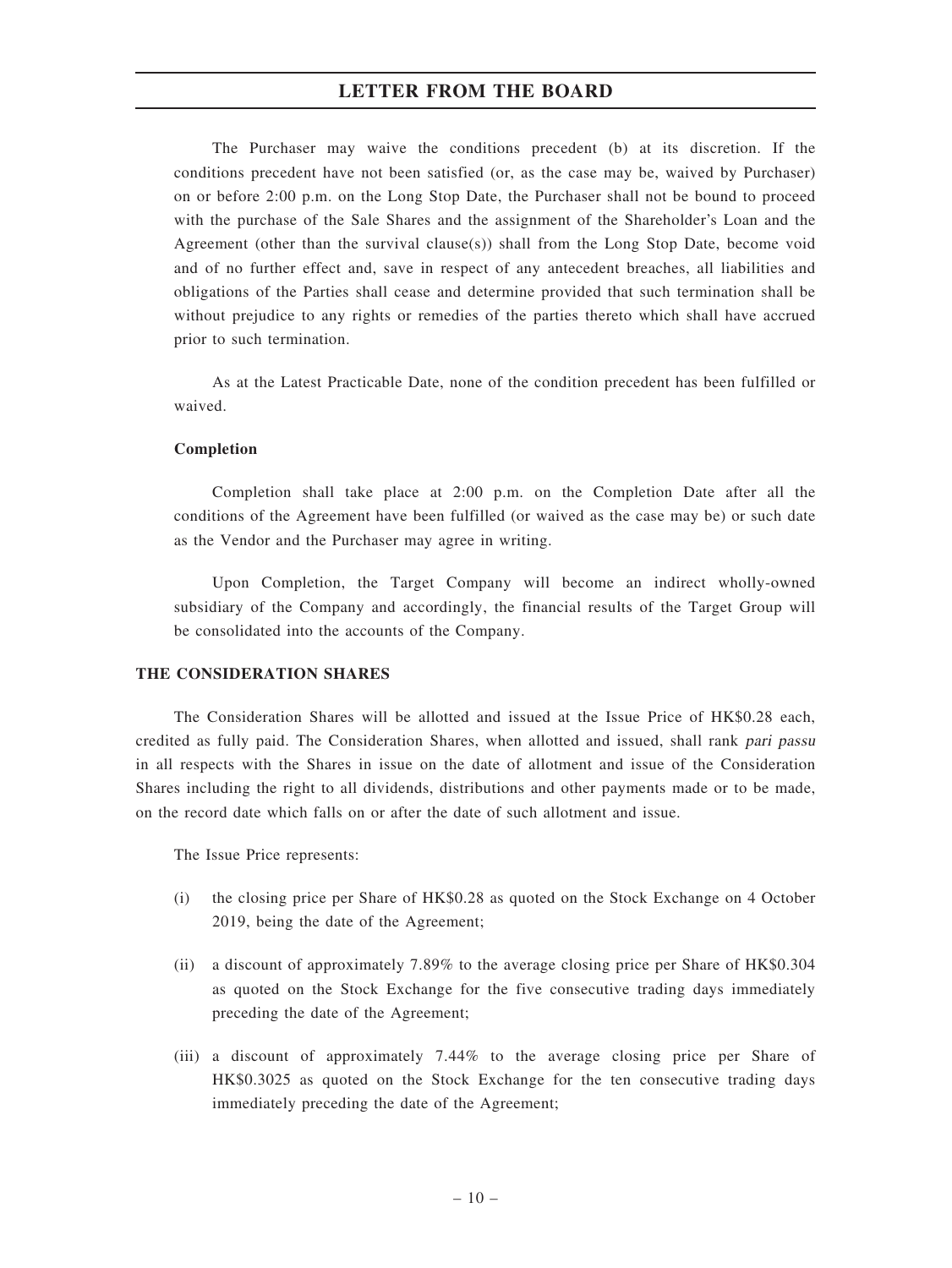The Purchaser may waive the conditions precedent (b) at its discretion. If the conditions precedent have not been satisfied (or, as the case may be, waived by Purchaser) on or before 2:00 p.m. on the Long Stop Date, the Purchaser shall not be bound to proceed with the purchase of the Sale Shares and the assignment of the Shareholder's Loan and the Agreement (other than the survival clause(s)) shall from the Long Stop Date, become void and of no further effect and, save in respect of any antecedent breaches, all liabilities and obligations of the Parties shall cease and determine provided that such termination shall be without prejudice to any rights or remedies of the parties thereto which shall have accrued prior to such termination.

As at the Latest Practicable Date, none of the condition precedent has been fulfilled or waived.

**Completion**

Completion shall take place at 2:00 p.m. on the Completion Date after all the conditions of the Agreement have been fulfilled (or waived as the case may be) or such date as the Vendor and the Purchaser may agree in writing.

Upon Completion, the Target Company will become an indirect wholly-owned subsidiary of the Company and accordingly, the financial results of the Target Group will be consolidated into the accounts of the Company.

## THE CONSIDERATION SHARES

The Consideration Shares will be allotted and issued at the Issue Price of HK$0.28 each, credited as fully paid. The Consideration Shares, when allotted and issued, shall rank *pari passu* in all respects with the Shares in issue on the date of allotment and issue of the Consideration Shares including the right to all dividends, distributions and other payments made or to be made, on the record date which falls on or after the date of such allotment and issue.

The Issue Price represents:

(i) the closing price per Share of HK$0.28 as quoted on the Stock Exchange on 4 October 2019, being the date of the Agreement;

(ii) a discount of approximately 7.89% to the average closing price per Share of HK$0.304 as quoted on the Stock Exchange for the five consecutive trading days immediately preceding the date of the Agreement;

(iii) a discount of approximately 7.44% to the average closing price per Share of HK$0.3025 as quoted on the Stock Exchange for the ten consecutive trading days immediately preceding the date of the Agreement;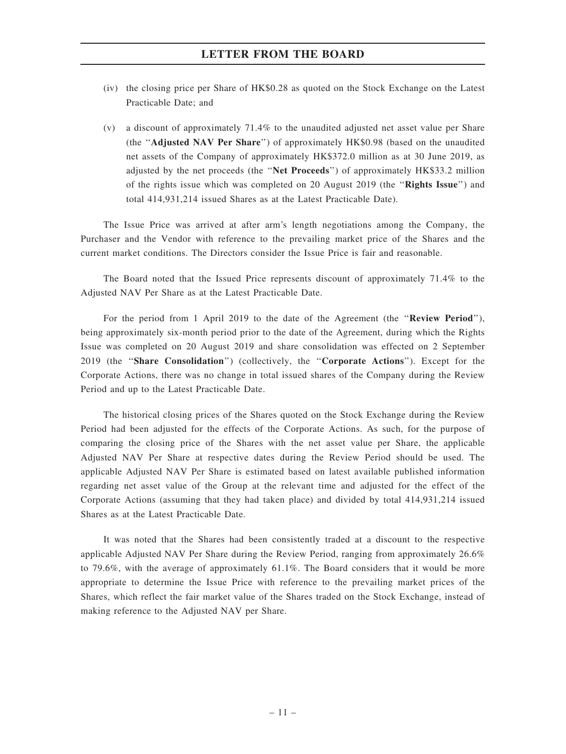(iv) the closing price per Share of HK$0.28 as quoted on the Stock Exchange on the Latest Practicable Date; and

(v) a discount of approximately 71.4% to the unaudited adjusted net asset value per Share (the "**Adjusted NAV Per Share**") of approximately HK$0.98 (based on the unaudited net assets of the Company of approximately HK$372.0 million as at 30 June 2019, as adjusted by the net proceeds (the "**Net Proceeds**") of approximately HK$33.2 million of the rights issue which was completed on 20 August 2019 (the "**Rights Issue**") and total 414,931,214 issued Shares as at the Latest Practicable Date).

The Issue Price was arrived at after arm's length negotiations among the Company, the Purchaser and the Vendor with reference to the prevailing market price of the Shares and the current market conditions. The Directors consider the Issue Price is fair and reasonable.

The Board noted that the Issued Price represents discount of approximately 71.4% to the Adjusted NAV Per Share as at the Latest Practicable Date.

For the period from 1 April 2019 to the date of the Agreement (the "**Review Period**"), being approximately six-month period prior to the date of the Agreement, during which the Rights Issue was completed on 20 August 2019 and share consolidation was effected on 2 September 2019 (the "**Share Consolidation**") (collectively, the "**Corporate Actions**"). Except for the Corporate Actions, there was no change in total issued shares of the Company during the Review Period and up to the Latest Practicable Date.

The historical closing prices of the Shares quoted on the Stock Exchange during the Review Period had been adjusted for the effects of the Corporate Actions. As such, for the purpose of comparing the closing price of the Shares with the net asset value per Share, the applicable Adjusted NAV Per Share at respective dates during the Review Period should be used. The applicable Adjusted NAV Per Share is estimated based on latest available published information regarding net asset value of the Group at the relevant time and adjusted for the effect of the Corporate Actions (assuming that they had taken place) and divided by total 414,931,214 issued Shares as at the Latest Practicable Date.

It was noted that the Shares had been consistently traded at a discount to the respective applicable Adjusted NAV Per Share during the Review Period, ranging from approximately 26.6% to 79.6%, with the average of approximately 61.1%. The Board considers that it would be more appropriate to determine the Issue Price with reference to the prevailing market prices of the Shares, which reflect the fair market value of the Shares traded on the Stock Exchange, instead of making reference to the Adjusted NAV per Share.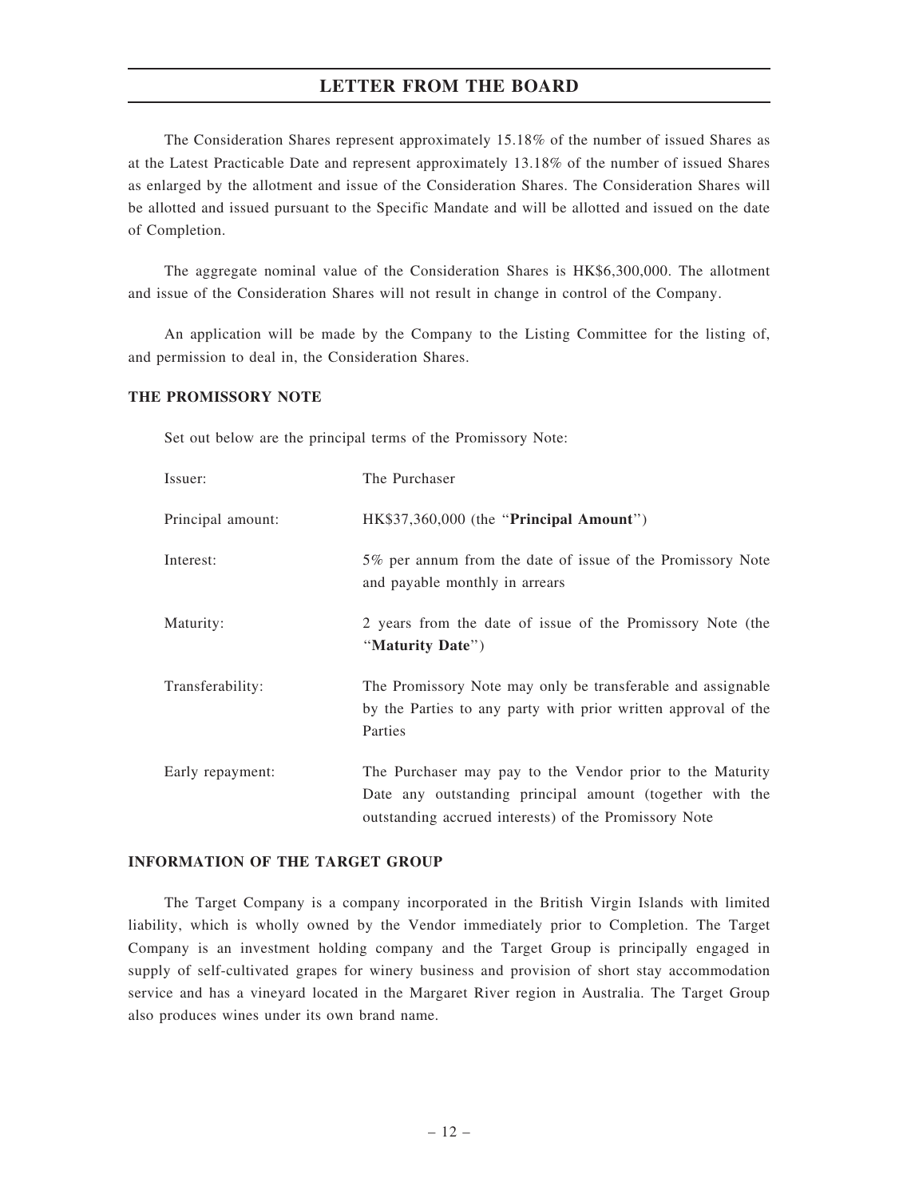The Consideration Shares represent approximately 15.18% of the number of issued Shares as at the Latest Practicable Date and represent approximately 13.18% of the number of issued Shares as enlarged by the allotment and issue of the Consideration Shares. The Consideration Shares will be allotted and issued pursuant to the Specific Mandate and will be allotted and issued on the date of Completion.

The aggregate nominal value of the Consideration Shares is HK$6,300,000. The allotment and issue of the Consideration Shares will not result in change in control of the Company.

An application will be made by the Company to the Listing Committee for the listing of, and permission to deal in, the Consideration Shares.

**THE PROMISSORY NOTE**

Set out below are the principal terms of the Promissory Note:

| | |
|---|---|
| Issuer: | The Purchaser |
| Principal amount: | HK$37,360,000 (the "**Principal Amount**") |
| Interest: | 5% per annum from the date of issue of the Promissory Note and payable monthly in arrears |
| Maturity: | 2 years from the date of issue of the Promissory Note (the "**Maturity Date**") |
| Transferability: | The Promissory Note may only be transferable and assignable by the Parties to any party with prior written approval of the Parties |
| Early repayment: | The Purchaser may pay to the Vendor prior to the Maturity Date any outstanding principal amount (together with the outstanding accrued interests) of the Promissory Note |

**INFORMATION OF THE TARGET GROUP**

The Target Company is a company incorporated in the British Virgin Islands with limited liability, which is wholly owned by the Vendor immediately prior to Completion. The Target Company is an investment holding company and the Target Group is principally engaged in supply of self-cultivated grapes for winery business and provision of short stay accommodation service and has a vineyard located in the Margaret River region in Australia. The Target Group also produces wines under its own brand name.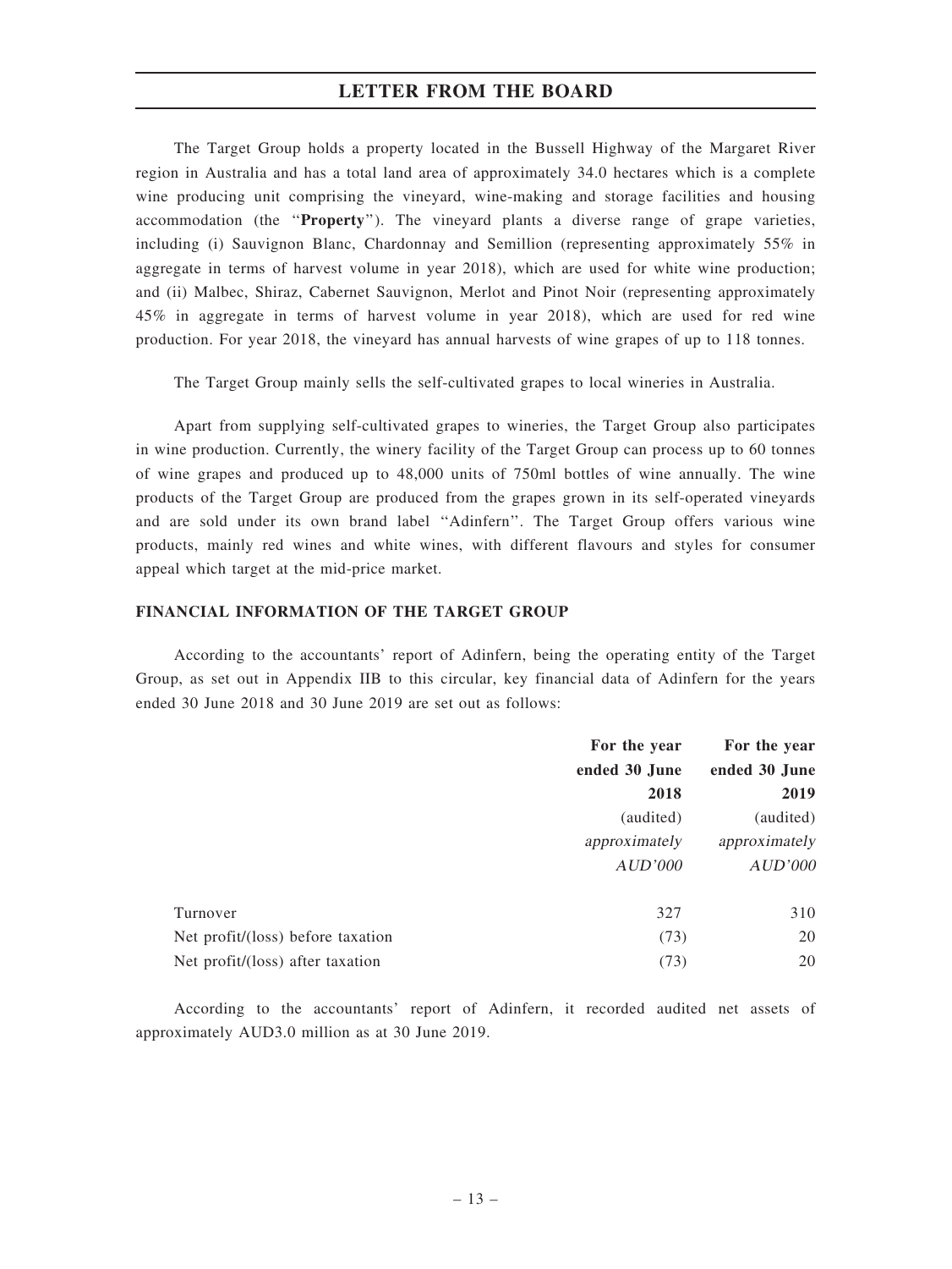The Target Group holds a property located in the Bussell Highway of the Margaret River region in Australia and has a total land area of approximately 34.0 hectares which is a complete wine producing unit comprising the vineyard, wine-making and storage facilities and housing accommodation (the "**Property**"). The vineyard plants a diverse range of grape varieties, including (i) Sauvignon Blanc, Chardonnay and Semillion (representing approximately 55% in aggregate in terms of harvest volume in year 2018), which are used for white wine production; and (ii) Malbec, Shiraz, Cabernet Sauvignon, Merlot and Pinot Noir (representing approximately 45% in aggregate in terms of harvest volume in year 2018), which are used for red wine production. For year 2018, the vineyard has annual harvests of wine grapes of up to 118 tonnes.

The Target Group mainly sells the self-cultivated grapes to local wineries in Australia.

Apart from supplying self-cultivated grapes to wineries, the Target Group also participates in wine production. Currently, the winery facility of the Target Group can process up to 60 tonnes of wine grapes and produced up to 48,000 units of 750ml bottles of wine annually. The wine products of the Target Group are produced from the grapes grown in its self-operated vineyards and are sold under its own brand label "Adinfern". The Target Group offers various wine products, mainly red wines and white wines, with different flavours and styles for consumer appeal which target at the mid-price market.

## FINANCIAL INFORMATION OF THE TARGET GROUP

According to the accountants' report of Adinfern, being the operating entity of the Target Group, as set out in Appendix IIB to this circular, key financial data of Adinfern for the years ended 30 June 2018 and 30 June 2019 are set out as follows:

| | For the year ended 30 June 2018 (audited) *approximately AUD'000* | For the year ended 30 June 2019 (audited) *approximately AUD'000* |
|---|---|---|
| Turnover | 327 | 310 |
| Net profit/(loss) before taxation | (73) | 20 |
| Net profit/(loss) after taxation | (73) | 20 |

According to the accountants' report of Adinfern, it recorded audited net assets of approximately AUD3.0 million as at 30 June 2019.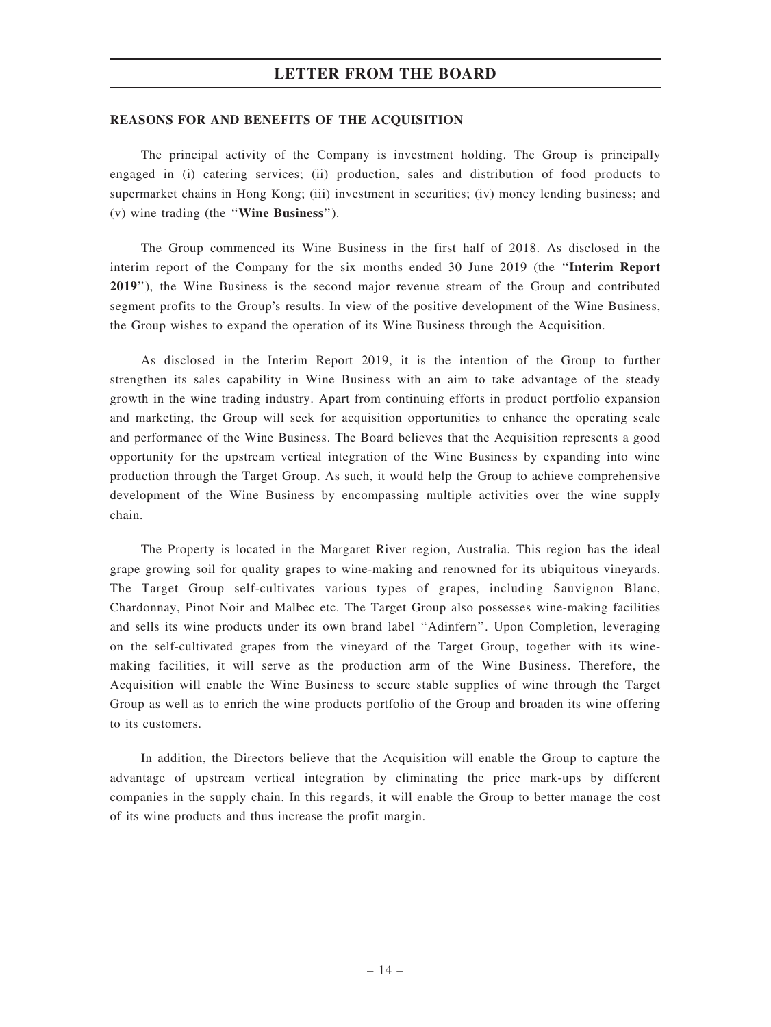## REASONS FOR AND BENEFITS OF THE ACQUISITION

The principal activity of the Company is investment holding. The Group is principally engaged in (i) catering services; (ii) production, sales and distribution of food products to supermarket chains in Hong Kong; (iii) investment in securities; (iv) money lending business; and (v) wine trading (the "**Wine Business**").

The Group commenced its Wine Business in the first half of 2018. As disclosed in the interim report of the Company for the six months ended 30 June 2019 (the "**Interim Report 2019**"), the Wine Business is the second major revenue stream of the Group and contributed segment profits to the Group's results. In view of the positive development of the Wine Business, the Group wishes to expand the operation of its Wine Business through the Acquisition.

As disclosed in the Interim Report 2019, it is the intention of the Group to further strengthen its sales capability in Wine Business with an aim to take advantage of the steady growth in the wine trading industry. Apart from continuing efforts in product portfolio expansion and marketing, the Group will seek for acquisition opportunities to enhance the operating scale and performance of the Wine Business. The Board believes that the Acquisition represents a good opportunity for the upstream vertical integration of the Wine Business by expanding into wine production through the Target Group. As such, it would help the Group to achieve comprehensive development of the Wine Business by encompassing multiple activities over the wine supply chain.

The Property is located in the Margaret River region, Australia. This region has the ideal grape growing soil for quality grapes to wine-making and renowned for its ubiquitous vineyards. The Target Group self-cultivates various types of grapes, including Sauvignon Blanc, Chardonnay, Pinot Noir and Malbec etc. The Target Group also possesses wine-making facilities and sells its wine products under its own brand label "Adinfern". Upon Completion, leveraging on the self-cultivated grapes from the vineyard of the Target Group, together with its wine-making facilities, it will serve as the production arm of the Wine Business. Therefore, the Acquisition will enable the Wine Business to secure stable supplies of wine through the Target Group as well as to enrich the wine products portfolio of the Group and broaden its wine offering to its customers.

In addition, the Directors believe that the Acquisition will enable the Group to capture the advantage of upstream vertical integration by eliminating the price mark-ups by different companies in the supply chain. In this regards, it will enable the Group to better manage the cost of its wine products and thus increase the profit margin.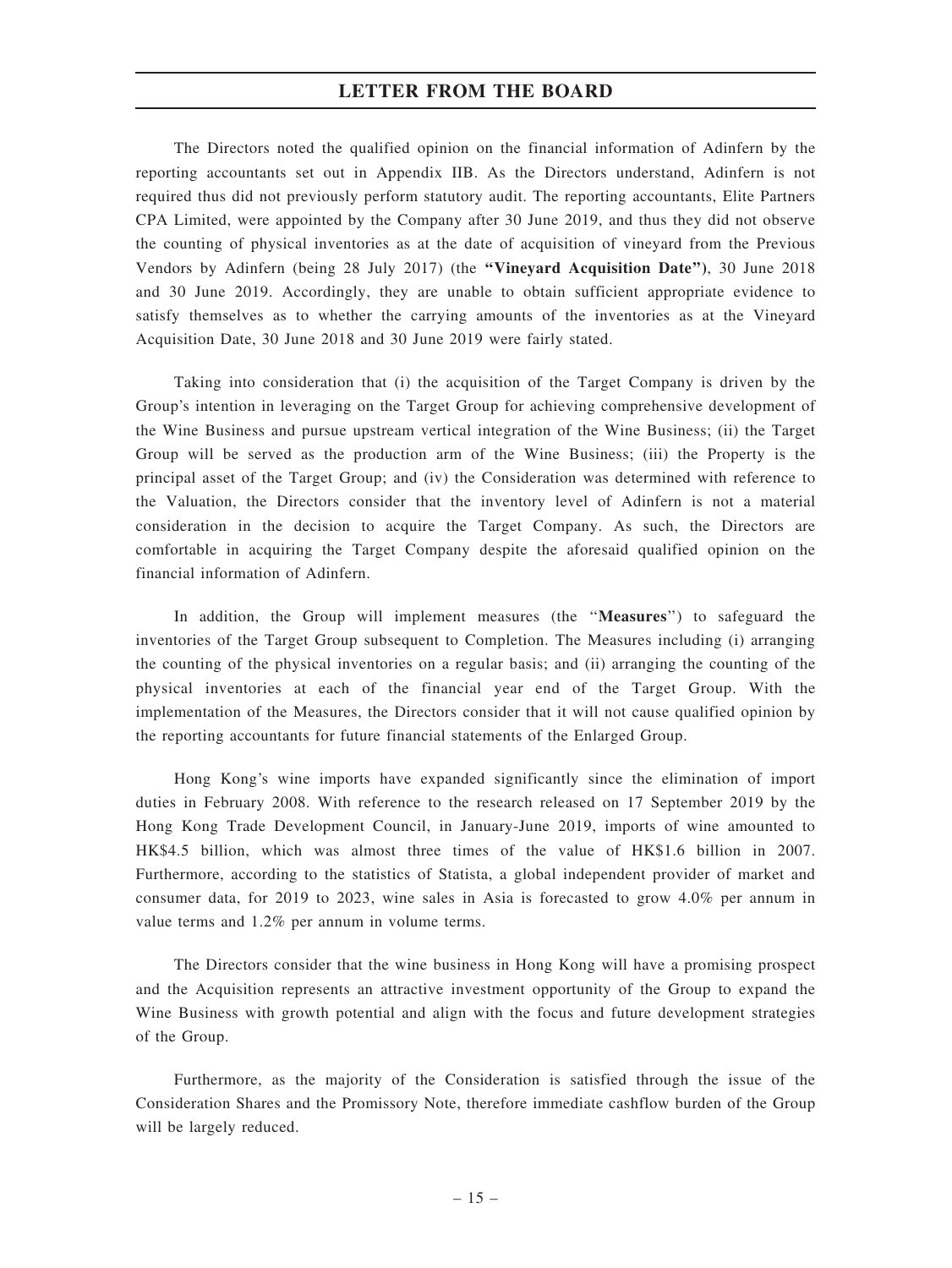The Directors noted the qualified opinion on the financial information of Adinfern by the reporting accountants set out in Appendix IIB. As the Directors understand, Adinfern is not required thus did not previously perform statutory audit. The reporting accountants, Elite Partners CPA Limited, were appointed by the Company after 30 June 2019, and thus they did not observe the counting of physical inventories as at the date of acquisition of vineyard from the Previous Vendors by Adinfern (being 28 July 2017) (the **"Vineyard Acquisition Date")**, 30 June 2018 and 30 June 2019. Accordingly, they are unable to obtain sufficient appropriate evidence to satisfy themselves as to whether the carrying amounts of the inventories as at the Vineyard Acquisition Date, 30 June 2018 and 30 June 2019 were fairly stated.

Taking into consideration that (i) the acquisition of the Target Company is driven by the Group's intention in leveraging on the Target Group for achieving comprehensive development of the Wine Business and pursue upstream vertical integration of the Wine Business; (ii) the Target Group will be served as the production arm of the Wine Business; (iii) the Property is the principal asset of the Target Group; and (iv) the Consideration was determined with reference to the Valuation, the Directors consider that the inventory level of Adinfern is not a material consideration in the decision to acquire the Target Company. As such, the Directors are comfortable in acquiring the Target Company despite the aforesaid qualified opinion on the financial information of Adinfern.

In addition, the Group will implement measures (the "**Measures**") to safeguard the inventories of the Target Group subsequent to Completion. The Measures including (i) arranging the counting of the physical inventories on a regular basis; and (ii) arranging the counting of the physical inventories at each of the financial year end of the Target Group. With the implementation of the Measures, the Directors consider that it will not cause qualified opinion by the reporting accountants for future financial statements of the Enlarged Group.

Hong Kong's wine imports have expanded significantly since the elimination of import duties in February 2008. With reference to the research released on 17 September 2019 by the Hong Kong Trade Development Council, in January-June 2019, imports of wine amounted to HK$4.5 billion, which was almost three times of the value of HK$1.6 billion in 2007. Furthermore, according to the statistics of Statista, a global independent provider of market and consumer data, for 2019 to 2023, wine sales in Asia is forecasted to grow 4.0% per annum in value terms and 1.2% per annum in volume terms.

The Directors consider that the wine business in Hong Kong will have a promising prospect and the Acquisition represents an attractive investment opportunity of the Group to expand the Wine Business with growth potential and align with the focus and future development strategies of the Group.

Furthermore, as the majority of the Consideration is satisfied through the issue of the Consideration Shares and the Promissory Note, therefore immediate cashflow burden of the Group will be largely reduced.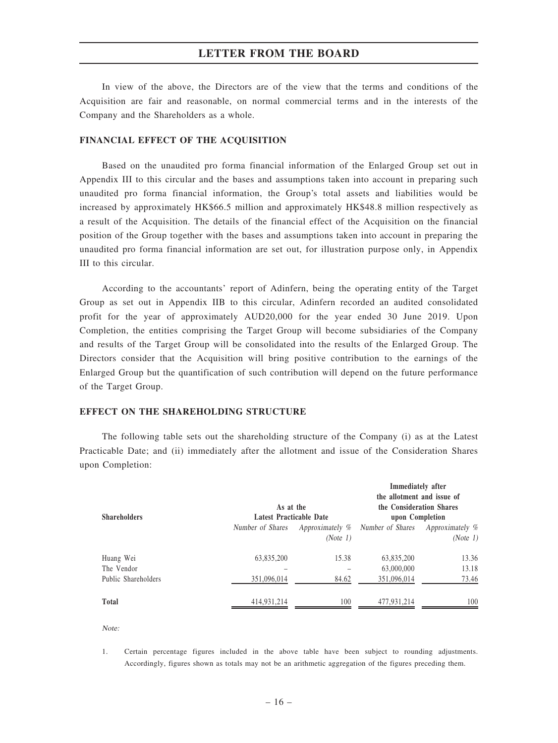In view of the above, the Directors are of the view that the terms and conditions of the Acquisition are fair and reasonable, on normal commercial terms and in the interests of the Company and the Shareholders as a whole.

**FINANCIAL EFFECT OF THE ACQUISITION**

Based on the unaudited pro forma financial information of the Enlarged Group set out in Appendix III to this circular and the bases and assumptions taken into account in preparing such unaudited pro forma financial information, the Group's total assets and liabilities would be increased by approximately HK$66.5 million and approximately HK$48.8 million respectively as a result of the Acquisition. The details of the financial effect of the Acquisition on the financial position of the Group together with the bases and assumptions taken into account in preparing the unaudited pro forma financial information are set out, for illustration purpose only, in Appendix III to this circular.

According to the accountants' report of Adinfern, being the operating entity of the Target Group as set out in Appendix IIB to this circular, Adinfern recorded an audited consolidated profit for the year of approximately AUD20,000 for the year ended 30 June 2019. Upon Completion, the entities comprising the Target Group will become subsidiaries of the Company and results of the Target Group will be consolidated into the results of the Enlarged Group. The Directors consider that the Acquisition will bring positive contribution to the earnings of the Enlarged Group but the quantification of such contribution will depend on the future performance of the Target Group.

**EFFECT ON THE SHAREHOLDING STRUCTURE**

The following table sets out the shareholding structure of the Company (i) as at the Latest Practicable Date; and (ii) immediately after the allotment and issue of the Consideration Shares upon Completion:

| **Shareholders** | **As at the Latest Practicable Date** | | **Immediately after the allotment and issue of the Consideration Shares upon Completion** | |
|---|---|---|---|---|
| | *Number of Shares* | *Approximately % (Note 1)* | *Number of Shares* | *Approximately % (Note 1)* |
| Huang Wei | 63,835,200 | 15.38 | 63,835,200 | 13.36 |
| The Vendor | – | – | 63,000,000 | 13.18 |
| Public Shareholders | 351,096,014 | 84.62 | 351,096,014 | 73.46 |
| **Total** | 414,931,214 | 100 | 477,931,214 | 100 |

*Note:*

1. Certain percentage figures included in the above table have been subject to rounding adjustments. Accordingly, figures shown as totals may not be an arithmetic aggregation of the figures preceding them.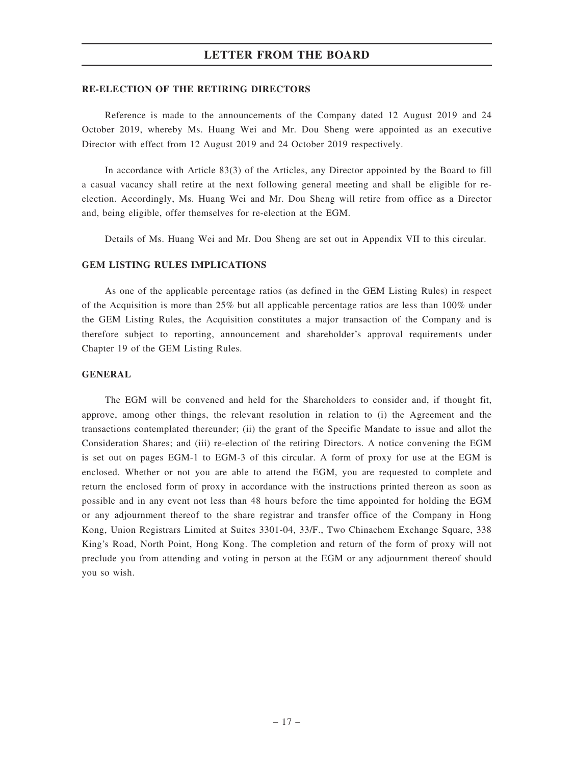## RE-ELECTION OF THE RETIRING DIRECTORS

Reference is made to the announcements of the Company dated 12 August 2019 and 24 October 2019, whereby Ms. Huang Wei and Mr. Dou Sheng were appointed as an executive Director with effect from 12 August 2019 and 24 October 2019 respectively.

In accordance with Article 83(3) of the Articles, any Director appointed by the Board to fill a casual vacancy shall retire at the next following general meeting and shall be eligible for re-election. Accordingly, Ms. Huang Wei and Mr. Dou Sheng will retire from office as a Director and, being eligible, offer themselves for re-election at the EGM.

Details of Ms. Huang Wei and Mr. Dou Sheng are set out in Appendix VII to this circular.

## GEM LISTING RULES IMPLICATIONS

As one of the applicable percentage ratios (as defined in the GEM Listing Rules) in respect of the Acquisition is more than 25% but all applicable percentage ratios are less than 100% under the GEM Listing Rules, the Acquisition constitutes a major transaction of the Company and is therefore subject to reporting, announcement and shareholder's approval requirements under Chapter 19 of the GEM Listing Rules.

## GENERAL

The EGM will be convened and held for the Shareholders to consider and, if thought fit, approve, among other things, the relevant resolution in relation to (i) the Agreement and the transactions contemplated thereunder; (ii) the grant of the Specific Mandate to issue and allot the Consideration Shares; and (iii) re-election of the retiring Directors. A notice convening the EGM is set out on pages EGM-1 to EGM-3 of this circular. A form of proxy for use at the EGM is enclosed. Whether or not you are able to attend the EGM, you are requested to complete and return the enclosed form of proxy in accordance with the instructions printed thereon as soon as possible and in any event not less than 48 hours before the time appointed for holding the EGM or any adjournment thereof to the share registrar and transfer office of the Company in Hong Kong, Union Registrars Limited at Suites 3301-04, 33/F., Two Chinachem Exchange Square, 338 King's Road, North Point, Hong Kong. The completion and return of the form of proxy will not preclude you from attending and voting in person at the EGM or any adjournment thereof should you so wish.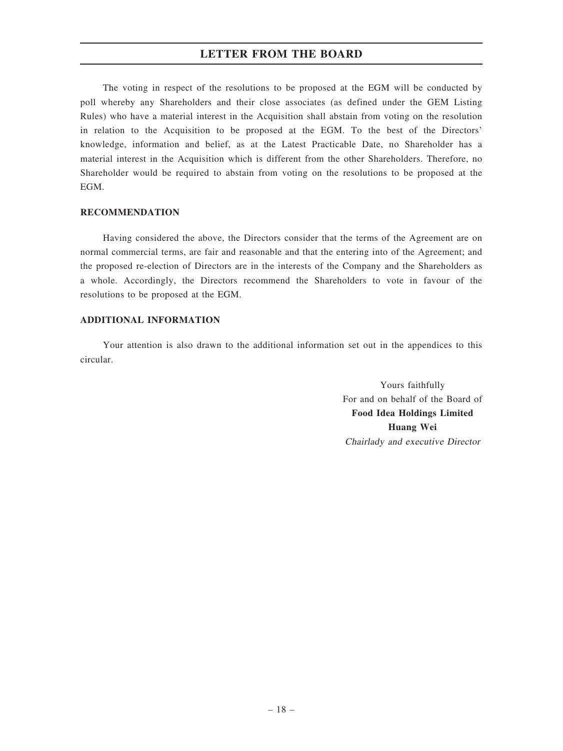The voting in respect of the resolutions to be proposed at the EGM will be conducted by poll whereby any Shareholders and their close associates (as defined under the GEM Listing Rules) who have a material interest in the Acquisition shall abstain from voting on the resolution in relation to the Acquisition to be proposed at the EGM. To the best of the Directors' knowledge, information and belief, as at the Latest Practicable Date, no Shareholder has a material interest in the Acquisition which is different from the other Shareholders. Therefore, no Shareholder would be required to abstain from voting on the resolutions to be proposed at the EGM.

## RECOMMENDATION

Having considered the above, the Directors consider that the terms of the Agreement are on normal commercial terms, are fair and reasonable and that the entering into of the Agreement; and the proposed re-election of Directors are in the interests of the Company and the Shareholders as a whole. Accordingly, the Directors recommend the Shareholders to vote in favour of the resolutions to be proposed at the EGM.

## ADDITIONAL INFORMATION

Your attention is also drawn to the additional information set out in the appendices to this circular.

Yours faithfully
For and on behalf of the Board of
**Food Idea Holdings Limited**
**Huang Wei**
*Chairlady and executive Director*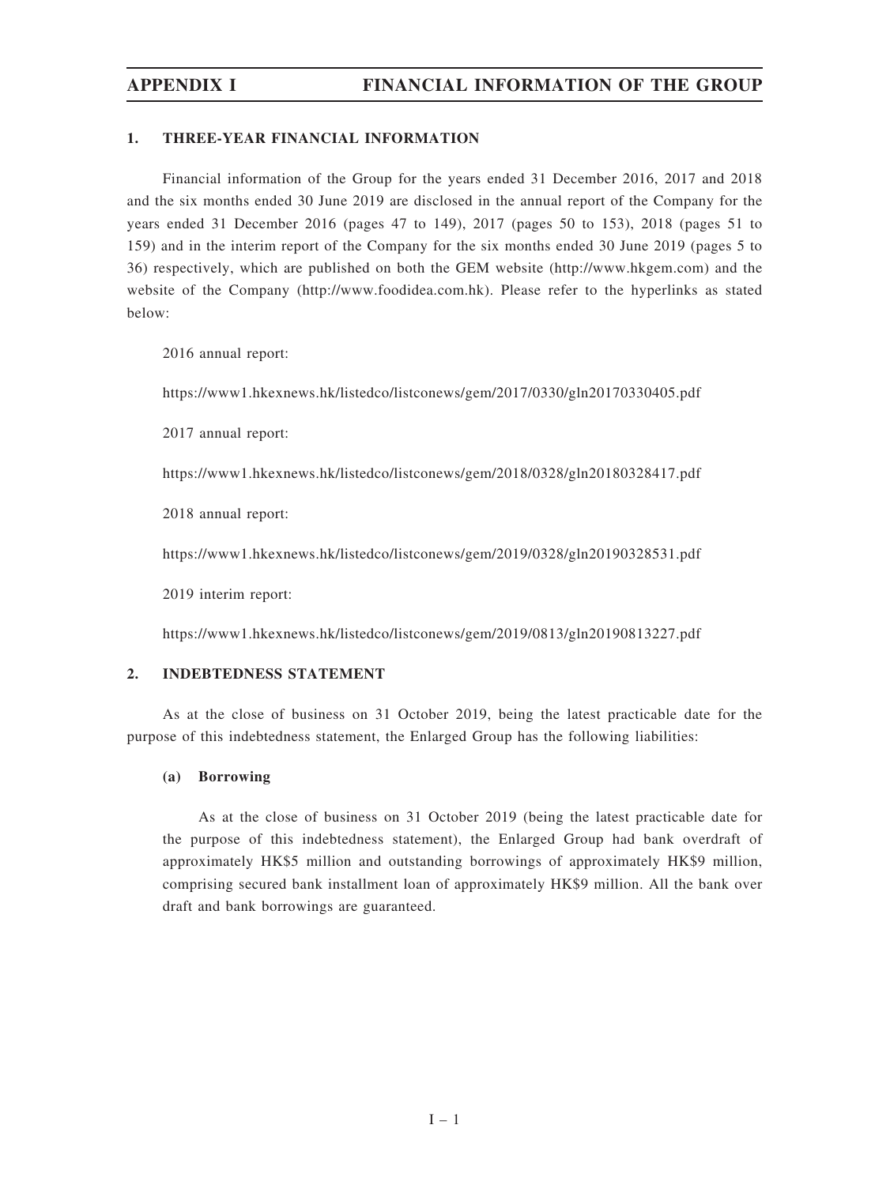## 1. THREE-YEAR FINANCIAL INFORMATION

Financial information of the Group for the years ended 31 December 2016, 2017 and 2018 and the six months ended 30 June 2019 are disclosed in the annual report of the Company for the years ended 31 December 2016 (pages 47 to 149), 2017 (pages 50 to 153), 2018 (pages 51 to 159) and in the interim report of the Company for the six months ended 30 June 2019 (pages 5 to 36) respectively, which are published on both the GEM website (http://www.hkgem.com) and the website of the Company (http://www.foodidea.com.hk). Please refer to the hyperlinks as stated below:

2016 annual report:

https://www1.hkexnews.hk/listedco/listconews/gem/2017/0330/gln20170330405.pdf

2017 annual report:

https://www1.hkexnews.hk/listedco/listconews/gem/2018/0328/gln20180328417.pdf

2018 annual report:

https://www1.hkexnews.hk/listedco/listconews/gem/2019/0328/gln20190328531.pdf

2019 interim report:

https://www1.hkexnews.hk/listedco/listconews/gem/2019/0813/gln20190813227.pdf

## 2. INDEBTEDNESS STATEMENT

As at the close of business on 31 October 2019, being the latest practicable date for the purpose of this indebtedness statement, the Enlarged Group has the following liabilities:

### (a) Borrowing

As at the close of business on 31 October 2019 (being the latest practicable date for the purpose of this indebtedness statement), the Enlarged Group had bank overdraft of approximately HK$5 million and outstanding borrowings of approximately HK$9 million, comprising secured bank installment loan of approximately HK$9 million. All the bank over draft and bank borrowings are guaranteed.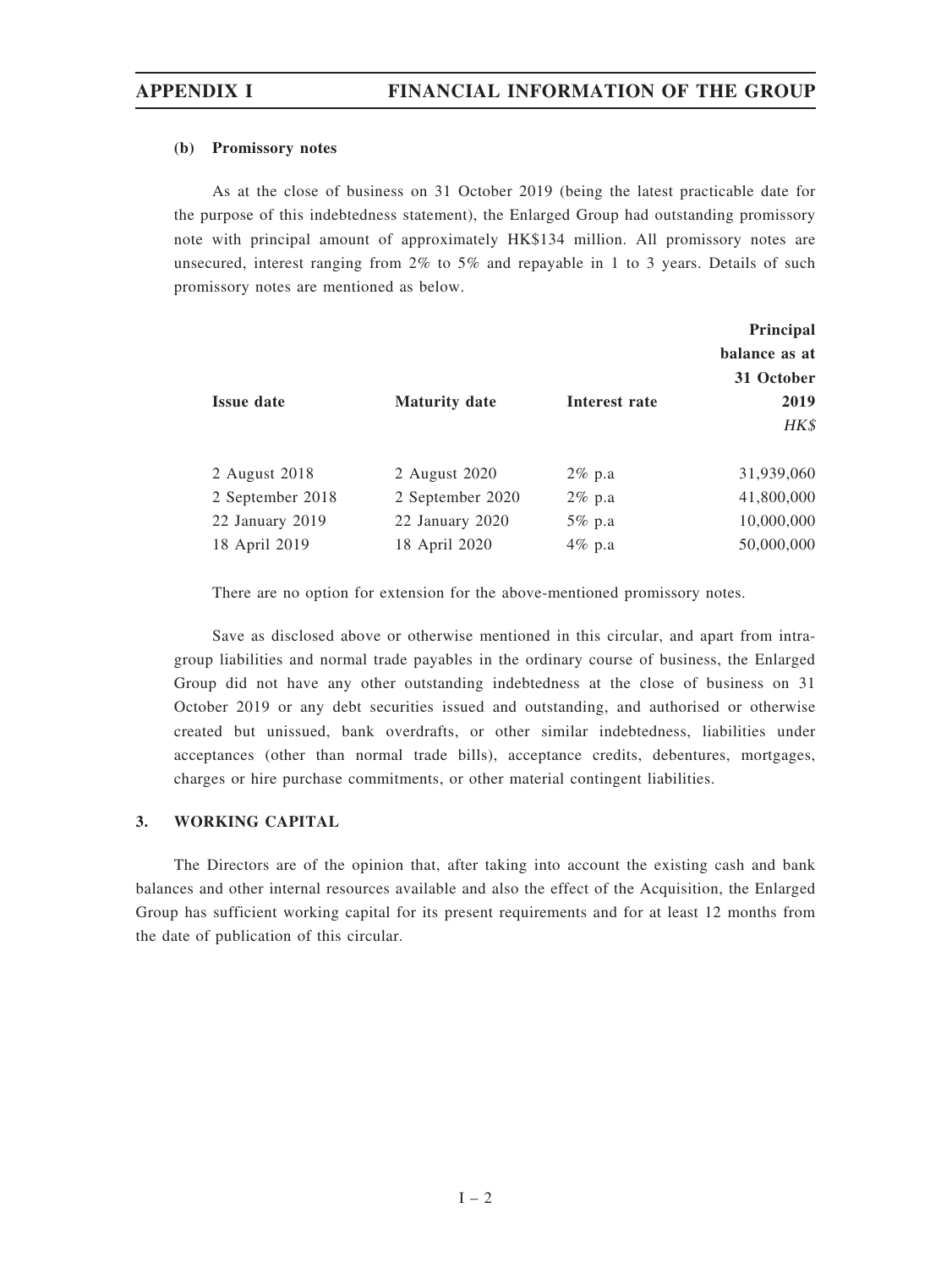#### (b) Promissory notes

As at the close of business on 31 October 2019 (being the latest practicable date for the purpose of this indebtedness statement), the Enlarged Group had outstanding promissory note with principal amount of approximately HK$134 million. All promissory notes are unsecured, interest ranging from 2% to 5% and repayable in 1 to 3 years. Details of such promissory notes are mentioned as below.

| Issue date | Maturity date | Interest rate | Principal balance as at 31 October 2019 *HK$* |
|---|---|---|---|
| 2 August 2018 | 2 August 2020 | 2% p.a | 31,939,060 |
| 2 September 2018 | 2 September 2020 | 2% p.a | 41,800,000 |
| 22 January 2019 | 22 January 2020 | 5% p.a | 10,000,000 |
| 18 April 2019 | 18 April 2020 | 4% p.a | 50,000,000 |

There are no option for extension for the above-mentioned promissory notes.

Save as disclosed above or otherwise mentioned in this circular, and apart from intra-group liabilities and normal trade payables in the ordinary course of business, the Enlarged Group did not have any other outstanding indebtedness at the close of business on 31 October 2019 or any debt securities issued and outstanding, and authorised or otherwise created but unissued, bank overdrafts, or other similar indebtedness, liabilities under acceptances (other than normal trade bills), acceptance credits, debentures, mortgages, charges or hire purchase commitments, or other material contingent liabilities.

### 3. WORKING CAPITAL

The Directors are of the opinion that, after taking into account the existing cash and bank balances and other internal resources available and also the effect of the Acquisition, the Enlarged Group has sufficient working capital for its present requirements and for at least 12 months from the date of publication of this circular.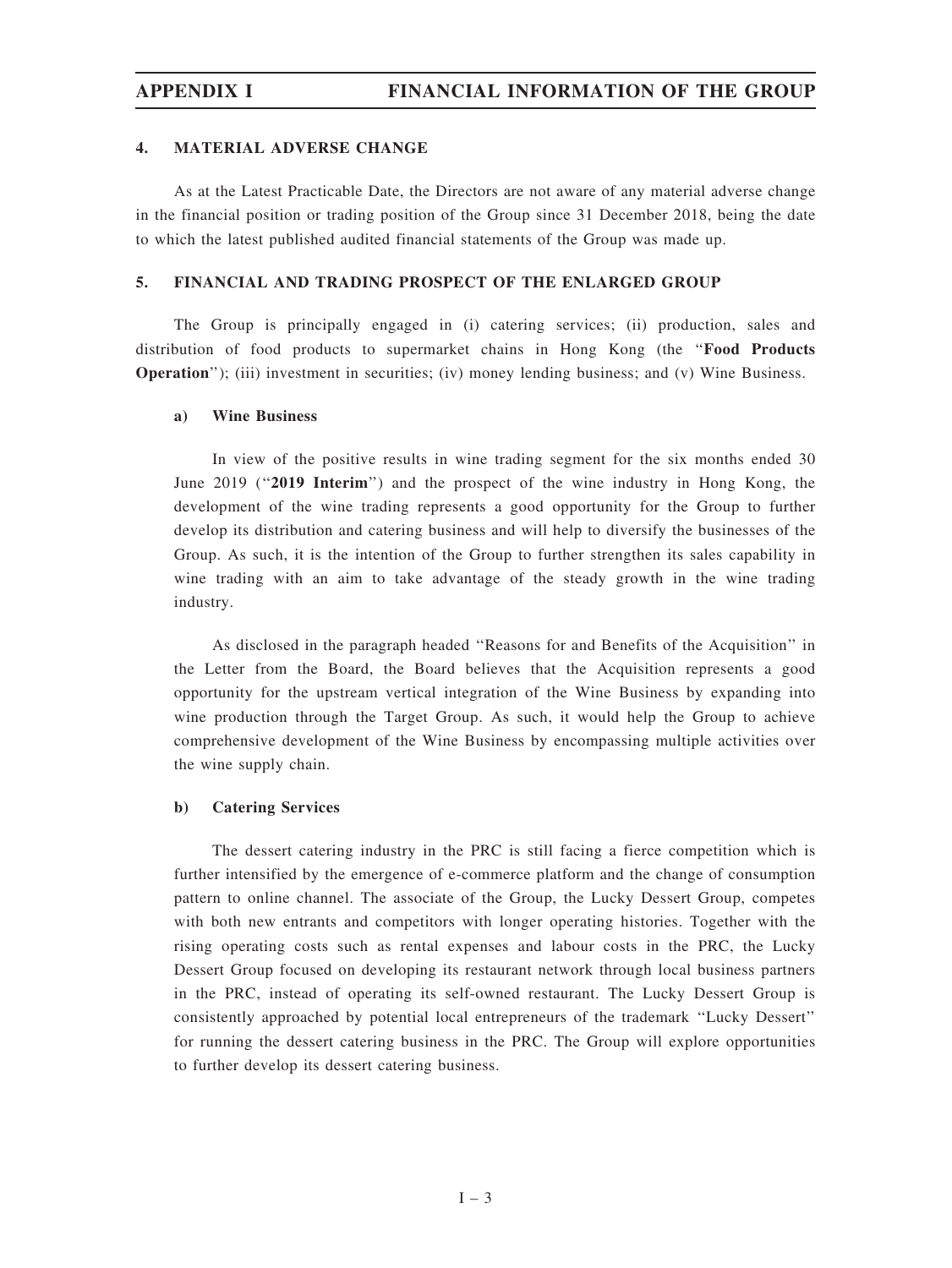### 4. MATERIAL ADVERSE CHANGE

As at the Latest Practicable Date, the Directors are not aware of any material adverse change in the financial position or trading position of the Group since 31 December 2018, being the date to which the latest published audited financial statements of the Group was made up.

### 5. FINANCIAL AND TRADING PROSPECT OF THE ENLARGED GROUP

The Group is principally engaged in (i) catering services; (ii) production, sales and distribution of food products to supermarket chains in Hong Kong (the "**Food Products Operation**"); (iii) investment in securities; (iv) money lending business; and (v) Wine Business.

#### a) Wine Business

In view of the positive results in wine trading segment for the six months ended 30 June 2019 ("**2019 Interim**") and the prospect of the wine industry in Hong Kong, the development of the wine trading represents a good opportunity for the Group to further develop its distribution and catering business and will help to diversify the businesses of the Group. As such, it is the intention of the Group to further strengthen its sales capability in wine trading with an aim to take advantage of the steady growth in the wine trading industry.

As disclosed in the paragraph headed "Reasons for and Benefits of the Acquisition" in the Letter from the Board, the Board believes that the Acquisition represents a good opportunity for the upstream vertical integration of the Wine Business by expanding into wine production through the Target Group. As such, it would help the Group to achieve comprehensive development of the Wine Business by encompassing multiple activities over the wine supply chain.

#### b) Catering Services

The dessert catering industry in the PRC is still facing a fierce competition which is further intensified by the emergence of e-commerce platform and the change of consumption pattern to online channel. The associate of the Group, the Lucky Dessert Group, competes with both new entrants and competitors with longer operating histories. Together with the rising operating costs such as rental expenses and labour costs in the PRC, the Lucky Dessert Group focused on developing its restaurant network through local business partners in the PRC, instead of operating its self-owned restaurant. The Lucky Dessert Group is consistently approached by potential local entrepreneurs of the trademark "Lucky Dessert" for running the dessert catering business in the PRC. The Group will explore opportunities to further develop its dessert catering business.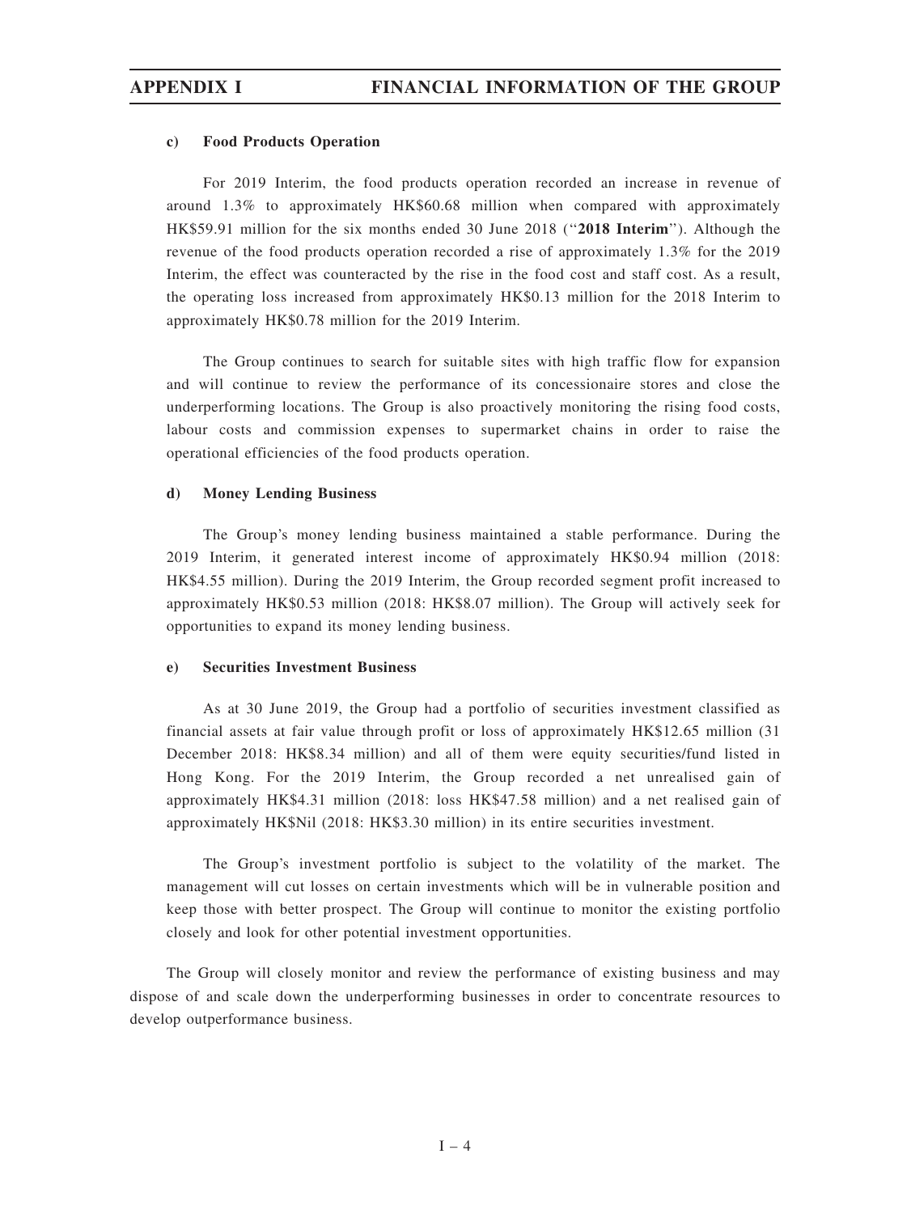#### c) Food Products Operation

For 2019 Interim, the food products operation recorded an increase in revenue of around 1.3% to approximately HK$60.68 million when compared with approximately HK$59.91 million for the six months ended 30 June 2018 ("**2018 Interim**"). Although the revenue of the food products operation recorded a rise of approximately 1.3% for the 2019 Interim, the effect was counteracted by the rise in the food cost and staff cost. As a result, the operating loss increased from approximately HK$0.13 million for the 2018 Interim to approximately HK$0.78 million for the 2019 Interim.

The Group continues to search for suitable sites with high traffic flow for expansion and will continue to review the performance of its concessionaire stores and close the underperforming locations. The Group is also proactively monitoring the rising food costs, labour costs and commission expenses to supermarket chains in order to raise the operational efficiencies of the food products operation.

#### d) Money Lending Business

The Group's money lending business maintained a stable performance. During the 2019 Interim, it generated interest income of approximately HK$0.94 million (2018: HK$4.55 million). During the 2019 Interim, the Group recorded segment profit increased to approximately HK$0.53 million (2018: HK$8.07 million). The Group will actively seek for opportunities to expand its money lending business.

#### e) Securities Investment Business

As at 30 June 2019, the Group had a portfolio of securities investment classified as financial assets at fair value through profit or loss of approximately HK$12.65 million (31 December 2018: HK$8.34 million) and all of them were equity securities/fund listed in Hong Kong. For the 2019 Interim, the Group recorded a net unrealised gain of approximately HK$4.31 million (2018: loss HK$47.58 million) and a net realised gain of approximately HK$Nil (2018: HK$3.30 million) in its entire securities investment.

The Group's investment portfolio is subject to the volatility of the market. The management will cut losses on certain investments which will be in vulnerable position and keep those with better prospect. The Group will continue to monitor the existing portfolio closely and look for other potential investment opportunities.

The Group will closely monitor and review the performance of existing business and may dispose of and scale down the underperforming businesses in order to concentrate resources to develop outperformance business.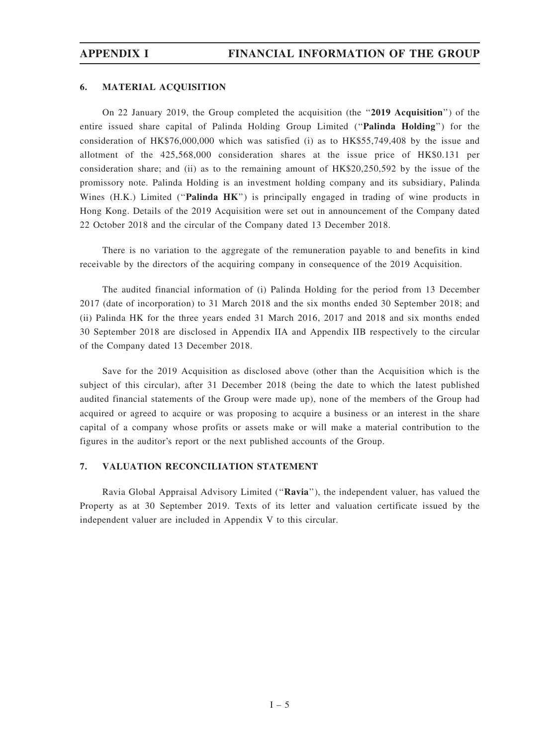## 6. MATERIAL ACQUISITION

On 22 January 2019, the Group completed the acquisition (the "**2019 Acquisition**") of the entire issued share capital of Palinda Holding Group Limited ("**Palinda Holding**") for the consideration of HK$76,000,000 which was satisfied (i) as to HK$55,749,408 by the issue and allotment of the 425,568,000 consideration shares at the issue price of HK$0.131 per consideration share; and (ii) as to the remaining amount of HK$20,250,592 by the issue of the promissory note. Palinda Holding is an investment holding company and its subsidiary, Palinda Wines (H.K.) Limited ("**Palinda HK**") is principally engaged in trading of wine products in Hong Kong. Details of the 2019 Acquisition were set out in announcement of the Company dated 22 October 2018 and the circular of the Company dated 13 December 2018.

There is no variation to the aggregate of the remuneration payable to and benefits in kind receivable by the directors of the acquiring company in consequence of the 2019 Acquisition.

The audited financial information of (i) Palinda Holding for the period from 13 December 2017 (date of incorporation) to 31 March 2018 and the six months ended 30 September 2018; and (ii) Palinda HK for the three years ended 31 March 2016, 2017 and 2018 and six months ended 30 September 2018 are disclosed in Appendix IIA and Appendix IIB respectively to the circular of the Company dated 13 December 2018.

Save for the 2019 Acquisition as disclosed above (other than the Acquisition which is the subject of this circular), after 31 December 2018 (being the date to which the latest published audited financial statements of the Group were made up), none of the members of the Group had acquired or agreed to acquire or was proposing to acquire a business or an interest in the share capital of a company whose profits or assets make or will make a material contribution to the figures in the auditor's report or the next published accounts of the Group.

## 7. VALUATION RECONCILIATION STATEMENT

Ravia Global Appraisal Advisory Limited ("**Ravia**"), the independent valuer, has valued the Property as at 30 September 2019. Texts of its letter and valuation certificate issued by the independent valuer are included in Appendix V to this circular.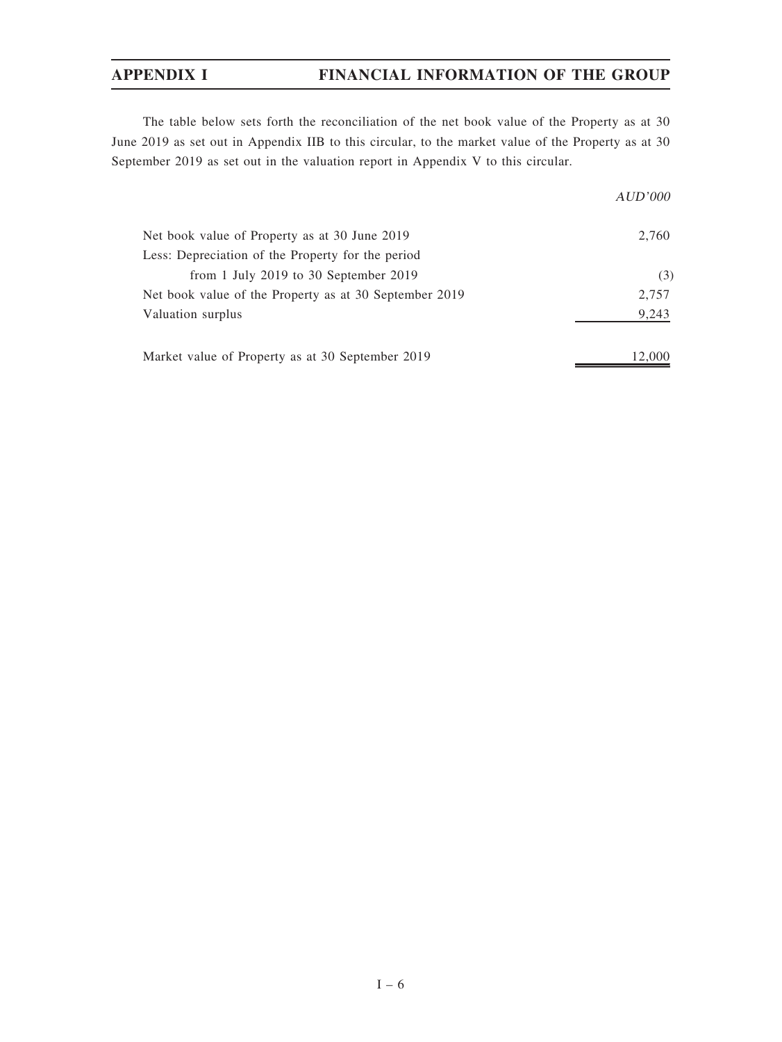The table below sets forth the reconciliation of the net book value of the Property as at 30 June 2019 as set out in Appendix IIB to this circular, to the market value of the Property as at 30 September 2019 as set out in the valuation report in Appendix V to this circular.

| | *AUD'000* |
|---|---|
| Net book value of Property as at 30 June 2019 | 2,760 |
| Less: Depreciation of the Property for the period from 1 July 2019 to 30 September 2019 | (3) |
| Net book value of the Property as at 30 September 2019 | 2,757 |
| Valuation surplus | 9,243 |
| Market value of Property as at 30 September 2019 | 12,000 |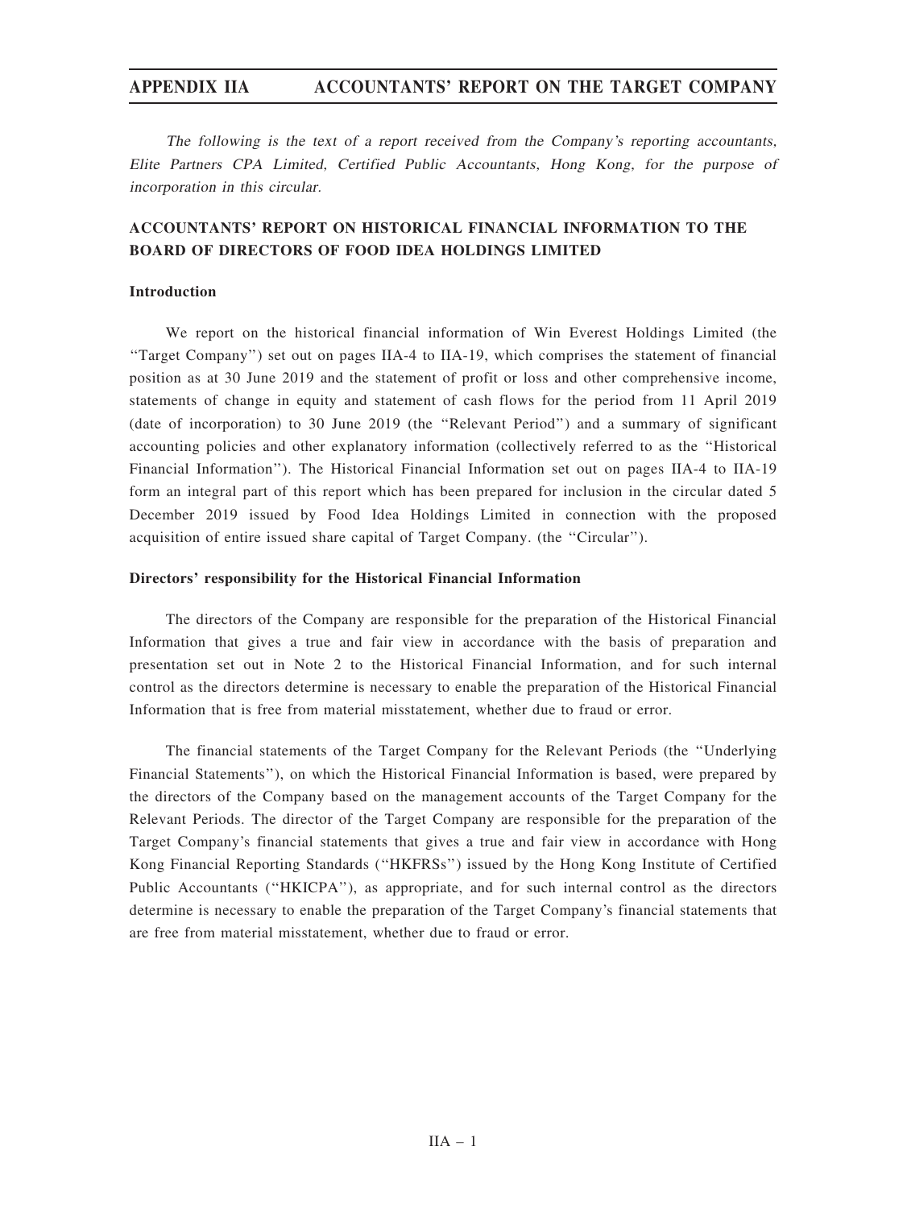*The following is the text of a report received from the Company's reporting accountants, Elite Partners CPA Limited, Certified Public Accountants, Hong Kong, for the purpose of incorporation in this circular.*

## ACCOUNTANTS' REPORT ON HISTORICAL FINANCIAL INFORMATION TO THE BOARD OF DIRECTORS OF FOOD IDEA HOLDINGS LIMITED

### Introduction

We report on the historical financial information of Win Everest Holdings Limited (the ''Target Company'') set out on pages IIA-4 to IIA-19, which comprises the statement of financial position as at 30 June 2019 and the statement of profit or loss and other comprehensive income, statements of change in equity and statement of cash flows for the period from 11 April 2019 (date of incorporation) to 30 June 2019 (the ''Relevant Period'') and a summary of significant accounting policies and other explanatory information (collectively referred to as the ''Historical Financial Information''). The Historical Financial Information set out on pages IIA-4 to IIA-19 form an integral part of this report which has been prepared for inclusion in the circular dated 5 December 2019 issued by Food Idea Holdings Limited in connection with the proposed acquisition of entire issued share capital of Target Company. (the ''Circular'').

### Directors' responsibility for the Historical Financial Information

The directors of the Company are responsible for the preparation of the Historical Financial Information that gives a true and fair view in accordance with the basis of preparation and presentation set out in Note 2 to the Historical Financial Information, and for such internal control as the directors determine is necessary to enable the preparation of the Historical Financial Information that is free from material misstatement, whether due to fraud or error.

The financial statements of the Target Company for the Relevant Periods (the ''Underlying Financial Statements''), on which the Historical Financial Information is based, were prepared by the directors of the Company based on the management accounts of the Target Company for the Relevant Periods. The director of the Target Company are responsible for the preparation of the Target Company's financial statements that gives a true and fair view in accordance with Hong Kong Financial Reporting Standards (''HKFRSs'') issued by the Hong Kong Institute of Certified Public Accountants (''HKICPA''), as appropriate, and for such internal control as the directors determine is necessary to enable the preparation of the Target Company's financial statements that are free from material misstatement, whether due to fraud or error.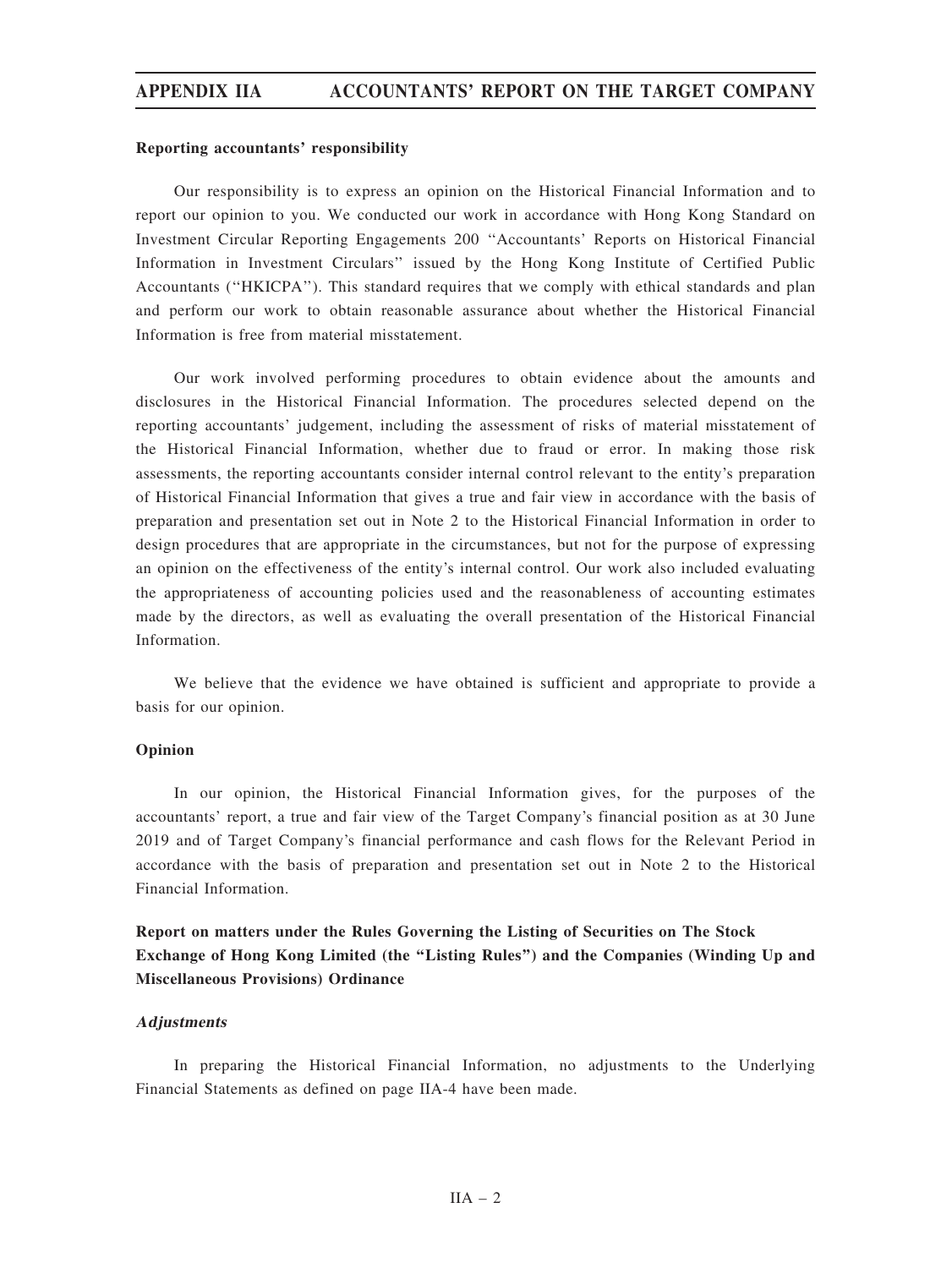**Reporting accountants' responsibility**

Our responsibility is to express an opinion on the Historical Financial Information and to report our opinion to you. We conducted our work in accordance with Hong Kong Standard on Investment Circular Reporting Engagements 200 ''Accountants' Reports on Historical Financial Information in Investment Circulars'' issued by the Hong Kong Institute of Certified Public Accountants (''HKICPA''). This standard requires that we comply with ethical standards and plan and perform our work to obtain reasonable assurance about whether the Historical Financial Information is free from material misstatement.

Our work involved performing procedures to obtain evidence about the amounts and disclosures in the Historical Financial Information. The procedures selected depend on the reporting accountants' judgement, including the assessment of risks of material misstatement of the Historical Financial Information, whether due to fraud or error. In making those risk assessments, the reporting accountants consider internal control relevant to the entity's preparation of Historical Financial Information that gives a true and fair view in accordance with the basis of preparation and presentation set out in Note 2 to the Historical Financial Information in order to design procedures that are appropriate in the circumstances, but not for the purpose of expressing an opinion on the effectiveness of the entity's internal control. Our work also included evaluating the appropriateness of accounting policies used and the reasonableness of accounting estimates made by the directors, as well as evaluating the overall presentation of the Historical Financial Information.

We believe that the evidence we have obtained is sufficient and appropriate to provide a basis for our opinion.

**Opinion**

In our opinion, the Historical Financial Information gives, for the purposes of the accountants' report, a true and fair view of the Target Company's financial position as at 30 June 2019 and of Target Company's financial performance and cash flows for the Relevant Period in accordance with the basis of preparation and presentation set out in Note 2 to the Historical Financial Information.

**Report on matters under the Rules Governing the Listing of Securities on The Stock Exchange of Hong Kong Limited (the "Listing Rules") and the Companies (Winding Up and Miscellaneous Provisions) Ordinance**

***Adjustments***

In preparing the Historical Financial Information, no adjustments to the Underlying Financial Statements as defined on page IIA-4 have been made.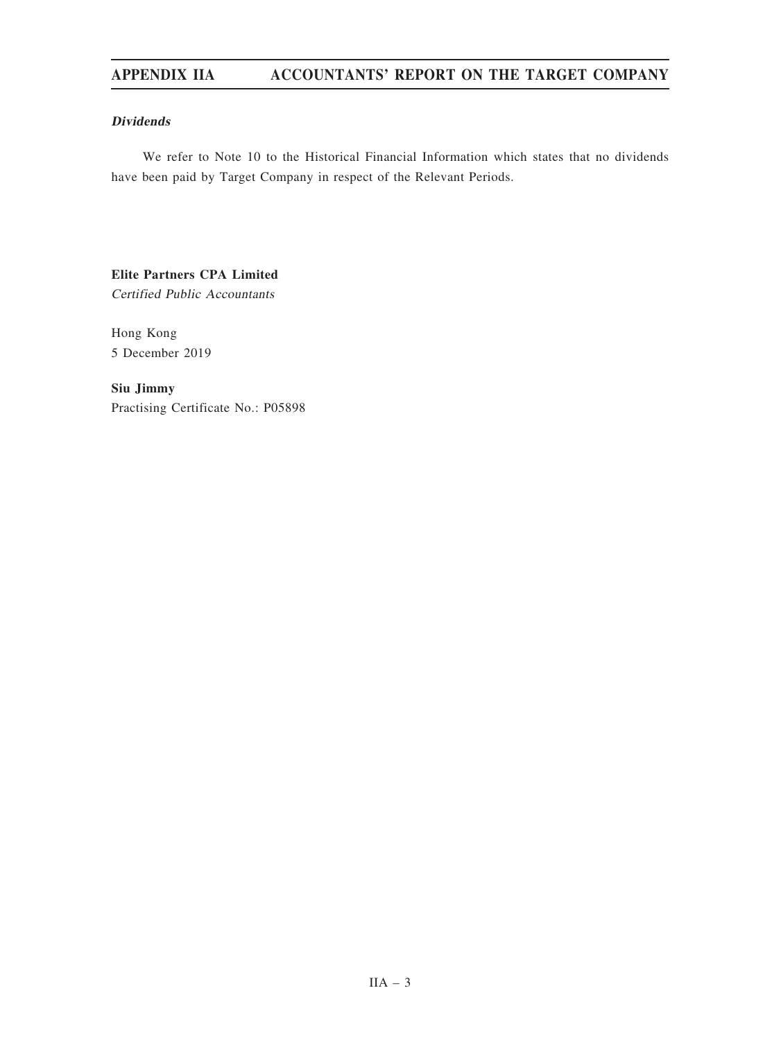***Dividends***

We refer to Note 10 to the Historical Financial Information which states that no dividends have been paid by Target Company in respect of the Relevant Periods.

**Elite Partners CPA Limited**
*Certified Public Accountants*

Hong Kong
5 December 2019

**Siu Jimmy**
Practising Certificate No.: P05898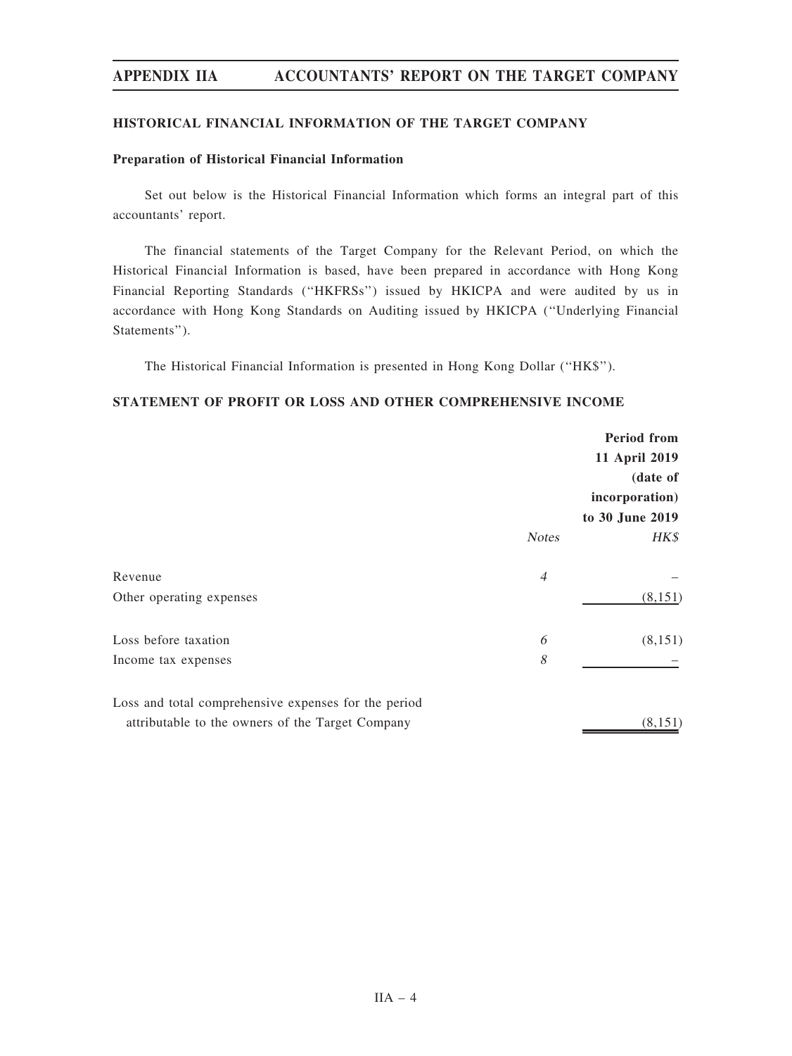## HISTORICAL FINANCIAL INFORMATION OF THE TARGET COMPANY

### Preparation of Historical Financial Information

Set out below is the Historical Financial Information which forms an integral part of this accountants' report.

The financial statements of the Target Company for the Relevant Period, on which the Historical Financial Information is based, have been prepared in accordance with Hong Kong Financial Reporting Standards (''HKFRSs'') issued by HKICPA and were audited by us in accordance with Hong Kong Standards on Auditing issued by HKICPA (''Underlying Financial Statements'').

The Historical Financial Information is presented in Hong Kong Dollar (''HK$'').

## STATEMENT OF PROFIT OR LOSS AND OTHER COMPREHENSIVE INCOME

| | *Notes* | Period from 11 April 2019 (date of incorporation) to 30 June 2019 *HK$* |
|---|---|---|
| Revenue | *4* | – |
| Other operating expenses | | (8,151) |
| Loss before taxation | *6* | (8,151) |
| Income tax expenses | *8* | – |
| Loss and total comprehensive expenses for the period attributable to the owners of the Target Company | | (8,151) |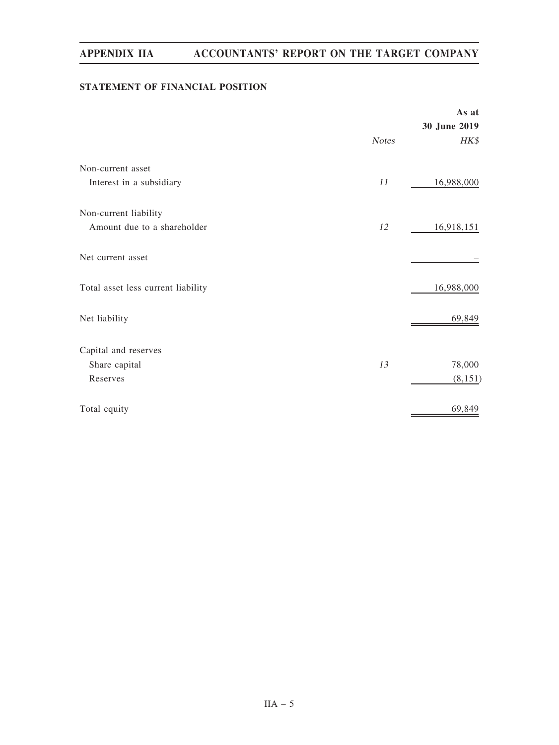## STATEMENT OF FINANCIAL POSITION

| | Notes | As at 30 June 2019 HK$ |
|---|---|---|
| Non-current asset | | |
| Interest in a subsidiary | *11* | 16,988,000 |
| Non-current liability | | |
| Amount due to a shareholder | *12* | 16,918,151 |
| Net current asset | | – |
| Total asset less current liability | | 16,988,000 |
| Net liability | | 69,849 |
| Capital and reserves | | |
| Share capital | *13* | 78,000 |
| Reserves | | (8,151) |
| Total equity | | 69,849 |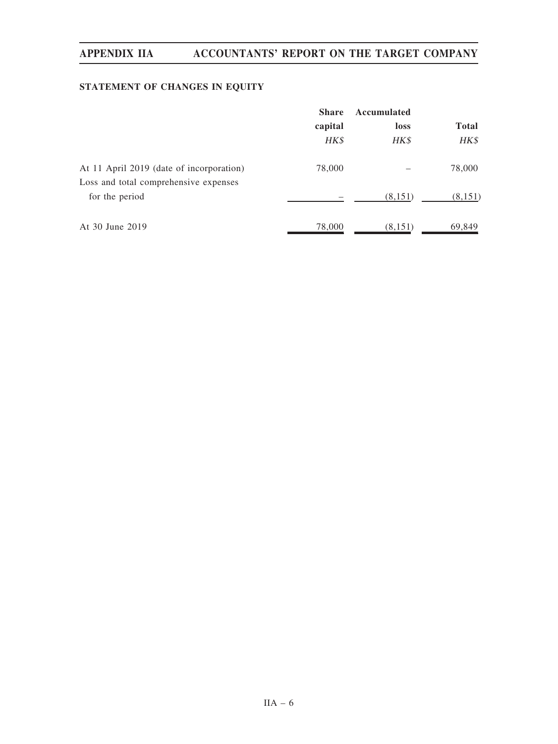## STATEMENT OF CHANGES IN EQUITY

| | Share capital | Accumulated loss | Total |
|---|---|---|---|
| | *HK$* | *HK$* | *HK$* |
| At 11 April 2019 (date of incorporation) | 78,000 | – | 78,000 |
| Loss and total comprehensive expenses for the period | – | (8,151) | (8,151) |
| At 30 June 2019 | 78,000 | (8,151) | 69,849 |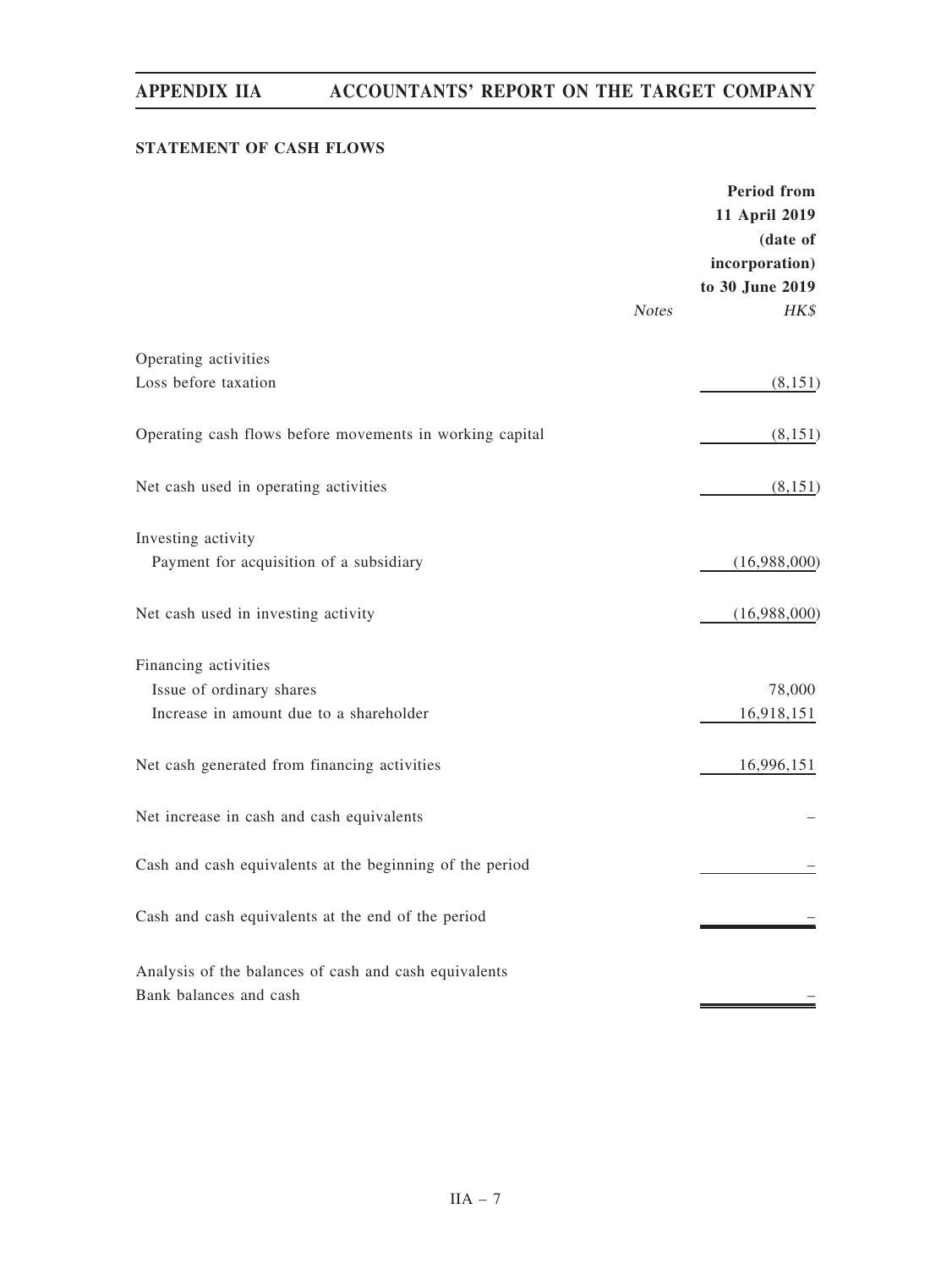## STATEMENT OF CASH FLOWS

| | Notes | Period from 11 April 2019 (date of incorporation) to 30 June 2019 |
|---|---|---|
| | | *HK$* |
| Operating activities | | |
| Loss before taxation | | (8,151) |
| Operating cash flows before movements in working capital | | (8,151) |
| Net cash used in operating activities | | (8,151) |
| Investing activity | | |
| Payment for acquisition of a subsidiary | | (16,988,000) |
| Net cash used in investing activity | | (16,988,000) |
| Financing activities | | |
| Issue of ordinary shares | | 78,000 |
| Increase in amount due to a shareholder | | 16,918,151 |
| Net cash generated from financing activities | | 16,996,151 |
| Net increase in cash and cash equivalents | | – |
| Cash and cash equivalents at the beginning of the period | | – |
| Cash and cash equivalents at the end of the period | | – |
| Analysis of the balances of cash and cash equivalents | | |
| Bank balances and cash | | – |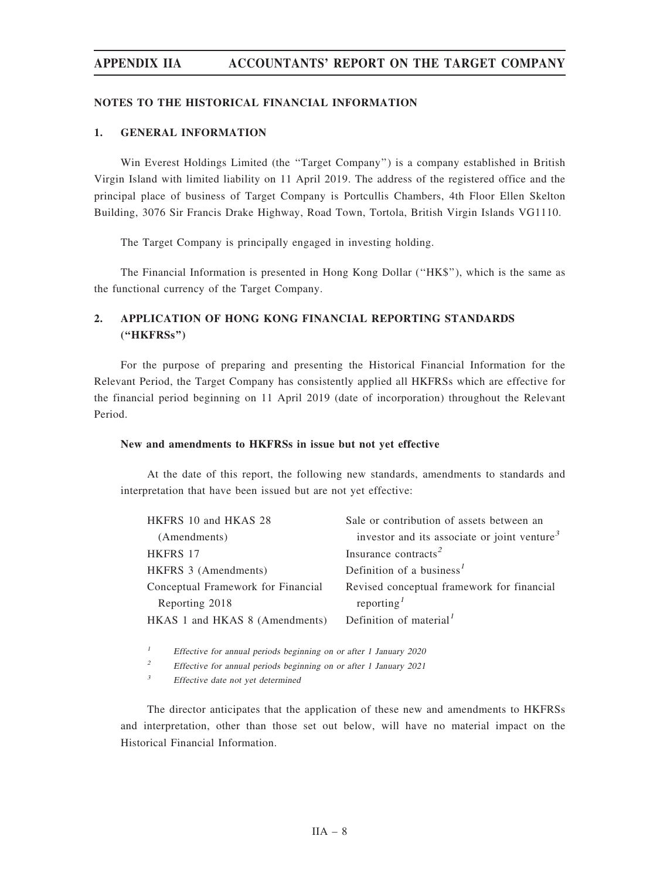## NOTES TO THE HISTORICAL FINANCIAL INFORMATION

### 1. GENERAL INFORMATION

Win Everest Holdings Limited (the "Target Company") is a company established in British Virgin Island with limited liability on 11 April 2019. The address of the registered office and the principal place of business of Target Company is Portcullis Chambers, 4th Floor Ellen Skelton Building, 3076 Sir Francis Drake Highway, Road Town, Tortola, British Virgin Islands VG1110.

The Target Company is principally engaged in investing holding.

The Financial Information is presented in Hong Kong Dollar ("HK$"), which is the same as the functional currency of the Target Company.

### 2. APPLICATION OF HONG KONG FINANCIAL REPORTING STANDARDS ("HKFRSs")

For the purpose of preparing and presenting the Historical Financial Information for the Relevant Period, the Target Company has consistently applied all HKFRSs which are effective for the financial period beginning on 11 April 2019 (date of incorporation) throughout the Relevant Period.

**New and amendments to HKFRSs in issue but not yet effective**

At the date of this report, the following new standards, amendments to standards and interpretation that have been issued but are not yet effective:

| | |
|---|---|
| HKFRS 10 and HKAS 28 (Amendments) | Sale or contribution of assets between an investor and its associate or joint venture[3] |
| HKFRS 17 | Insurance contracts[2] |
| HKFRS 3 (Amendments) | Definition of a business[1] |
| Conceptual Framework for Financial Reporting 2018 | Revised conceptual framework for financial reporting[1] |
| HKAS 1 and HKAS 8 (Amendments) | Definition of material[1] |

[1] *Effective for annual periods beginning on or after 1 January 2020*

[2] *Effective for annual periods beginning on or after 1 January 2021*

[3] *Effective date not yet determined*

The director anticipates that the application of these new and amendments to HKFRSs and interpretation, other than those set out below, will have no material impact on the Historical Financial Information.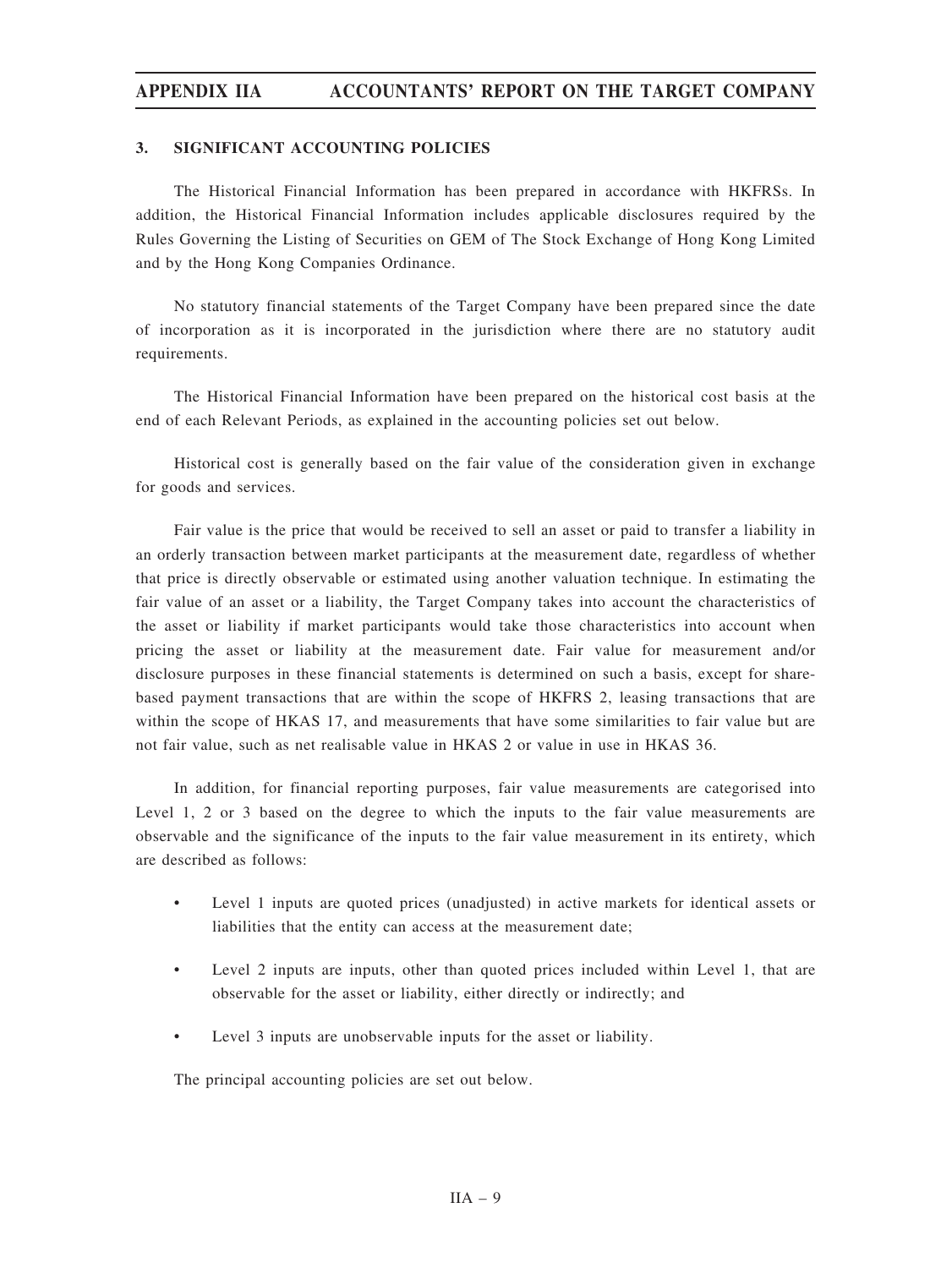## 3. SIGNIFICANT ACCOUNTING POLICIES

The Historical Financial Information has been prepared in accordance with HKFRSs. In addition, the Historical Financial Information includes applicable disclosures required by the Rules Governing the Listing of Securities on GEM of The Stock Exchange of Hong Kong Limited and by the Hong Kong Companies Ordinance.

No statutory financial statements of the Target Company have been prepared since the date of incorporation as it is incorporated in the jurisdiction where there are no statutory audit requirements.

The Historical Financial Information have been prepared on the historical cost basis at the end of each Relevant Periods, as explained in the accounting policies set out below.

Historical cost is generally based on the fair value of the consideration given in exchange for goods and services.

Fair value is the price that would be received to sell an asset or paid to transfer a liability in an orderly transaction between market participants at the measurement date, regardless of whether that price is directly observable or estimated using another valuation technique. In estimating the fair value of an asset or a liability, the Target Company takes into account the characteristics of the asset or liability if market participants would take those characteristics into account when pricing the asset or liability at the measurement date. Fair value for measurement and/or disclosure purposes in these financial statements is determined on such a basis, except for share-based payment transactions that are within the scope of HKFRS 2, leasing transactions that are within the scope of HKAS 17, and measurements that have some similarities to fair value but are not fair value, such as net realisable value in HKAS 2 or value in use in HKAS 36.

In addition, for financial reporting purposes, fair value measurements are categorised into Level 1, 2 or 3 based on the degree to which the inputs to the fair value measurements are observable and the significance of the inputs to the fair value measurement in its entirety, which are described as follows:

- Level 1 inputs are quoted prices (unadjusted) in active markets for identical assets or liabilities that the entity can access at the measurement date;
- Level 2 inputs are inputs, other than quoted prices included within Level 1, that are observable for the asset or liability, either directly or indirectly; and
- Level 3 inputs are unobservable inputs for the asset or liability.

The principal accounting policies are set out below.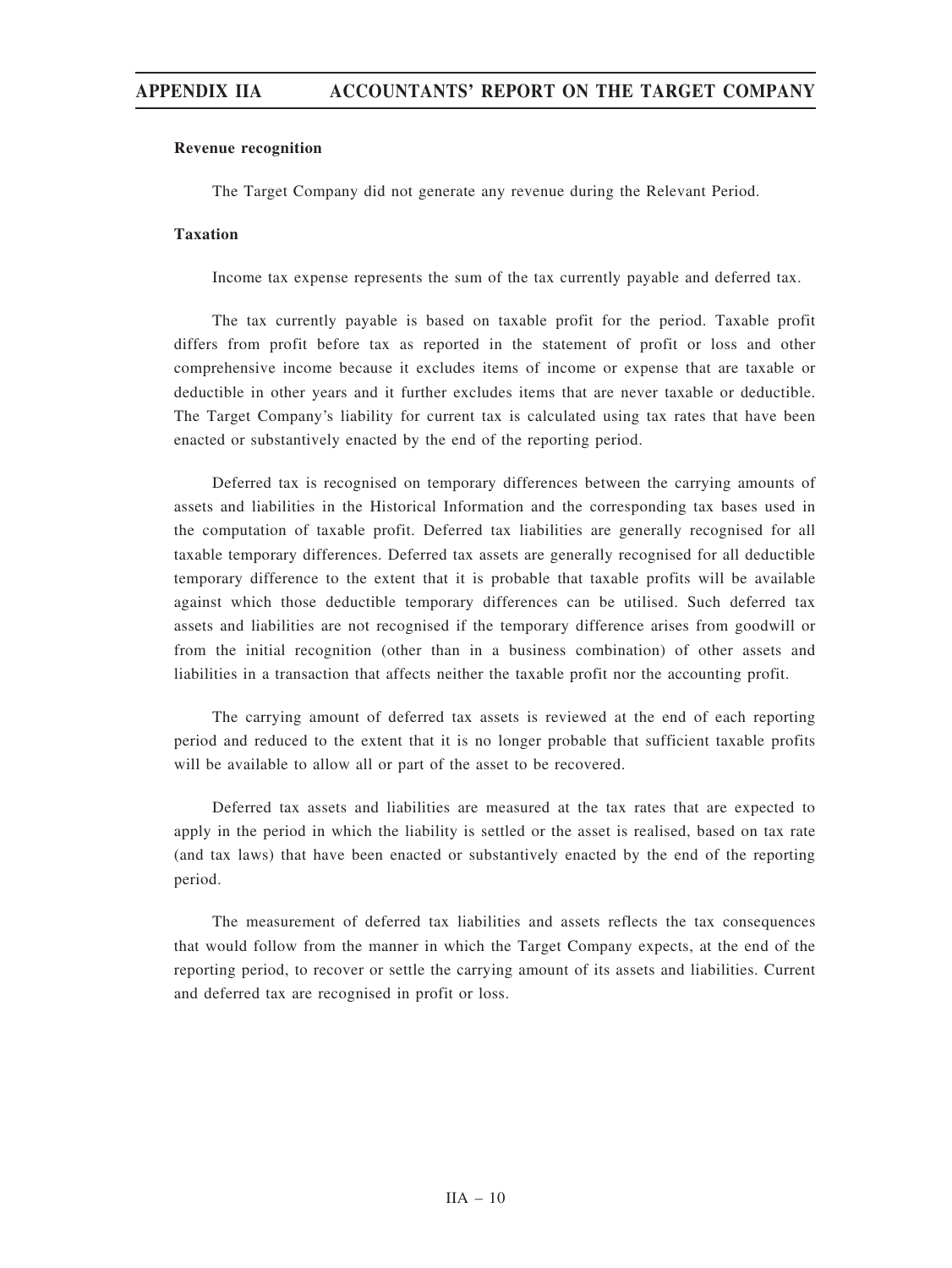**Revenue recognition**

The Target Company did not generate any revenue during the Relevant Period.

**Taxation**

Income tax expense represents the sum of the tax currently payable and deferred tax.

The tax currently payable is based on taxable profit for the period. Taxable profit differs from profit before tax as reported in the statement of profit or loss and other comprehensive income because it excludes items of income or expense that are taxable or deductible in other years and it further excludes items that are never taxable or deductible. The Target Company's liability for current tax is calculated using tax rates that have been enacted or substantively enacted by the end of the reporting period.

Deferred tax is recognised on temporary differences between the carrying amounts of assets and liabilities in the Historical Information and the corresponding tax bases used in the computation of taxable profit. Deferred tax liabilities are generally recognised for all taxable temporary differences. Deferred tax assets are generally recognised for all deductible temporary difference to the extent that it is probable that taxable profits will be available against which those deductible temporary differences can be utilised. Such deferred tax assets and liabilities are not recognised if the temporary difference arises from goodwill or from the initial recognition (other than in a business combination) of other assets and liabilities in a transaction that affects neither the taxable profit nor the accounting profit.

The carrying amount of deferred tax assets is reviewed at the end of each reporting period and reduced to the extent that it is no longer probable that sufficient taxable profits will be available to allow all or part of the asset to be recovered.

Deferred tax assets and liabilities are measured at the tax rates that are expected to apply in the period in which the liability is settled or the asset is realised, based on tax rate (and tax laws) that have been enacted or substantively enacted by the end of the reporting period.

The measurement of deferred tax liabilities and assets reflects the tax consequences that would follow from the manner in which the Target Company expects, at the end of the reporting period, to recover or settle the carrying amount of its assets and liabilities. Current and deferred tax are recognised in profit or loss.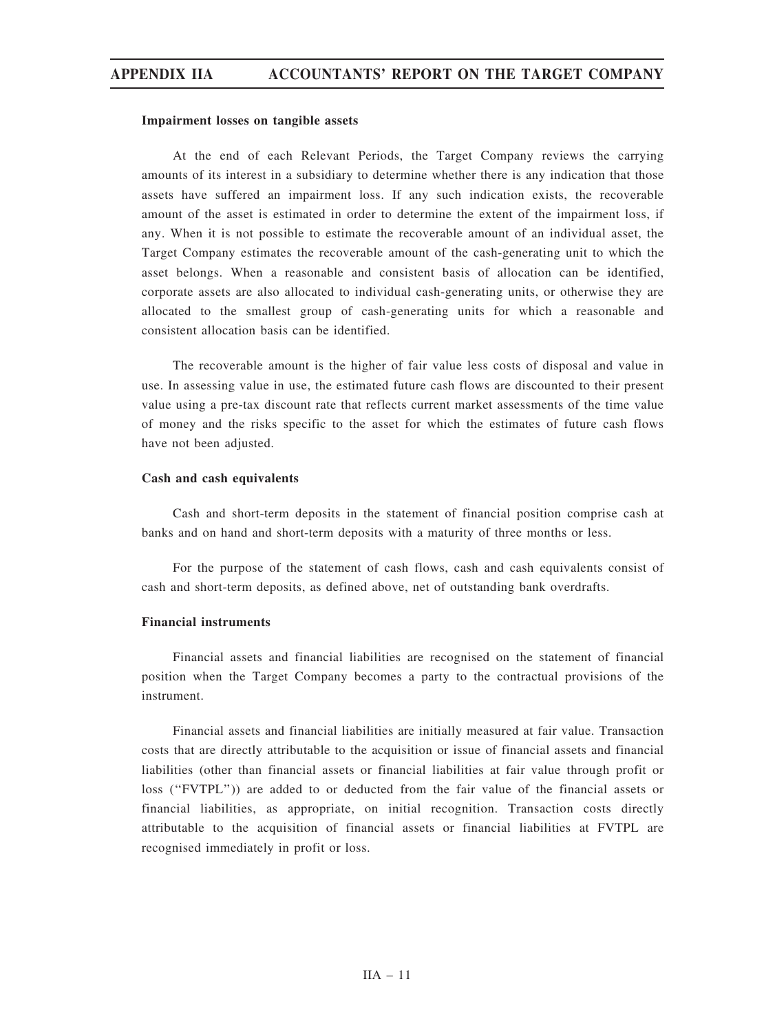**Impairment losses on tangible assets**

At the end of each Relevant Periods, the Target Company reviews the carrying amounts of its interest in a subsidiary to determine whether there is any indication that those assets have suffered an impairment loss. If any such indication exists, the recoverable amount of the asset is estimated in order to determine the extent of the impairment loss, if any. When it is not possible to estimate the recoverable amount of an individual asset, the Target Company estimates the recoverable amount of the cash-generating unit to which the asset belongs. When a reasonable and consistent basis of allocation can be identified, corporate assets are also allocated to individual cash-generating units, or otherwise they are allocated to the smallest group of cash-generating units for which a reasonable and consistent allocation basis can be identified.

The recoverable amount is the higher of fair value less costs of disposal and value in use. In assessing value in use, the estimated future cash flows are discounted to their present value using a pre-tax discount rate that reflects current market assessments of the time value of money and the risks specific to the asset for which the estimates of future cash flows have not been adjusted.

**Cash and cash equivalents**

Cash and short-term deposits in the statement of financial position comprise cash at banks and on hand and short-term deposits with a maturity of three months or less.

For the purpose of the statement of cash flows, cash and cash equivalents consist of cash and short-term deposits, as defined above, net of outstanding bank overdrafts.

**Financial instruments**

Financial assets and financial liabilities are recognised on the statement of financial position when the Target Company becomes a party to the contractual provisions of the instrument.

Financial assets and financial liabilities are initially measured at fair value. Transaction costs that are directly attributable to the acquisition or issue of financial assets and financial liabilities (other than financial assets or financial liabilities at fair value through profit or loss ("FVTPL")) are added to or deducted from the fair value of the financial assets or financial liabilities, as appropriate, on initial recognition. Transaction costs directly attributable to the acquisition of financial assets or financial liabilities at FVTPL are recognised immediately in profit or loss.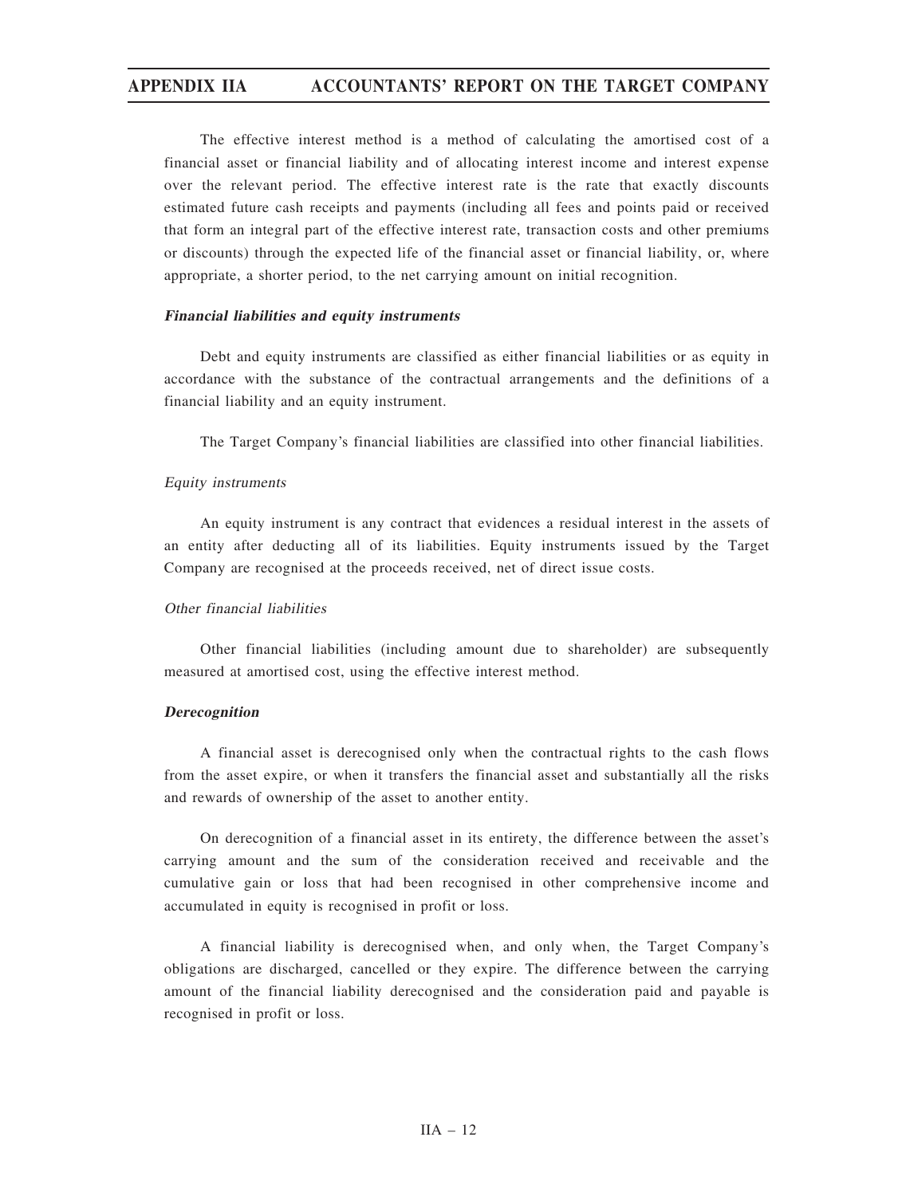The effective interest method is a method of calculating the amortised cost of a financial asset or financial liability and of allocating interest income and interest expense over the relevant period. The effective interest rate is the rate that exactly discounts estimated future cash receipts and payments (including all fees and points paid or received that form an integral part of the effective interest rate, transaction costs and other premiums or discounts) through the expected life of the financial asset or financial liability, or, where appropriate, a shorter period, to the net carrying amount on initial recognition.

***Financial liabilities and equity instruments***

Debt and equity instruments are classified as either financial liabilities or as equity in accordance with the substance of the contractual arrangements and the definitions of a financial liability and an equity instrument.

The Target Company's financial liabilities are classified into other financial liabilities.

*Equity instruments*

An equity instrument is any contract that evidences a residual interest in the assets of an entity after deducting all of its liabilities. Equity instruments issued by the Target Company are recognised at the proceeds received, net of direct issue costs.

*Other financial liabilities*

Other financial liabilities (including amount due to shareholder) are subsequently measured at amortised cost, using the effective interest method.

***Derecognition***

A financial asset is derecognised only when the contractual rights to the cash flows from the asset expire, or when it transfers the financial asset and substantially all the risks and rewards of ownership of the asset to another entity.

On derecognition of a financial asset in its entirety, the difference between the asset's carrying amount and the sum of the consideration received and receivable and the cumulative gain or loss that had been recognised in other comprehensive income and accumulated in equity is recognised in profit or loss.

A financial liability is derecognised when, and only when, the Target Company's obligations are discharged, cancelled or they expire. The difference between the carrying amount of the financial liability derecognised and the consideration paid and payable is recognised in profit or loss.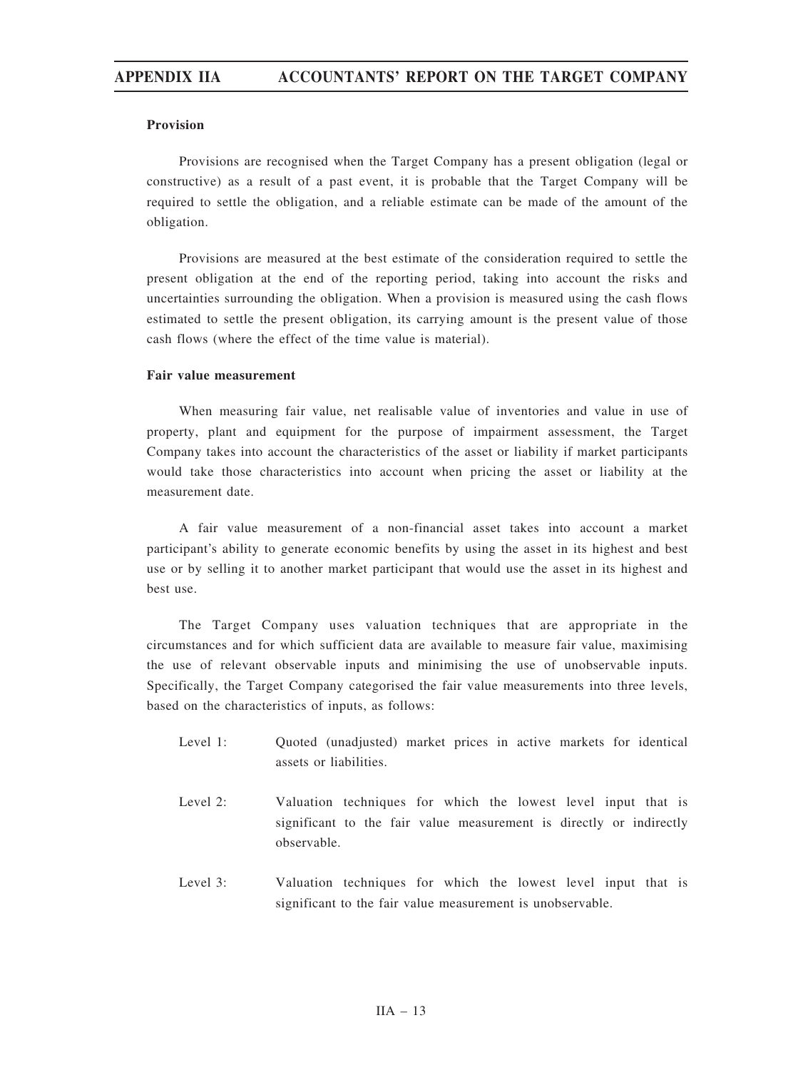**Provision**

Provisions are recognised when the Target Company has a present obligation (legal or constructive) as a result of a past event, it is probable that the Target Company will be required to settle the obligation, and a reliable estimate can be made of the amount of the obligation.

Provisions are measured at the best estimate of the consideration required to settle the present obligation at the end of the reporting period, taking into account the risks and uncertainties surrounding the obligation. When a provision is measured using the cash flows estimated to settle the present obligation, its carrying amount is the present value of those cash flows (where the effect of the time value is material).

**Fair value measurement**

When measuring fair value, net realisable value of inventories and value in use of property, plant and equipment for the purpose of impairment assessment, the Target Company takes into account the characteristics of the asset or liability if market participants would take those characteristics into account when pricing the asset or liability at the measurement date.

A fair value measurement of a non-financial asset takes into account a market participant's ability to generate economic benefits by using the asset in its highest and best use or by selling it to another market participant that would use the asset in its highest and best use.

The Target Company uses valuation techniques that are appropriate in the circumstances and for which sufficient data are available to measure fair value, maximising the use of relevant observable inputs and minimising the use of unobservable inputs. Specifically, the Target Company categorised the fair value measurements into three levels, based on the characteristics of inputs, as follows:

- Level 1: Quoted (unadjusted) market prices in active markets for identical assets or liabilities.
- Level 2: Valuation techniques for which the lowest level input that is significant to the fair value measurement is directly or indirectly observable.
- Level 3: Valuation techniques for which the lowest level input that is significant to the fair value measurement is unobservable.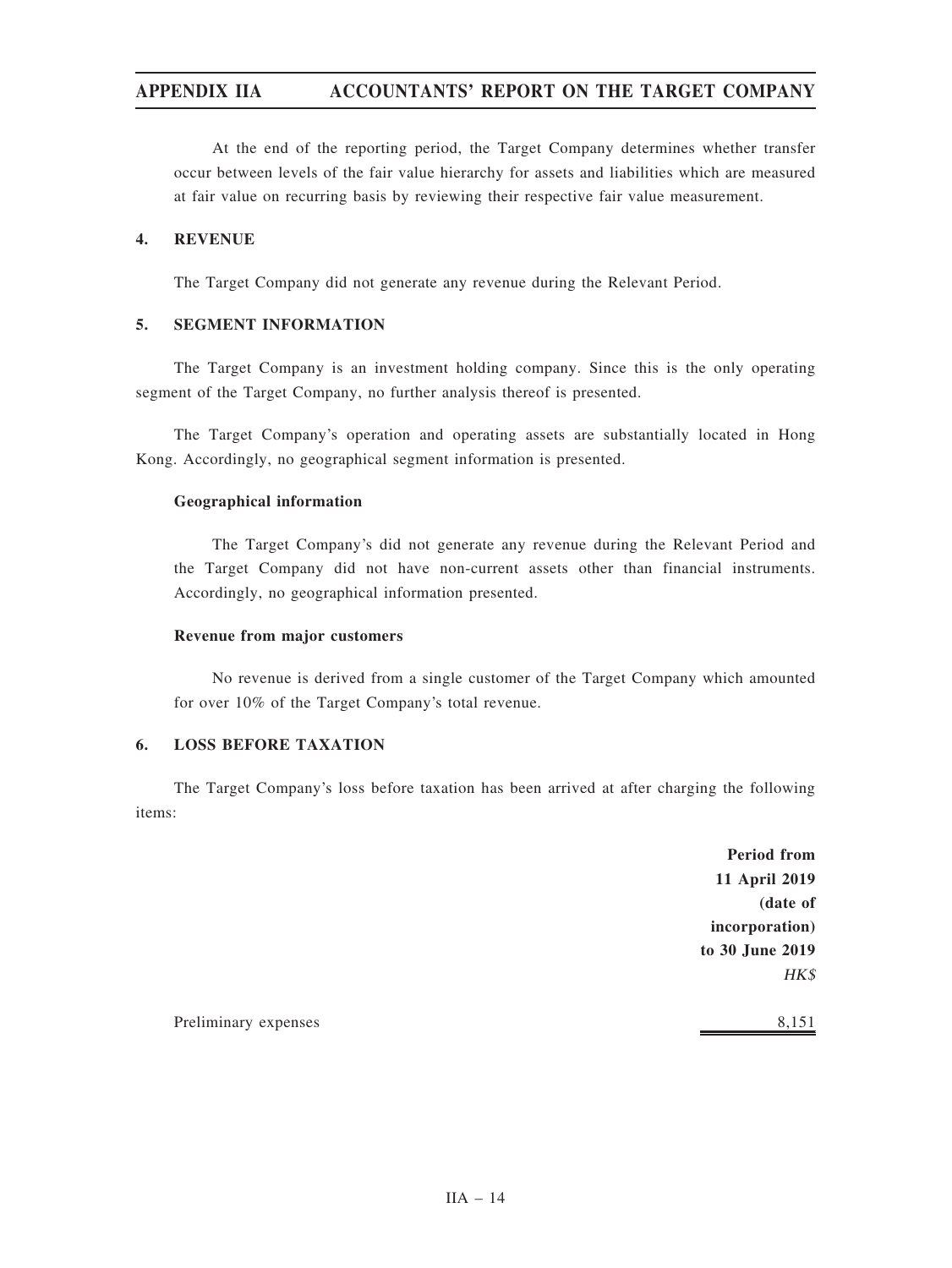At the end of the reporting period, the Target Company determines whether transfer occur between levels of the fair value hierarchy for assets and liabilities which are measured at fair value on recurring basis by reviewing their respective fair value measurement.

## 4. REVENUE

The Target Company did not generate any revenue during the Relevant Period.

## 5. SEGMENT INFORMATION

The Target Company is an investment holding company. Since this is the only operating segment of the Target Company, no further analysis thereof is presented.

The Target Company's operation and operating assets are substantially located in Hong Kong. Accordingly, no geographical segment information is presented.

### Geographical information

The Target Company's did not generate any revenue during the Relevant Period and the Target Company did not have non-current assets other than financial instruments. Accordingly, no geographical information presented.

### Revenue from major customers

No revenue is derived from a single customer of the Target Company which amounted for over 10% of the Target Company's total revenue.

## 6. LOSS BEFORE TAXATION

The Target Company's loss before taxation has been arrived at after charging the following items:

| | Period from 11 April 2019 (date of incorporation) to 30 June 2019 |
|---|---|
| | *HK$* |
| Preliminary expenses | 8,151 |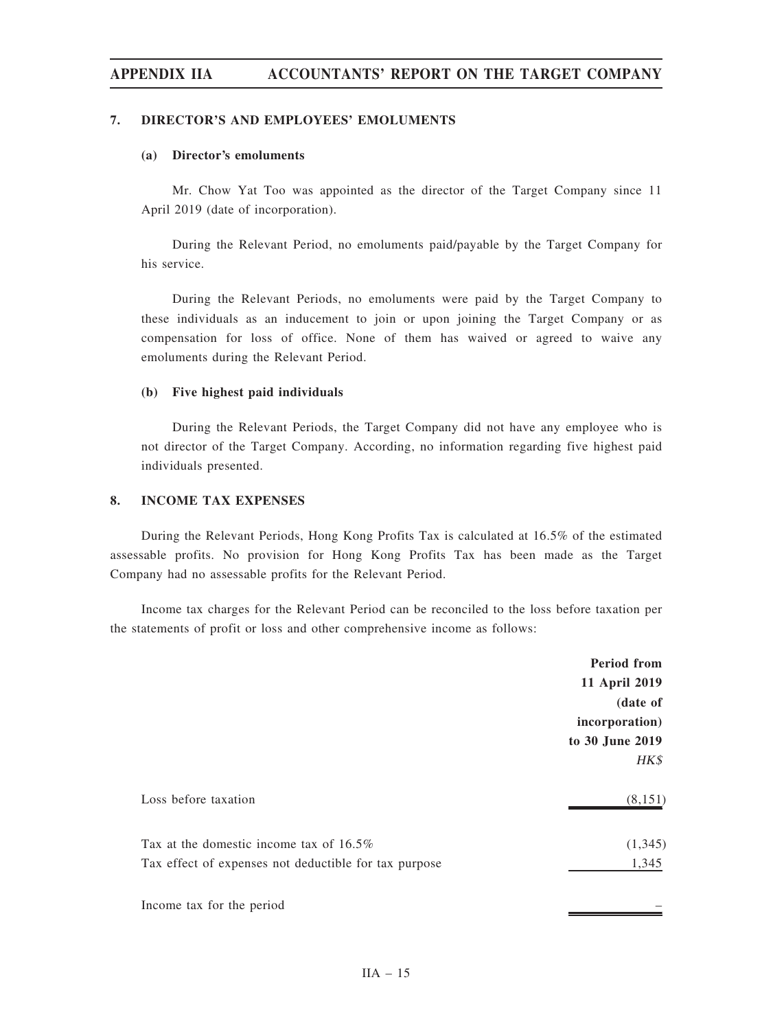## 7. DIRECTOR'S AND EMPLOYEES' EMOLUMENTS

### (a) Director's emoluments

Mr. Chow Yat Too was appointed as the director of the Target Company since 11 April 2019 (date of incorporation).

During the Relevant Period, no emoluments paid/payable by the Target Company for his service.

During the Relevant Periods, no emoluments were paid by the Target Company to these individuals as an inducement to join or upon joining the Target Company or as compensation for loss of office. None of them has waived or agreed to waive any emoluments during the Relevant Period.

### (b) Five highest paid individuals

During the Relevant Periods, the Target Company did not have any employee who is not director of the Target Company. According, no information regarding five highest paid individuals presented.

## 8. INCOME TAX EXPENSES

During the Relevant Periods, Hong Kong Profits Tax is calculated at 16.5% of the estimated assessable profits. No provision for Hong Kong Profits Tax has been made as the Target Company had no assessable profits for the Relevant Period.

Income tax charges for the Relevant Period can be reconciled to the loss before taxation per the statements of profit or loss and other comprehensive income as follows:

| | Period from 11 April 2019 (date of incorporation) to 30 June 2019 |
|---|---|
| | *HK$* |
| Loss before taxation | (8,151) |
| Tax at the domestic income tax of 16.5% | (1,345) |
| Tax effect of expenses not deductible for tax purpose | 1,345 |
| Income tax for the period | – |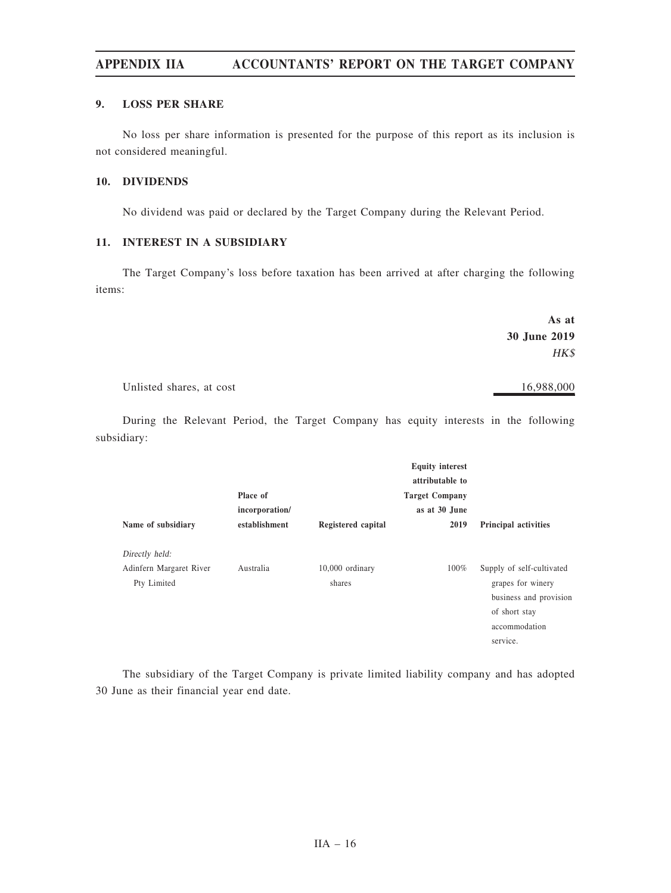### 9. LOSS PER SHARE

No loss per share information is presented for the purpose of this report as its inclusion is not considered meaningful.

### 10. DIVIDENDS

No dividend was paid or declared by the Target Company during the Relevant Period.

### 11. INTEREST IN A SUBSIDIARY

The Target Company's loss before taxation has been arrived at after charging the following items:

| | As at 30 June 2019 |
|---|---|
| | *HK$* |
| Unlisted shares, at cost | 16,988,000 |

During the Relevant Period, the Target Company has equity interests in the following subsidiary:

| Name of subsidiary | Place of incorporation/ establishment | Registered capital | Equity interest attributable to Target Company as at 30 June 2019 | Principal activities |
|---|---|---|---|---|
| *Directly held:* | | | | |
| Adinfern Margaret River Pty Limited | Australia | 10,000 ordinary shares | 100% | Supply of self-cultivated grapes for winery business and provision of short stay accommodation service. |

The subsidiary of the Target Company is private limited liability company and has adopted 30 June as their financial year end date.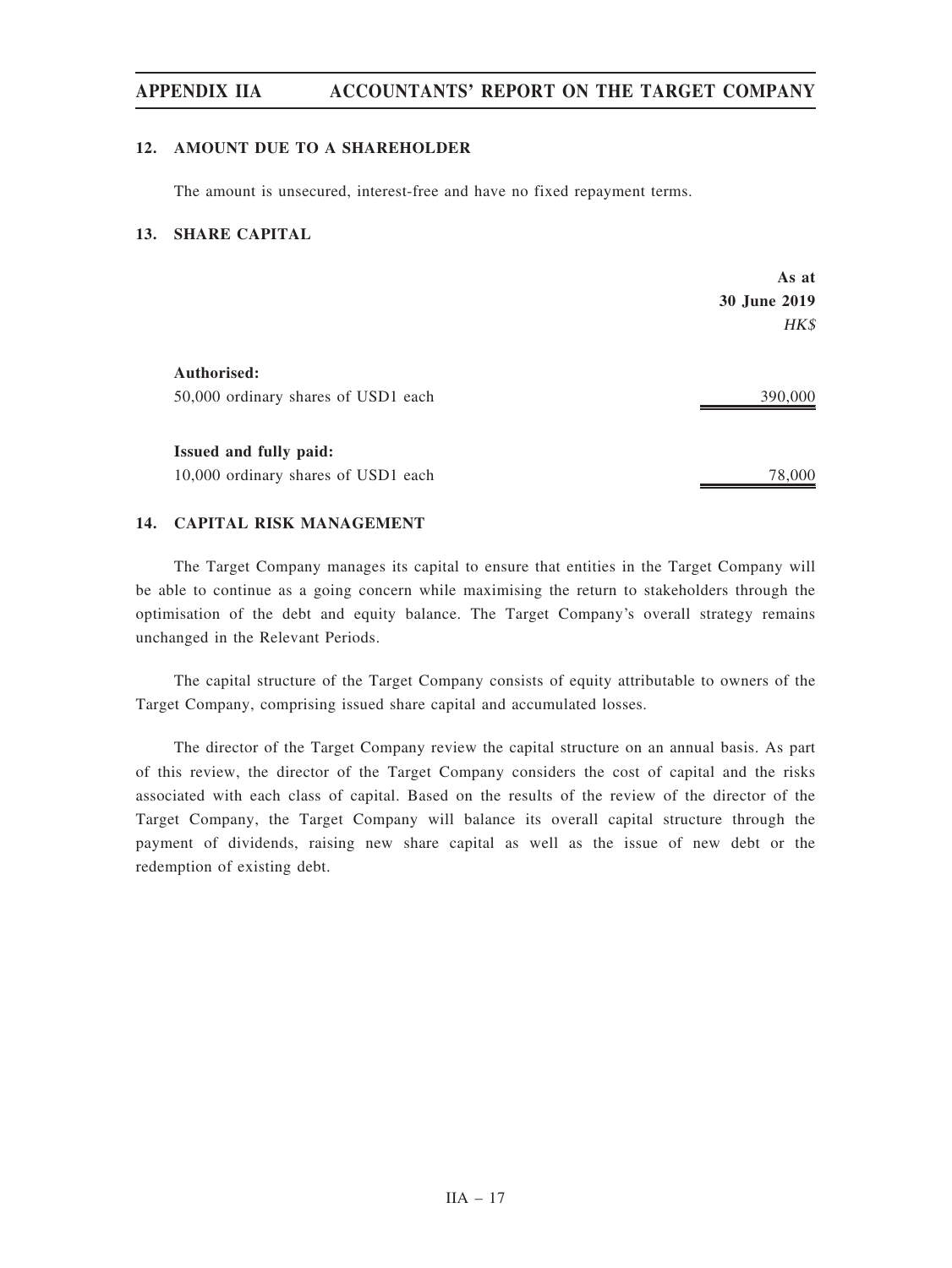## 12. AMOUNT DUE TO A SHAREHOLDER

The amount is unsecured, interest-free and have no fixed repayment terms.

## 13. SHARE CAPITAL

| | As at 30 June 2019 |
|---|---|
| | *HK$* |
| **Authorised:** | |
| 50,000 ordinary shares of USD1 each | 390,000 |
| **Issued and fully paid:** | |
| 10,000 ordinary shares of USD1 each | 78,000 |

## 14. CAPITAL RISK MANAGEMENT

The Target Company manages its capital to ensure that entities in the Target Company will be able to continue as a going concern while maximising the return to stakeholders through the optimisation of the debt and equity balance. The Target Company's overall strategy remains unchanged in the Relevant Periods.

The capital structure of the Target Company consists of equity attributable to owners of the Target Company, comprising issued share capital and accumulated losses.

The director of the Target Company review the capital structure on an annual basis. As part of this review, the director of the Target Company considers the cost of capital and the risks associated with each class of capital. Based on the results of the review of the director of the Target Company, the Target Company will balance its overall capital structure through the payment of dividends, raising new share capital as well as the issue of new debt or the redemption of existing debt.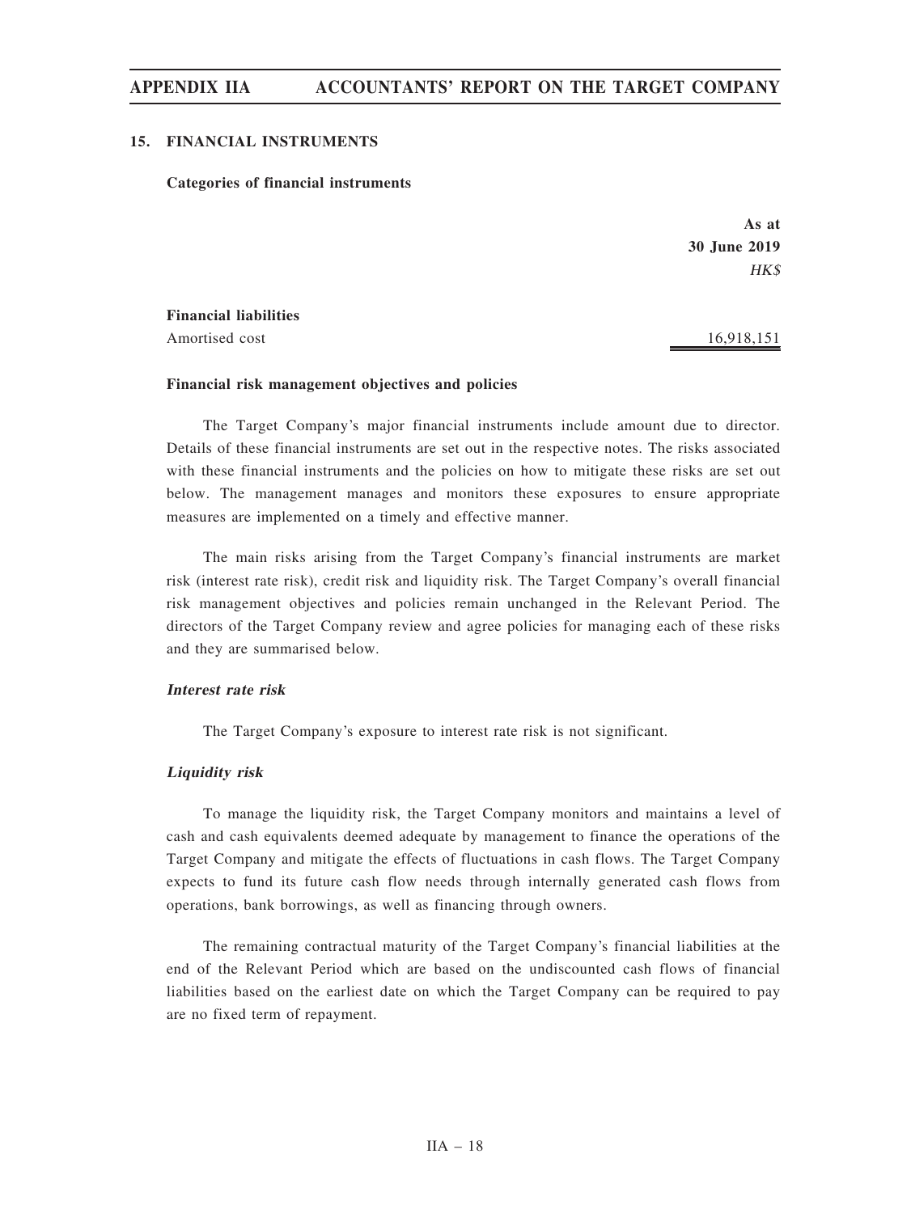## 15. FINANCIAL INSTRUMENTS

**Categories of financial instruments**

| | As at 30 June 2019 |
|---|---|
| | *HK$* |
| **Financial liabilities** | |
| Amortised cost | 16,918,151 |

**Financial risk management objectives and policies**

The Target Company's major financial instruments include amount due to director. Details of these financial instruments are set out in the respective notes. The risks associated with these financial instruments and the policies on how to mitigate these risks are set out below. The management manages and monitors these exposures to ensure appropriate measures are implemented on a timely and effective manner.

The main risks arising from the Target Company's financial instruments are market risk (interest rate risk), credit risk and liquidity risk. The Target Company's overall financial risk management objectives and policies remain unchanged in the Relevant Period. The directors of the Target Company review and agree policies for managing each of these risks and they are summarised below.

***Interest rate risk***

The Target Company's exposure to interest rate risk is not significant.

***Liquidity risk***

To manage the liquidity risk, the Target Company monitors and maintains a level of cash and cash equivalents deemed adequate by management to finance the operations of the Target Company and mitigate the effects of fluctuations in cash flows. The Target Company expects to fund its future cash flow needs through internally generated cash flows from operations, bank borrowings, as well as financing through owners.

The remaining contractual maturity of the Target Company's financial liabilities at the end of the Relevant Period which are based on the undiscounted cash flows of financial liabilities based on the earliest date on which the Target Company can be required to pay are no fixed term of repayment.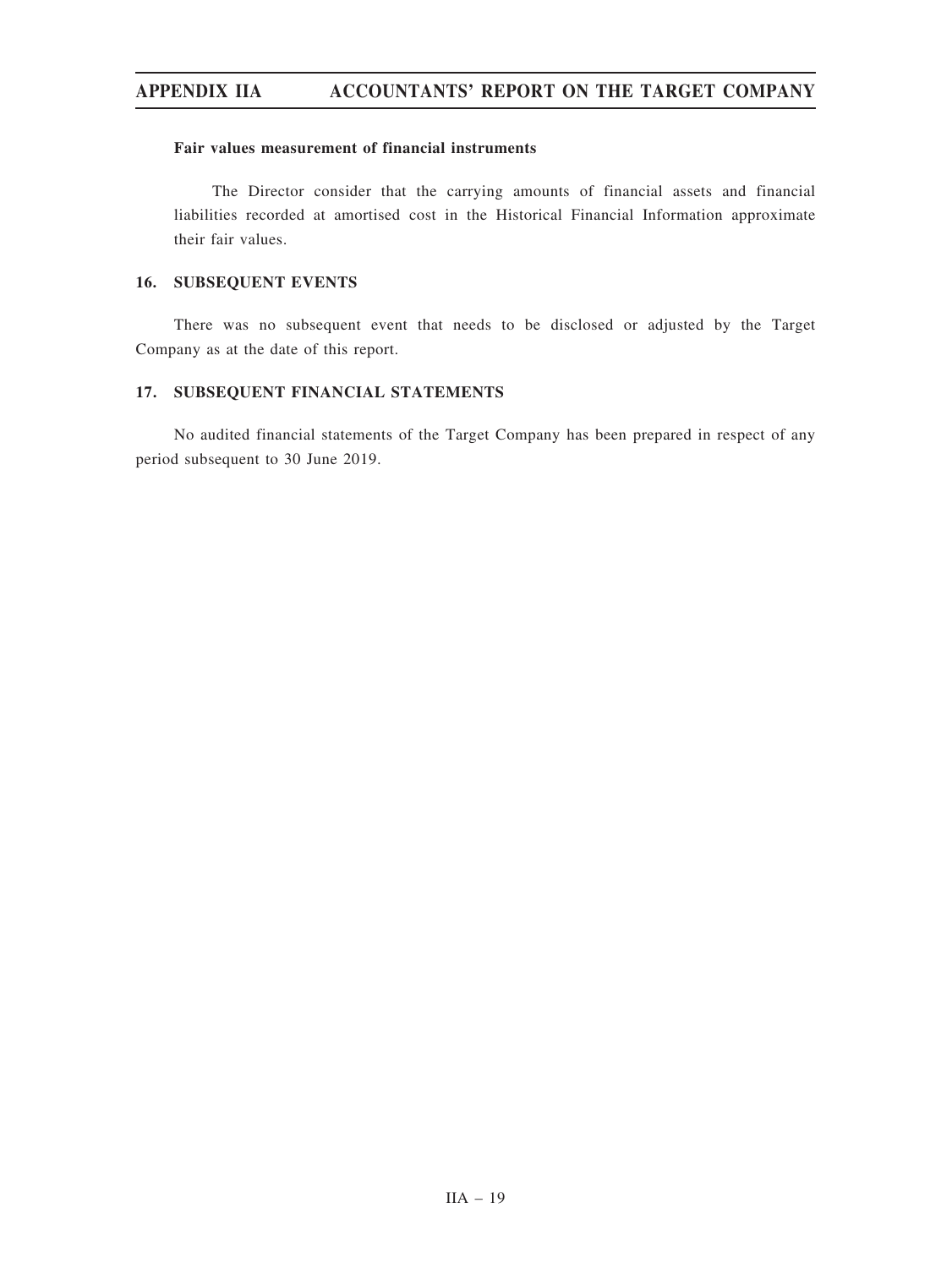**Fair values measurement of financial instruments**

The Director consider that the carrying amounts of financial assets and financial liabilities recorded at amortised cost in the Historical Financial Information approximate their fair values.

## 16. SUBSEQUENT EVENTS

There was no subsequent event that needs to be disclosed or adjusted by the Target Company as at the date of this report.

## 17. SUBSEQUENT FINANCIAL STATEMENTS

No audited financial statements of the Target Company has been prepared in respect of any period subsequent to 30 June 2019.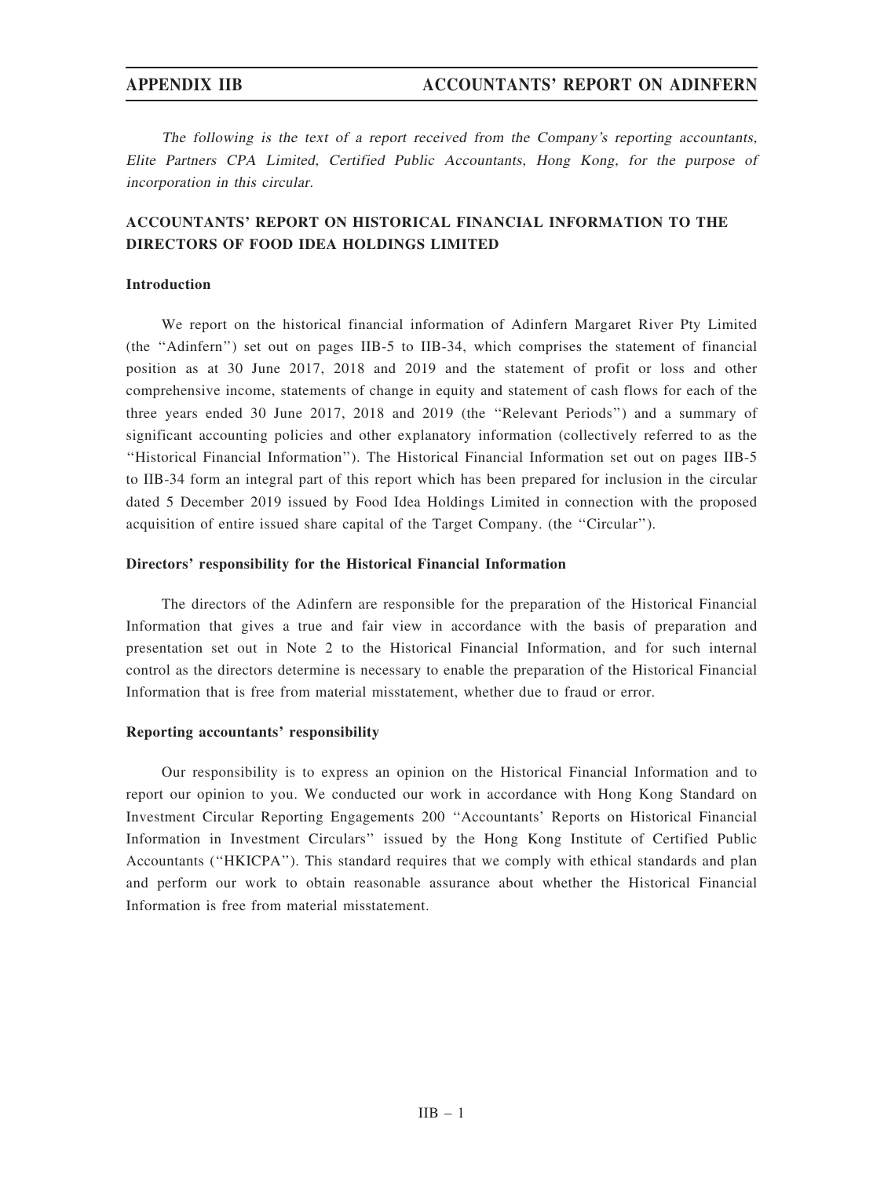*The following is the text of a report received from the Company's reporting accountants, Elite Partners CPA Limited, Certified Public Accountants, Hong Kong, for the purpose of incorporation in this circular.*

## ACCOUNTANTS' REPORT ON HISTORICAL FINANCIAL INFORMATION TO THE DIRECTORS OF FOOD IDEA HOLDINGS LIMITED

### Introduction

We report on the historical financial information of Adinfern Margaret River Pty Limited (the ''Adinfern'') set out on pages IIB-5 to IIB-34, which comprises the statement of financial position as at 30 June 2017, 2018 and 2019 and the statement of profit or loss and other comprehensive income, statements of change in equity and statement of cash flows for each of the three years ended 30 June 2017, 2018 and 2019 (the ''Relevant Periods'') and a summary of significant accounting policies and other explanatory information (collectively referred to as the ''Historical Financial Information''). The Historical Financial Information set out on pages IIB-5 to IIB-34 form an integral part of this report which has been prepared for inclusion in the circular dated 5 December 2019 issued by Food Idea Holdings Limited in connection with the proposed acquisition of entire issued share capital of the Target Company. (the ''Circular'').

### Directors' responsibility for the Historical Financial Information

The directors of the Adinfern are responsible for the preparation of the Historical Financial Information that gives a true and fair view in accordance with the basis of preparation and presentation set out in Note 2 to the Historical Financial Information, and for such internal control as the directors determine is necessary to enable the preparation of the Historical Financial Information that is free from material misstatement, whether due to fraud or error.

### Reporting accountants' responsibility

Our responsibility is to express an opinion on the Historical Financial Information and to report our opinion to you. We conducted our work in accordance with Hong Kong Standard on Investment Circular Reporting Engagements 200 ''Accountants' Reports on Historical Financial Information in Investment Circulars'' issued by the Hong Kong Institute of Certified Public Accountants (''HKICPA''). This standard requires that we comply with ethical standards and plan and perform our work to obtain reasonable assurance about whether the Historical Financial Information is free from material misstatement.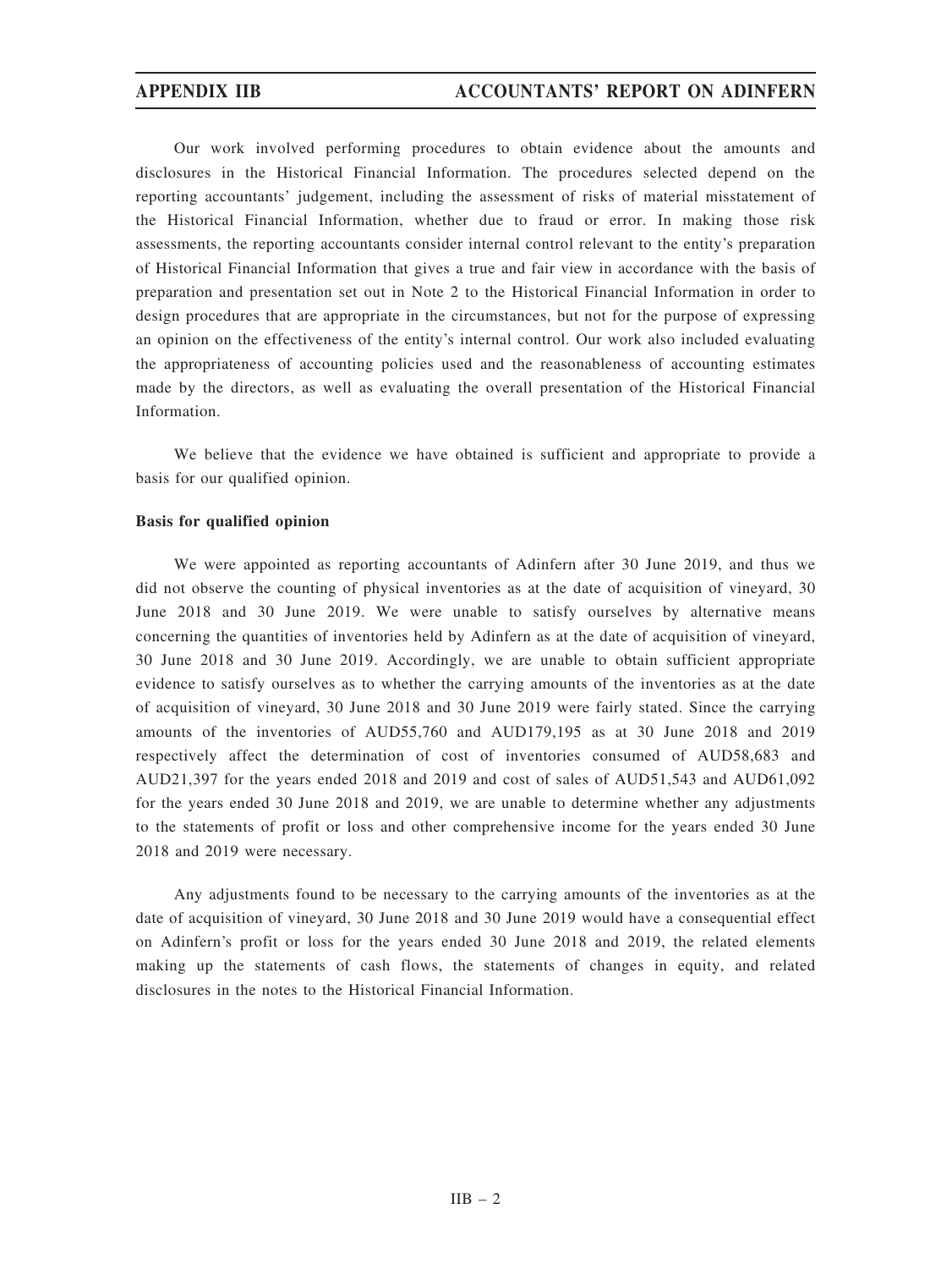Our work involved performing procedures to obtain evidence about the amounts and disclosures in the Historical Financial Information. The procedures selected depend on the reporting accountants' judgement, including the assessment of risks of material misstatement of the Historical Financial Information, whether due to fraud or error. In making those risk assessments, the reporting accountants consider internal control relevant to the entity's preparation of Historical Financial Information that gives a true and fair view in accordance with the basis of preparation and presentation set out in Note 2 to the Historical Financial Information in order to design procedures that are appropriate in the circumstances, but not for the purpose of expressing an opinion on the effectiveness of the entity's internal control. Our work also included evaluating the appropriateness of accounting policies used and the reasonableness of accounting estimates made by the directors, as well as evaluating the overall presentation of the Historical Financial Information.

We believe that the evidence we have obtained is sufficient and appropriate to provide a basis for our qualified opinion.

**Basis for qualified opinion**

We were appointed as reporting accountants of Adinfern after 30 June 2019, and thus we did not observe the counting of physical inventories as at the date of acquisition of vineyard, 30 June 2018 and 30 June 2019. We were unable to satisfy ourselves by alternative means concerning the quantities of inventories held by Adinfern as at the date of acquisition of vineyard, 30 June 2018 and 30 June 2019. Accordingly, we are unable to obtain sufficient appropriate evidence to satisfy ourselves as to whether the carrying amounts of the inventories as at the date of acquisition of vineyard, 30 June 2018 and 30 June 2019 were fairly stated. Since the carrying amounts of the inventories of AUD55,760 and AUD179,195 as at 30 June 2018 and 2019 respectively affect the determination of cost of inventories consumed of AUD58,683 and AUD21,397 for the years ended 2018 and 2019 and cost of sales of AUD51,543 and AUD61,092 for the years ended 30 June 2018 and 2019, we are unable to determine whether any adjustments to the statements of profit or loss and other comprehensive income for the years ended 30 June 2018 and 2019 were necessary.

Any adjustments found to be necessary to the carrying amounts of the inventories as at the date of acquisition of vineyard, 30 June 2018 and 30 June 2019 would have a consequential effect on Adinfern's profit or loss for the years ended 30 June 2018 and 2019, the related elements making up the statements of cash flows, the statements of changes in equity, and related disclosures in the notes to the Historical Financial Information.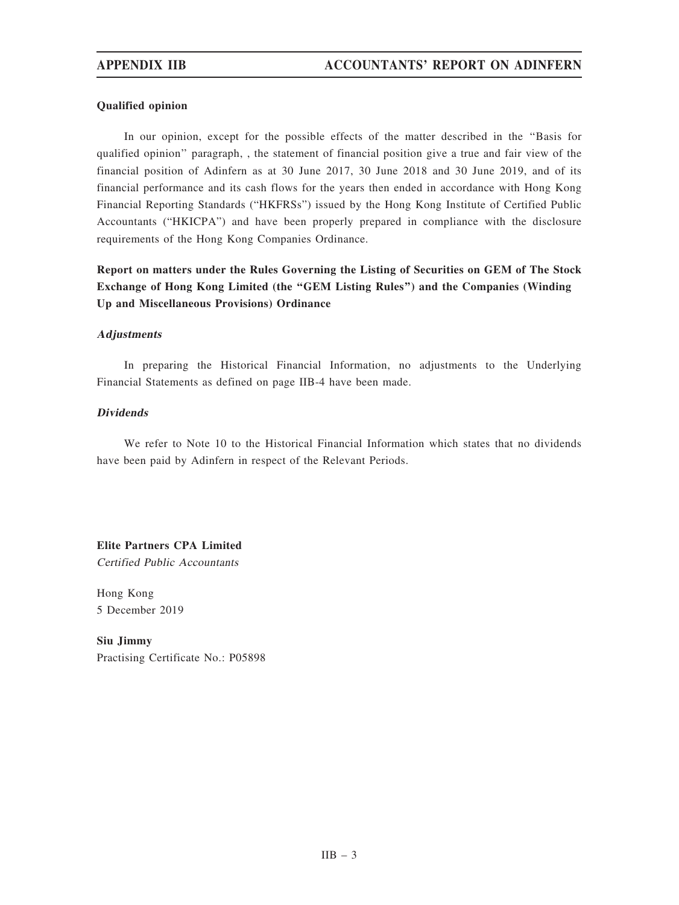**Qualified opinion**

In our opinion, except for the possible effects of the matter described in the "Basis for qualified opinion" paragraph, , the statement of financial position give a true and fair view of the financial position of Adinfern as at 30 June 2017, 30 June 2018 and 30 June 2019, and of its financial performance and its cash flows for the years then ended in accordance with Hong Kong Financial Reporting Standards ("HKFRSs") issued by the Hong Kong Institute of Certified Public Accountants ("HKICPA") and have been properly prepared in compliance with the disclosure requirements of the Hong Kong Companies Ordinance.

**Report on matters under the Rules Governing the Listing of Securities on GEM of The Stock Exchange of Hong Kong Limited (the "GEM Listing Rules") and the Companies (Winding Up and Miscellaneous Provisions) Ordinance**

***Adjustments***

In preparing the Historical Financial Information, no adjustments to the Underlying Financial Statements as defined on page IIB-4 have been made.

***Dividends***

We refer to Note 10 to the Historical Financial Information which states that no dividends have been paid by Adinfern in respect of the Relevant Periods.

**Elite Partners CPA Limited**
*Certified Public Accountants*

Hong Kong
5 December 2019

**Siu Jimmy**
Practising Certificate No.: P05898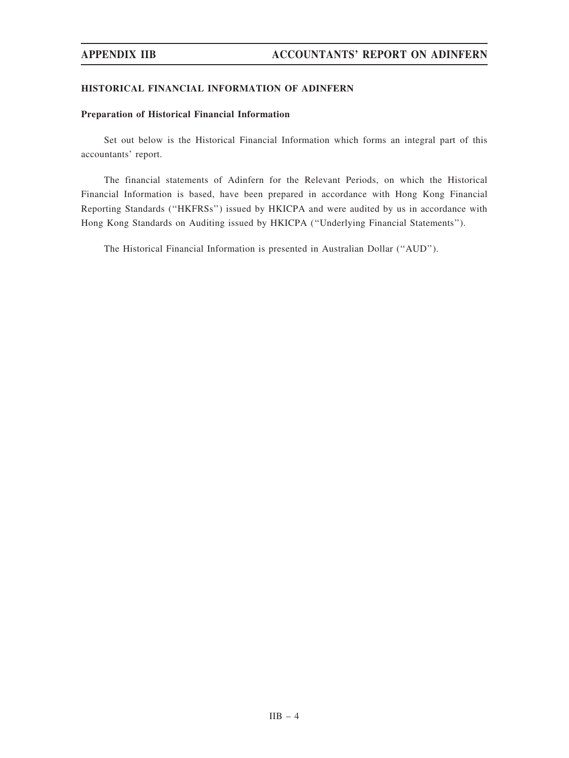## HISTORICAL FINANCIAL INFORMATION OF ADINFERN

### Preparation of Historical Financial Information

Set out below is the Historical Financial Information which forms an integral part of this accountants' report.

The financial statements of Adinfern for the Relevant Periods, on which the Historical Financial Information is based, have been prepared in accordance with Hong Kong Financial Reporting Standards (''HKFRSs'') issued by HKICPA and were audited by us in accordance with Hong Kong Standards on Auditing issued by HKICPA (''Underlying Financial Statements'').

The Historical Financial Information is presented in Australian Dollar (''AUD'').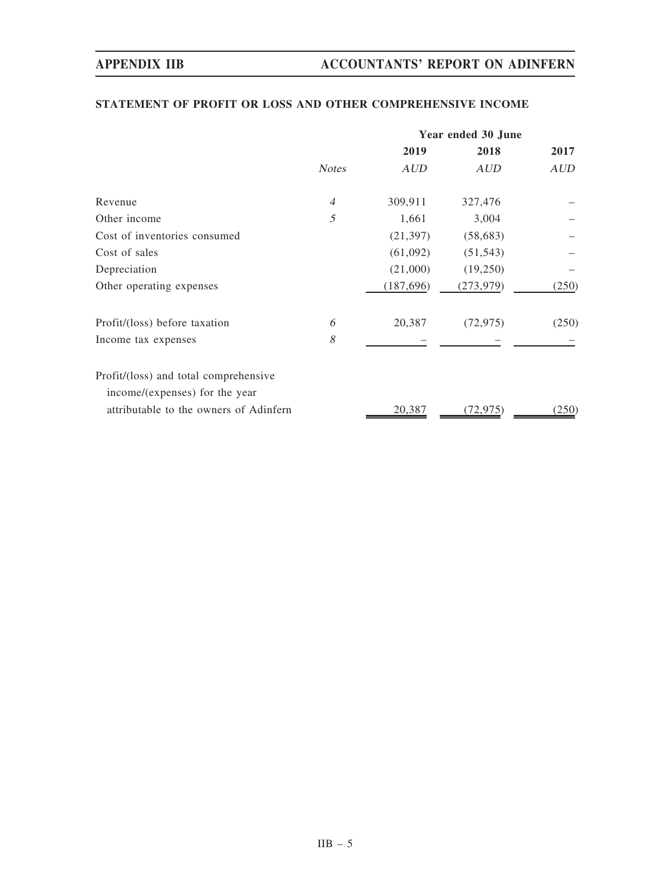## STATEMENT OF PROFIT OR LOSS AND OTHER COMPREHENSIVE INCOME

| | | Year ended 30 June | | |
|---|---|---|---|---|
| | | 2019 | 2018 | 2017 |
| | *Notes* | *AUD* | *AUD* | *AUD* |
| Revenue | *4* | 309,911 | 327,476 | – |
| Other income | *5* | 1,661 | 3,004 | – |
| Cost of inventories consumed | | (21,397) | (58,683) | – |
| Cost of sales | | (61,092) | (51,543) | – |
| Depreciation | | (21,000) | (19,250) | – |
| Other operating expenses | | (187,696) | (273,979) | (250) |
| Profit/(loss) before taxation | *6* | 20,387 | (72,975) | (250) |
| Income tax expenses | *8* | – | – | – |
| Profit/(loss) and total comprehensive income/(expenses) for the year attributable to the owners of Adinfern | | 20,387 | (72,975) | (250) |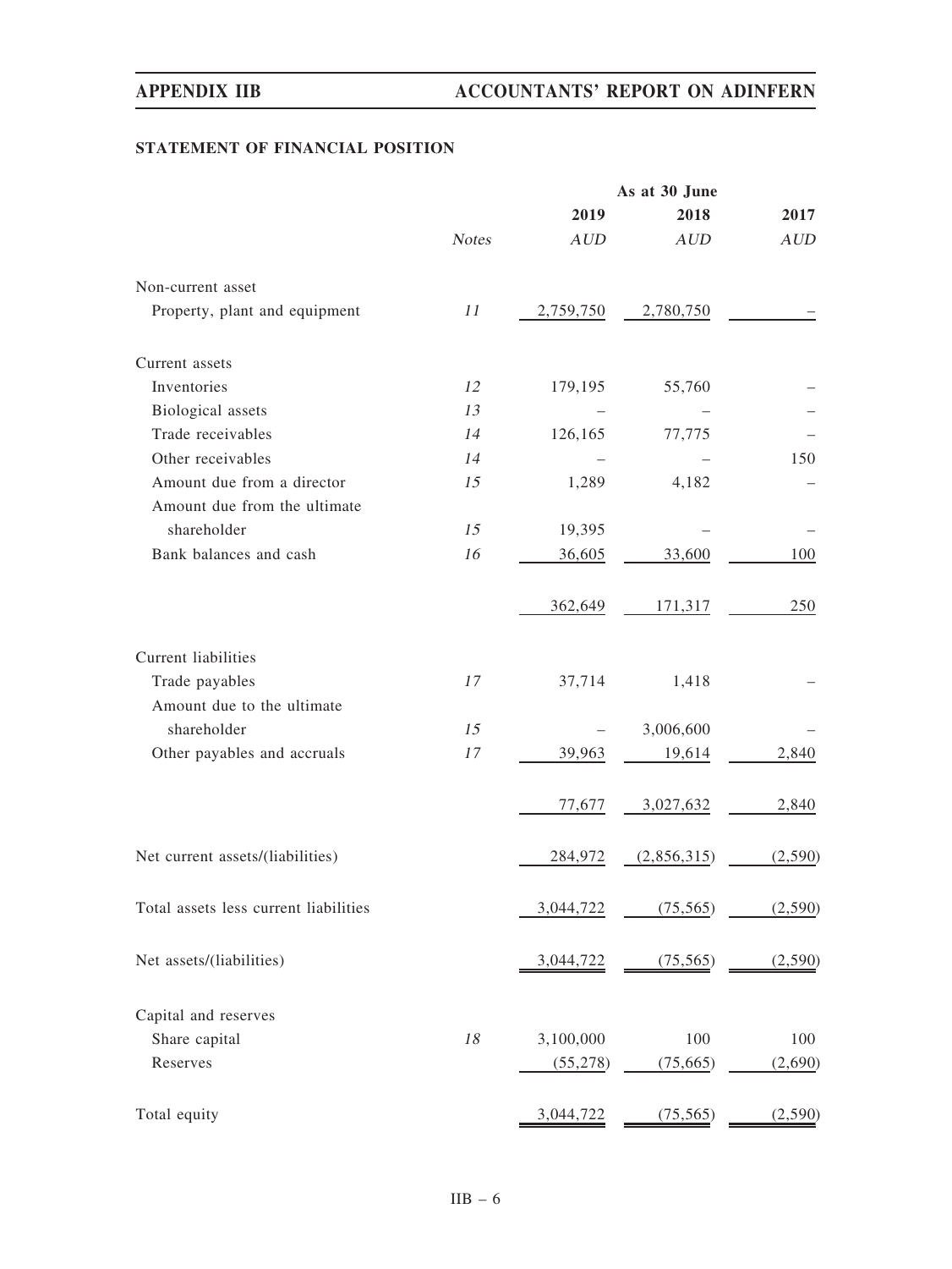## STATEMENT OF FINANCIAL POSITION

| | | As at 30 June | | |
|---|---|---|---|---|
| | | 2019 | 2018 | 2017 |
| | *Notes* | *AUD* | *AUD* | *AUD* |
| Non-current asset | | | | |
| Property, plant and equipment | *11* | 2,759,750 | 2,780,750 | – |
| Current assets | | | | |
| Inventories | *12* | 179,195 | 55,760 | – |
| Biological assets | *13* | – | – | – |
| Trade receivables | *14* | 126,165 | 77,775 | – |
| Other receivables | *14* | – | – | 150 |
| Amount due from a director | *15* | 1,289 | 4,182 | – |
| Amount due from the ultimate shareholder | *15* | 19,395 | – | – |
| Bank balances and cash | *16* | 36,605 | 33,600 | 100 |
| | | 362,649 | 171,317 | 250 |
| Current liabilities | | | | |
| Trade payables | *17* | 37,714 | 1,418 | – |
| Amount due to the ultimate shareholder | *15* | – | 3,006,600 | – |
| Other payables and accruals | *17* | 39,963 | 19,614 | 2,840 |
| | | 77,677 | 3,027,632 | 2,840 |
| Net current assets/(liabilities) | | 284,972 | (2,856,315) | (2,590) |
| Total assets less current liabilities | | 3,044,722 | (75,565) | (2,590) |
| Net assets/(liabilities) | | 3,044,722 | (75,565) | (2,590) |
| Capital and reserves | | | | |
| Share capital | *18* | 3,100,000 | 100 | 100 |
| Reserves | | (55,278) | (75,665) | (2,690) |
| Total equity | | 3,044,722 | (75,565) | (2,590) |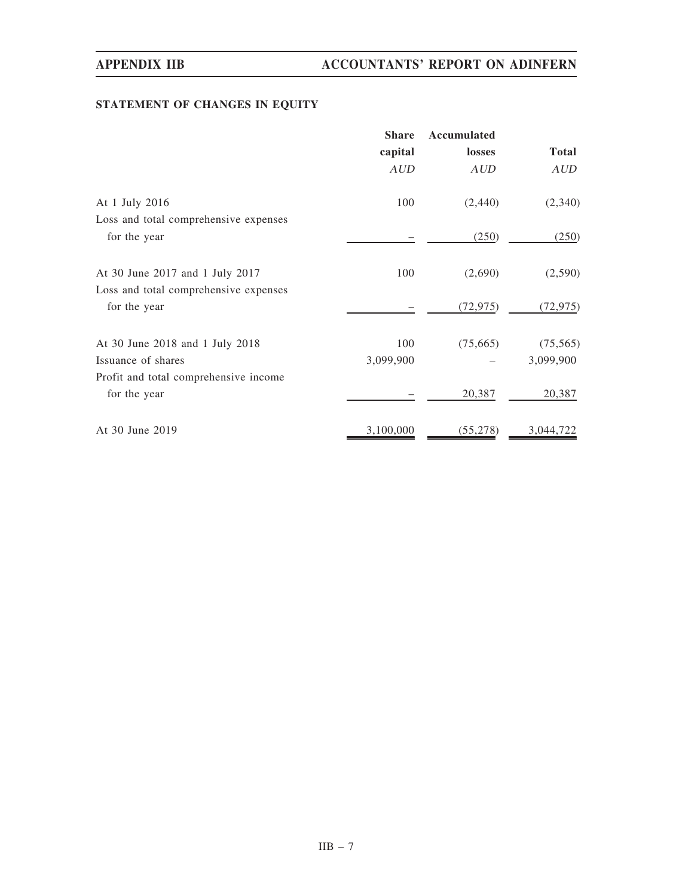## STATEMENT OF CHANGES IN EQUITY

| | Share capital | Accumulated losses | Total |
|---|---|---|---|
| | *AUD* | *AUD* | *AUD* |
| At 1 July 2016 | 100 | (2,440) | (2,340) |
| Loss and total comprehensive expenses for the year | – | (250) | (250) |
| At 30 June 2017 and 1 July 2017 | 100 | (2,690) | (2,590) |
| Loss and total comprehensive expenses for the year | – | (72,975) | (72,975) |
| At 30 June 2018 and 1 July 2018 | 100 | (75,665) | (75,565) |
| Issuance of shares | 3,099,900 | – | 3,099,900 |
| Profit and total comprehensive income for the year | – | 20,387 | 20,387 |
| At 30 June 2019 | 3,100,000 | (55,278) | 3,044,722 |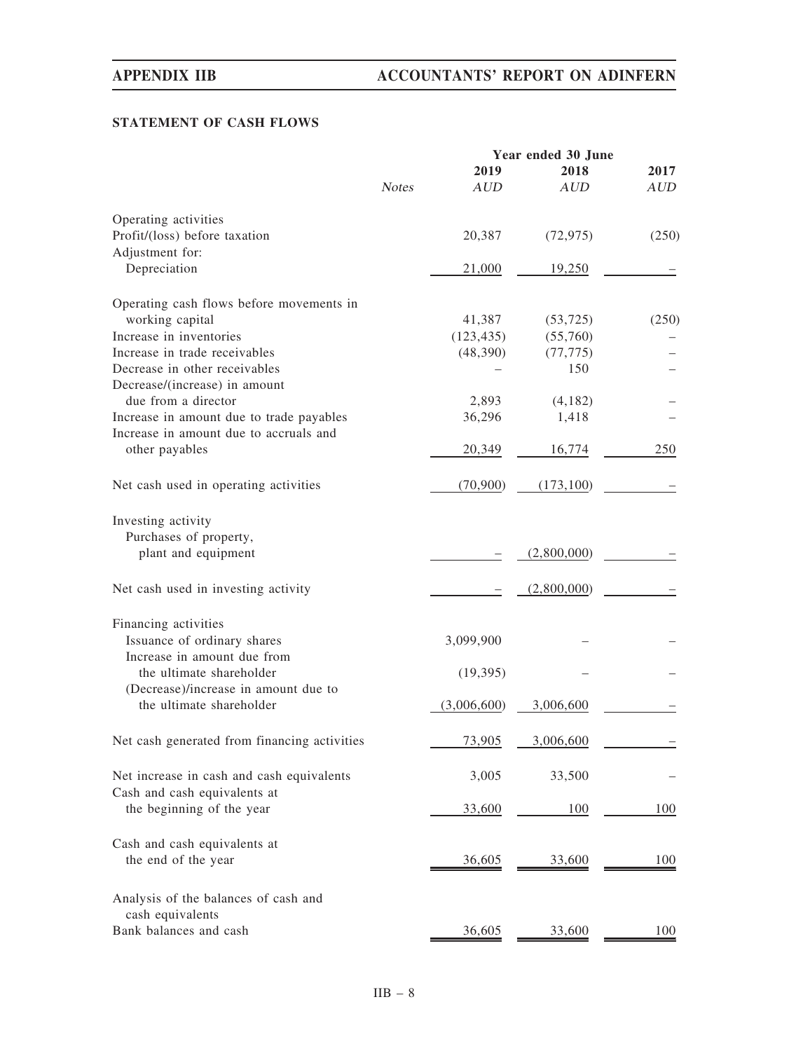### STATEMENT OF CASH FLOWS

| | Notes | Year ended 30 June 2019 AUD | 2018 AUD | 2017 AUD |
|---|---|---|---|---|
| Operating activities | | | | |
| Profit/(loss) before taxation | | 20,387 | (72,975) | (250) |
| Adjustment for: | | | | |
| Depreciation | | 21,000 | 19,250 | – |
| Operating cash flows before movements in working capital | | 41,387 | (53,725) | (250) |
| Increase in inventories | | (123,435) | (55,760) | – |
| Increase in trade receivables | | (48,390) | (77,775) | – |
| Decrease in other receivables | | – | 150 | – |
| Decrease/(increase) in amount due from a director | | 2,893 | (4,182) | – |
| Increase in amount due to trade payables | | 36,296 | 1,418 | – |
| Increase in amount due to accruals and other payables | | 20,349 | 16,774 | 250 |
| Net cash used in operating activities | | (70,900) | (173,100) | – |
| Investing activity | | | | |
| Purchases of property, plant and equipment | | – | (2,800,000) | – |
| Net cash used in investing activity | | – | (2,800,000) | – |
| Financing activities | | | | |
| Issuance of ordinary shares | | 3,099,900 | – | – |
| Increase in amount due from the ultimate shareholder | | (19,395) | – | – |
| (Decrease)/increase in amount due to the ultimate shareholder | | (3,006,600) | 3,006,600 | – |
| Net cash generated from financing activities | | 73,905 | 3,006,600 | – |
| Net increase in cash and cash equivalents | | 3,005 | 33,500 | – |
| Cash and cash equivalents at the beginning of the year | | 33,600 | 100 | 100 |
| Cash and cash equivalents at the end of the year | | 36,605 | 33,600 | 100 |
| Analysis of the balances of cash and cash equivalents | | | | |
| Bank balances and cash | | 36,605 | 33,600 | 100 |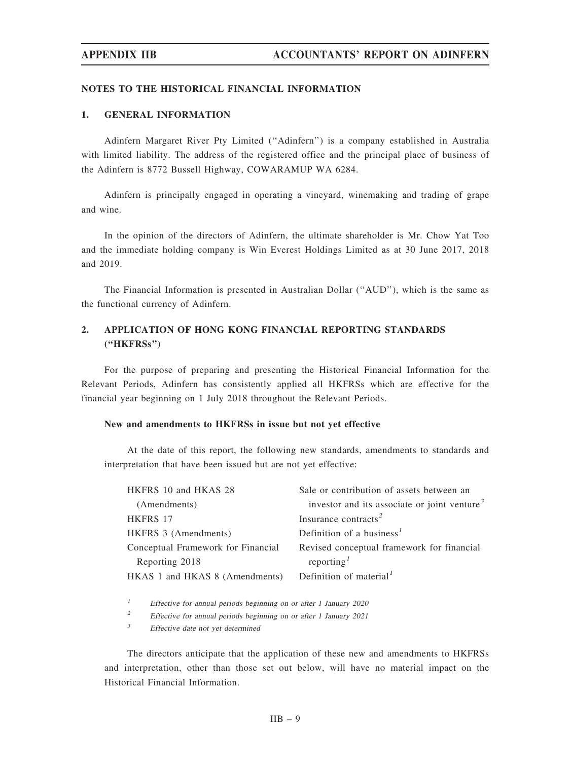## NOTES TO THE HISTORICAL FINANCIAL INFORMATION

### 1. GENERAL INFORMATION

Adinfern Margaret River Pty Limited (''Adinfern'') is a company established in Australia with limited liability. The address of the registered office and the principal place of business of the Adinfern is 8772 Bussell Highway, COWARAMUP WA 6284.

Adinfern is principally engaged in operating a vineyard, winemaking and trading of grape and wine.

In the opinion of the directors of Adinfern, the ultimate shareholder is Mr. Chow Yat Too and the immediate holding company is Win Everest Holdings Limited as at 30 June 2017, 2018 and 2019.

The Financial Information is presented in Australian Dollar (''AUD''), which is the same as the functional currency of Adinfern.

### 2. APPLICATION OF HONG KONG FINANCIAL REPORTING STANDARDS ("HKFRSs")

For the purpose of preparing and presenting the Historical Financial Information for the Relevant Periods, Adinfern has consistently applied all HKFRSs which are effective for the financial year beginning on 1 July 2018 throughout the Relevant Periods.

**New and amendments to HKFRSs in issue but not yet effective**

At the date of this report, the following new standards, amendments to standards and interpretation that have been issued but are not yet effective:

| | |
|---|---|
| HKFRS 10 and HKAS 28 (Amendments) | Sale or contribution of assets between an investor and its associate or joint venture[3] |
| HKFRS 17 | Insurance contracts[2] |
| HKFRS 3 (Amendments) | Definition of a business[1] |
| Conceptual Framework for Financial Reporting 2018 | Revised conceptual framework for financial reporting[1] |
| HKAS 1 and HKAS 8 (Amendments) | Definition of material[1] |

[1] *Effective for annual periods beginning on or after 1 January 2020*

[2] *Effective for annual periods beginning on or after 1 January 2021*

[3] *Effective date not yet determined*

The directors anticipate that the application of these new and amendments to HKFRSs and interpretation, other than those set out below, will have no material impact on the Historical Financial Information.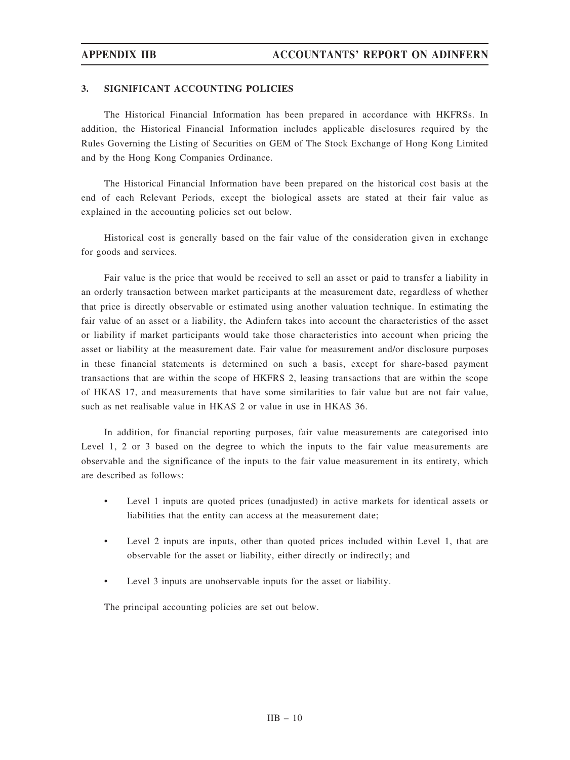### 3. SIGNIFICANT ACCOUNTING POLICIES

The Historical Financial Information has been prepared in accordance with HKFRSs. In addition, the Historical Financial Information includes applicable disclosures required by the Rules Governing the Listing of Securities on GEM of The Stock Exchange of Hong Kong Limited and by the Hong Kong Companies Ordinance.

The Historical Financial Information have been prepared on the historical cost basis at the end of each Relevant Periods, except the biological assets are stated at their fair value as explained in the accounting policies set out below.

Historical cost is generally based on the fair value of the consideration given in exchange for goods and services.

Fair value is the price that would be received to sell an asset or paid to transfer a liability in an orderly transaction between market participants at the measurement date, regardless of whether that price is directly observable or estimated using another valuation technique. In estimating the fair value of an asset or a liability, the Adinfern takes into account the characteristics of the asset or liability if market participants would take those characteristics into account when pricing the asset or liability at the measurement date. Fair value for measurement and/or disclosure purposes in these financial statements is determined on such a basis, except for share-based payment transactions that are within the scope of HKFRS 2, leasing transactions that are within the scope of HKAS 17, and measurements that have some similarities to fair value but are not fair value, such as net realisable value in HKAS 2 or value in use in HKAS 36.

In addition, for financial reporting purposes, fair value measurements are categorised into Level 1, 2 or 3 based on the degree to which the inputs to the fair value measurements are observable and the significance of the inputs to the fair value measurement in its entirety, which are described as follows:

- Level 1 inputs are quoted prices (unadjusted) in active markets for identical assets or liabilities that the entity can access at the measurement date;
- Level 2 inputs are inputs, other than quoted prices included within Level 1, that are observable for the asset or liability, either directly or indirectly; and
- Level 3 inputs are unobservable inputs for the asset or liability.

The principal accounting policies are set out below.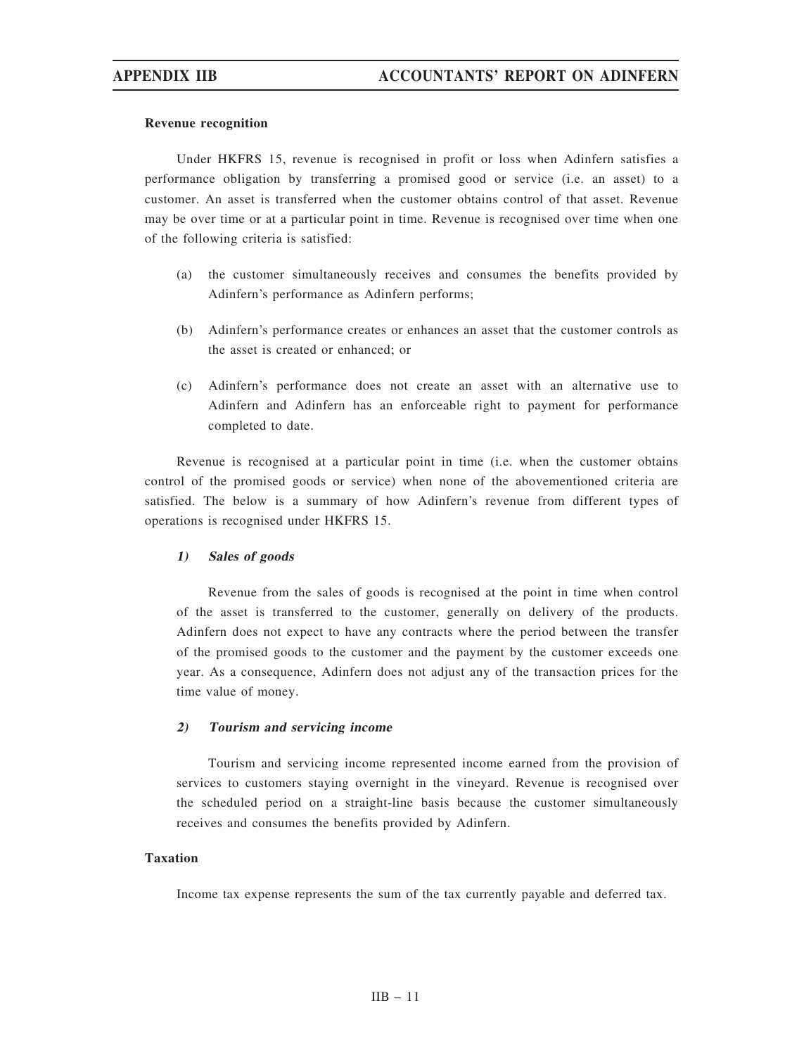**Revenue recognition**

Under HKFRS 15, revenue is recognised in profit or loss when Adinfern satisfies a performance obligation by transferring a promised good or service (i.e. an asset) to a customer. An asset is transferred when the customer obtains control of that asset. Revenue may be over time or at a particular point in time. Revenue is recognised over time when one of the following criteria is satisfied:

(a) the customer simultaneously receives and consumes the benefits provided by Adinfern's performance as Adinfern performs;

(b) Adinfern's performance creates or enhances an asset that the customer controls as the asset is created or enhanced; or

(c) Adinfern's performance does not create an asset with an alternative use to Adinfern and Adinfern has an enforceable right to payment for performance completed to date.

Revenue is recognised at a particular point in time (i.e. when the customer obtains control of the promised goods or service) when none of the abovementioned criteria are satisfied. The below is a summary of how Adinfern's revenue from different types of operations is recognised under HKFRS 15.

***1) Sales of goods***

Revenue from the sales of goods is recognised at the point in time when control of the asset is transferred to the customer, generally on delivery of the products. Adinfern does not expect to have any contracts where the period between the transfer of the promised goods to the customer and the payment by the customer exceeds one year. As a consequence, Adinfern does not adjust any of the transaction prices for the time value of money.

***2) Tourism and servicing income***

Tourism and servicing income represented income earned from the provision of services to customers staying overnight in the vineyard. Revenue is recognised over the scheduled period on a straight-line basis because the customer simultaneously receives and consumes the benefits provided by Adinfern.

**Taxation**

Income tax expense represents the sum of the tax currently payable and deferred tax.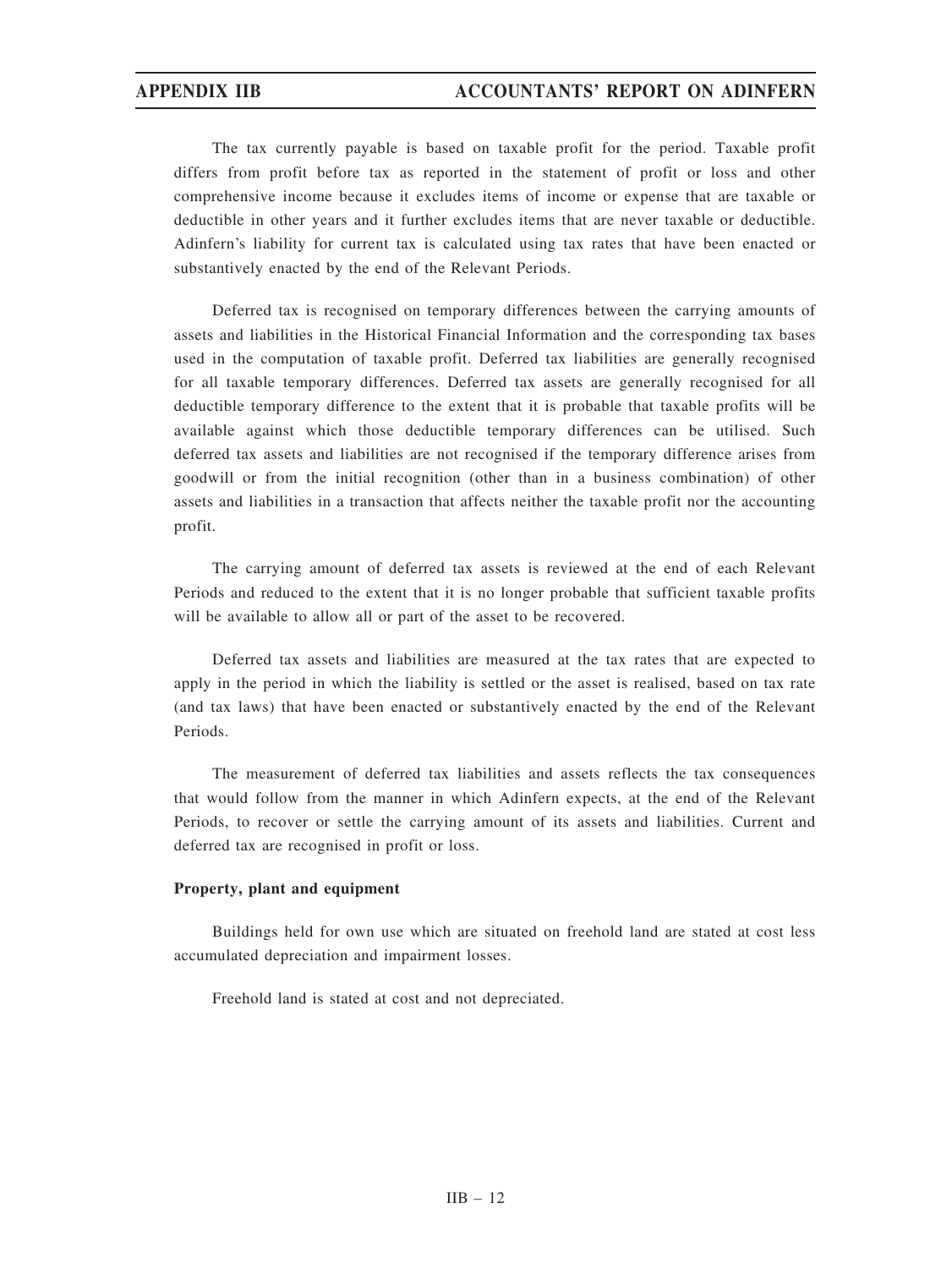The tax currently payable is based on taxable profit for the period. Taxable profit differs from profit before tax as reported in the statement of profit or loss and other comprehensive income because it excludes items of income or expense that are taxable or deductible in other years and it further excludes items that are never taxable or deductible. Adinfern's liability for current tax is calculated using tax rates that have been enacted or substantively enacted by the end of the Relevant Periods.

Deferred tax is recognised on temporary differences between the carrying amounts of assets and liabilities in the Historical Financial Information and the corresponding tax bases used in the computation of taxable profit. Deferred tax liabilities are generally recognised for all taxable temporary differences. Deferred tax assets are generally recognised for all deductible temporary difference to the extent that it is probable that taxable profits will be available against which those deductible temporary differences can be utilised. Such deferred tax assets and liabilities are not recognised if the temporary difference arises from goodwill or from the initial recognition (other than in a business combination) of other assets and liabilities in a transaction that affects neither the taxable profit nor the accounting profit.

The carrying amount of deferred tax assets is reviewed at the end of each Relevant Periods and reduced to the extent that it is no longer probable that sufficient taxable profits will be available to allow all or part of the asset to be recovered.

Deferred tax assets and liabilities are measured at the tax rates that are expected to apply in the period in which the liability is settled or the asset is realised, based on tax rate (and tax laws) that have been enacted or substantively enacted by the end of the Relevant Periods.

The measurement of deferred tax liabilities and assets reflects the tax consequences that would follow from the manner in which Adinfern expects, at the end of the Relevant Periods, to recover or settle the carrying amount of its assets and liabilities. Current and deferred tax are recognised in profit or loss.

**Property, plant and equipment**

Buildings held for own use which are situated on freehold land are stated at cost less accumulated depreciation and impairment losses.

Freehold land is stated at cost and not depreciated.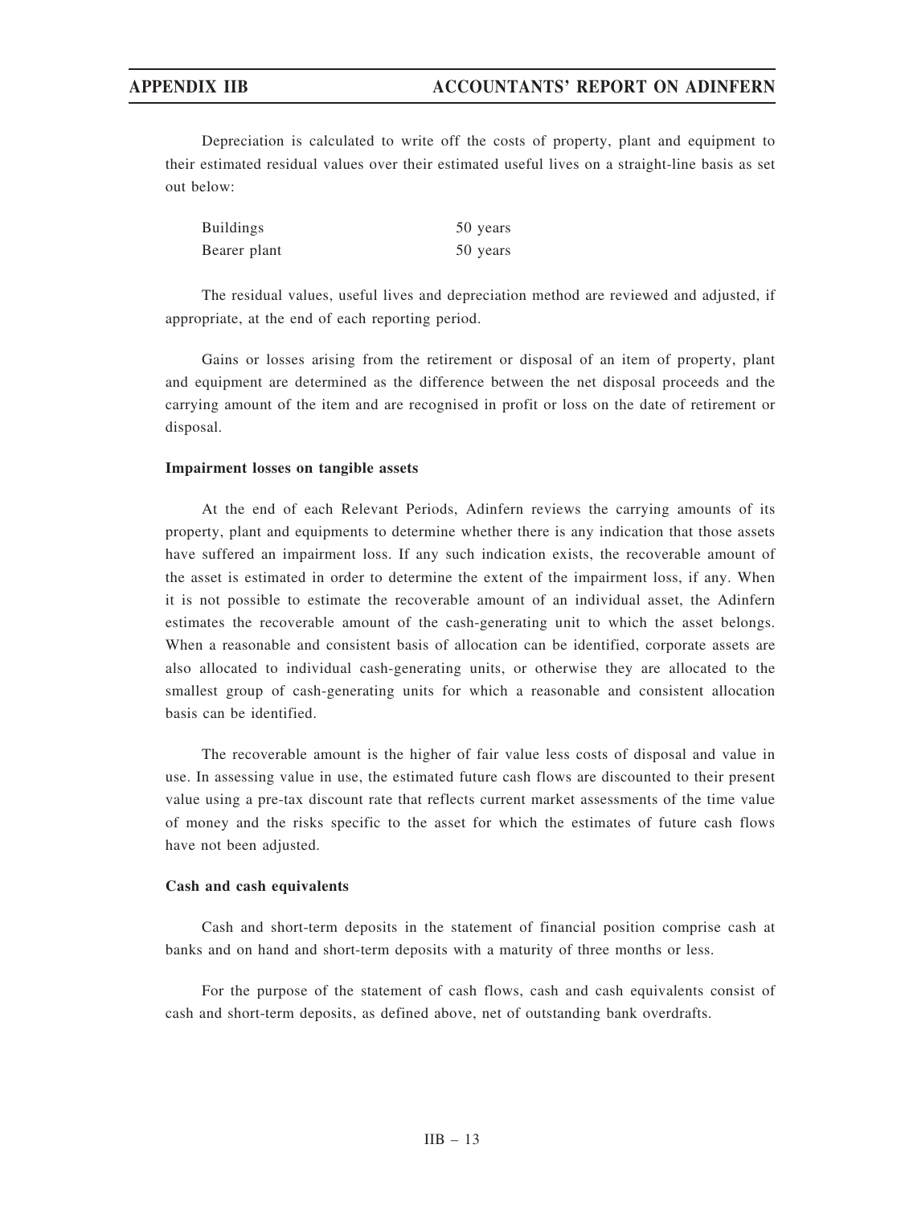Depreciation is calculated to write off the costs of property, plant and equipment to their estimated residual values over their estimated useful lives on a straight-line basis as set out below:

| | |
|---|---|
| Buildings | 50 years |
| Bearer plant | 50 years |

The residual values, useful lives and depreciation method are reviewed and adjusted, if appropriate, at the end of each reporting period.

Gains or losses arising from the retirement or disposal of an item of property, plant and equipment are determined as the difference between the net disposal proceeds and the carrying amount of the item and are recognised in profit or loss on the date of retirement or disposal.

**Impairment losses on tangible assets**

At the end of each Relevant Periods, Adinfern reviews the carrying amounts of its property, plant and equipments to determine whether there is any indication that those assets have suffered an impairment loss. If any such indication exists, the recoverable amount of the asset is estimated in order to determine the extent of the impairment loss, if any. When it is not possible to estimate the recoverable amount of an individual asset, the Adinfern estimates the recoverable amount of the cash-generating unit to which the asset belongs. When a reasonable and consistent basis of allocation can be identified, corporate assets are also allocated to individual cash-generating units, or otherwise they are allocated to the smallest group of cash-generating units for which a reasonable and consistent allocation basis can be identified.

The recoverable amount is the higher of fair value less costs of disposal and value in use. In assessing value in use, the estimated future cash flows are discounted to their present value using a pre-tax discount rate that reflects current market assessments of the time value of money and the risks specific to the asset for which the estimates of future cash flows have not been adjusted.

**Cash and cash equivalents**

Cash and short-term deposits in the statement of financial position comprise cash at banks and on hand and short-term deposits with a maturity of three months or less.

For the purpose of the statement of cash flows, cash and cash equivalents consist of cash and short-term deposits, as defined above, net of outstanding bank overdrafts.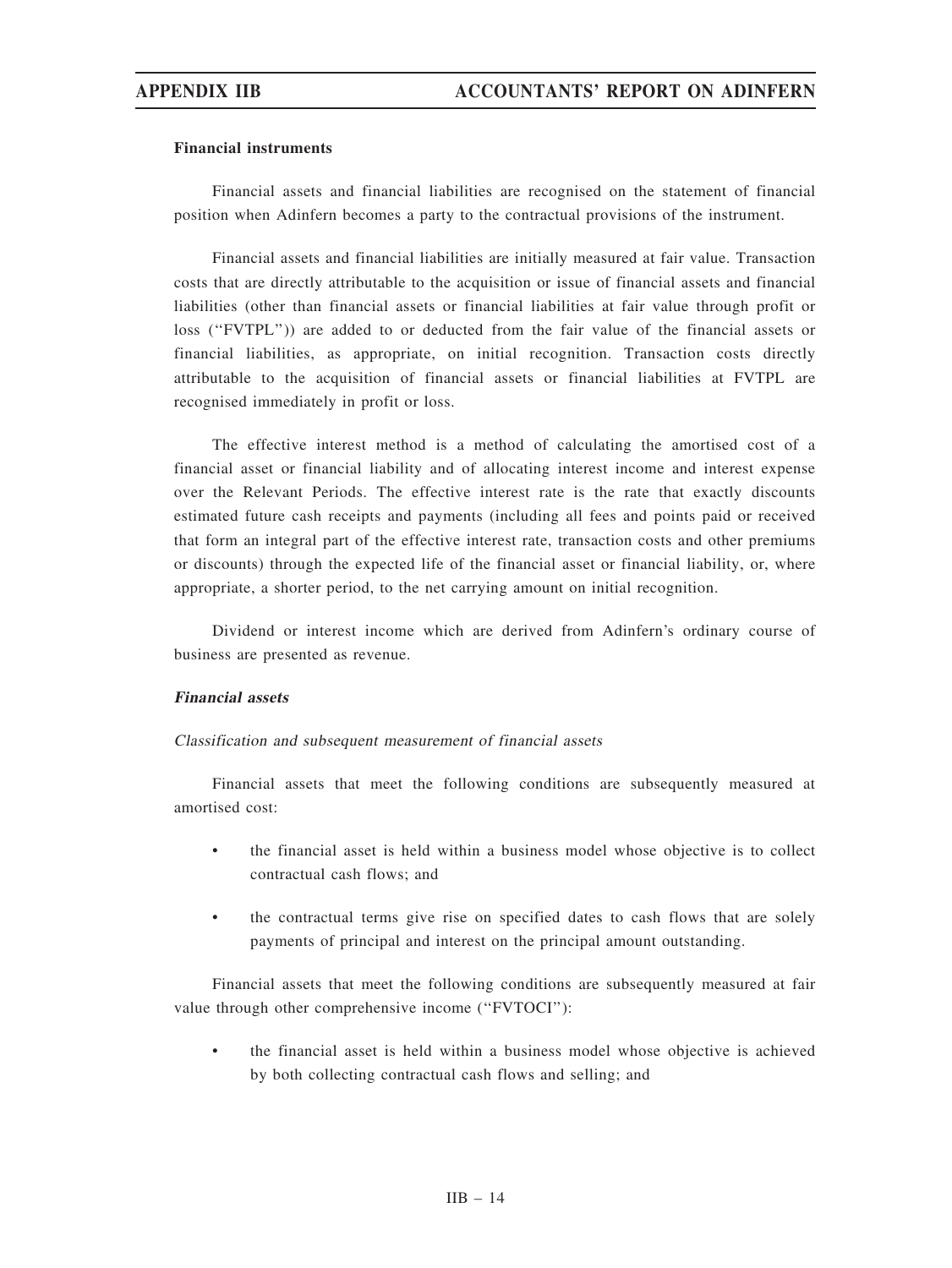**Financial instruments**

Financial assets and financial liabilities are recognised on the statement of financial position when Adinfern becomes a party to the contractual provisions of the instrument.

Financial assets and financial liabilities are initially measured at fair value. Transaction costs that are directly attributable to the acquisition or issue of financial assets and financial liabilities (other than financial assets or financial liabilities at fair value through profit or loss ("FVTPL")) are added to or deducted from the fair value of the financial assets or financial liabilities, as appropriate, on initial recognition. Transaction costs directly attributable to the acquisition of financial assets or financial liabilities at FVTPL are recognised immediately in profit or loss.

The effective interest method is a method of calculating the amortised cost of a financial asset or financial liability and of allocating interest income and interest expense over the Relevant Periods. The effective interest rate is the rate that exactly discounts estimated future cash receipts and payments (including all fees and points paid or received that form an integral part of the effective interest rate, transaction costs and other premiums or discounts) through the expected life of the financial asset or financial liability, or, where appropriate, a shorter period, to the net carrying amount on initial recognition.

Dividend or interest income which are derived from Adinfern's ordinary course of business are presented as revenue.

***Financial assets***

*Classification and subsequent measurement of financial assets*

Financial assets that meet the following conditions are subsequently measured at amortised cost:

- the financial asset is held within a business model whose objective is to collect contractual cash flows; and
- the contractual terms give rise on specified dates to cash flows that are solely payments of principal and interest on the principal amount outstanding.

Financial assets that meet the following conditions are subsequently measured at fair value through other comprehensive income ("FVTOCI"):

- the financial asset is held within a business model whose objective is achieved by both collecting contractual cash flows and selling; and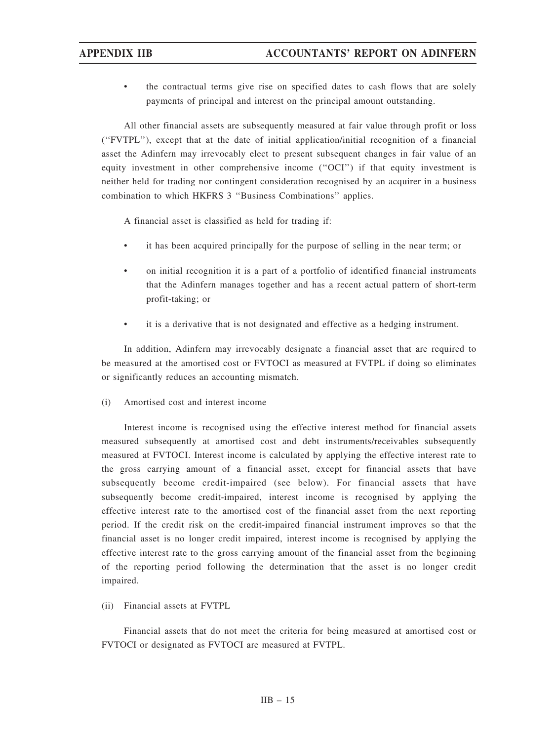- the contractual terms give rise on specified dates to cash flows that are solely payments of principal and interest on the principal amount outstanding.

All other financial assets are subsequently measured at fair value through profit or loss ("FVTPL"), except that at the date of initial application/initial recognition of a financial asset the Adinfern may irrevocably elect to present subsequent changes in fair value of an equity investment in other comprehensive income ("OCI") if that equity investment is neither held for trading nor contingent consideration recognised by an acquirer in a business combination to which HKFRS 3 "Business Combinations" applies.

A financial asset is classified as held for trading if:

- it has been acquired principally for the purpose of selling in the near term; or
- on initial recognition it is a part of a portfolio of identified financial instruments that the Adinfern manages together and has a recent actual pattern of short-term profit-taking; or
- it is a derivative that is not designated and effective as a hedging instrument.

In addition, Adinfern may irrevocably designate a financial asset that are required to be measured at the amortised cost or FVTOCI as measured at FVTPL if doing so eliminates or significantly reduces an accounting mismatch.

(i) Amortised cost and interest income

Interest income is recognised using the effective interest method for financial assets measured subsequently at amortised cost and debt instruments/receivables subsequently measured at FVTOCI. Interest income is calculated by applying the effective interest rate to the gross carrying amount of a financial asset, except for financial assets that have subsequently become credit-impaired (see below). For financial assets that have subsequently become credit-impaired, interest income is recognised by applying the effective interest rate to the amortised cost of the financial asset from the next reporting period. If the credit risk on the credit-impaired financial instrument improves so that the financial asset is no longer credit impaired, interest income is recognised by applying the effective interest rate to the gross carrying amount of the financial asset from the beginning of the reporting period following the determination that the asset is no longer credit impaired.

(ii) Financial assets at FVTPL

Financial assets that do not meet the criteria for being measured at amortised cost or FVTOCI or designated as FVTOCI are measured at FVTPL.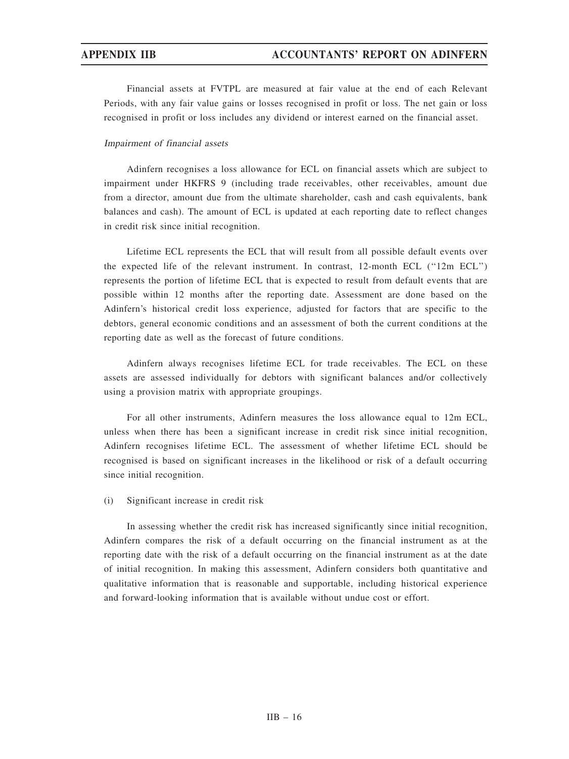Financial assets at FVTPL are measured at fair value at the end of each Relevant Periods, with any fair value gains or losses recognised in profit or loss. The net gain or loss recognised in profit or loss includes any dividend or interest earned on the financial asset.

*Impairment of financial assets*

Adinfern recognises a loss allowance for ECL on financial assets which are subject to impairment under HKFRS 9 (including trade receivables, other receivables, amount due from a director, amount due from the ultimate shareholder, cash and cash equivalents, bank balances and cash). The amount of ECL is updated at each reporting date to reflect changes in credit risk since initial recognition.

Lifetime ECL represents the ECL that will result from all possible default events over the expected life of the relevant instrument. In contrast, 12-month ECL ("12m ECL") represents the portion of lifetime ECL that is expected to result from default events that are possible within 12 months after the reporting date. Assessment are done based on the Adinfern's historical credit loss experience, adjusted for factors that are specific to the debtors, general economic conditions and an assessment of both the current conditions at the reporting date as well as the forecast of future conditions.

Adinfern always recognises lifetime ECL for trade receivables. The ECL on these assets are assessed individually for debtors with significant balances and/or collectively using a provision matrix with appropriate groupings.

For all other instruments, Adinfern measures the loss allowance equal to 12m ECL, unless when there has been a significant increase in credit risk since initial recognition, Adinfern recognises lifetime ECL. The assessment of whether lifetime ECL should be recognised is based on significant increases in the likelihood or risk of a default occurring since initial recognition.

(i) Significant increase in credit risk

In assessing whether the credit risk has increased significantly since initial recognition, Adinfern compares the risk of a default occurring on the financial instrument as at the reporting date with the risk of a default occurring on the financial instrument as at the date of initial recognition. In making this assessment, Adinfern considers both quantitative and qualitative information that is reasonable and supportable, including historical experience and forward-looking information that is available without undue cost or effort.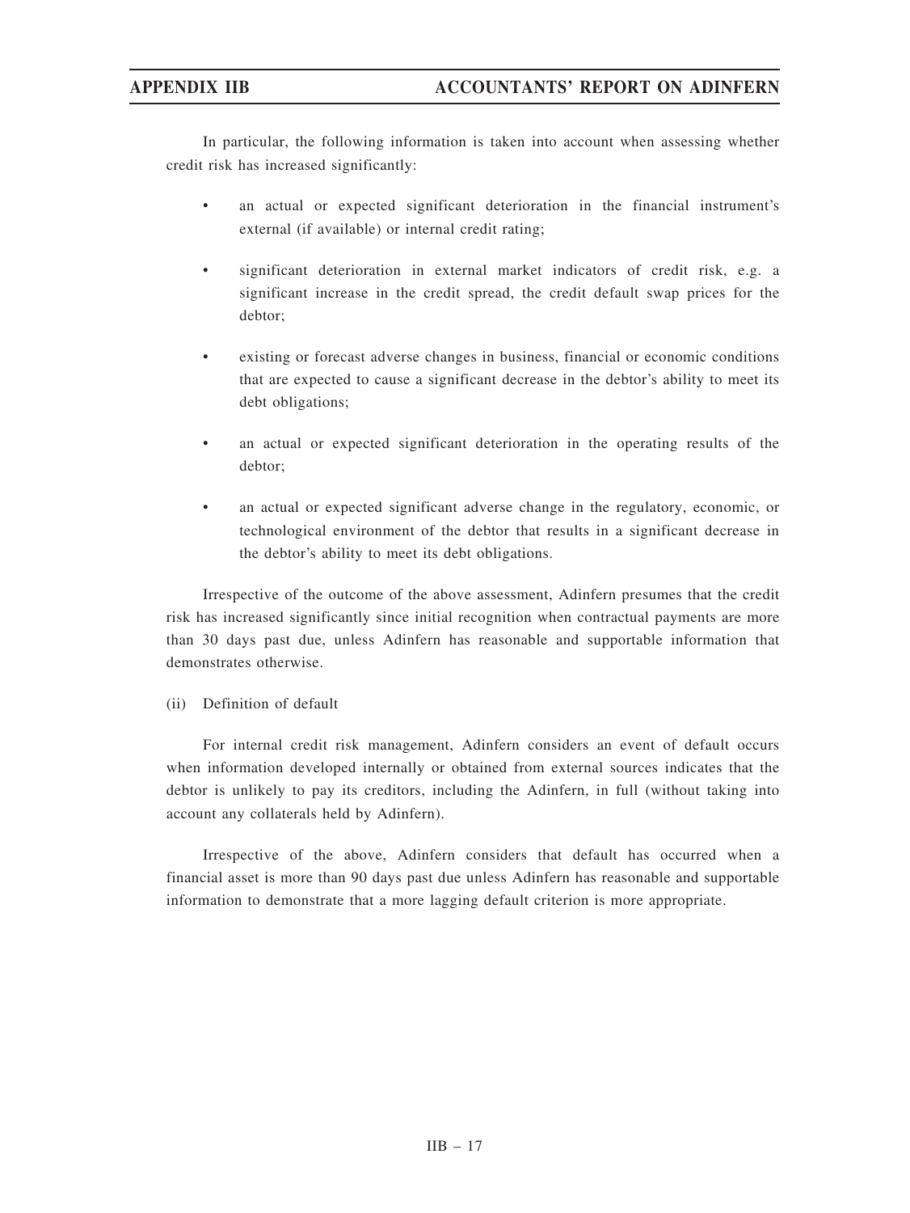In particular, the following information is taken into account when assessing whether credit risk has increased significantly:

- an actual or expected significant deterioration in the financial instrument's external (if available) or internal credit rating;
- significant deterioration in external market indicators of credit risk, e.g. a significant increase in the credit spread, the credit default swap prices for the debtor;
- existing or forecast adverse changes in business, financial or economic conditions that are expected to cause a significant decrease in the debtor's ability to meet its debt obligations;
- an actual or expected significant deterioration in the operating results of the debtor;
- an actual or expected significant adverse change in the regulatory, economic, or technological environment of the debtor that results in a significant decrease in the debtor's ability to meet its debt obligations.

Irrespective of the outcome of the above assessment, Adinfern presumes that the credit risk has increased significantly since initial recognition when contractual payments are more than 30 days past due, unless Adinfern has reasonable and supportable information that demonstrates otherwise.

(ii) Definition of default

For internal credit risk management, Adinfern considers an event of default occurs when information developed internally or obtained from external sources indicates that the debtor is unlikely to pay its creditors, including the Adinfern, in full (without taking into account any collaterals held by Adinfern).

Irrespective of the above, Adinfern considers that default has occurred when a financial asset is more than 90 days past due unless Adinfern has reasonable and supportable information to demonstrate that a more lagging default criterion is more appropriate.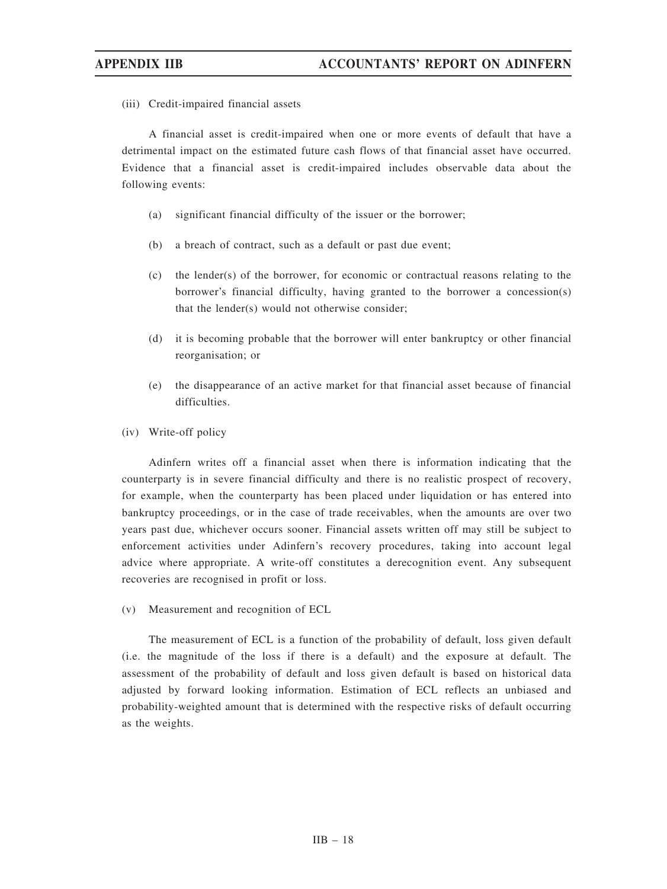(iii) Credit-impaired financial assets

A financial asset is credit-impaired when one or more events of default that have a detrimental impact on the estimated future cash flows of that financial asset have occurred. Evidence that a financial asset is credit-impaired includes observable data about the following events:

(a) significant financial difficulty of the issuer or the borrower;

(b) a breach of contract, such as a default or past due event;

(c) the lender(s) of the borrower, for economic or contractual reasons relating to the borrower's financial difficulty, having granted to the borrower a concession(s) that the lender(s) would not otherwise consider;

(d) it is becoming probable that the borrower will enter bankruptcy or other financial reorganisation; or

(e) the disappearance of an active market for that financial asset because of financial difficulties.

(iv) Write-off policy

Adinfern writes off a financial asset when there is information indicating that the counterparty is in severe financial difficulty and there is no realistic prospect of recovery, for example, when the counterparty has been placed under liquidation or has entered into bankruptcy proceedings, or in the case of trade receivables, when the amounts are over two years past due, whichever occurs sooner. Financial assets written off may still be subject to enforcement activities under Adinfern's recovery procedures, taking into account legal advice where appropriate. A write-off constitutes a derecognition event. Any subsequent recoveries are recognised in profit or loss.

(v) Measurement and recognition of ECL

The measurement of ECL is a function of the probability of default, loss given default (i.e. the magnitude of the loss if there is a default) and the exposure at default. The assessment of the probability of default and loss given default is based on historical data adjusted by forward looking information. Estimation of ECL reflects an unbiased and probability-weighted amount that is determined with the respective risks of default occurring as the weights.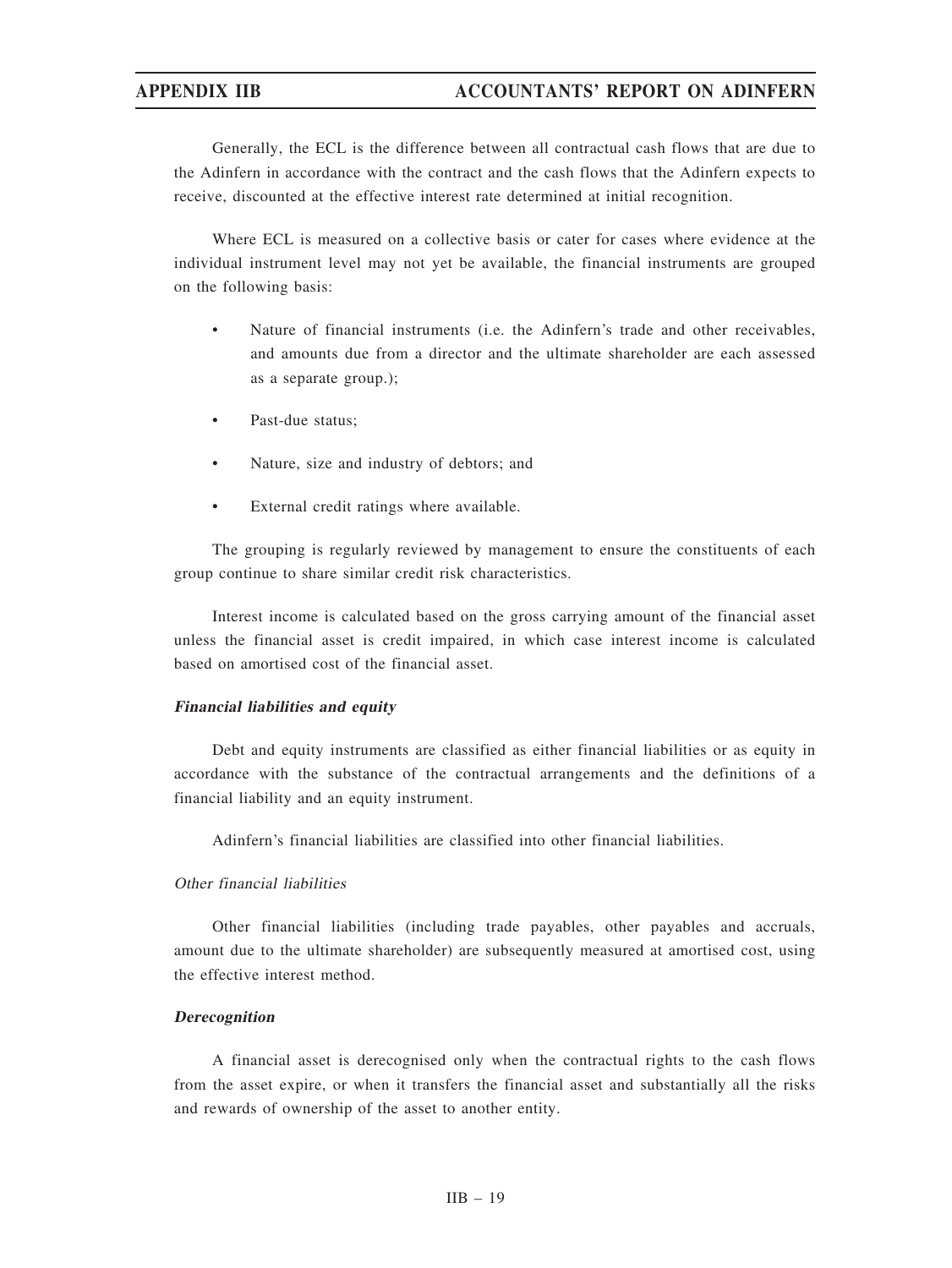Generally, the ECL is the difference between all contractual cash flows that are due to the Adinfern in accordance with the contract and the cash flows that the Adinfern expects to receive, discounted at the effective interest rate determined at initial recognition.

Where ECL is measured on a collective basis or cater for cases where evidence at the individual instrument level may not yet be available, the financial instruments are grouped on the following basis:

- Nature of financial instruments (i.e. the Adinfern's trade and other receivables, and amounts due from a director and the ultimate shareholder are each assessed as a separate group.);
- Past-due status;
- Nature, size and industry of debtors; and
- External credit ratings where available.

The grouping is regularly reviewed by management to ensure the constituents of each group continue to share similar credit risk characteristics.

Interest income is calculated based on the gross carrying amount of the financial asset unless the financial asset is credit impaired, in which case interest income is calculated based on amortised cost of the financial asset.

***Financial liabilities and equity***

Debt and equity instruments are classified as either financial liabilities or as equity in accordance with the substance of the contractual arrangements and the definitions of a financial liability and an equity instrument.

Adinfern's financial liabilities are classified into other financial liabilities.

*Other financial liabilities*

Other financial liabilities (including trade payables, other payables and accruals, amount due to the ultimate shareholder) are subsequently measured at amortised cost, using the effective interest method.

***Derecognition***

A financial asset is derecognised only when the contractual rights to the cash flows from the asset expire, or when it transfers the financial asset and substantially all the risks and rewards of ownership of the asset to another entity.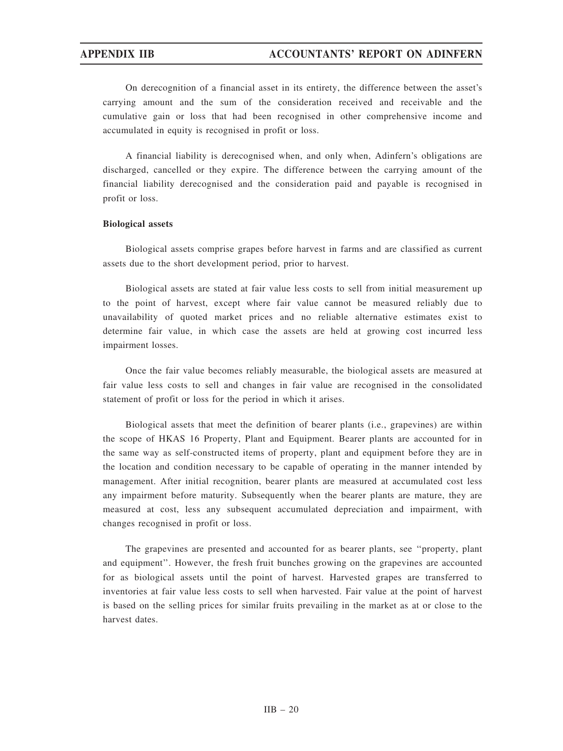On derecognition of a financial asset in its entirety, the difference between the asset's carrying amount and the sum of the consideration received and receivable and the cumulative gain or loss that had been recognised in other comprehensive income and accumulated in equity is recognised in profit or loss.

A financial liability is derecognised when, and only when, Adinfern's obligations are discharged, cancelled or they expire. The difference between the carrying amount of the financial liability derecognised and the consideration paid and payable is recognised in profit or loss.

**Biological assets**

Biological assets comprise grapes before harvest in farms and are classified as current assets due to the short development period, prior to harvest.

Biological assets are stated at fair value less costs to sell from initial measurement up to the point of harvest, except where fair value cannot be measured reliably due to unavailability of quoted market prices and no reliable alternative estimates exist to determine fair value, in which case the assets are held at growing cost incurred less impairment losses.

Once the fair value becomes reliably measurable, the biological assets are measured at fair value less costs to sell and changes in fair value are recognised in the consolidated statement of profit or loss for the period in which it arises.

Biological assets that meet the definition of bearer plants (i.e., grapevines) are within the scope of HKAS 16 Property, Plant and Equipment. Bearer plants are accounted for in the same way as self-constructed items of property, plant and equipment before they are in the location and condition necessary to be capable of operating in the manner intended by management. After initial recognition, bearer plants are measured at accumulated cost less any impairment before maturity. Subsequently when the bearer plants are mature, they are measured at cost, less any subsequent accumulated depreciation and impairment, with changes recognised in profit or loss.

The grapevines are presented and accounted for as bearer plants, see "property, plant and equipment". However, the fresh fruit bunches growing on the grapevines are accounted for as biological assets until the point of harvest. Harvested grapes are transferred to inventories at fair value less costs to sell when harvested. Fair value at the point of harvest is based on the selling prices for similar fruits prevailing in the market as at or close to the harvest dates.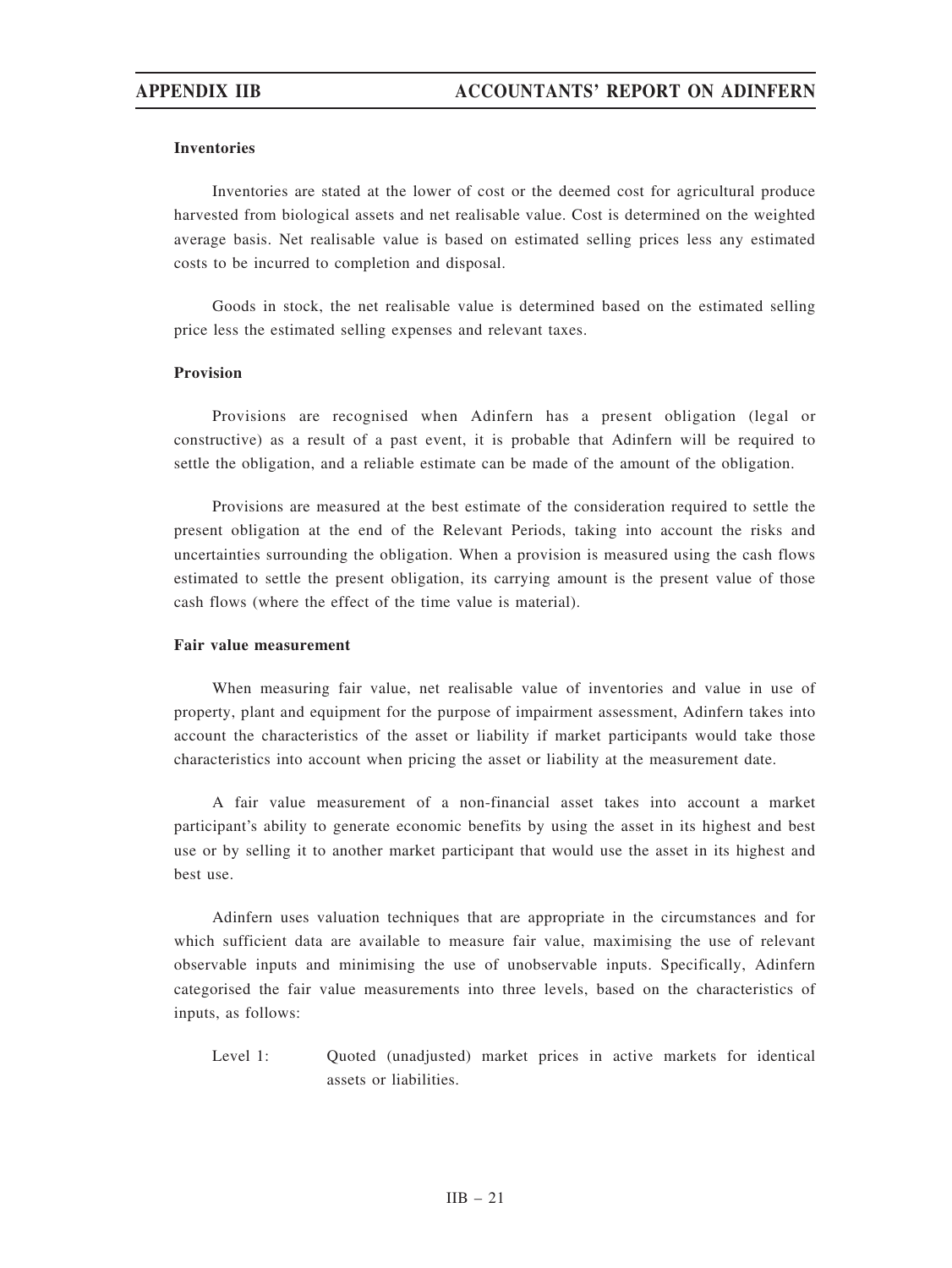**Inventories**

Inventories are stated at the lower of cost or the deemed cost for agricultural produce harvested from biological assets and net realisable value. Cost is determined on the weighted average basis. Net realisable value is based on estimated selling prices less any estimated costs to be incurred to completion and disposal.

Goods in stock, the net realisable value is determined based on the estimated selling price less the estimated selling expenses and relevant taxes.

**Provision**

Provisions are recognised when Adinfern has a present obligation (legal or constructive) as a result of a past event, it is probable that Adinfern will be required to settle the obligation, and a reliable estimate can be made of the amount of the obligation.

Provisions are measured at the best estimate of the consideration required to settle the present obligation at the end of the Relevant Periods, taking into account the risks and uncertainties surrounding the obligation. When a provision is measured using the cash flows estimated to settle the present obligation, its carrying amount is the present value of those cash flows (where the effect of the time value is material).

**Fair value measurement**

When measuring fair value, net realisable value of inventories and value in use of property, plant and equipment for the purpose of impairment assessment, Adinfern takes into account the characteristics of the asset or liability if market participants would take those characteristics into account when pricing the asset or liability at the measurement date.

A fair value measurement of a non-financial asset takes into account a market participant's ability to generate economic benefits by using the asset in its highest and best use or by selling it to another market participant that would use the asset in its highest and best use.

Adinfern uses valuation techniques that are appropriate in the circumstances and for which sufficient data are available to measure fair value, maximising the use of relevant observable inputs and minimising the use of unobservable inputs. Specifically, Adinfern categorised the fair value measurements into three levels, based on the characteristics of inputs, as follows:

Level 1: Quoted (unadjusted) market prices in active markets for identical assets or liabilities.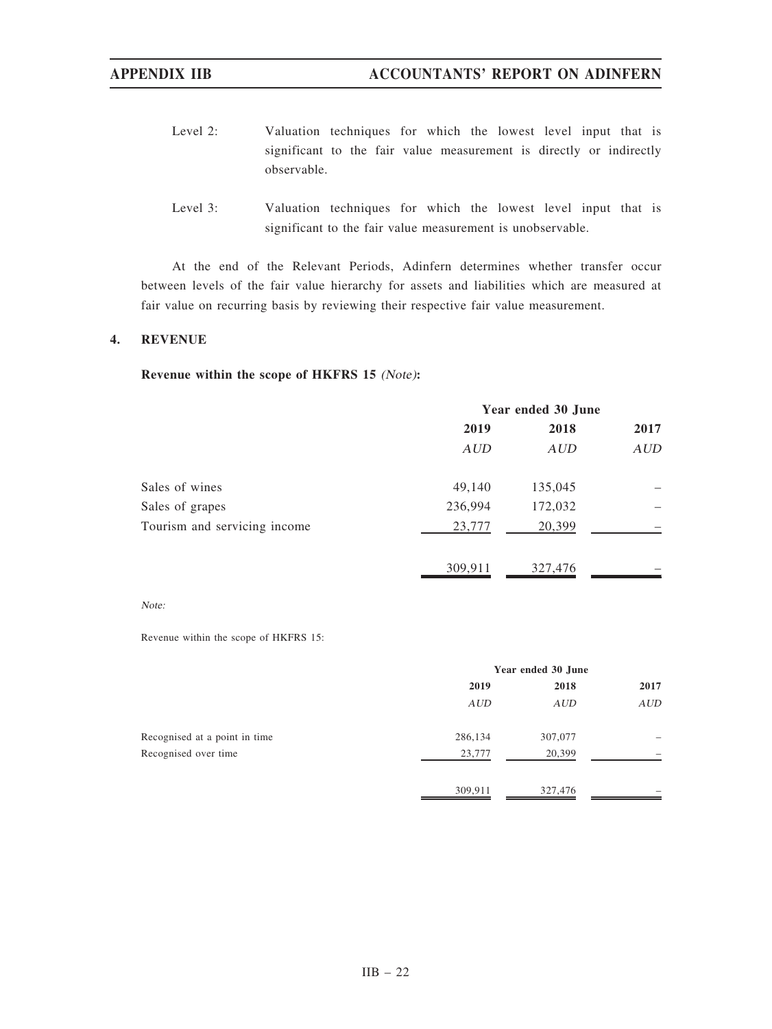Level 2: Valuation techniques for which the lowest level input that is significant to the fair value measurement is directly or indirectly observable.

Level 3: Valuation techniques for which the lowest level input that is significant to the fair value measurement is unobservable.

At the end of the Relevant Periods, Adinfern determines whether transfer occur between levels of the fair value hierarchy for assets and liabilities which are measured at fair value on recurring basis by reviewing their respective fair value measurement.

## 4. REVENUE

**Revenue within the scope of HKFRS 15** ***(Note)*****:**

| | Year ended 30 June | | |
|---|---|---|---|
| | **2019** | **2018** | **2017** |
| | *AUD* | *AUD* | *AUD* |
| Sales of wines | 49,140 | 135,045 | – |
| Sales of grapes | 236,994 | 172,032 | – |
| Tourism and servicing income | 23,777 | 20,399 | – |
| | 309,911 | 327,476 | – |

*Note:*

Revenue within the scope of HKFRS 15:

| | Year ended 30 June | | |
|---|---|---|---|
| | **2019** | **2018** | **2017** |
| | *AUD* | *AUD* | *AUD* |
| Recognised at a point in time | 286,134 | 307,077 | – |
| Recognised over time | 23,777 | 20,399 | – |
| | 309,911 | 327,476 | – |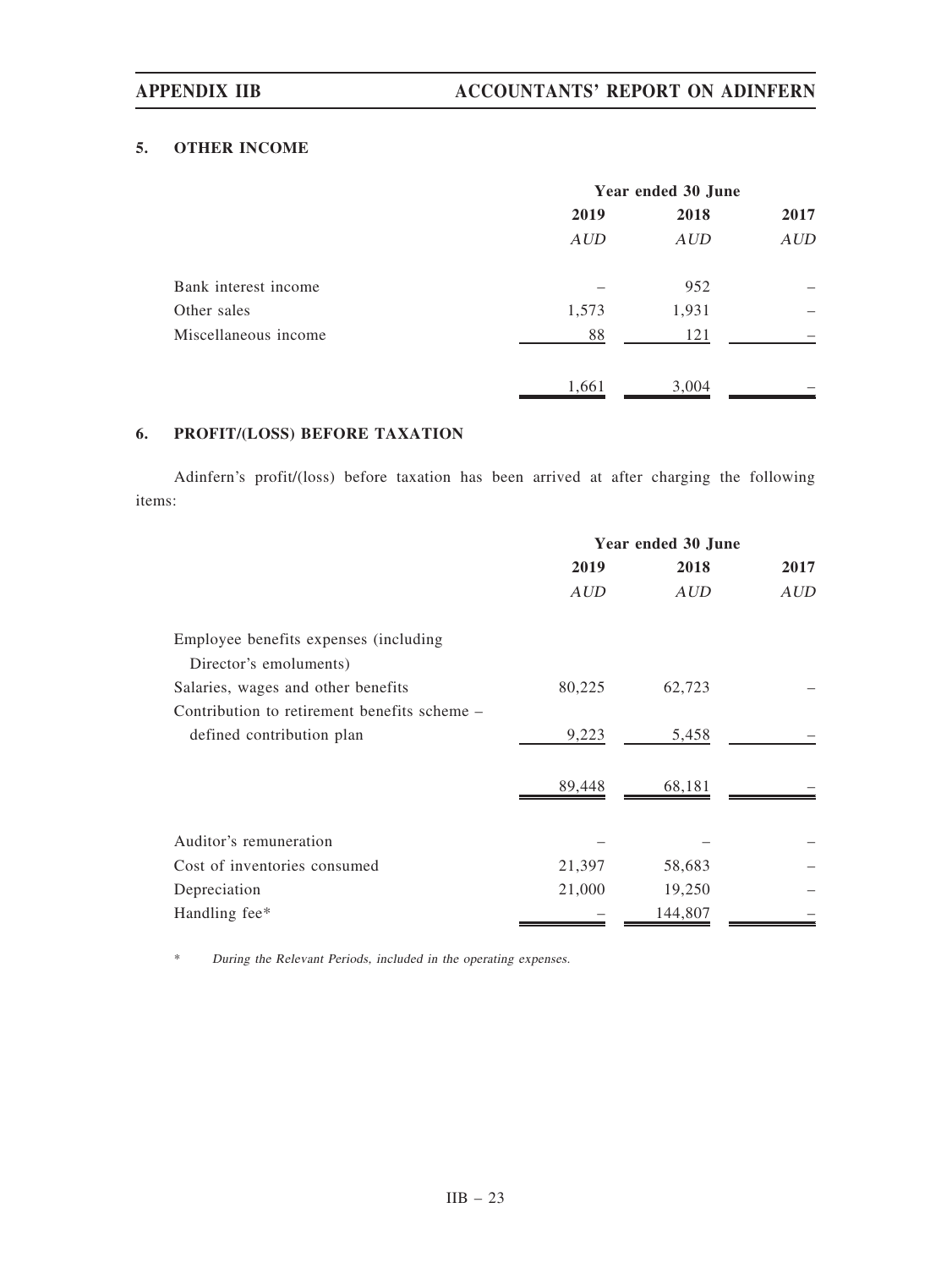## 5. OTHER INCOME

| | Year ended 30 June | | |
|---|---|---|---|
| | 2019 | 2018 | 2017 |
| | *AUD* | *AUD* | *AUD* |
| Bank interest income | – | 952 | – |
| Other sales | 1,573 | 1,931 | – |
| Miscellaneous income | 88 | 121 | – |
| | 1,661 | 3,004 | – |

## 6. PROFIT/(LOSS) BEFORE TAXATION

Adinfern's profit/(loss) before taxation has been arrived at after charging the following items:

| | Year ended 30 June | | |
|---|---|---|---|
| | 2019 | 2018 | 2017 |
| | *AUD* | *AUD* | *AUD* |
| Employee benefits expenses (including Director's emoluments) | | | |
| Salaries, wages and other benefits | 80,225 | 62,723 | – |
| Contribution to retirement benefits scheme – defined contribution plan | 9,223 | 5,458 | – |
| | 89,448 | 68,181 | – |
| Auditor's remuneration | – | – | – |
| Cost of inventories consumed | 21,397 | 58,683 | – |
| Depreciation | 21,000 | 19,250 | – |
| Handling fee* | – | 144,807 | – |

\* *During the Relevant Periods, included in the operating expenses.*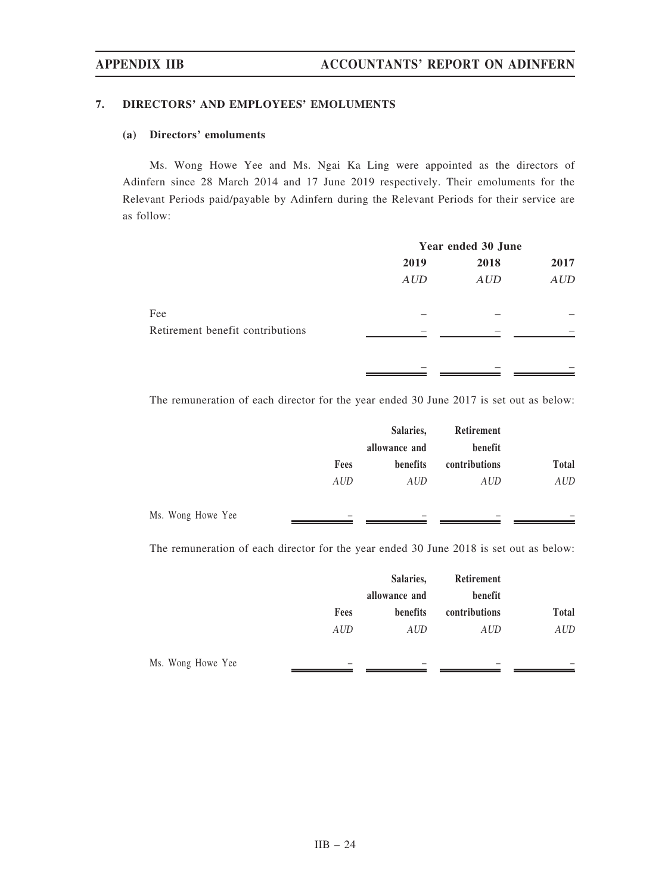## 7. DIRECTORS' AND EMPLOYEES' EMOLUMENTS

### (a) Directors' emoluments

Ms. Wong Howe Yee and Ms. Ngai Ka Ling were appointed as the directors of Adinfern since 28 March 2014 and 17 June 2019 respectively. Their emoluments for the Relevant Periods paid/payable by Adinfern during the Relevant Periods for their service are as follow:

| | Year ended 30 June | | |
|---|---|---|---|
| | **2019** | **2018** | **2017** |
| | *AUD* | *AUD* | *AUD* |
| Fee | – | – | – |
| Retirement benefit contributions | – | – | – |
| | – | – | – |

The remuneration of each director for the year ended 30 June 2017 is set out as below:

| | **Fees** | **Salaries, allowance and benefits** | **Retirement benefit contributions** | **Total** |
|---|---|---|---|---|
| | *AUD* | *AUD* | *AUD* | *AUD* |
| Ms. Wong Howe Yee | – | – | – | – |

The remuneration of each director for the year ended 30 June 2018 is set out as below:

| | **Fees** | **Salaries, allowance and benefits** | **Retirement benefit contributions** | **Total** |
|---|---|---|---|---|
| | *AUD* | *AUD* | *AUD* | *AUD* |
| Ms. Wong Howe Yee | – | – | – | – |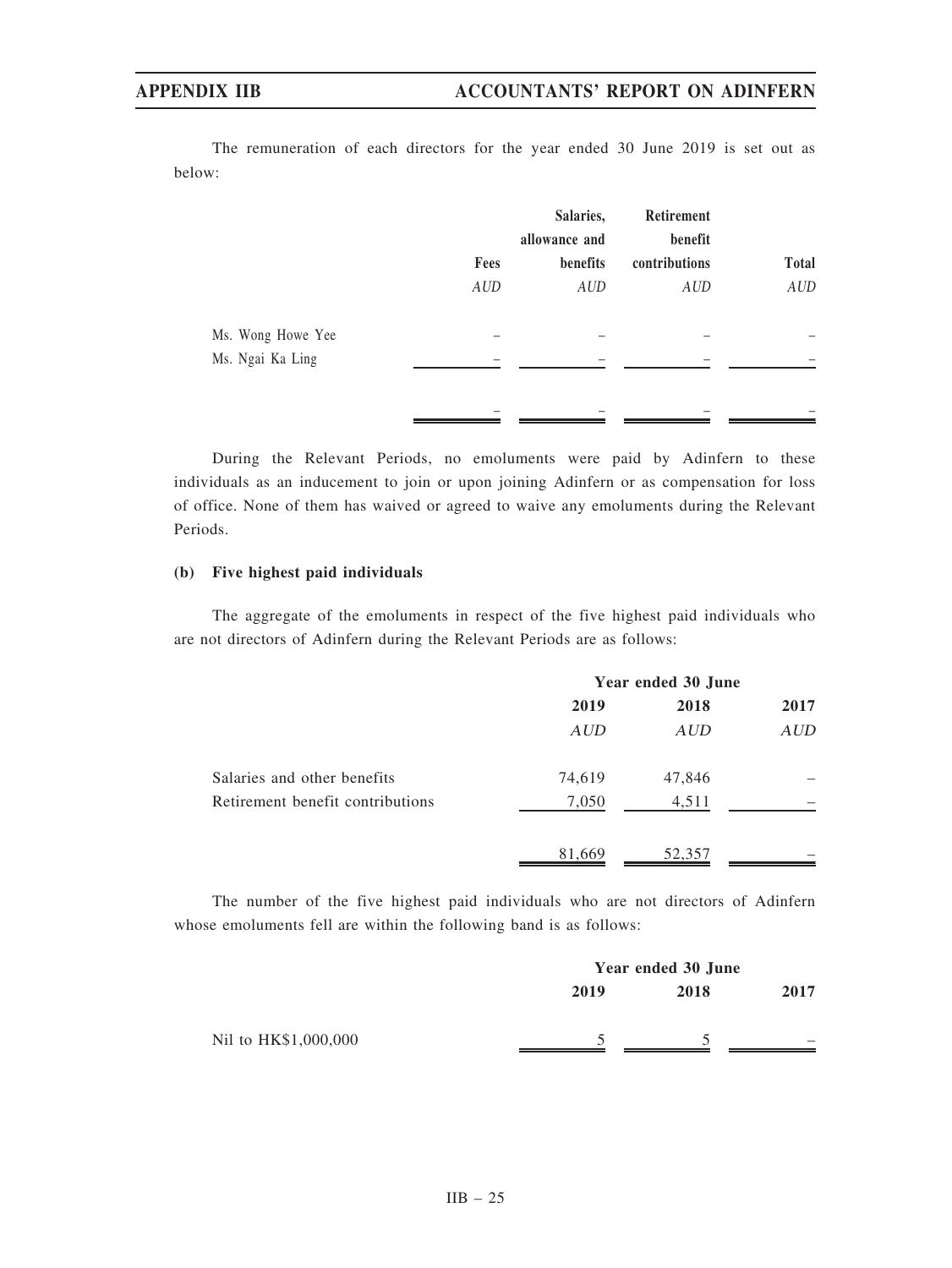The remuneration of each directors for the year ended 30 June 2019 is set out as below:

| | Fees | Salaries, allowance and benefits | Retirement benefit contributions | Total |
|---|---|---|---|---|
| | *AUD* | *AUD* | *AUD* | *AUD* |
| Ms. Wong Howe Yee | – | – | – | – |
| Ms. Ngai Ka Ling | – | – | – | – |
| | – | – | – | – |

During the Relevant Periods, no emoluments were paid by Adinfern to these individuals as an inducement to join or upon joining Adinfern or as compensation for loss of office. None of them has waived or agreed to waive any emoluments during the Relevant Periods.

### (b) Five highest paid individuals

The aggregate of the emoluments in respect of the five highest paid individuals who are not directors of Adinfern during the Relevant Periods are as follows:

| | Year ended 30 June | | |
|---|---|---|---|
| | 2019 | 2018 | 2017 |
| | *AUD* | *AUD* | *AUD* |
| Salaries and other benefits | 74,619 | 47,846 | – |
| Retirement benefit contributions | 7,050 | 4,511 | – |
| | 81,669 | 52,357 | – |

The number of the five highest paid individuals who are not directors of Adinfern whose emoluments fell are within the following band is as follows:

| | Year ended 30 June | | |
|---|---|---|---|
| | 2019 | 2018 | 2017 |
| Nil to HK$1,000,000 | 5 | 5 | – |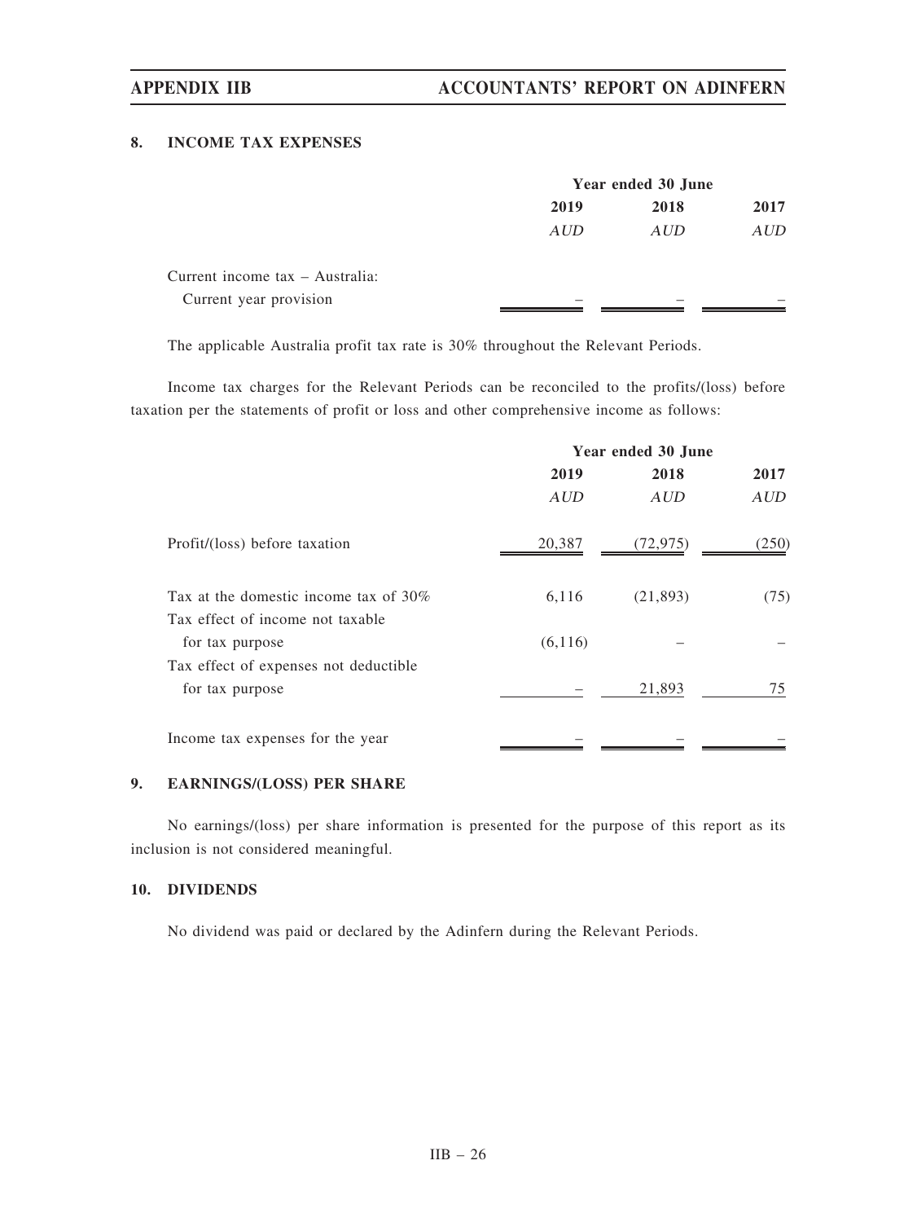## 8. INCOME TAX EXPENSES

| | Year ended 30 June | | |
|---|---|---|---|
| | 2019 | 2018 | 2017 |
| | *AUD* | *AUD* | *AUD* |
| Current income tax – Australia: | | | |
| Current year provision | – | – | – |

The applicable Australia profit tax rate is 30% throughout the Relevant Periods.

Income tax charges for the Relevant Periods can be reconciled to the profits/(loss) before taxation per the statements of profit or loss and other comprehensive income as follows:

| | Year ended 30 June | | |
|---|---|---|---|
| | 2019 | 2018 | 2017 |
| | *AUD* | *AUD* | *AUD* |
| Profit/(loss) before taxation | 20,387 | (72,975) | (250) |
| Tax at the domestic income tax of 30% | 6,116 | (21,893) | (75) |
| Tax effect of income not taxable for tax purpose | (6,116) | – | – |
| Tax effect of expenses not deductible for tax purpose | – | 21,893 | 75 |
| Income tax expenses for the year | – | – | – |

## 9. EARNINGS/(LOSS) PER SHARE

No earnings/(loss) per share information is presented for the purpose of this report as its inclusion is not considered meaningful.

## 10. DIVIDENDS

No dividend was paid or declared by the Adinfern during the Relevant Periods.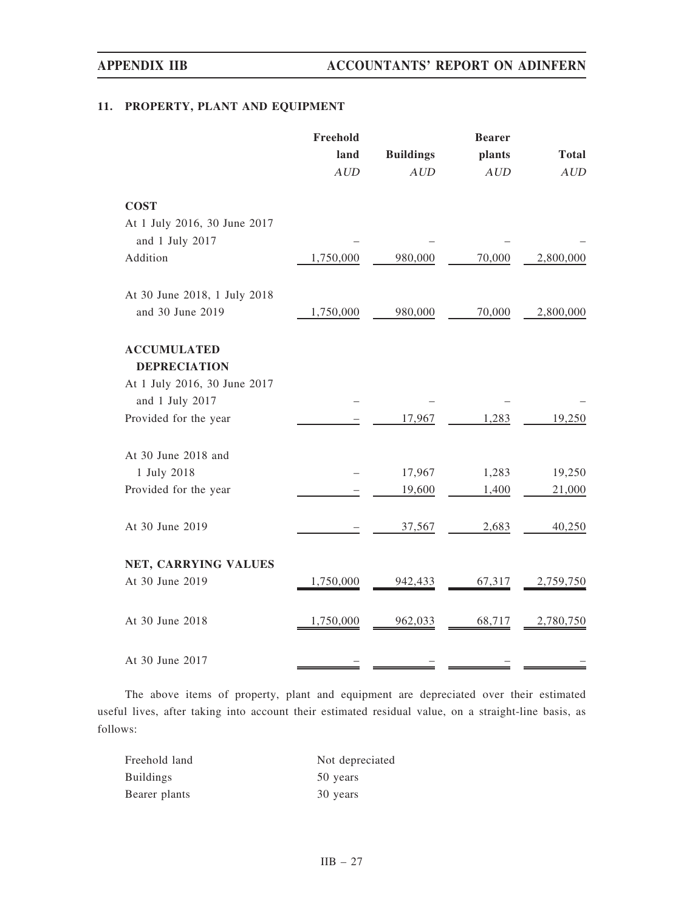## 11. PROPERTY, PLANT AND EQUIPMENT

| | Freehold land | Buildings | Bearer plants | Total |
|---|---|---|---|---|
| | *AUD* | *AUD* | *AUD* | *AUD* |
| **COST** | | | | |
| At 1 July 2016, 30 June 2017 and 1 July 2017 | – | – | – | – |
| Addition | 1,750,000 | 980,000 | 70,000 | 2,800,000 |
| At 30 June 2018, 1 July 2018 and 30 June 2019 | 1,750,000 | 980,000 | 70,000 | 2,800,000 |
| **ACCUMULATED DEPRECIATION** | | | | |
| At 1 July 2016, 30 June 2017 and 1 July 2017 | – | – | – | – |
| Provided for the year | – | 17,967 | 1,283 | 19,250 |
| At 30 June 2018 and 1 July 2018 | – | 17,967 | 1,283 | 19,250 |
| Provided for the year | – | 19,600 | 1,400 | 21,000 |
| At 30 June 2019 | – | 37,567 | 2,683 | 40,250 |
| **NET, CARRYING VALUES** | | | | |
| At 30 June 2019 | 1,750,000 | 942,433 | 67,317 | 2,759,750 |
| At 30 June 2018 | 1,750,000 | 962,033 | 68,717 | 2,780,750 |
| At 30 June 2017 | – | – | – | – |

The above items of property, plant and equipment are depreciated over their estimated useful lives, after taking into account their estimated residual value, on a straight-line basis, as follows:

| | |
|---|---|
| Freehold land | Not depreciated |
| Buildings | 50 years |
| Bearer plants | 30 years |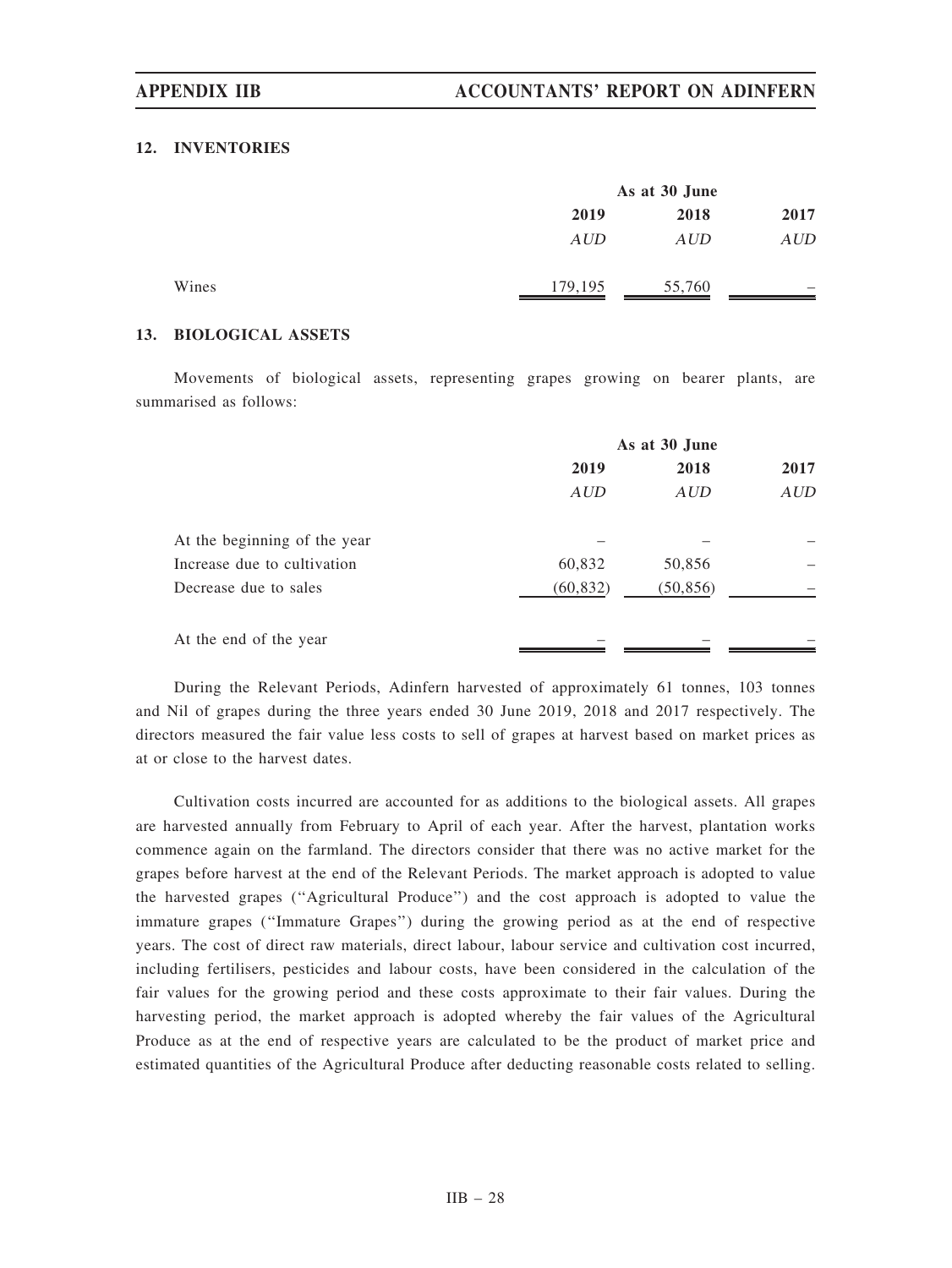## 12. INVENTORIES

| | As at 30 June | | |
|---|---|---|---|
| | 2019 | 2018 | 2017 |
| | *AUD* | *AUD* | *AUD* |
| Wines | 179,195 | 55,760 | – |

## 13. BIOLOGICAL ASSETS

Movements of biological assets, representing grapes growing on bearer plants, are summarised as follows:

| | As at 30 June | | |
|---|---|---|---|
| | 2019 | 2018 | 2017 |
| | *AUD* | *AUD* | *AUD* |
| At the beginning of the year | – | – | – |
| Increase due to cultivation | 60,832 | 50,856 | – |
| Decrease due to sales | (60,832) | (50,856) | – |
| At the end of the year | – | – | – |

During the Relevant Periods, Adinfern harvested of approximately 61 tonnes, 103 tonnes and Nil of grapes during the three years ended 30 June 2019, 2018 and 2017 respectively. The directors measured the fair value less costs to sell of grapes at harvest based on market prices as at or close to the harvest dates.

Cultivation costs incurred are accounted for as additions to the biological assets. All grapes are harvested annually from February to April of each year. After the harvest, plantation works commence again on the farmland. The directors consider that there was no active market for the grapes before harvest at the end of the Relevant Periods. The market approach is adopted to value the harvested grapes ("Agricultural Produce") and the cost approach is adopted to value the immature grapes ("Immature Grapes") during the growing period as at the end of respective years. The cost of direct raw materials, direct labour, labour service and cultivation cost incurred, including fertilisers, pesticides and labour costs, have been considered in the calculation of the fair values for the growing period and these costs approximate to their fair values. During the harvesting period, the market approach is adopted whereby the fair values of the Agricultural Produce as at the end of respective years are calculated to be the product of market price and estimated quantities of the Agricultural Produce after deducting reasonable costs related to selling.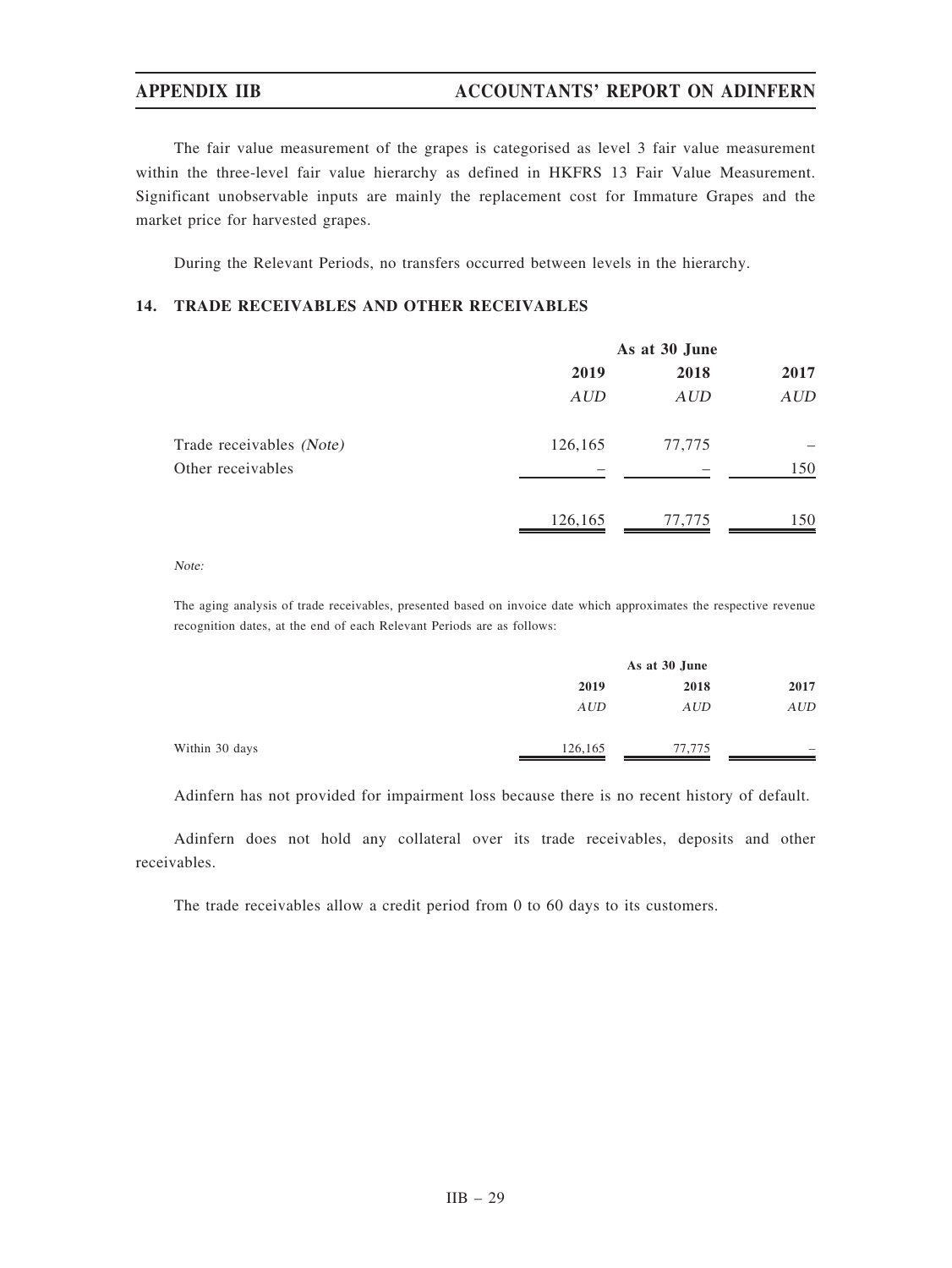The fair value measurement of the grapes is categorised as level 3 fair value measurement within the three-level fair value hierarchy as defined in HKFRS 13 Fair Value Measurement. Significant unobservable inputs are mainly the replacement cost for Immature Grapes and the market price for harvested grapes.

During the Relevant Periods, no transfers occurred between levels in the hierarchy.

## 14. TRADE RECEIVABLES AND OTHER RECEIVABLES

| | As at 30 June | | |
|---|---|---|---|
| | 2019 | 2018 | 2017 |
| | *AUD* | *AUD* | *AUD* |
| Trade receivables *(Note)* | 126,165 | 77,775 | – |
| Other receivables | – | – | 150 |
| | 126,165 | 77,775 | 150 |

*Note:*

The aging analysis of trade receivables, presented based on invoice date which approximates the respective revenue recognition dates, at the end of each Relevant Periods are as follows:

| | As at 30 June | | |
|---|---|---|---|
| | 2019 | 2018 | 2017 |
| | *AUD* | *AUD* | *AUD* |
| Within 30 days | 126,165 | 77,775 | – |

Adinfern has not provided for impairment loss because there is no recent history of default.

Adinfern does not hold any collateral over its trade receivables, deposits and other receivables.

The trade receivables allow a credit period from 0 to 60 days to its customers.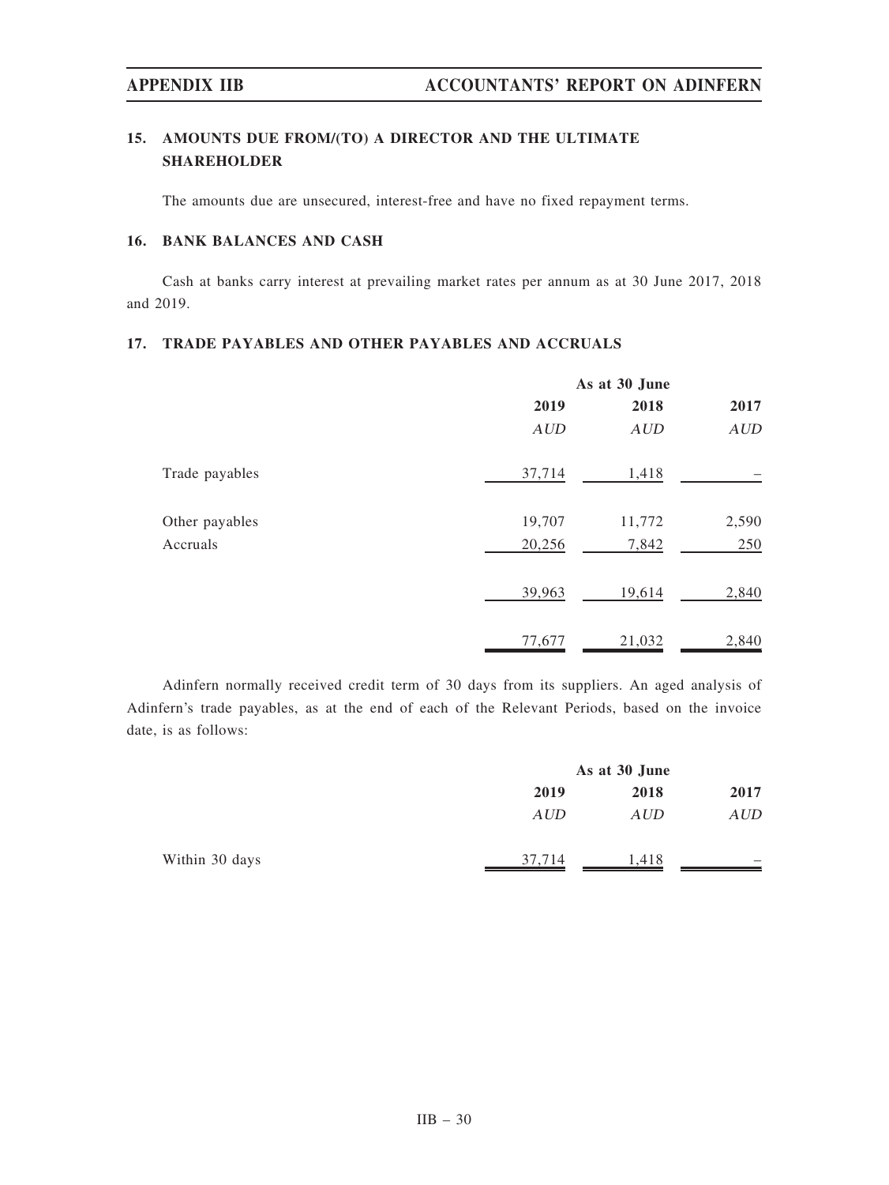## 15. AMOUNTS DUE FROM/(TO) A DIRECTOR AND THE ULTIMATE SHAREHOLDER

The amounts due are unsecured, interest-free and have no fixed repayment terms.

## 16. BANK BALANCES AND CASH

Cash at banks carry interest at prevailing market rates per annum as at 30 June 2017, 2018 and 2019.

## 17. TRADE PAYABLES AND OTHER PAYABLES AND ACCRUALS

| | As at 30 June | | |
|---|---|---|---|
| | 2019 | 2018 | 2017 |
| | *AUD* | *AUD* | *AUD* |
| Trade payables | 37,714 | 1,418 | – |
| Other payables | 19,707 | 11,772 | 2,590 |
| Accruals | 20,256 | 7,842 | 250 |
| | 39,963 | 19,614 | 2,840 |
| | 77,677 | 21,032 | 2,840 |

Adinfern normally received credit term of 30 days from its suppliers. An aged analysis of Adinfern's trade payables, as at the end of each of the Relevant Periods, based on the invoice date, is as follows:

| | As at 30 June | | |
|---|---|---|---|
| | 2019 | 2018 | 2017 |
| | *AUD* | *AUD* | *AUD* |
| Within 30 days | 37,714 | 1,418 | – |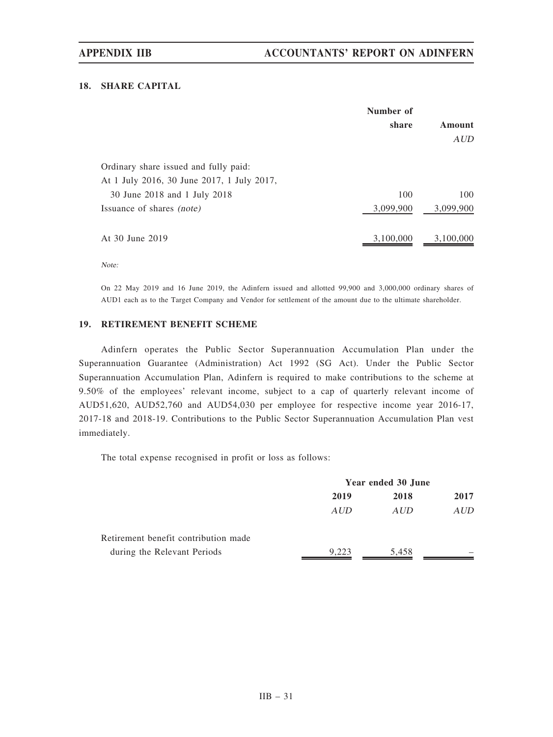## 18. SHARE CAPITAL

| | Number of share | Amount |
|---|---|---|
| | | *AUD* |
| Ordinary share issued and fully paid: | | |
| At 1 July 2016, 30 June 2017, 1 July 2017, 30 June 2018 and 1 July 2018 | 100 | 100 |
| Issuance of shares *(note)* | 3,099,900 | 3,099,900 |
| At 30 June 2019 | 3,100,000 | 3,100,000 |

*Note:*

On 22 May 2019 and 16 June 2019, the Adinfern issued and allotted 99,900 and 3,000,000 ordinary shares of AUD1 each as to the Target Company and Vendor for settlement of the amount due to the ultimate shareholder.

## 19. RETIREMENT BENEFIT SCHEME

Adinfern operates the Public Sector Superannuation Accumulation Plan under the Superannuation Guarantee (Administration) Act 1992 (SG Act). Under the Public Sector Superannuation Accumulation Plan, Adinfern is required to make contributions to the scheme at 9.50% of the employees' relevant income, subject to a cap of quarterly relevant income of AUD51,620, AUD52,760 and AUD54,030 per employee for respective income year 2016-17, 2017-18 and 2018-19. Contributions to the Public Sector Superannuation Accumulation Plan vest immediately.

The total expense recognised in profit or loss as follows:

| | Year ended 30 June | | |
|---|---|---|---|
| | 2019 | 2018 | 2017 |
| | *AUD* | *AUD* | *AUD* |
| Retirement benefit contribution made during the Relevant Periods | 9,223 | 5,458 | – |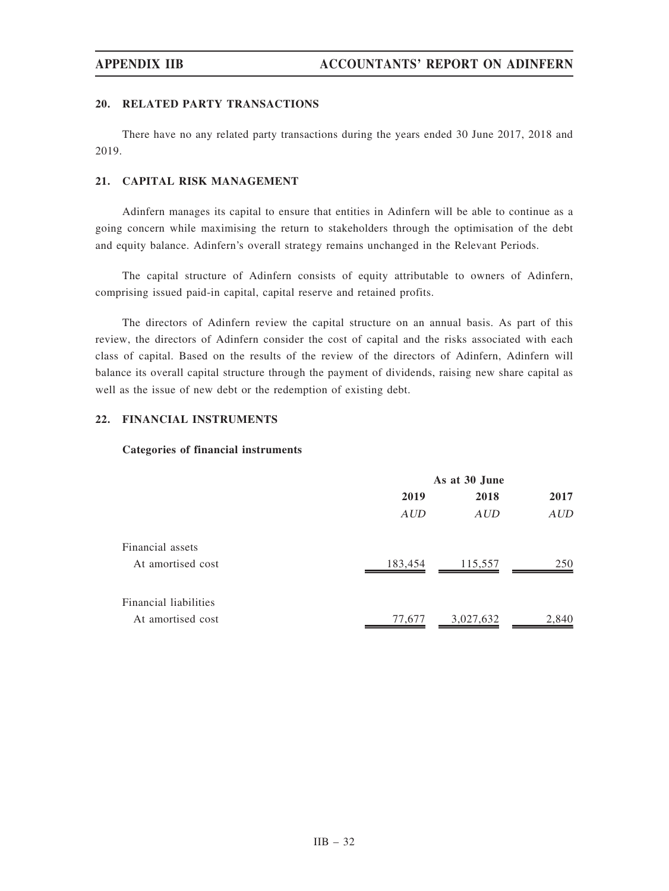## 20. RELATED PARTY TRANSACTIONS

There have no any related party transactions during the years ended 30 June 2017, 2018 and 2019.

## 21. CAPITAL RISK MANAGEMENT

Adinfern manages its capital to ensure that entities in Adinfern will be able to continue as a going concern while maximising the return to stakeholders through the optimisation of the debt and equity balance. Adinfern's overall strategy remains unchanged in the Relevant Periods.

The capital structure of Adinfern consists of equity attributable to owners of Adinfern, comprising issued paid-in capital, capital reserve and retained profits.

The directors of Adinfern review the capital structure on an annual basis. As part of this review, the directors of Adinfern consider the cost of capital and the risks associated with each class of capital. Based on the results of the review of the directors of Adinfern, Adinfern will balance its overall capital structure through the payment of dividends, raising new share capital as well as the issue of new debt or the redemption of existing debt.

## 22. FINANCIAL INSTRUMENTS

**Categories of financial instruments**

| | As at 30 June | | |
|---|---|---|---|
| | 2019 | 2018 | 2017 |
| | *AUD* | *AUD* | *AUD* |
| Financial assets | | | |
| At amortised cost | 183,454 | 115,557 | 250 |
| Financial liabilities | | | |
| At amortised cost | 77,677 | 3,027,632 | 2,840 |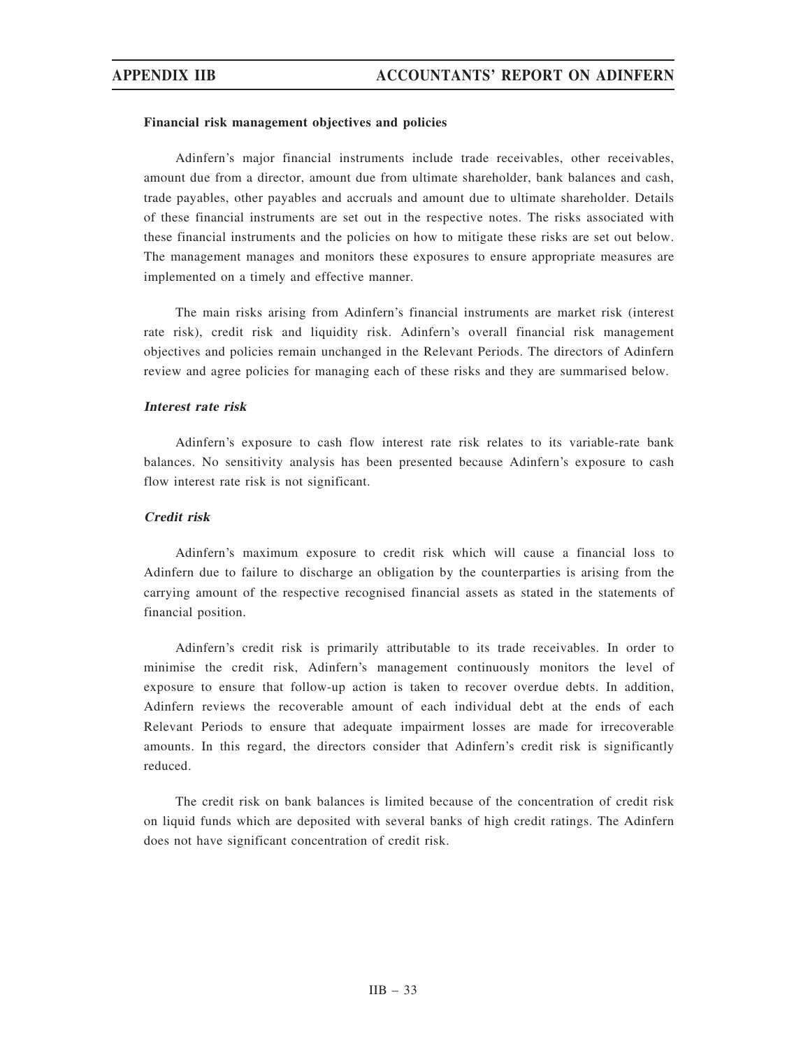**Financial risk management objectives and policies**

Adinfern's major financial instruments include trade receivables, other receivables, amount due from a director, amount due from ultimate shareholder, bank balances and cash, trade payables, other payables and accruals and amount due to ultimate shareholder. Details of these financial instruments are set out in the respective notes. The risks associated with these financial instruments and the policies on how to mitigate these risks are set out below. The management manages and monitors these exposures to ensure appropriate measures are implemented on a timely and effective manner.

The main risks arising from Adinfern's financial instruments are market risk (interest rate risk), credit risk and liquidity risk. Adinfern's overall financial risk management objectives and policies remain unchanged in the Relevant Periods. The directors of Adinfern review and agree policies for managing each of these risks and they are summarised below.

***Interest rate risk***

Adinfern's exposure to cash flow interest rate risk relates to its variable-rate bank balances. No sensitivity analysis has been presented because Adinfern's exposure to cash flow interest rate risk is not significant.

***Credit risk***

Adinfern's maximum exposure to credit risk which will cause a financial loss to Adinfern due to failure to discharge an obligation by the counterparties is arising from the carrying amount of the respective recognised financial assets as stated in the statements of financial position.

Adinfern's credit risk is primarily attributable to its trade receivables. In order to minimise the credit risk, Adinfern's management continuously monitors the level of exposure to ensure that follow-up action is taken to recover overdue debts. In addition, Adinfern reviews the recoverable amount of each individual debt at the ends of each Relevant Periods to ensure that adequate impairment losses are made for irrecoverable amounts. In this regard, the directors consider that Adinfern's credit risk is significantly reduced.

The credit risk on bank balances is limited because of the concentration of credit risk on liquid funds which are deposited with several banks of high credit ratings. The Adinfern does not have significant concentration of credit risk.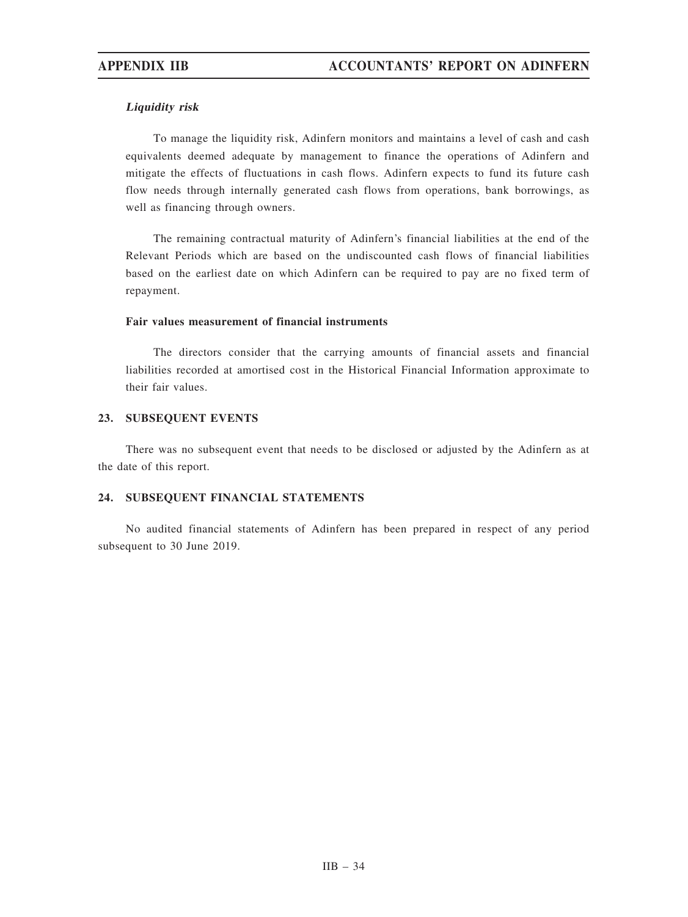***Liquidity risk***

To manage the liquidity risk, Adinfern monitors and maintains a level of cash and cash equivalents deemed adequate by management to finance the operations of Adinfern and mitigate the effects of fluctuations in cash flows. Adinfern expects to fund its future cash flow needs through internally generated cash flows from operations, bank borrowings, as well as financing through owners.

The remaining contractual maturity of Adinfern's financial liabilities at the end of the Relevant Periods which are based on the undiscounted cash flows of financial liabilities based on the earliest date on which Adinfern can be required to pay are no fixed term of repayment.

**Fair values measurement of financial instruments**

The directors consider that the carrying amounts of financial assets and financial liabilities recorded at amortised cost in the Historical Financial Information approximate to their fair values.

## 23. SUBSEQUENT EVENTS

There was no subsequent event that needs to be disclosed or adjusted by the Adinfern as at the date of this report.

## 24. SUBSEQUENT FINANCIAL STATEMENTS

No audited financial statements of Adinfern has been prepared in respect of any period subsequent to 30 June 2019.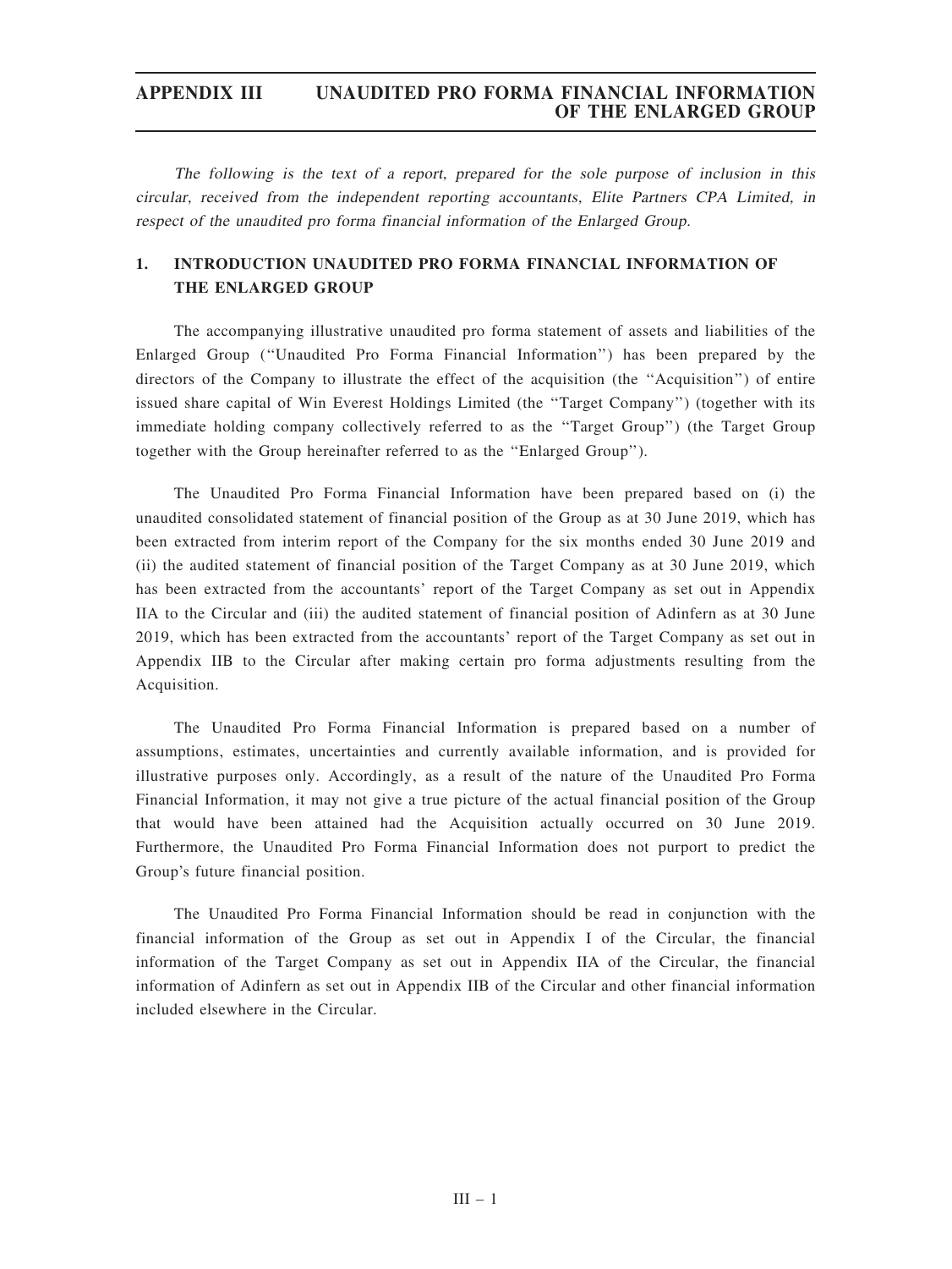*The following is the text of a report, prepared for the sole purpose of inclusion in this circular, received from the independent reporting accountants, Elite Partners CPA Limited, in respect of the unaudited pro forma financial information of the Enlarged Group.*

## 1. INTRODUCTION UNAUDITED PRO FORMA FINANCIAL INFORMATION OF THE ENLARGED GROUP

The accompanying illustrative unaudited pro forma statement of assets and liabilities of the Enlarged Group (''Unaudited Pro Forma Financial Information'') has been prepared by the directors of the Company to illustrate the effect of the acquisition (the ''Acquisition'') of entire issued share capital of Win Everest Holdings Limited (the ''Target Company'') (together with its immediate holding company collectively referred to as the ''Target Group'') (the Target Group together with the Group hereinafter referred to as the ''Enlarged Group'').

The Unaudited Pro Forma Financial Information have been prepared based on (i) the unaudited consolidated statement of financial position of the Group as at 30 June 2019, which has been extracted from interim report of the Company for the six months ended 30 June 2019 and (ii) the audited statement of financial position of the Target Company as at 30 June 2019, which has been extracted from the accountants' report of the Target Company as set out in Appendix IIA to the Circular and (iii) the audited statement of financial position of Adinfern as at 30 June 2019, which has been extracted from the accountants' report of the Target Company as set out in Appendix IIB to the Circular after making certain pro forma adjustments resulting from the Acquisition.

The Unaudited Pro Forma Financial Information is prepared based on a number of assumptions, estimates, uncertainties and currently available information, and is provided for illustrative purposes only. Accordingly, as a result of the nature of the Unaudited Pro Forma Financial Information, it may not give a true picture of the actual financial position of the Group that would have been attained had the Acquisition actually occurred on 30 June 2019. Furthermore, the Unaudited Pro Forma Financial Information does not purport to predict the Group's future financial position.

The Unaudited Pro Forma Financial Information should be read in conjunction with the financial information of the Group as set out in Appendix I of the Circular, the financial information of the Target Company as set out in Appendix IIA of the Circular, the financial information of Adinfern as set out in Appendix IIB of the Circular and other financial information included elsewhere in the Circular.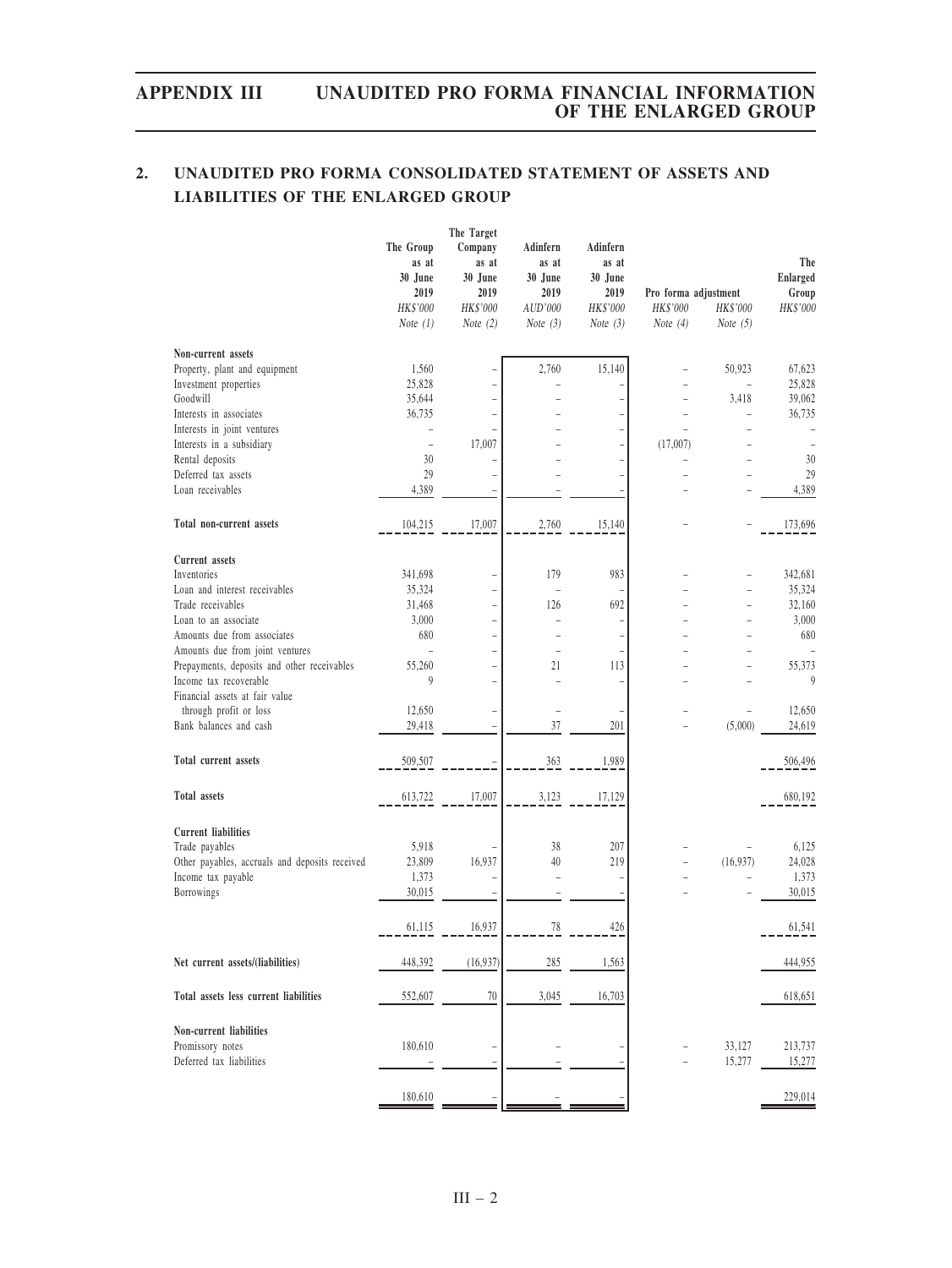## 2. UNAUDITED PRO FORMA CONSOLIDATED STATEMENT OF ASSETS AND LIABILITIES OF THE ENLARGED GROUP

| | The Group as at 30 June 2019 | The Target Company as at 30 June 2019 | Adinfern as at 30 June 2019 | Adinfern as at 30 June 2019 | Pro forma adjustment | | The Enlarged Group |
|---|---|---|---|---|---|---|---|
| | *HK$'000* | *HK$'000* | *AUD'000* | *HK$'000* | *HK$'000* | *HK$'000* | *HK$'000* |
| | *Note (1)* | *Note (2)* | *Note (3)* | *Note (3)* | *Note (4)* | *Note (5)* | |
| **Non-current assets** | | | | | | | |
| Property, plant and equipment | 1,560 | – | 2,760 | 15,140 | – | 50,923 | 67,623 |
| Investment properties | 25,828 | – | – | – | – | – | 25,828 |
| Goodwill | 35,644 | – | – | – | – | 3,418 | 39,062 |
| Interests in associates | 36,735 | – | – | – | – | – | 36,735 |
| Interests in joint ventures | – | – | – | – | – | – | – |
| Interests in a subsidiary | – | 17,007 | – | – | (17,007) | – | – |
| Rental deposits | 30 | – | – | – | – | – | 30 |
| Deferred tax assets | 29 | – | – | – | – | – | 29 |
| Loan receivables | 4,389 | – | – | – | – | – | 4,389 |
| **Total non-current assets** | 104,215 | 17,007 | 2,760 | 15,140 | – | – | 173,696 |
| **Current assets** | | | | | | | |
| Inventories | 341,698 | – | 179 | 983 | – | – | 342,681 |
| Loan and interest receivables | 35,324 | – | – | – | – | – | 35,324 |
| Trade receivables | 31,468 | – | 126 | 692 | – | – | 32,160 |
| Loan to an associate | 3,000 | – | – | – | – | – | 3,000 |
| Amounts due from associates | 680 | – | – | – | – | – | 680 |
| Amounts due from joint ventures | – | – | – | – | – | – | – |
| Prepayments, deposits and other receivables | 55,260 | – | 21 | 113 | – | – | 55,373 |
| Income tax recoverable | 9 | – | – | – | – | – | 9 |
| Financial assets at fair value through profit or loss | 12,650 | – | – | – | – | – | 12,650 |
| Bank balances and cash | 29,418 | – | 37 | 201 | – | (5,000) | 24,619 |
| **Total current assets** | 509,507 | – | 363 | 1,989 | | | 506,496 |
| **Total assets** | 613,722 | 17,007 | 3,123 | 17,129 | | | 680,192 |
| **Current liabilities** | | | | | | | |
| Trade payables | 5,918 | – | 38 | 207 | – | – | 6,125 |
| Other payables, accruals and deposits received | 23,809 | 16,937 | 40 | 219 | – | (16,937) | 24,028 |
| Income tax payable | 1,373 | – | – | – | – | – | 1,373 |
| Borrowings | 30,015 | – | – | – | – | – | 30,015 |
| | 61,115 | 16,937 | 78 | 426 | | | 61,541 |
| **Net current assets/(liabilities)** | 448,392 | (16,937) | 285 | 1,563 | | | 444,955 |
| **Total assets less current liabilities** | 552,607 | 70 | 3,045 | 16,703 | | | 618,651 |
| **Non-current liabilities** | | | | | | | |
| Promissory notes | 180,610 | – | – | – | – | 33,127 | 213,737 |
| Deferred tax liabilities | – | – | – | – | – | 15,277 | 15,277 |
| | 180,610 | – | – | – | | | 229,014 |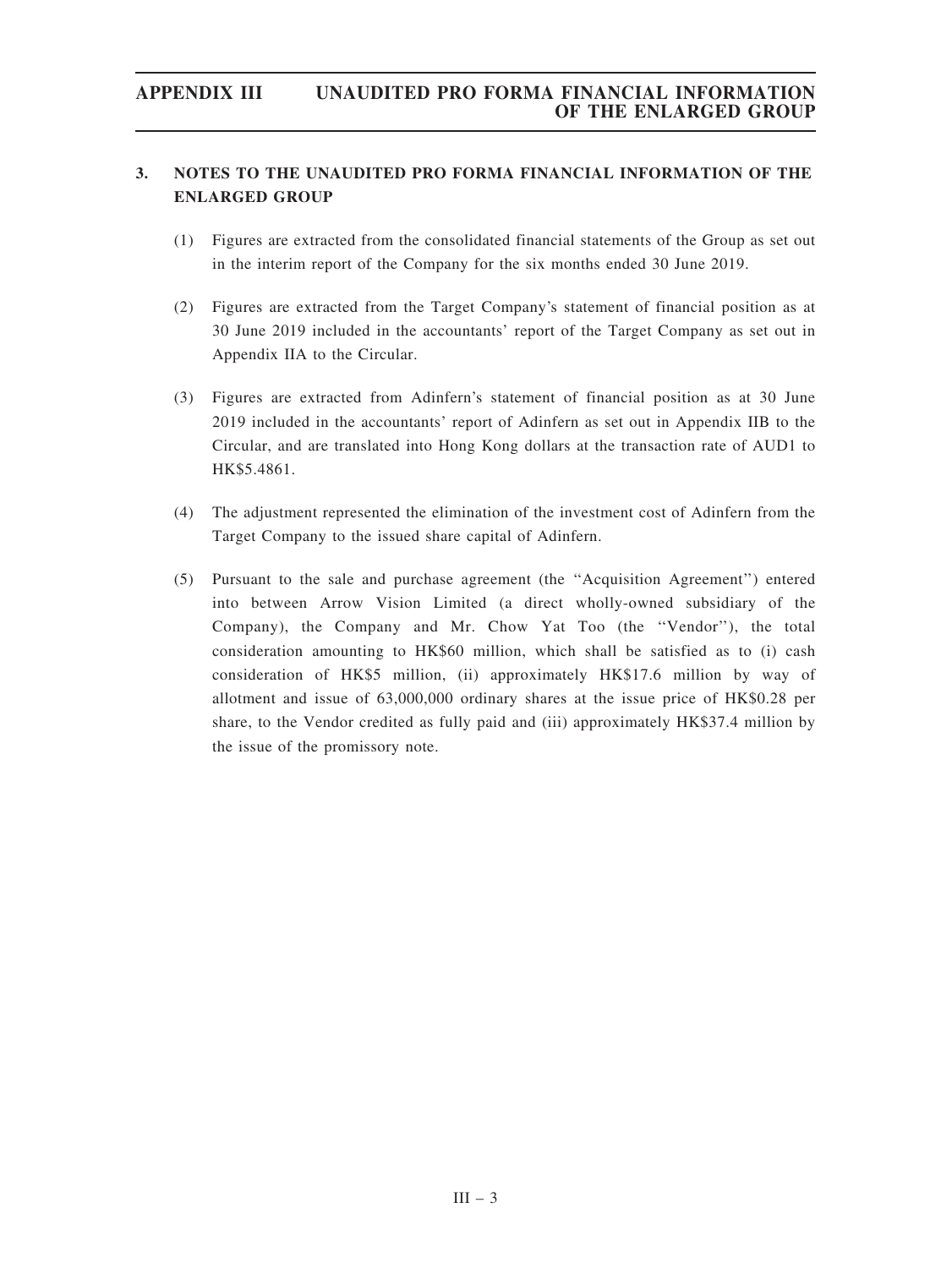## 3. NOTES TO THE UNAUDITED PRO FORMA FINANCIAL INFORMATION OF THE ENLARGED GROUP

(1) Figures are extracted from the consolidated financial statements of the Group as set out in the interim report of the Company for the six months ended 30 June 2019.

(2) Figures are extracted from the Target Company's statement of financial position as at 30 June 2019 included in the accountants' report of the Target Company as set out in Appendix IIA to the Circular.

(3) Figures are extracted from Adinfern's statement of financial position as at 30 June 2019 included in the accountants' report of Adinfern as set out in Appendix IIB to the Circular, and are translated into Hong Kong dollars at the transaction rate of AUD1 to HK$5.4861.

(4) The adjustment represented the elimination of the investment cost of Adinfern from the Target Company to the issued share capital of Adinfern.

(5) Pursuant to the sale and purchase agreement (the "Acquisition Agreement") entered into between Arrow Vision Limited (a direct wholly-owned subsidiary of the Company), the Company and Mr. Chow Yat Too (the "Vendor"), the total consideration amounting to HK$60 million, which shall be satisfied as to (i) cash consideration of HK$5 million, (ii) approximately HK$17.6 million by way of allotment and issue of 63,000,000 ordinary shares at the issue price of HK$0.28 per share, to the Vendor credited as fully paid and (iii) approximately HK$37.4 million by the issue of the promissory note.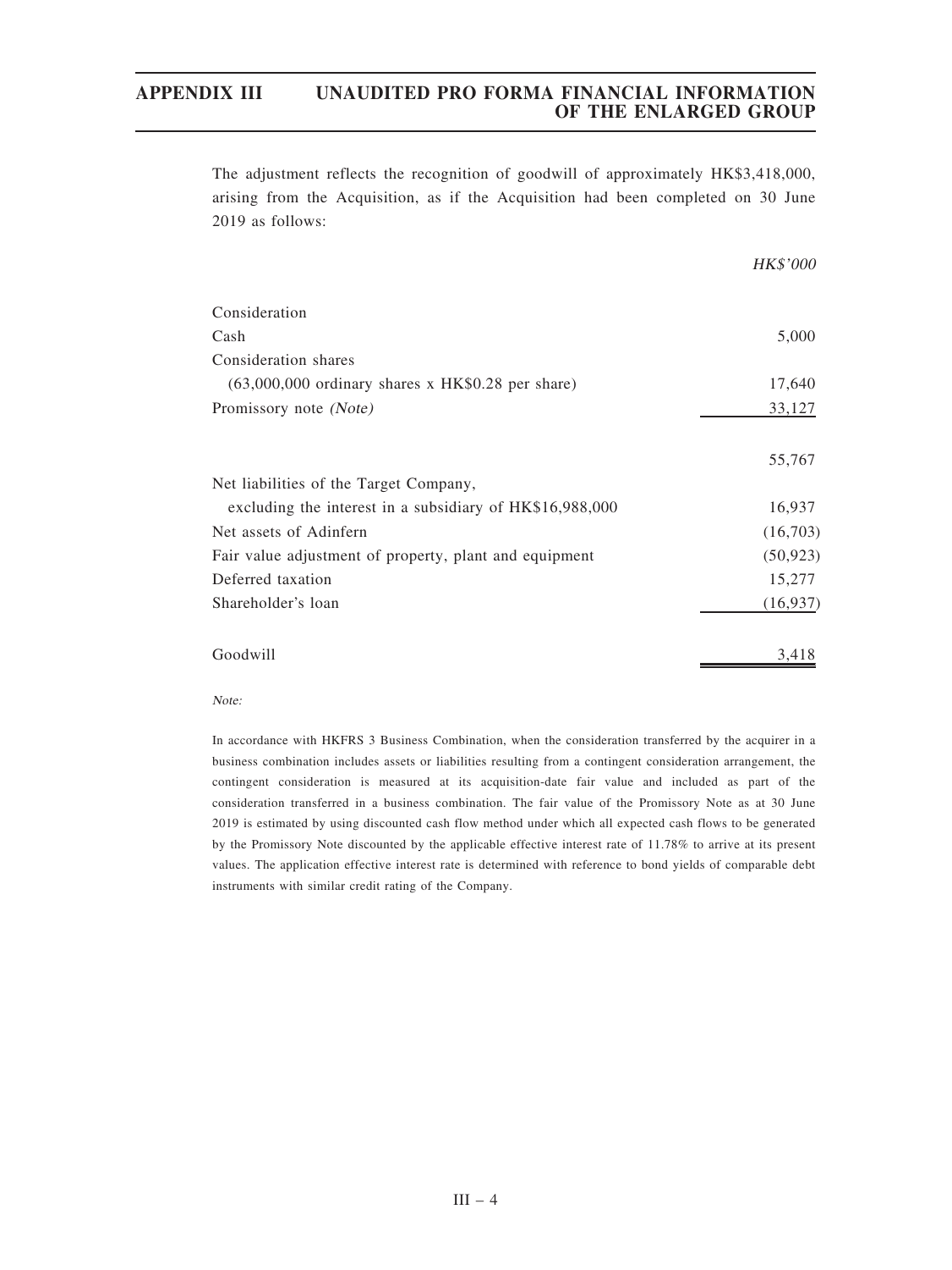The adjustment reflects the recognition of goodwill of approximately HK$3,418,000, arising from the Acquisition, as if the Acquisition had been completed on 30 June 2019 as follows:

| | HK$'000 |
|---|---:|
| Consideration | |
| Cash | 5,000 |
| Consideration shares | |
| (63,000,000 ordinary shares x HK$0.28 per share) | 17,640 |
| Promissory note *(Note)* | 33,127 |
| | 55,767 |
| Net liabilities of the Target Company, | |
| excluding the interest in a subsidiary of HK$16,988,000 | 16,937 |
| Net assets of Adinfern | (16,703) |
| Fair value adjustment of property, plant and equipment | (50,923) |
| Deferred taxation | 15,277 |
| Shareholder's loan | (16,937) |
| Goodwill | 3,418 |

*Note:*

In accordance with HKFRS 3 Business Combination, when the consideration transferred by the acquirer in a business combination includes assets or liabilities resulting from a contingent consideration arrangement, the contingent consideration is measured at its acquisition-date fair value and included as part of the consideration transferred in a business combination. The fair value of the Promissory Note as at 30 June 2019 is estimated by using discounted cash flow method under which all expected cash flows to be generated by the Promissory Note discounted by the applicable effective interest rate of 11.78% to arrive at its present values. The application effective interest rate is determined with reference to bond yields of comparable debt instruments with similar credit rating of the Company.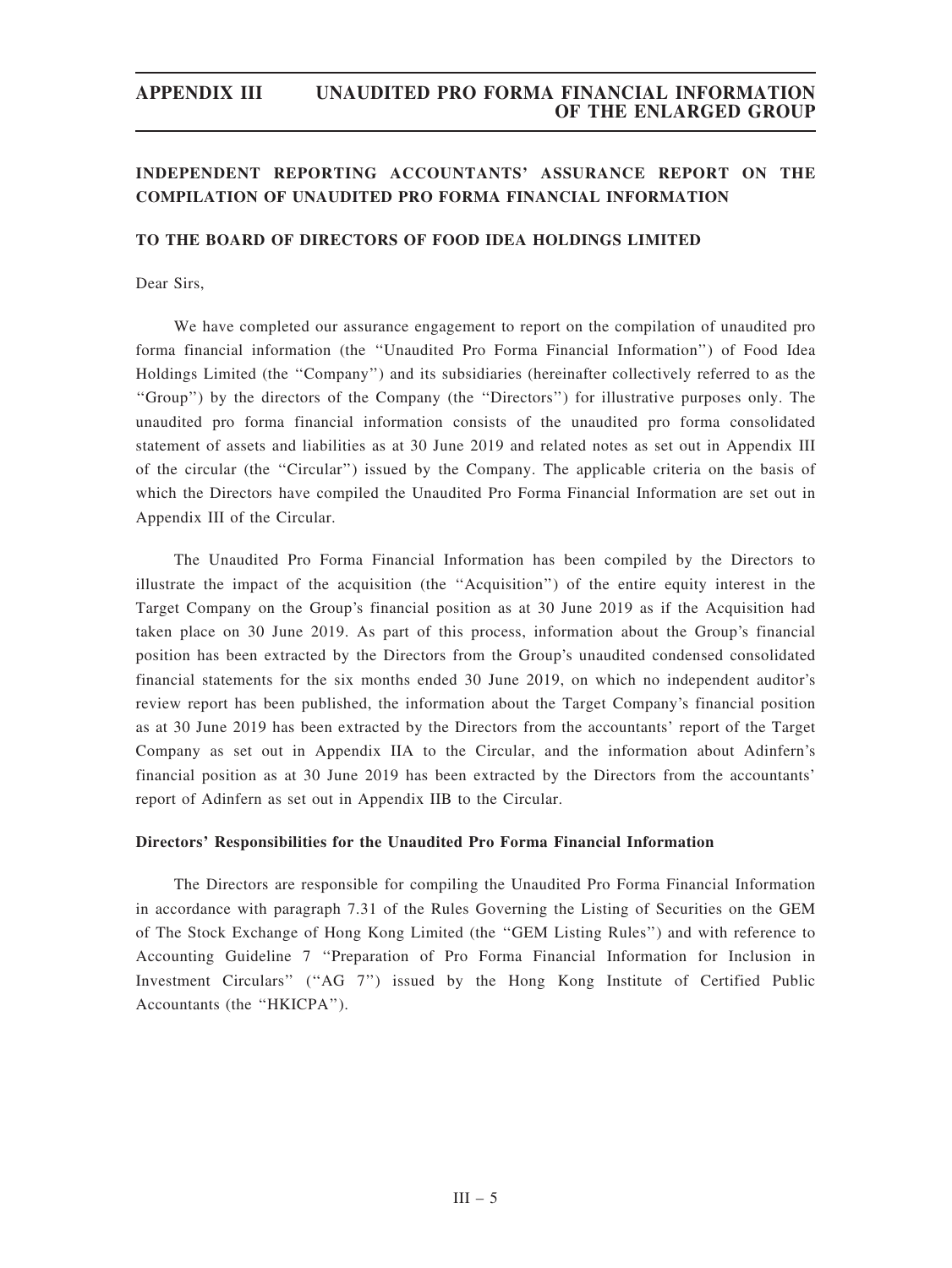## INDEPENDENT REPORTING ACCOUNTANTS' ASSURANCE REPORT ON THE COMPILATION OF UNAUDITED PRO FORMA FINANCIAL INFORMATION

**TO THE BOARD OF DIRECTORS OF FOOD IDEA HOLDINGS LIMITED**

Dear Sirs,

We have completed our assurance engagement to report on the compilation of unaudited pro forma financial information (the ''Unaudited Pro Forma Financial Information'') of Food Idea Holdings Limited (the ''Company'') and its subsidiaries (hereinafter collectively referred to as the ''Group'') by the directors of the Company (the ''Directors'') for illustrative purposes only. The unaudited pro forma financial information consists of the unaudited pro forma consolidated statement of assets and liabilities as at 30 June 2019 and related notes as set out in Appendix III of the circular (the ''Circular'') issued by the Company. The applicable criteria on the basis of which the Directors have compiled the Unaudited Pro Forma Financial Information are set out in Appendix III of the Circular.

The Unaudited Pro Forma Financial Information has been compiled by the Directors to illustrate the impact of the acquisition (the ''Acquisition'') of the entire equity interest in the Target Company on the Group's financial position as at 30 June 2019 as if the Acquisition had taken place on 30 June 2019. As part of this process, information about the Group's financial position has been extracted by the Directors from the Group's unaudited condensed consolidated financial statements for the six months ended 30 June 2019, on which no independent auditor's review report has been published, the information about the Target Company's financial position as at 30 June 2019 has been extracted by the Directors from the accountants' report of the Target Company as set out in Appendix IIA to the Circular, and the information about Adinfern's financial position as at 30 June 2019 has been extracted by the Directors from the accountants' report of Adinfern as set out in Appendix IIB to the Circular.

### Directors' Responsibilities for the Unaudited Pro Forma Financial Information

The Directors are responsible for compiling the Unaudited Pro Forma Financial Information in accordance with paragraph 7.31 of the Rules Governing the Listing of Securities on the GEM of The Stock Exchange of Hong Kong Limited (the ''GEM Listing Rules'') and with reference to Accounting Guideline 7 ''Preparation of Pro Forma Financial Information for Inclusion in Investment Circulars'' (''AG 7'') issued by the Hong Kong Institute of Certified Public Accountants (the ''HKICPA'').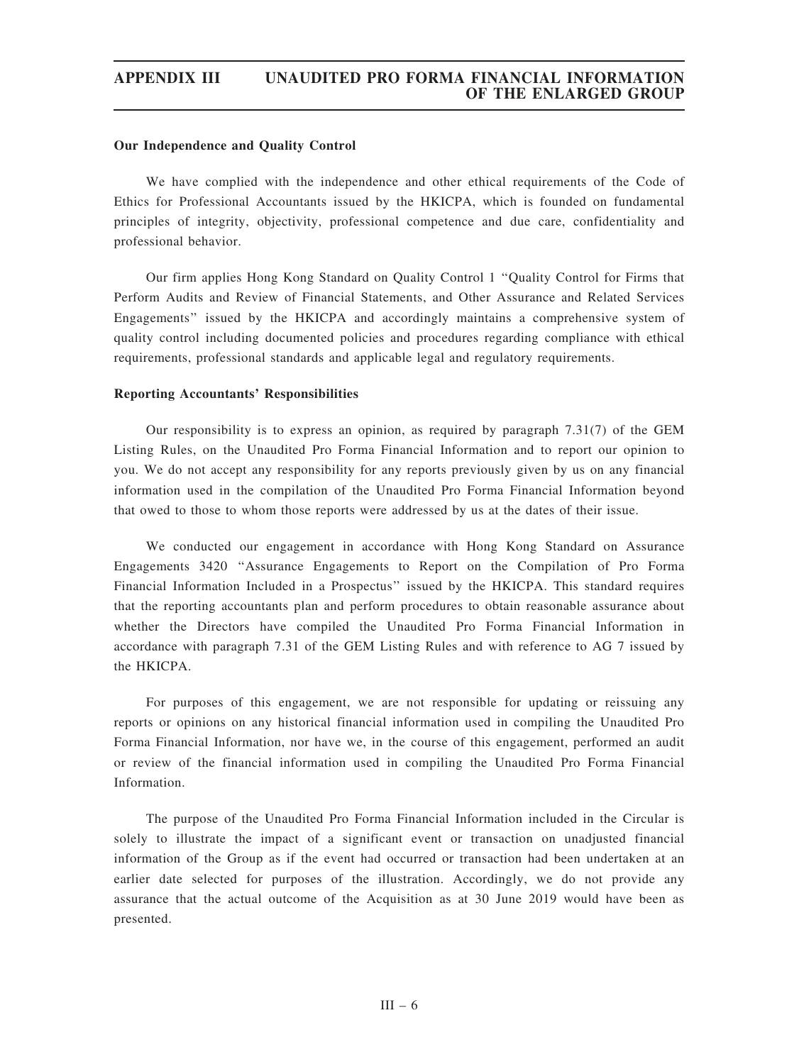**Our Independence and Quality Control**

We have complied with the independence and other ethical requirements of the Code of Ethics for Professional Accountants issued by the HKICPA, which is founded on fundamental principles of integrity, objectivity, professional competence and due care, confidentiality and professional behavior.

Our firm applies Hong Kong Standard on Quality Control 1 "Quality Control for Firms that Perform Audits and Review of Financial Statements, and Other Assurance and Related Services Engagements" issued by the HKICPA and accordingly maintains a comprehensive system of quality control including documented policies and procedures regarding compliance with ethical requirements, professional standards and applicable legal and regulatory requirements.

**Reporting Accountants' Responsibilities**

Our responsibility is to express an opinion, as required by paragraph 7.31(7) of the GEM Listing Rules, on the Unaudited Pro Forma Financial Information and to report our opinion to you. We do not accept any responsibility for any reports previously given by us on any financial information used in the compilation of the Unaudited Pro Forma Financial Information beyond that owed to those to whom those reports were addressed by us at the dates of their issue.

We conducted our engagement in accordance with Hong Kong Standard on Assurance Engagements 3420 "Assurance Engagements to Report on the Compilation of Pro Forma Financial Information Included in a Prospectus" issued by the HKICPA. This standard requires that the reporting accountants plan and perform procedures to obtain reasonable assurance about whether the Directors have compiled the Unaudited Pro Forma Financial Information in accordance with paragraph 7.31 of the GEM Listing Rules and with reference to AG 7 issued by the HKICPA.

For purposes of this engagement, we are not responsible for updating or reissuing any reports or opinions on any historical financial information used in compiling the Unaudited Pro Forma Financial Information, nor have we, in the course of this engagement, performed an audit or review of the financial information used in compiling the Unaudited Pro Forma Financial Information.

The purpose of the Unaudited Pro Forma Financial Information included in the Circular is solely to illustrate the impact of a significant event or transaction on unadjusted financial information of the Group as if the event had occurred or transaction had been undertaken at an earlier date selected for purposes of the illustration. Accordingly, we do not provide any assurance that the actual outcome of the Acquisition as at 30 June 2019 would have been as presented.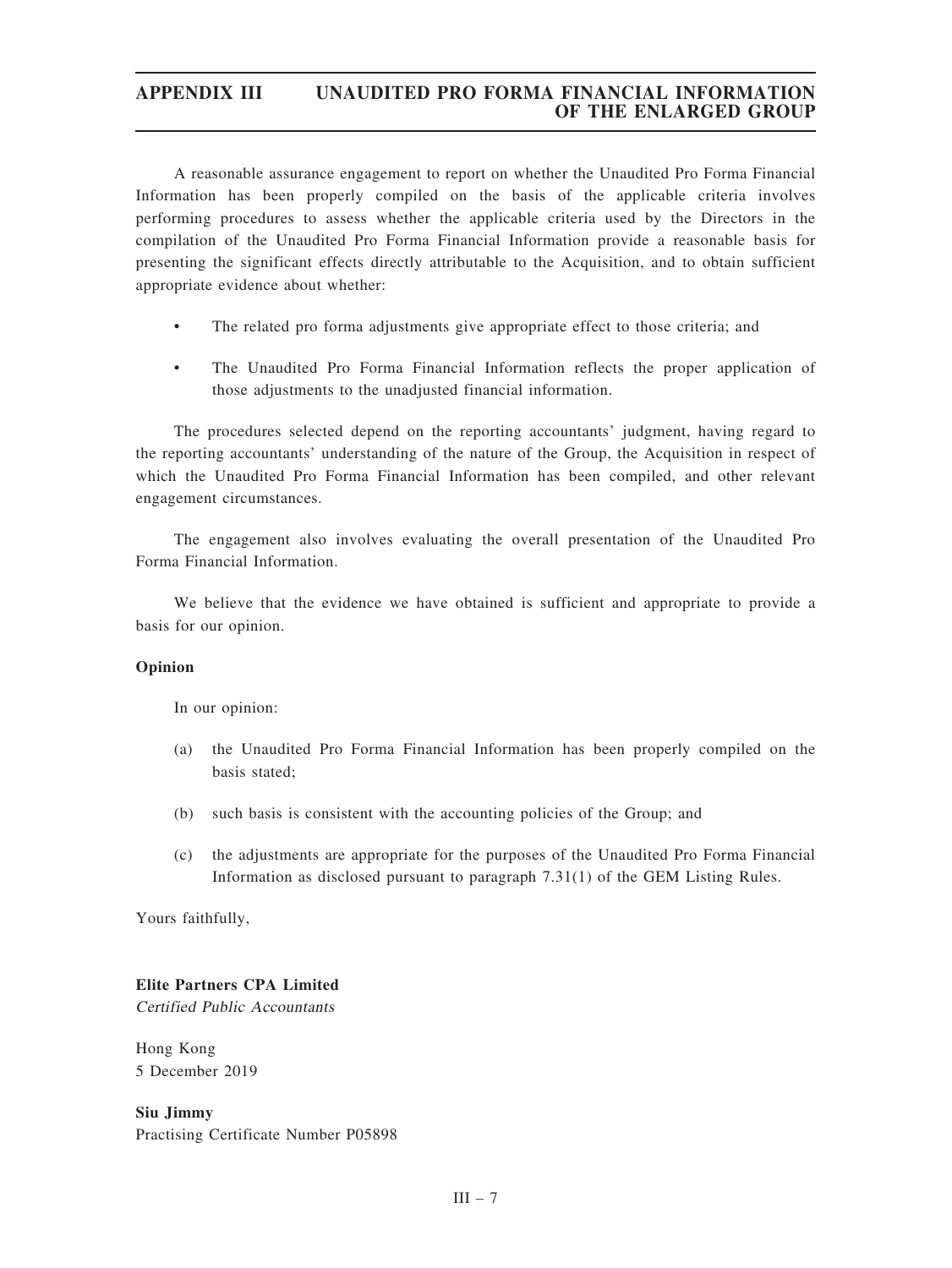A reasonable assurance engagement to report on whether the Unaudited Pro Forma Financial Information has been properly compiled on the basis of the applicable criteria involves performing procedures to assess whether the applicable criteria used by the Directors in the compilation of the Unaudited Pro Forma Financial Information provide a reasonable basis for presenting the significant effects directly attributable to the Acquisition, and to obtain sufficient appropriate evidence about whether:

- The related pro forma adjustments give appropriate effect to those criteria; and
- The Unaudited Pro Forma Financial Information reflects the proper application of those adjustments to the unadjusted financial information.

The procedures selected depend on the reporting accountants' judgment, having regard to the reporting accountants' understanding of the nature of the Group, the Acquisition in respect of which the Unaudited Pro Forma Financial Information has been compiled, and other relevant engagement circumstances.

The engagement also involves evaluating the overall presentation of the Unaudited Pro Forma Financial Information.

We believe that the evidence we have obtained is sufficient and appropriate to provide a basis for our opinion.

**Opinion**

In our opinion:

(a) the Unaudited Pro Forma Financial Information has been properly compiled on the basis stated;

(b) such basis is consistent with the accounting policies of the Group; and

(c) the adjustments are appropriate for the purposes of the Unaudited Pro Forma Financial Information as disclosed pursuant to paragraph 7.31(1) of the GEM Listing Rules.

Yours faithfully,

**Elite Partners CPA Limited**
*Certified Public Accountants*

Hong Kong
5 December 2019

**Siu Jimmy**
Practising Certificate Number P05898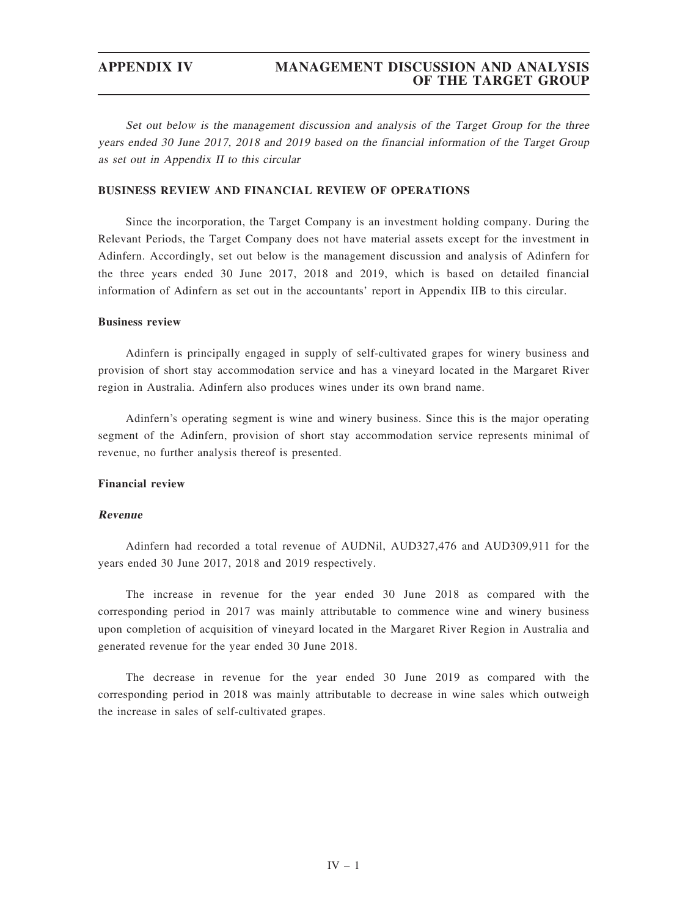*Set out below is the management discussion and analysis of the Target Group for the three years ended 30 June 2017, 2018 and 2019 based on the financial information of the Target Group as set out in Appendix II to this circular*

## BUSINESS REVIEW AND FINANCIAL REVIEW OF OPERATIONS

Since the incorporation, the Target Company is an investment holding company. During the Relevant Periods, the Target Company does not have material assets except for the investment in Adinfern. Accordingly, set out below is the management discussion and analysis of Adinfern for the three years ended 30 June 2017, 2018 and 2019, which is based on detailed financial information of Adinfern as set out in the accountants' report in Appendix IIB to this circular.

### Business review

Adinfern is principally engaged in supply of self-cultivated grapes for winery business and provision of short stay accommodation service and has a vineyard located in the Margaret River region in Australia. Adinfern also produces wines under its own brand name.

Adinfern's operating segment is wine and winery business. Since this is the major operating segment of the Adinfern, provision of short stay accommodation service represents minimal of revenue, no further analysis thereof is presented.

### Financial review

#### *Revenue*

Adinfern had recorded a total revenue of AUDNil, AUD327,476 and AUD309,911 for the years ended 30 June 2017, 2018 and 2019 respectively.

The increase in revenue for the year ended 30 June 2018 as compared with the corresponding period in 2017 was mainly attributable to commence wine and winery business upon completion of acquisition of vineyard located in the Margaret River Region in Australia and generated revenue for the year ended 30 June 2018.

The decrease in revenue for the year ended 30 June 2019 as compared with the corresponding period in 2018 was mainly attributable to decrease in wine sales which outweigh the increase in sales of self-cultivated grapes.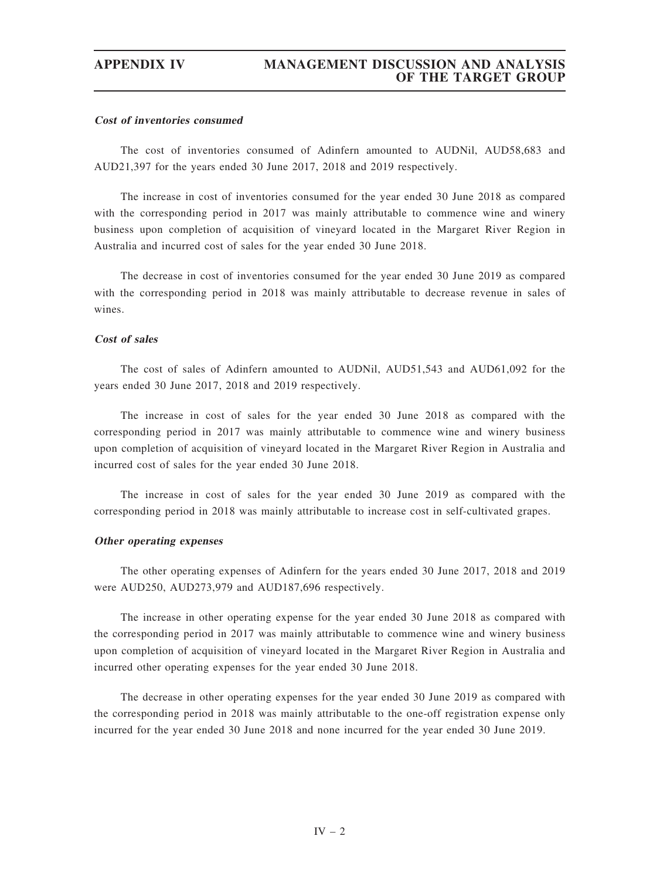***Cost of inventories consumed***

The cost of inventories consumed of Adinfern amounted to AUDNil, AUD58,683 and AUD21,397 for the years ended 30 June 2017, 2018 and 2019 respectively.

The increase in cost of inventories consumed for the year ended 30 June 2018 as compared with the corresponding period in 2017 was mainly attributable to commence wine and winery business upon completion of acquisition of vineyard located in the Margaret River Region in Australia and incurred cost of sales for the year ended 30 June 2018.

The decrease in cost of inventories consumed for the year ended 30 June 2019 as compared with the corresponding period in 2018 was mainly attributable to decrease revenue in sales of wines.

***Cost of sales***

The cost of sales of Adinfern amounted to AUDNil, AUD51,543 and AUD61,092 for the years ended 30 June 2017, 2018 and 2019 respectively.

The increase in cost of sales for the year ended 30 June 2018 as compared with the corresponding period in 2017 was mainly attributable to commence wine and winery business upon completion of acquisition of vineyard located in the Margaret River Region in Australia and incurred cost of sales for the year ended 30 June 2018.

The increase in cost of sales for the year ended 30 June 2019 as compared with the corresponding period in 2018 was mainly attributable to increase cost in self-cultivated grapes.

***Other operating expenses***

The other operating expenses of Adinfern for the years ended 30 June 2017, 2018 and 2019 were AUD250, AUD273,979 and AUD187,696 respectively.

The increase in other operating expense for the year ended 30 June 2018 as compared with the corresponding period in 2017 was mainly attributable to commence wine and winery business upon completion of acquisition of vineyard located in the Margaret River Region in Australia and incurred other operating expenses for the year ended 30 June 2018.

The decrease in other operating expenses for the year ended 30 June 2019 as compared with the corresponding period in 2018 was mainly attributable to the one-off registration expense only incurred for the year ended 30 June 2018 and none incurred for the year ended 30 June 2019.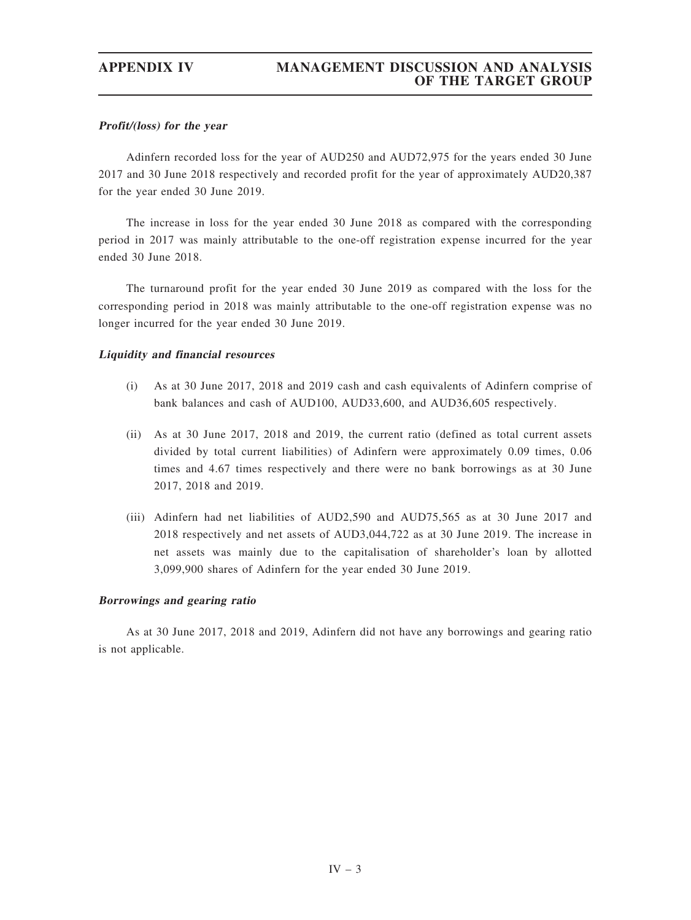***Profit/(loss) for the year***

Adinfern recorded loss for the year of AUD250 and AUD72,975 for the years ended 30 June 2017 and 30 June 2018 respectively and recorded profit for the year of approximately AUD20,387 for the year ended 30 June 2019.

The increase in loss for the year ended 30 June 2018 as compared with the corresponding period in 2017 was mainly attributable to the one-off registration expense incurred for the year ended 30 June 2018.

The turnaround profit for the year ended 30 June 2019 as compared with the loss for the corresponding period in 2018 was mainly attributable to the one-off registration expense was no longer incurred for the year ended 30 June 2019.

***Liquidity and financial resources***

(i) As at 30 June 2017, 2018 and 2019 cash and cash equivalents of Adinfern comprise of bank balances and cash of AUD100, AUD33,600, and AUD36,605 respectively.

(ii) As at 30 June 2017, 2018 and 2019, the current ratio (defined as total current assets divided by total current liabilities) of Adinfern were approximately 0.09 times, 0.06 times and 4.67 times respectively and there were no bank borrowings as at 30 June 2017, 2018 and 2019.

(iii) Adinfern had net liabilities of AUD2,590 and AUD75,565 as at 30 June 2017 and 2018 respectively and net assets of AUD3,044,722 as at 30 June 2019. The increase in net assets was mainly due to the capitalisation of shareholder's loan by allotted 3,099,900 shares of Adinfern for the year ended 30 June 2019.

***Borrowings and gearing ratio***

As at 30 June 2017, 2018 and 2019, Adinfern did not have any borrowings and gearing ratio is not applicable.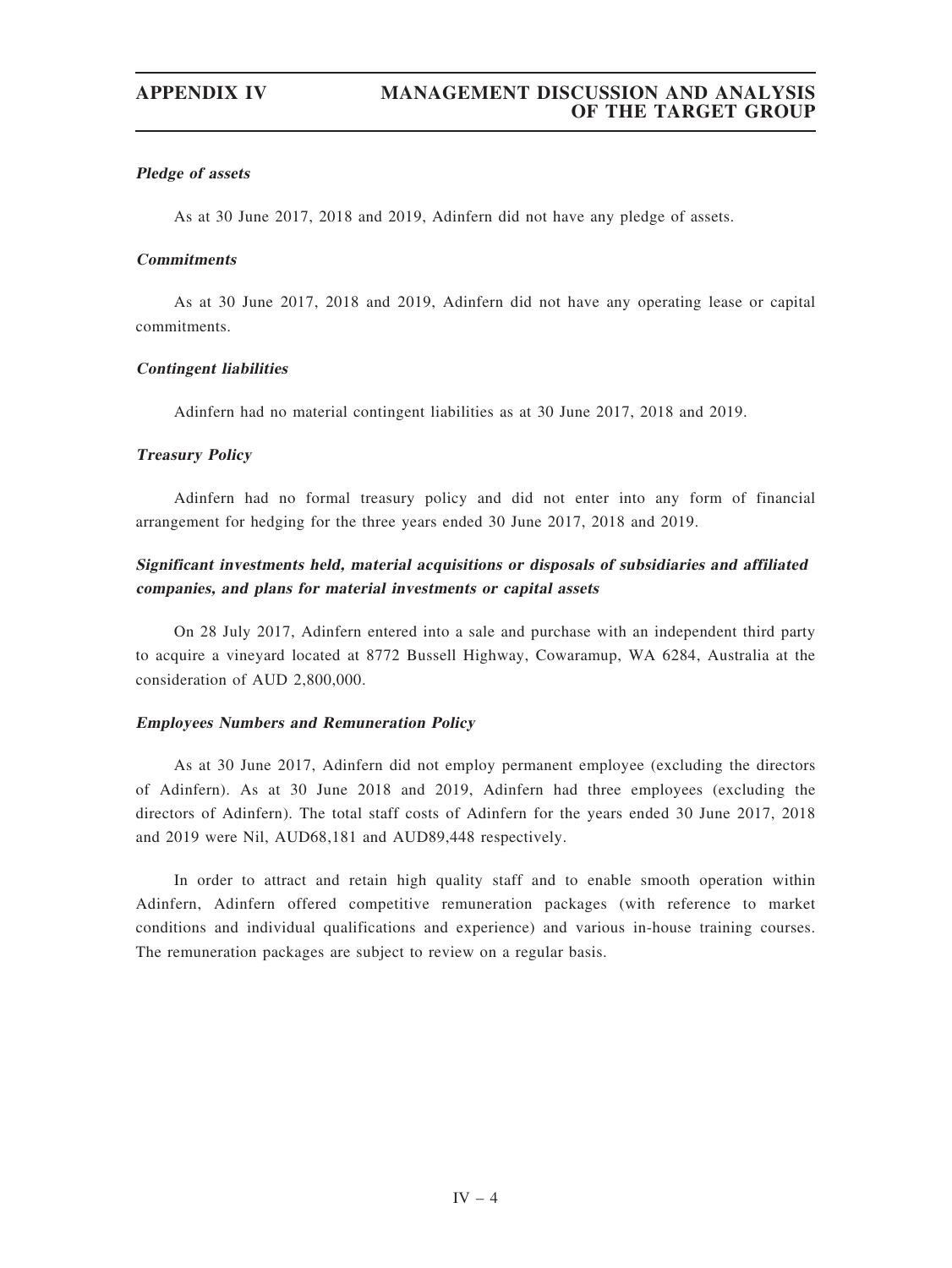***Pledge of assets***

As at 30 June 2017, 2018 and 2019, Adinfern did not have any pledge of assets.

***Commitments***

As at 30 June 2017, 2018 and 2019, Adinfern did not have any operating lease or capital commitments.

***Contingent liabilities***

Adinfern had no material contingent liabilities as at 30 June 2017, 2018 and 2019.

***Treasury Policy***

Adinfern had no formal treasury policy and did not enter into any form of financial arrangement for hedging for the three years ended 30 June 2017, 2018 and 2019.

***Significant investments held, material acquisitions or disposals of subsidiaries and affiliated companies, and plans for material investments or capital assets***

On 28 July 2017, Adinfern entered into a sale and purchase with an independent third party to acquire a vineyard located at 8772 Bussell Highway, Cowaramup, WA 6284, Australia at the consideration of AUD 2,800,000.

***Employees Numbers and Remuneration Policy***

As at 30 June 2017, Adinfern did not employ permanent employee (excluding the directors of Adinfern). As at 30 June 2018 and 2019, Adinfern had three employees (excluding the directors of Adinfern). The total staff costs of Adinfern for the years ended 30 June 2017, 2018 and 2019 were Nil, AUD68,181 and AUD89,448 respectively.

In order to attract and retain high quality staff and to enable smooth operation within Adinfern, Adinfern offered competitive remuneration packages (with reference to market conditions and individual qualifications and experience) and various in-house training courses. The remuneration packages are subject to review on a regular basis.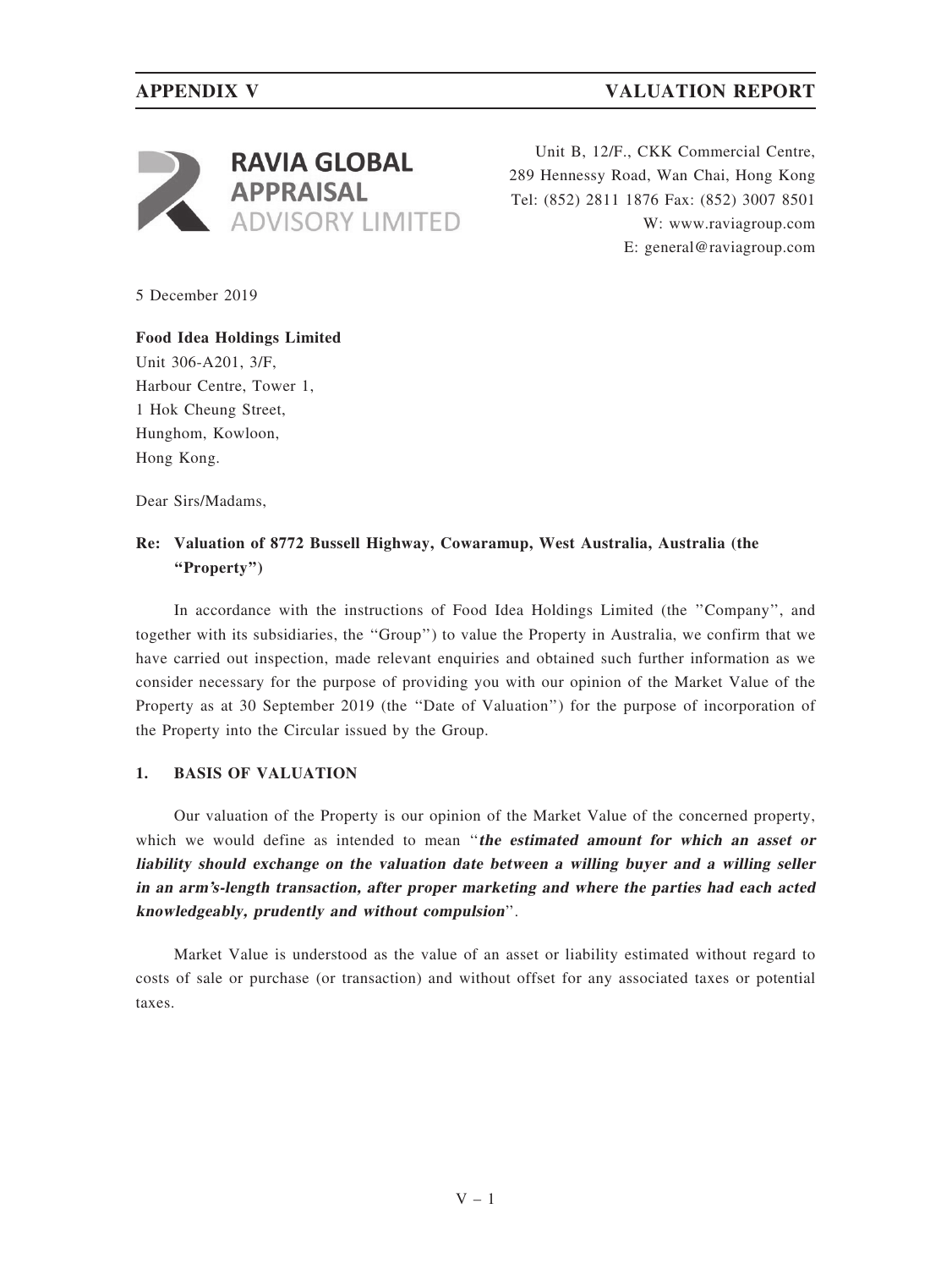RAVIA GLOBAL APPRAISAL ADVISORY LIMITED

Unit B, 12/F., CKK Commercial Centre,
289 Hennessy Road, Wan Chai, Hong Kong
Tel: (852) 2811 1876 Fax: (852) 3007 8501
W: www.raviagroup.com
E: general@raviagroup.com

5 December 2019

**Food Idea Holdings Limited**
Unit 306-A201, 3/F,
Harbour Centre, Tower 1,
1 Hok Cheung Street,
Hunghom, Kowloon,
Hong Kong.

Dear Sirs/Madams,

**Re: Valuation of 8772 Bussell Highway, Cowaramup, West Australia, Australia (the "Property")**

In accordance with the instructions of Food Idea Holdings Limited (the "Company", and together with its subsidiaries, the "Group") to value the Property in Australia, we confirm that we have carried out inspection, made relevant enquiries and obtained such further information as we consider necessary for the purpose of providing you with our opinion of the Market Value of the Property as at 30 September 2019 (the "Date of Valuation") for the purpose of incorporation of the Property into the Circular issued by the Group.

## 1. BASIS OF VALUATION

Our valuation of the Property is our opinion of the Market Value of the concerned property, which we would define as intended to mean "***the estimated amount for which an asset or liability should exchange on the valuation date between a willing buyer and a willing seller in an arm's-length transaction, after proper marketing and where the parties had each acted knowledgeably, prudently and without compulsion***".

Market Value is understood as the value of an asset or liability estimated without regard to costs of sale or purchase (or transaction) and without offset for any associated taxes or potential taxes.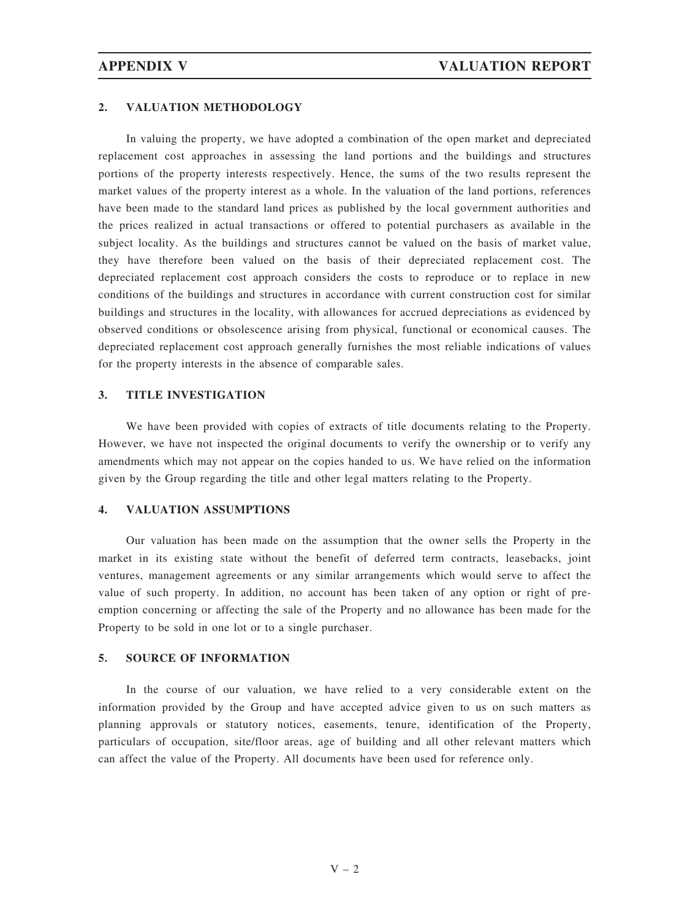## 2. VALUATION METHODOLOGY

In valuing the property, we have adopted a combination of the open market and depreciated replacement cost approaches in assessing the land portions and the buildings and structures portions of the property interests respectively. Hence, the sums of the two results represent the market values of the property interest as a whole. In the valuation of the land portions, references have been made to the standard land prices as published by the local government authorities and the prices realized in actual transactions or offered to potential purchasers as available in the subject locality. As the buildings and structures cannot be valued on the basis of market value, they have therefore been valued on the basis of their depreciated replacement cost. The depreciated replacement cost approach considers the costs to reproduce or to replace in new conditions of the buildings and structures in accordance with current construction cost for similar buildings and structures in the locality, with allowances for accrued depreciations as evidenced by observed conditions or obsolescence arising from physical, functional or economical causes. The depreciated replacement cost approach generally furnishes the most reliable indications of values for the property interests in the absence of comparable sales.

## 3. TITLE INVESTIGATION

We have been provided with copies of extracts of title documents relating to the Property. However, we have not inspected the original documents to verify the ownership or to verify any amendments which may not appear on the copies handed to us. We have relied on the information given by the Group regarding the title and other legal matters relating to the Property.

## 4. VALUATION ASSUMPTIONS

Our valuation has been made on the assumption that the owner sells the Property in the market in its existing state without the benefit of deferred term contracts, leasebacks, joint ventures, management agreements or any similar arrangements which would serve to affect the value of such property. In addition, no account has been taken of any option or right of pre-emption concerning or affecting the sale of the Property and no allowance has been made for the Property to be sold in one lot or to a single purchaser.

## 5. SOURCE OF INFORMATION

In the course of our valuation, we have relied to a very considerable extent on the information provided by the Group and have accepted advice given to us on such matters as planning approvals or statutory notices, easements, tenure, identification of the Property, particulars of occupation, site/floor areas, age of building and all other relevant matters which can affect the value of the Property. All documents have been used for reference only.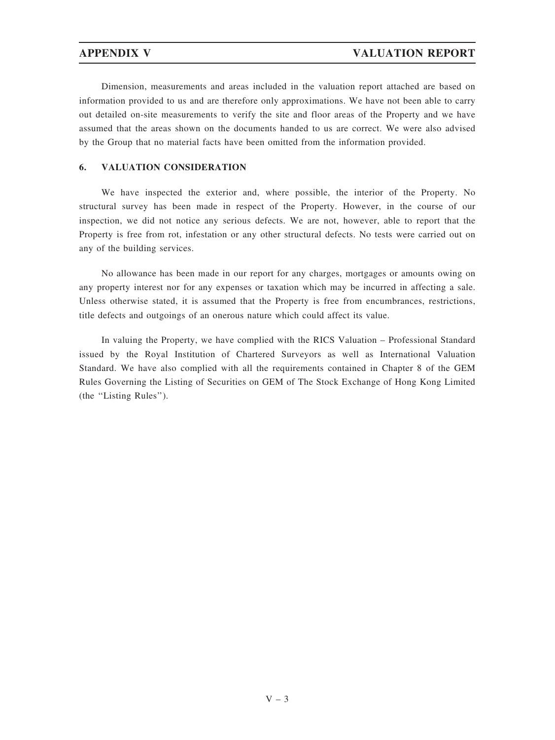Dimension, measurements and areas included in the valuation report attached are based on information provided to us and are therefore only approximations. We have not been able to carry out detailed on-site measurements to verify the site and floor areas of the Property and we have assumed that the areas shown on the documents handed to us are correct. We were also advised by the Group that no material facts have been omitted from the information provided.

## 6. VALUATION CONSIDERATION

We have inspected the exterior and, where possible, the interior of the Property. No structural survey has been made in respect of the Property. However, in the course of our inspection, we did not notice any serious defects. We are not, however, able to report that the Property is free from rot, infestation or any other structural defects. No tests were carried out on any of the building services.

No allowance has been made in our report for any charges, mortgages or amounts owing on any property interest nor for any expenses or taxation which may be incurred in affecting a sale. Unless otherwise stated, it is assumed that the Property is free from encumbrances, restrictions, title defects and outgoings of an onerous nature which could affect its value.

In valuing the Property, we have complied with the RICS Valuation – Professional Standard issued by the Royal Institution of Chartered Surveyors as well as International Valuation Standard. We have also complied with all the requirements contained in Chapter 8 of the GEM Rules Governing the Listing of Securities on GEM of The Stock Exchange of Hong Kong Limited (the "Listing Rules").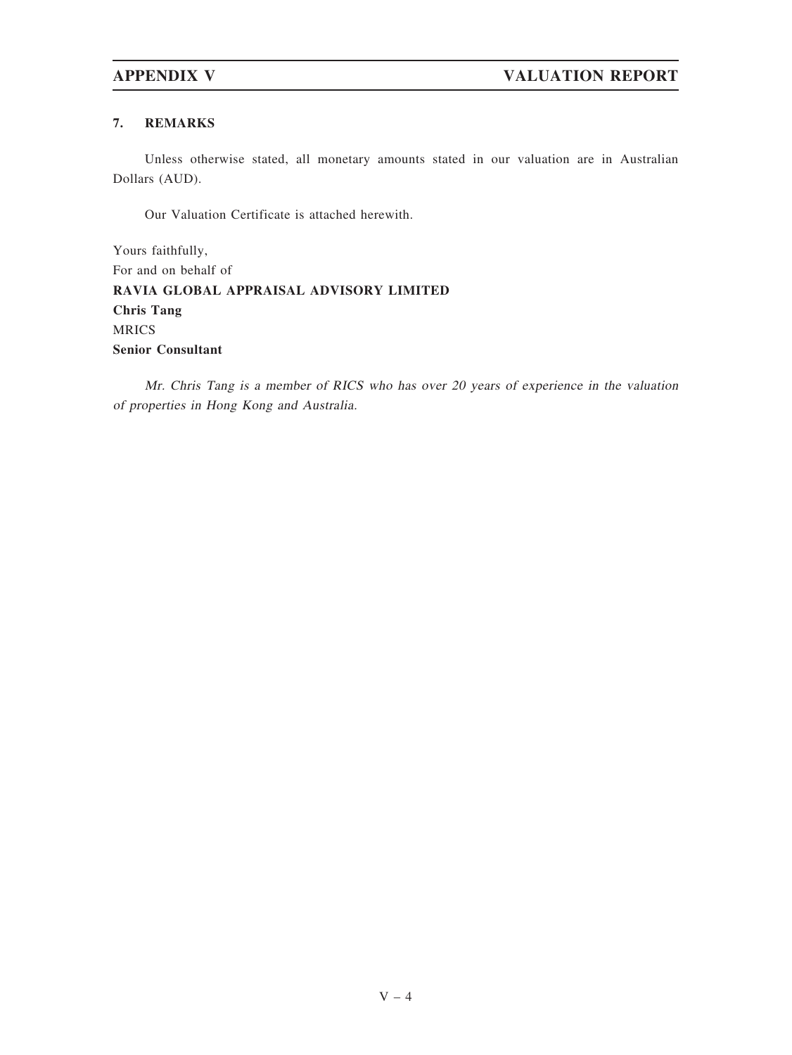### 7. REMARKS

Unless otherwise stated, all monetary amounts stated in our valuation are in Australian Dollars (AUD).

Our Valuation Certificate is attached herewith.

Yours faithfully,
For and on behalf of
**RAVIA GLOBAL APPRAISAL ADVISORY LIMITED**
**Chris Tang**
MRICS
**Senior Consultant**

*Mr. Chris Tang is a member of RICS who has over 20 years of experience in the valuation of properties in Hong Kong and Australia.*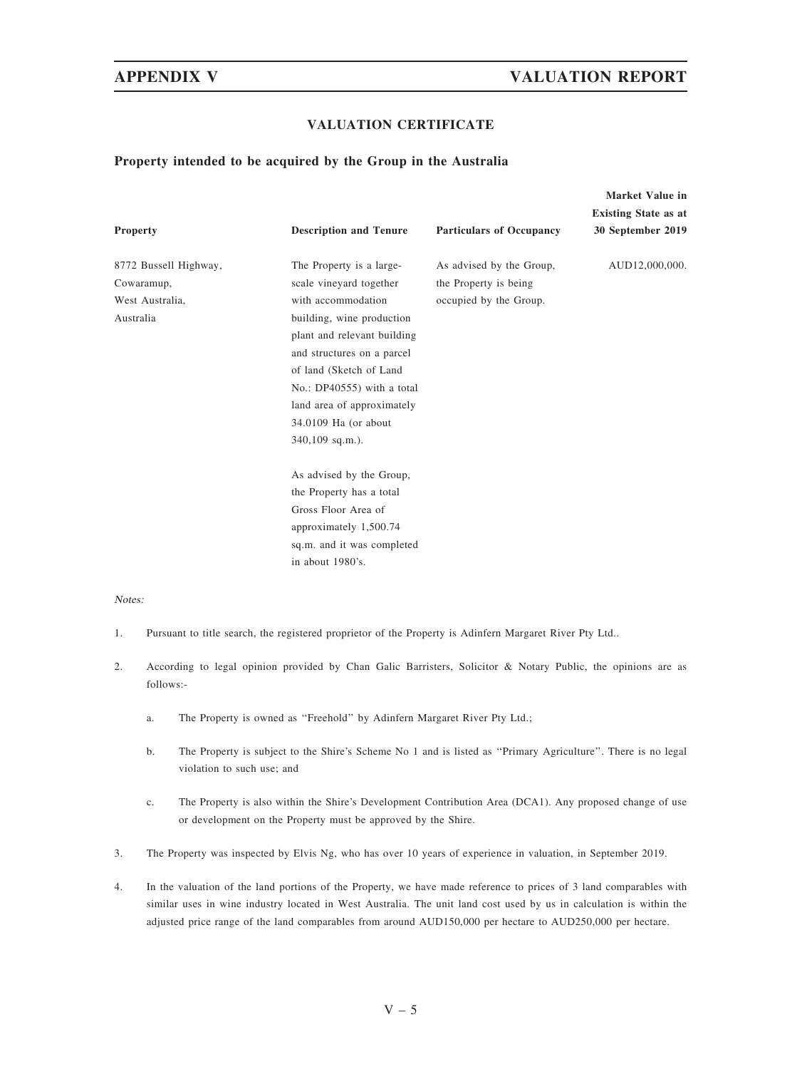## VALUATION CERTIFICATE

### Property intended to be acquired by the Group in the Australia

| Property | Description and Tenure | Particulars of Occupancy | Market Value in Existing State as at 30 September 2019 |
|---|---|---|---|
| 8772 Bussell Highway, Cowaramup, West Australia, Australia | The Property is a large-scale vineyard together with accommodation building, wine production plant and relevant building and structures on a parcel of land (Sketch of Land No.: DP40555) with a total land area of approximately 34.0109 Ha (or about 340,109 sq.m.).<br><br>As advised by the Group, the Property has a total Gross Floor Area of approximately 1,500.74 sq.m. and it was completed in about 1980's. | As advised by the Group, the Property is being occupied by the Group. | AUD12,000,000. |

*Notes:*

1. Pursuant to title search, the registered proprietor of the Property is Adinfern Margaret River Pty Ltd..

2. According to legal opinion provided by Chan Galic Barristers, Solicitor & Notary Public, the opinions are as follows:-

   a. The Property is owned as "Freehold" by Adinfern Margaret River Pty Ltd.;

   b. The Property is subject to the Shire's Scheme No 1 and is listed as "Primary Agriculture". There is no legal violation to such use; and

   c. The Property is also within the Shire's Development Contribution Area (DCA1). Any proposed change of use or development on the Property must be approved by the Shire.

3. The Property was inspected by Elvis Ng, who has over 10 years of experience in valuation, in September 2019.

4. In the valuation of the land portions of the Property, we have made reference to prices of 3 land comparables with similar uses in wine industry located in West Australia. The unit land cost used by us in calculation is within the adjusted price range of the land comparables from around AUD150,000 per hectare to AUD250,000 per hectare.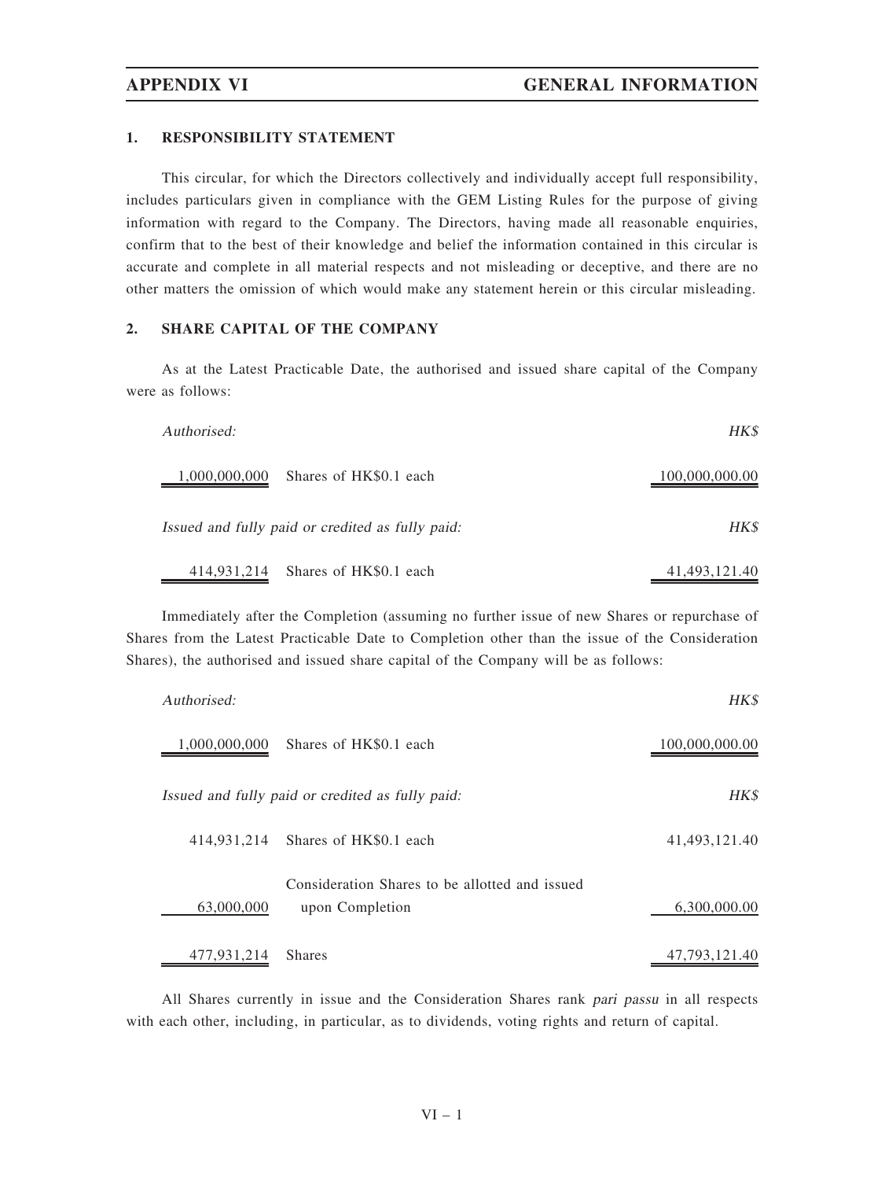## 1. RESPONSIBILITY STATEMENT

This circular, for which the Directors collectively and individually accept full responsibility, includes particulars given in compliance with the GEM Listing Rules for the purpose of giving information with regard to the Company. The Directors, having made all reasonable enquiries, confirm that to the best of their knowledge and belief the information contained in this circular is accurate and complete in all material respects and not misleading or deceptive, and there are no other matters the omission of which would make any statement herein or this circular misleading.

## 2. SHARE CAPITAL OF THE COMPANY

As at the Latest Practicable Date, the authorised and issued share capital of the Company were as follows:

| *Authorised:* | | *HK$* |
|---|---|---|
| 1,000,000,000 | Shares of HK$0.1 each | 100,000,000.00 |
| *Issued and fully paid or credited as fully paid:* | | *HK$* |
| 414,931,214 | Shares of HK$0.1 each | 41,493,121.40 |

Immediately after the Completion (assuming no further issue of new Shares or repurchase of Shares from the Latest Practicable Date to Completion other than the issue of the Consideration Shares), the authorised and issued share capital of the Company will be as follows:

| *Authorised:* | | *HK$* |
|---|---|---|
| 1,000,000,000 | Shares of HK$0.1 each | 100,000,000.00 |
| *Issued and fully paid or credited as fully paid:* | | *HK$* |
| 414,931,214 | Shares of HK$0.1 each | 41,493,121.40 |
| 63,000,000 | Consideration Shares to be allotted and issued upon Completion | 6,300,000.00 |
| 477,931,214 | Shares | 47,793,121.40 |

All Shares currently in issue and the Consideration Shares rank *pari passu* in all respects with each other, including, in particular, as to dividends, voting rights and return of capital.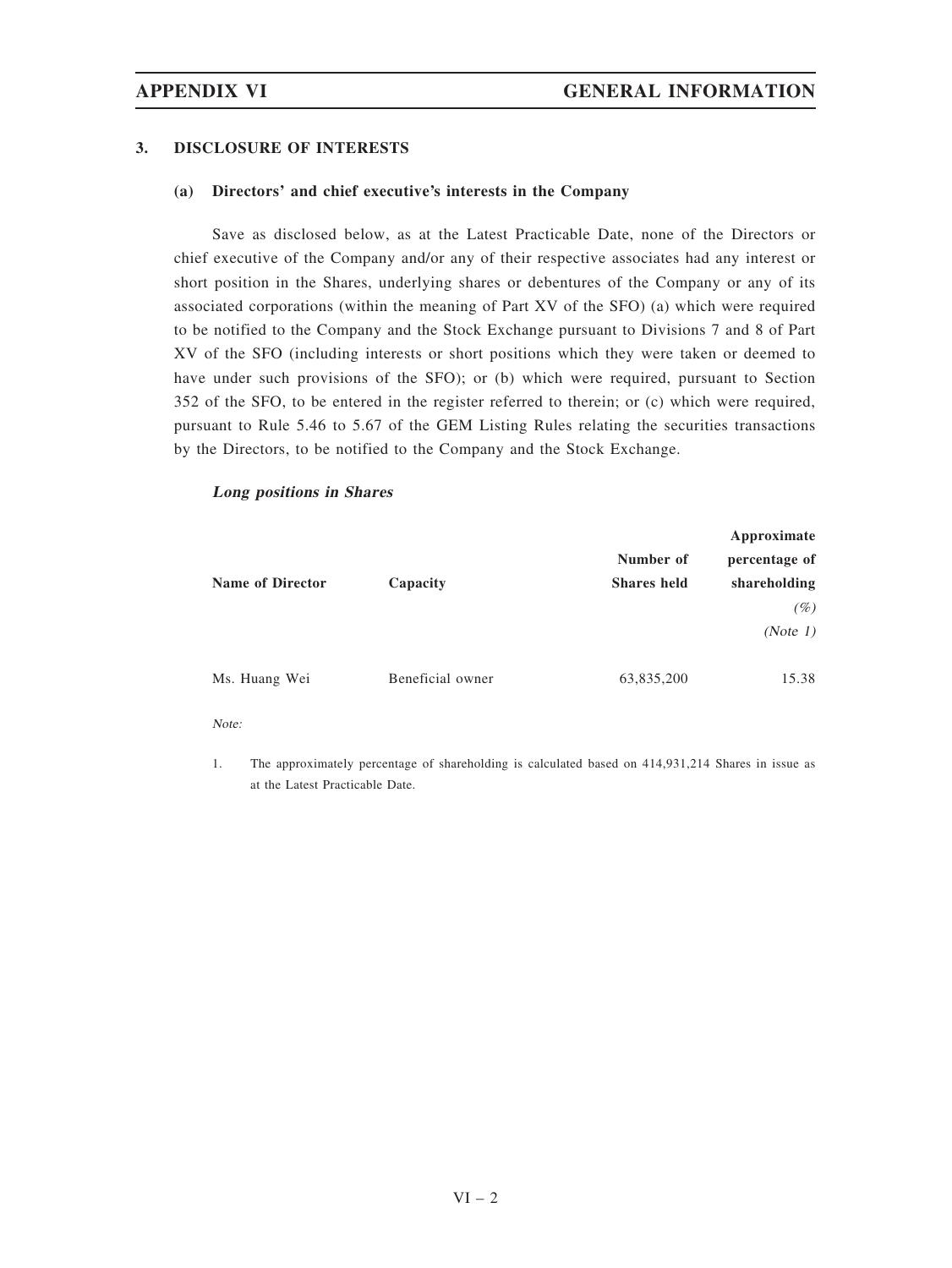## 3. DISCLOSURE OF INTERESTS

### (a) Directors' and chief executive's interests in the Company

Save as disclosed below, as at the Latest Practicable Date, none of the Directors or chief executive of the Company and/or any of their respective associates had any interest or short position in the Shares, underlying shares or debentures of the Company or any of its associated corporations (within the meaning of Part XV of the SFO) (a) which were required to be notified to the Company and the Stock Exchange pursuant to Divisions 7 and 8 of Part XV of the SFO (including interests or short positions which they were taken or deemed to have under such provisions of the SFO); or (b) which were required, pursuant to Section 352 of the SFO, to be entered in the register referred to therein; or (c) which were required, pursuant to Rule 5.46 to 5.67 of the GEM Listing Rules relating the securities transactions by the Directors, to be notified to the Company and the Stock Exchange.

***Long positions in Shares***

| Name of Director | Capacity | Number of Shares held | Approximate percentage of shareholding *(%)* *(Note 1)* |
|---|---|---|---|
| Ms. Huang Wei | Beneficial owner | 63,835,200 | 15.38 |

*Note:*

1. The approximately percentage of shareholding is calculated based on 414,931,214 Shares in issue as at the Latest Practicable Date.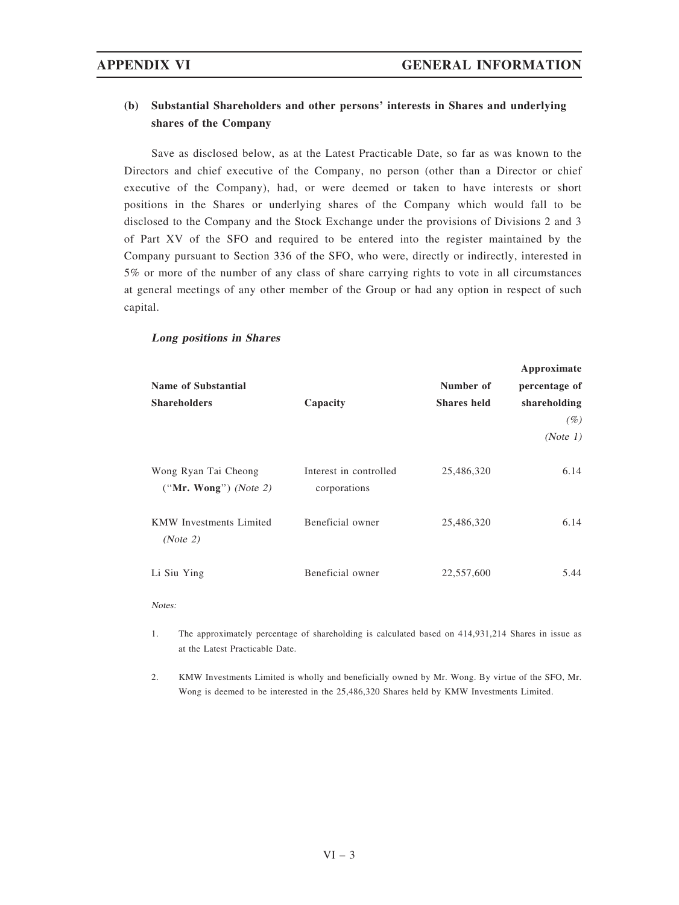### (b) Substantial Shareholders and other persons' interests in Shares and underlying shares of the Company

Save as disclosed below, as at the Latest Practicable Date, so far as was known to the Directors and chief executive of the Company, no person (other than a Director or chief executive of the Company), had, or were deemed or taken to have interests or short positions in the Shares or underlying shares of the Company which would fall to be disclosed to the Company and the Stock Exchange under the provisions of Divisions 2 and 3 of Part XV of the SFO and required to be entered into the register maintained by the Company pursuant to Section 336 of the SFO, who were, directly or indirectly, interested in 5% or more of the number of any class of share carrying rights to vote in all circumstances at general meetings of any other member of the Group or had any option in respect of such capital.

***Long positions in Shares***

| Name of Substantial Shareholders | Capacity | Number of Shares held | Approximate percentage of shareholding (%) (Note 1) |
|---|---|---|---|
| Wong Ryan Tai Cheong ("**Mr. Wong**") *(Note 2)* | Interest in controlled corporations | 25,486,320 | 6.14 |
| KMW Investments Limited *(Note 2)* | Beneficial owner | 25,486,320 | 6.14 |
| Li Siu Ying | Beneficial owner | 22,557,600 | 5.44 |

*Notes:*

1. The approximately percentage of shareholding is calculated based on 414,931,214 Shares in issue as at the Latest Practicable Date.

2. KMW Investments Limited is wholly and beneficially owned by Mr. Wong. By virtue of the SFO, Mr. Wong is deemed to be interested in the 25,486,320 Shares held by KMW Investments Limited.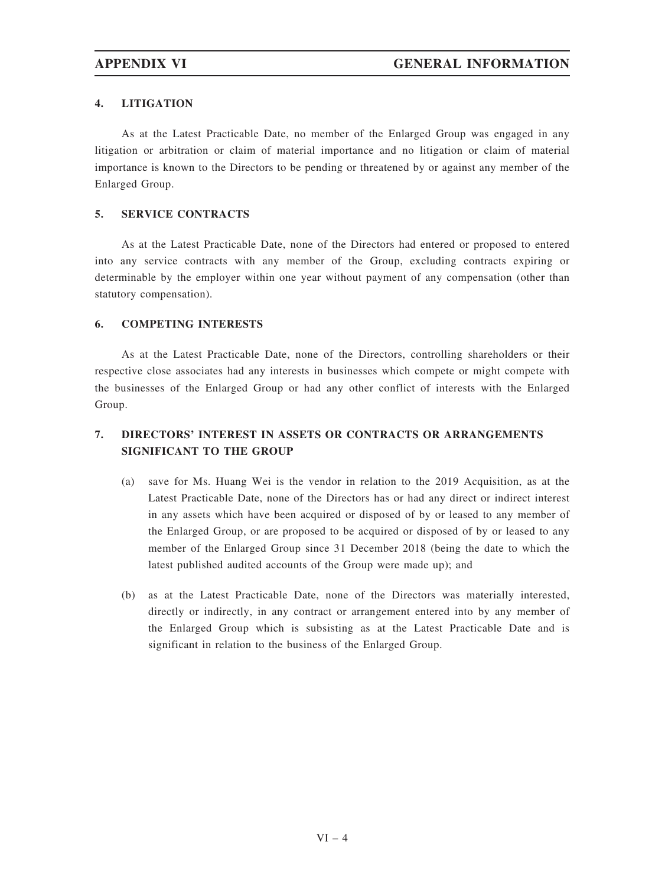## 4. LITIGATION

As at the Latest Practicable Date, no member of the Enlarged Group was engaged in any litigation or arbitration or claim of material importance and no litigation or claim of material importance is known to the Directors to be pending or threatened by or against any member of the Enlarged Group.

## 5. SERVICE CONTRACTS

As at the Latest Practicable Date, none of the Directors had entered or proposed to entered into any service contracts with any member of the Group, excluding contracts expiring or determinable by the employer within one year without payment of any compensation (other than statutory compensation).

## 6. COMPETING INTERESTS

As at the Latest Practicable Date, none of the Directors, controlling shareholders or their respective close associates had any interests in businesses which compete or might compete with the businesses of the Enlarged Group or had any other conflict of interests with the Enlarged Group.

## 7. DIRECTORS' INTEREST IN ASSETS OR CONTRACTS OR ARRANGEMENTS SIGNIFICANT TO THE GROUP

(a) save for Ms. Huang Wei is the vendor in relation to the 2019 Acquisition, as at the Latest Practicable Date, none of the Directors has or had any direct or indirect interest in any assets which have been acquired or disposed of by or leased to any member of the Enlarged Group, or are proposed to be acquired or disposed of by or leased to any member of the Enlarged Group since 31 December 2018 (being the date to which the latest published audited accounts of the Group were made up); and

(b) as at the Latest Practicable Date, none of the Directors was materially interested, directly or indirectly, in any contract or arrangement entered into by any member of the Enlarged Group which is subsisting as at the Latest Practicable Date and is significant in relation to the business of the Enlarged Group.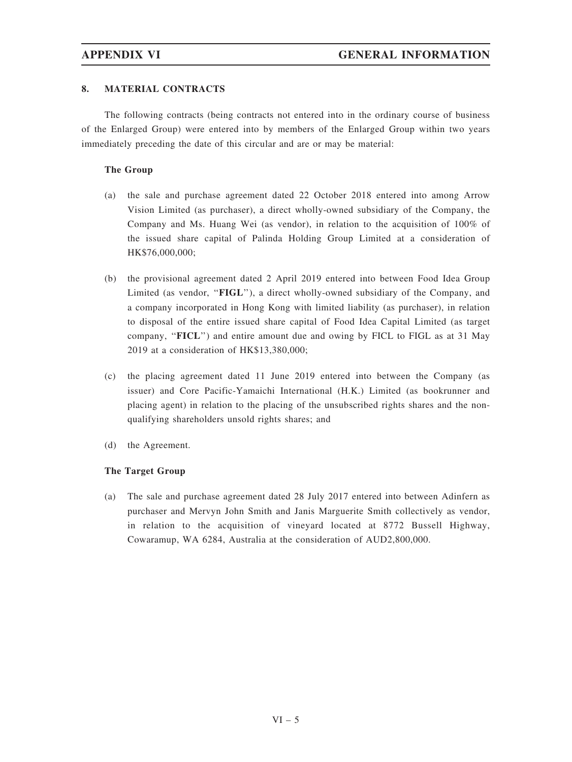## 8. MATERIAL CONTRACTS

The following contracts (being contracts not entered into in the ordinary course of business of the Enlarged Group) were entered into by members of the Enlarged Group within two years immediately preceding the date of this circular and are or may be material:

**The Group**

(a) the sale and purchase agreement dated 22 October 2018 entered into among Arrow Vision Limited (as purchaser), a direct wholly-owned subsidiary of the Company, the Company and Ms. Huang Wei (as vendor), in relation to the acquisition of 100% of the issued share capital of Palinda Holding Group Limited at a consideration of HK$76,000,000;

(b) the provisional agreement dated 2 April 2019 entered into between Food Idea Group Limited (as vendor, "**FIGL**"), a direct wholly-owned subsidiary of the Company, and a company incorporated in Hong Kong with limited liability (as purchaser), in relation to disposal of the entire issued share capital of Food Idea Capital Limited (as target company, "**FICL**") and entire amount due and owing by FICL to FIGL as at 31 May 2019 at a consideration of HK$13,380,000;

(c) the placing agreement dated 11 June 2019 entered into between the Company (as issuer) and Core Pacific-Yamaichi International (H.K.) Limited (as bookrunner and placing agent) in relation to the placing of the unsubscribed rights shares and the non-qualifying shareholders unsold rights shares; and

(d) the Agreement.

**The Target Group**

(a) The sale and purchase agreement dated 28 July 2017 entered into between Adinfern as purchaser and Mervyn John Smith and Janis Marguerite Smith collectively as vendor, in relation to the acquisition of vineyard located at 8772 Bussell Highway, Cowaramup, WA 6284, Australia at the consideration of AUD2,800,000.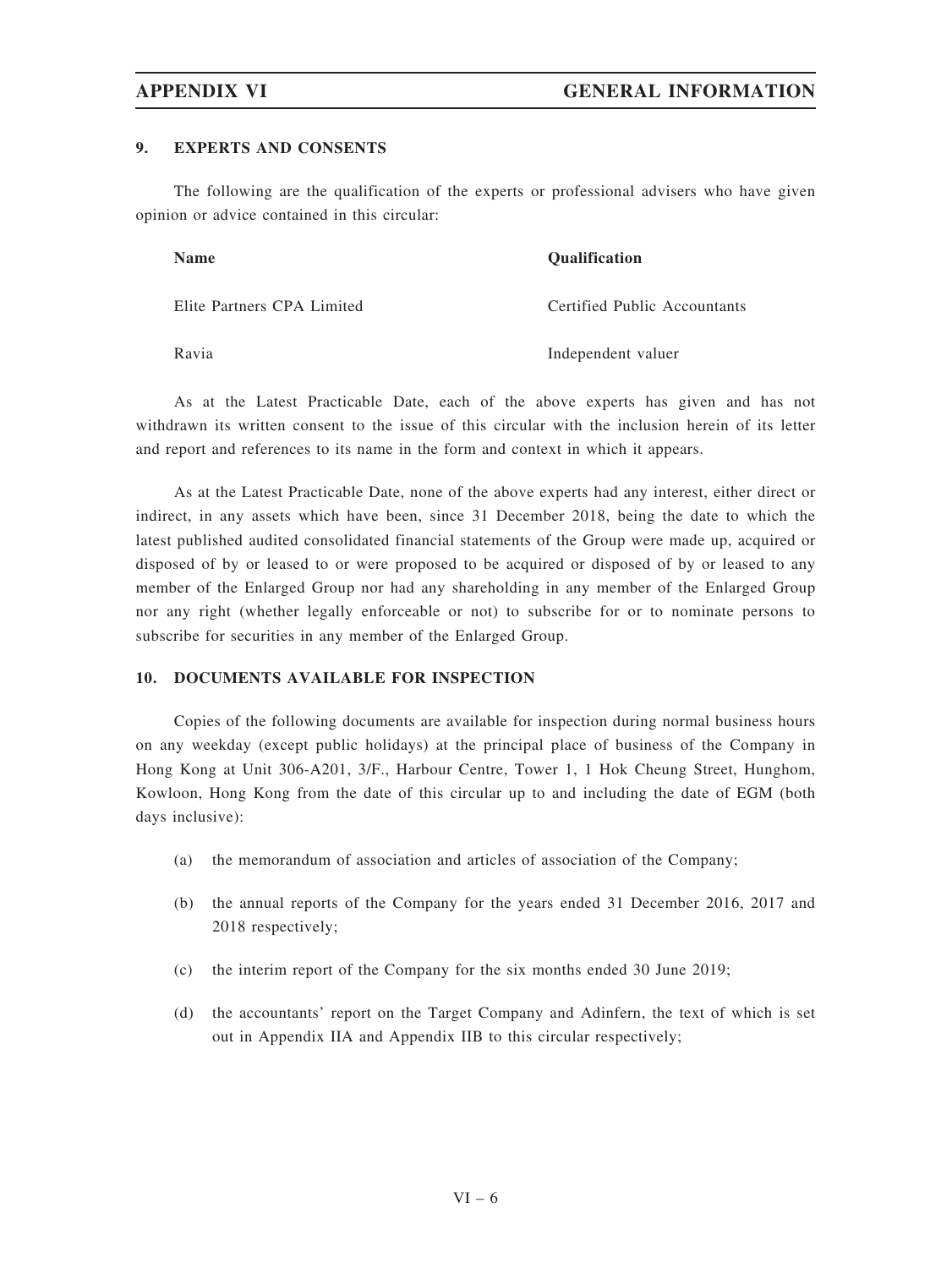## 9. EXPERTS AND CONSENTS

The following are the qualification of the experts or professional advisers who have given opinion or advice contained in this circular:

| Name | Qualification |
|---|---|
| Elite Partners CPA Limited | Certified Public Accountants |
| Ravia | Independent valuer |

As at the Latest Practicable Date, each of the above experts has given and has not withdrawn its written consent to the issue of this circular with the inclusion herein of its letter and report and references to its name in the form and context in which it appears.

As at the Latest Practicable Date, none of the above experts had any interest, either direct or indirect, in any assets which have been, since 31 December 2018, being the date to which the latest published audited consolidated financial statements of the Group were made up, acquired or disposed of by or leased to or were proposed to be acquired or disposed of by or leased to any member of the Enlarged Group nor had any shareholding in any member of the Enlarged Group nor any right (whether legally enforceable or not) to subscribe for or to nominate persons to subscribe for securities in any member of the Enlarged Group.

## 10. DOCUMENTS AVAILABLE FOR INSPECTION

Copies of the following documents are available for inspection during normal business hours on any weekday (except public holidays) at the principal place of business of the Company in Hong Kong at Unit 306-A201, 3/F., Harbour Centre, Tower 1, 1 Hok Cheung Street, Hunghom, Kowloon, Hong Kong from the date of this circular up to and including the date of EGM (both days inclusive):

(a) the memorandum of association and articles of association of the Company;

(b) the annual reports of the Company for the years ended 31 December 2016, 2017 and 2018 respectively;

(c) the interim report of the Company for the six months ended 30 June 2019;

(d) the accountants' report on the Target Company and Adinfern, the text of which is set out in Appendix IIA and Appendix IIB to this circular respectively;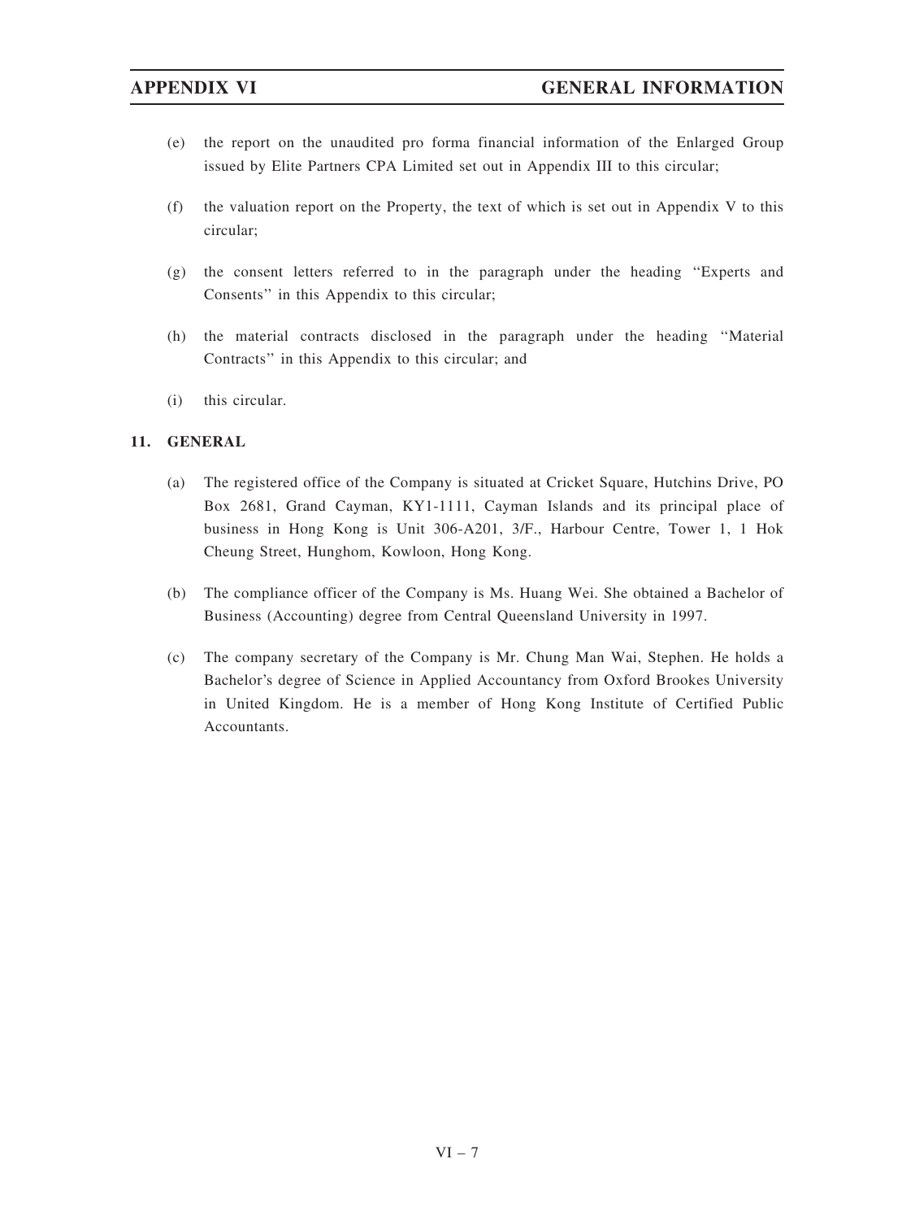(e) the report on the unaudited pro forma financial information of the Enlarged Group issued by Elite Partners CPA Limited set out in Appendix III to this circular;

(f) the valuation report on the Property, the text of which is set out in Appendix V to this circular;

(g) the consent letters referred to in the paragraph under the heading ''Experts and Consents'' in this Appendix to this circular;

(h) the material contracts disclosed in the paragraph under the heading ''Material Contracts'' in this Appendix to this circular; and

(i) this circular.

## 11. GENERAL

(a) The registered office of the Company is situated at Cricket Square, Hutchins Drive, PO Box 2681, Grand Cayman, KY1-1111, Cayman Islands and its principal place of business in Hong Kong is Unit 306-A201, 3/F., Harbour Centre, Tower 1, 1 Hok Cheung Street, Hunghom, Kowloon, Hong Kong.

(b) The compliance officer of the Company is Ms. Huang Wei. She obtained a Bachelor of Business (Accounting) degree from Central Queensland University in 1997.

(c) The company secretary of the Company is Mr. Chung Man Wai, Stephen. He holds a Bachelor's degree of Science in Applied Accountancy from Oxford Brookes University in United Kingdom. He is a member of Hong Kong Institute of Certified Public Accountants.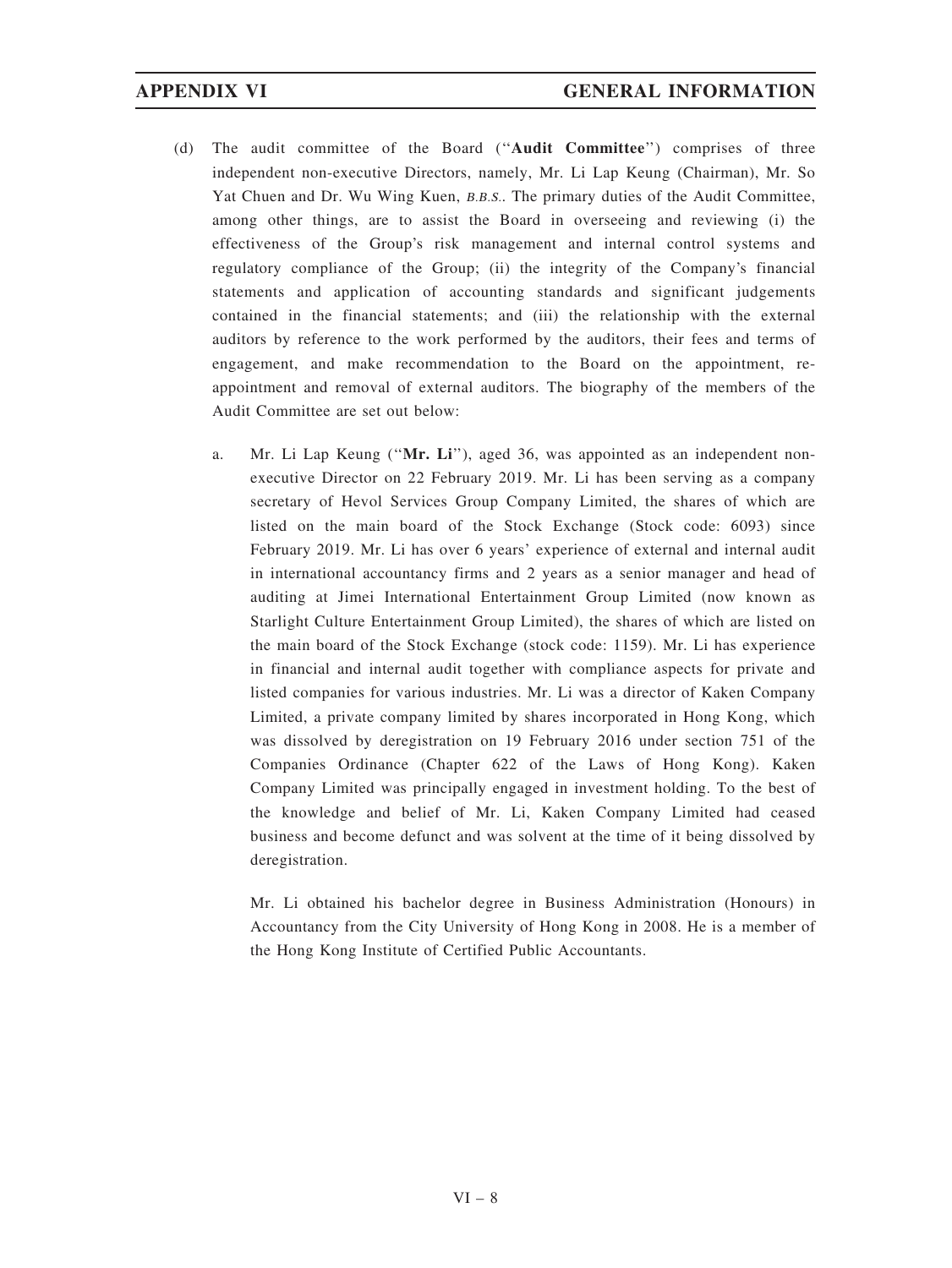(d) The audit committee of the Board ("**Audit Committee**") comprises of three independent non-executive Directors, namely, Mr. Li Lap Keung (Chairman), Mr. So Yat Chuen and Dr. Wu Wing Kuen, *B.B.S.*. The primary duties of the Audit Committee, among other things, are to assist the Board in overseeing and reviewing (i) the effectiveness of the Group's risk management and internal control systems and regulatory compliance of the Group; (ii) the integrity of the Company's financial statements and application of accounting standards and significant judgements contained in the financial statements; and (iii) the relationship with the external auditors by reference to the work performed by the auditors, their fees and terms of engagement, and make recommendation to the Board on the appointment, re-appointment and removal of external auditors. The biography of the members of the Audit Committee are set out below:

a. Mr. Li Lap Keung ("**Mr. Li**"), aged 36, was appointed as an independent non-executive Director on 22 February 2019. Mr. Li has been serving as a company secretary of Hevol Services Group Company Limited, the shares of which are listed on the main board of the Stock Exchange (Stock code: 6093) since February 2019. Mr. Li has over 6 years' experience of external and internal audit in international accountancy firms and 2 years as a senior manager and head of auditing at Jimei International Entertainment Group Limited (now known as Starlight Culture Entertainment Group Limited), the shares of which are listed on the main board of the Stock Exchange (stock code: 1159). Mr. Li has experience in financial and internal audit together with compliance aspects for private and listed companies for various industries. Mr. Li was a director of Kaken Company Limited, a private company limited by shares incorporated in Hong Kong, which was dissolved by deregistration on 19 February 2016 under section 751 of the Companies Ordinance (Chapter 622 of the Laws of Hong Kong). Kaken Company Limited was principally engaged in investment holding. To the best of the knowledge and belief of Mr. Li, Kaken Company Limited had ceased business and become defunct and was solvent at the time of it being dissolved by deregistration.

   Mr. Li obtained his bachelor degree in Business Administration (Honours) in Accountancy from the City University of Hong Kong in 2008. He is a member of the Hong Kong Institute of Certified Public Accountants.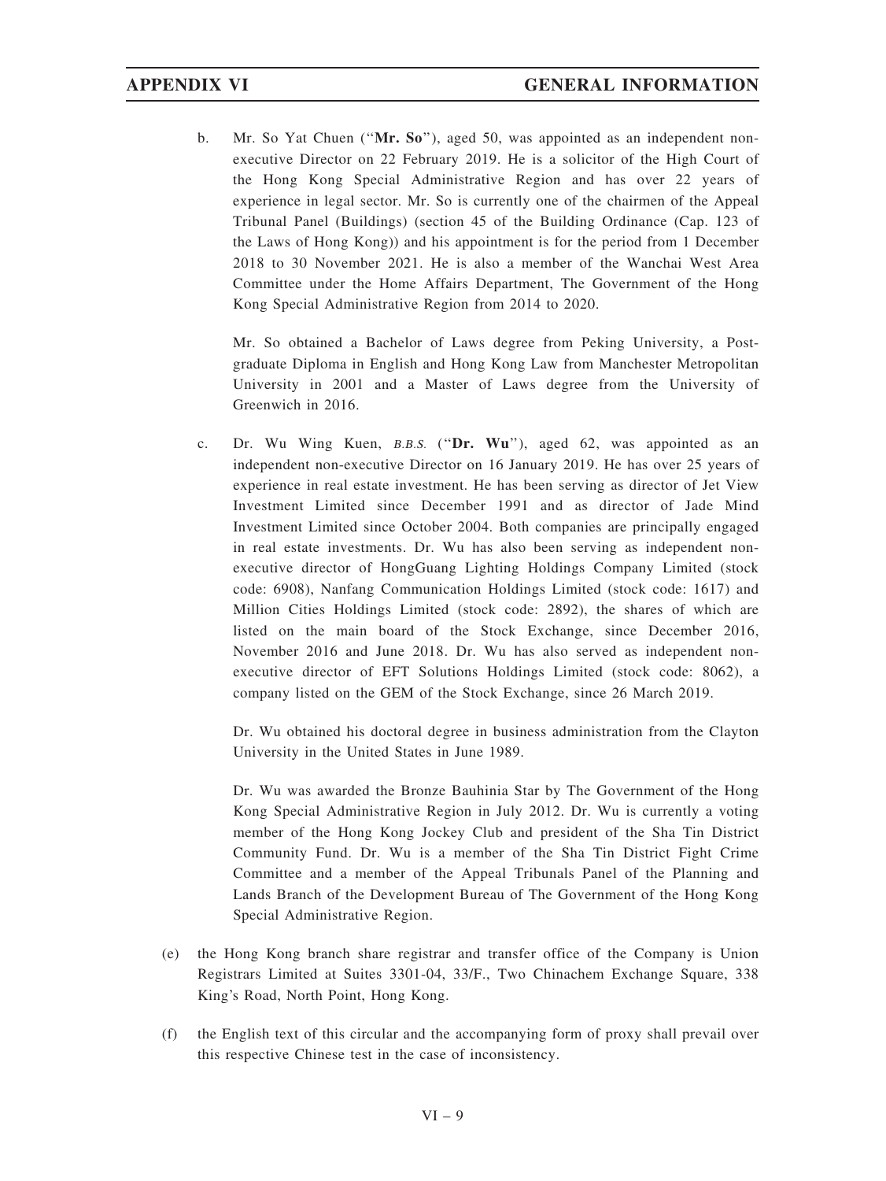b. Mr. So Yat Chuen ("**Mr. So**"), aged 50, was appointed as an independent non-executive Director on 22 February 2019. He is a solicitor of the High Court of the Hong Kong Special Administrative Region and has over 22 years of experience in legal sector. Mr. So is currently one of the chairmen of the Appeal Tribunal Panel (Buildings) (section 45 of the Building Ordinance (Cap. 123 of the Laws of Hong Kong)) and his appointment is for the period from 1 December 2018 to 30 November 2021. He is also a member of the Wanchai West Area Committee under the Home Affairs Department, The Government of the Hong Kong Special Administrative Region from 2014 to 2020.

   Mr. So obtained a Bachelor of Laws degree from Peking University, a Post-graduate Diploma in English and Hong Kong Law from Manchester Metropolitan University in 2001 and a Master of Laws degree from the University of Greenwich in 2016.

c. Dr. Wu Wing Kuen, *B.B.S.* ("**Dr. Wu**"), aged 62, was appointed as an independent non-executive Director on 16 January 2019. He has over 25 years of experience in real estate investment. He has been serving as director of Jet View Investment Limited since December 1991 and as director of Jade Mind Investment Limited since October 2004. Both companies are principally engaged in real estate investments. Dr. Wu has also been serving as independent non-executive director of HongGuang Lighting Holdings Company Limited (stock code: 6908), Nanfang Communication Holdings Limited (stock code: 1617) and Million Cities Holdings Limited (stock code: 2892), the shares of which are listed on the main board of the Stock Exchange, since December 2016, November 2016 and June 2018. Dr. Wu has also served as independent non-executive director of EFT Solutions Holdings Limited (stock code: 8062), a company listed on the GEM of the Stock Exchange, since 26 March 2019.

   Dr. Wu obtained his doctoral degree in business administration from the Clayton University in the United States in June 1989.

   Dr. Wu was awarded the Bronze Bauhinia Star by The Government of the Hong Kong Special Administrative Region in July 2012. Dr. Wu is currently a voting member of the Hong Kong Jockey Club and president of the Sha Tin District Community Fund. Dr. Wu is a member of the Sha Tin District Fight Crime Committee and a member of the Appeal Tribunals Panel of the Planning and Lands Branch of the Development Bureau of The Government of the Hong Kong Special Administrative Region.

(e) the Hong Kong branch share registrar and transfer office of the Company is Union Registrars Limited at Suites 3301-04, 33/F., Two Chinachem Exchange Square, 338 King's Road, North Point, Hong Kong.

(f) the English text of this circular and the accompanying form of proxy shall prevail over this respective Chinese test in the case of inconsistency.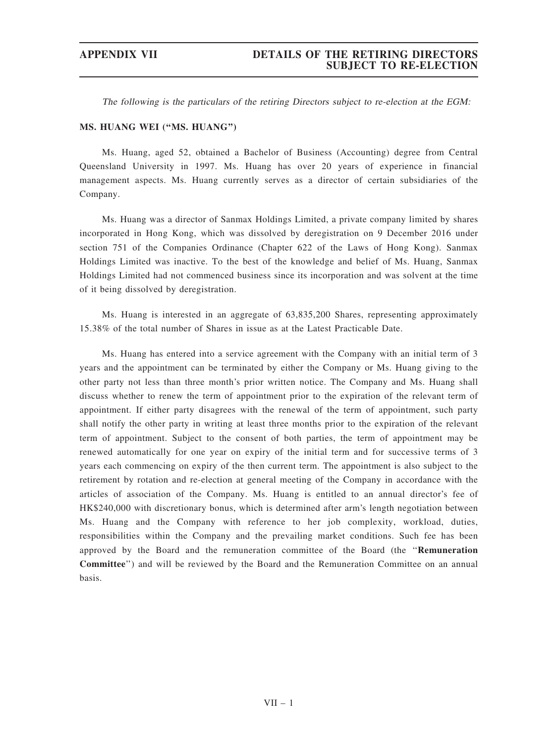*The following is the particulars of the retiring Directors subject to re-election at the EGM:*

**MS. HUANG WEI ("MS. HUANG")**

Ms. Huang, aged 52, obtained a Bachelor of Business (Accounting) degree from Central Queensland University in 1997. Ms. Huang has over 20 years of experience in financial management aspects. Ms. Huang currently serves as a director of certain subsidiaries of the Company.

Ms. Huang was a director of Sanmax Holdings Limited, a private company limited by shares incorporated in Hong Kong, which was dissolved by deregistration on 9 December 2016 under section 751 of the Companies Ordinance (Chapter 622 of the Laws of Hong Kong). Sanmax Holdings Limited was inactive. To the best of the knowledge and belief of Ms. Huang, Sanmax Holdings Limited had not commenced business since its incorporation and was solvent at the time of it being dissolved by deregistration.

Ms. Huang is interested in an aggregate of 63,835,200 Shares, representing approximately 15.38% of the total number of Shares in issue as at the Latest Practicable Date.

Ms. Huang has entered into a service agreement with the Company with an initial term of 3 years and the appointment can be terminated by either the Company or Ms. Huang giving to the other party not less than three month's prior written notice. The Company and Ms. Huang shall discuss whether to renew the term of appointment prior to the expiration of the relevant term of appointment. If either party disagrees with the renewal of the term of appointment, such party shall notify the other party in writing at least three months prior to the expiration of the relevant term of appointment. Subject to the consent of both parties, the term of appointment may be renewed automatically for one year on expiry of the initial term and for successive terms of 3 years each commencing on expiry of the then current term. The appointment is also subject to the retirement by rotation and re-election at general meeting of the Company in accordance with the articles of association of the Company. Ms. Huang is entitled to an annual director's fee of HK$240,000 with discretionary bonus, which is determined after arm's length negotiation between Ms. Huang and the Company with reference to her job complexity, workload, duties, responsibilities within the Company and the prevailing market conditions. Such fee has been approved by the Board and the remuneration committee of the Board (the "**Remuneration Committee**") and will be reviewed by the Board and the Remuneration Committee on an annual basis.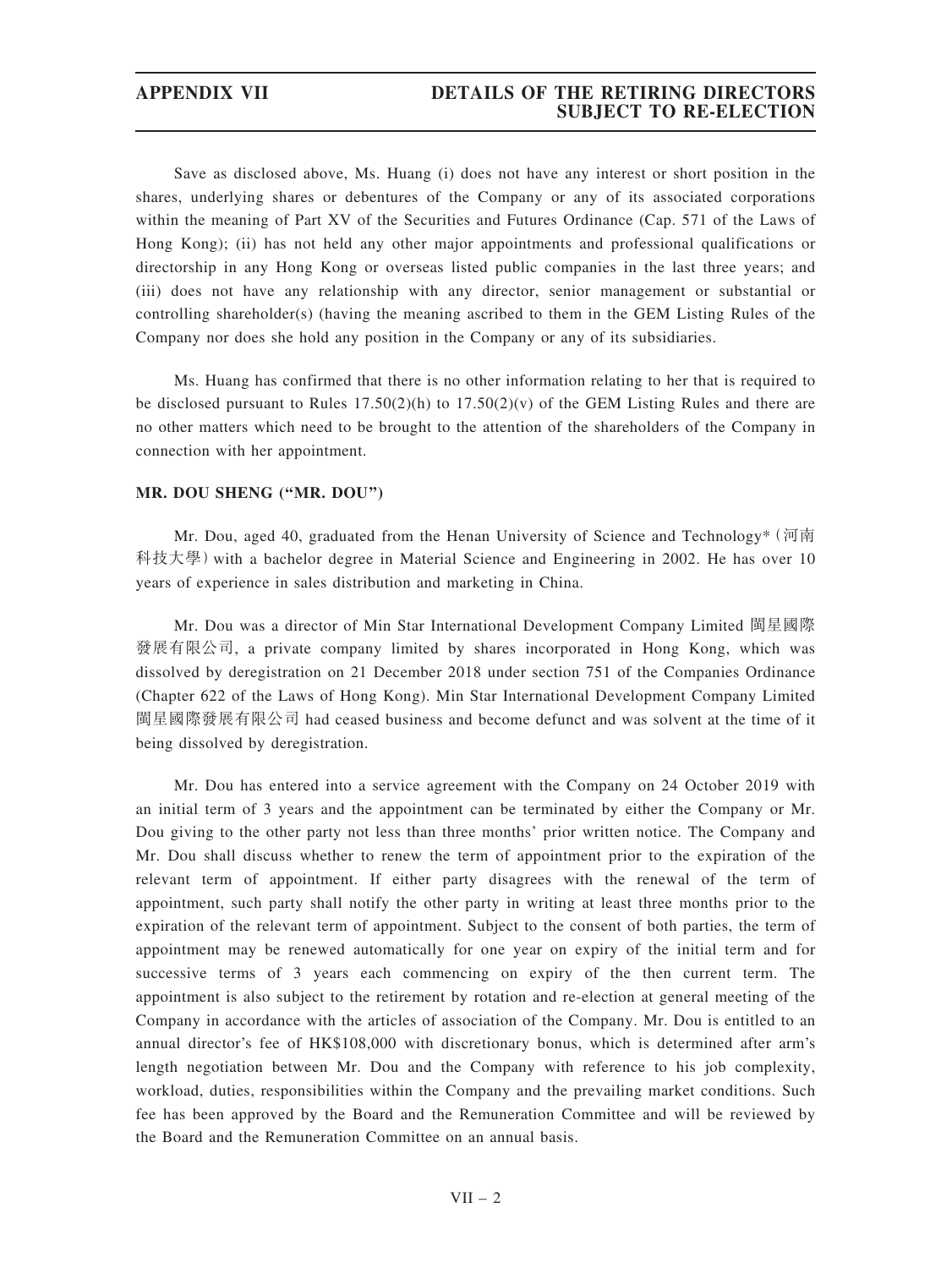Save as disclosed above, Ms. Huang (i) does not have any interest or short position in the shares, underlying shares or debentures of the Company or any of its associated corporations within the meaning of Part XV of the Securities and Futures Ordinance (Cap. 571 of the Laws of Hong Kong); (ii) has not held any other major appointments and professional qualifications or directorship in any Hong Kong or overseas listed public companies in the last three years; and (iii) does not have any relationship with any director, senior management or substantial or controlling shareholder(s) (having the meaning ascribed to them in the GEM Listing Rules of the Company nor does she hold any position in the Company or any of its subsidiaries.

Ms. Huang has confirmed that there is no other information relating to her that is required to be disclosed pursuant to Rules 17.50(2)(h) to 17.50(2)(v) of the GEM Listing Rules and there are no other matters which need to be brought to the attention of the shareholders of the Company in connection with her appointment.

**MR. DOU SHENG ("MR. DOU")**

Mr. Dou, aged 40, graduated from the Henan University of Science and Technology* (河南科技大學) with a bachelor degree in Material Science and Engineering in 2002. He has over 10 years of experience in sales distribution and marketing in China.

Mr. Dou was a director of Min Star International Development Company Limited 閩星國際發展有限公司, a private company limited by shares incorporated in Hong Kong, which was dissolved by deregistration on 21 December 2018 under section 751 of the Companies Ordinance (Chapter 622 of the Laws of Hong Kong). Min Star International Development Company Limited 閩星國際發展有限公司 had ceased business and become defunct and was solvent at the time of it being dissolved by deregistration.

Mr. Dou has entered into a service agreement with the Company on 24 October 2019 with an initial term of 3 years and the appointment can be terminated by either the Company or Mr. Dou giving to the other party not less than three months' prior written notice. The Company and Mr. Dou shall discuss whether to renew the term of appointment prior to the expiration of the relevant term of appointment. If either party disagrees with the renewal of the term of appointment, such party shall notify the other party in writing at least three months prior to the expiration of the relevant term of appointment. Subject to the consent of both parties, the term of appointment may be renewed automatically for one year on expiry of the initial term and for successive terms of 3 years each commencing on expiry of the then current term. The appointment is also subject to the retirement by rotation and re-election at general meeting of the Company in accordance with the articles of association of the Company. Mr. Dou is entitled to an annual director's fee of HK$108,000 with discretionary bonus, which is determined after arm's length negotiation between Mr. Dou and the Company with reference to his job complexity, workload, duties, responsibilities within the Company and the prevailing market conditions. Such fee has been approved by the Board and the Remuneration Committee and will be reviewed by the Board and the Remuneration Committee on an annual basis.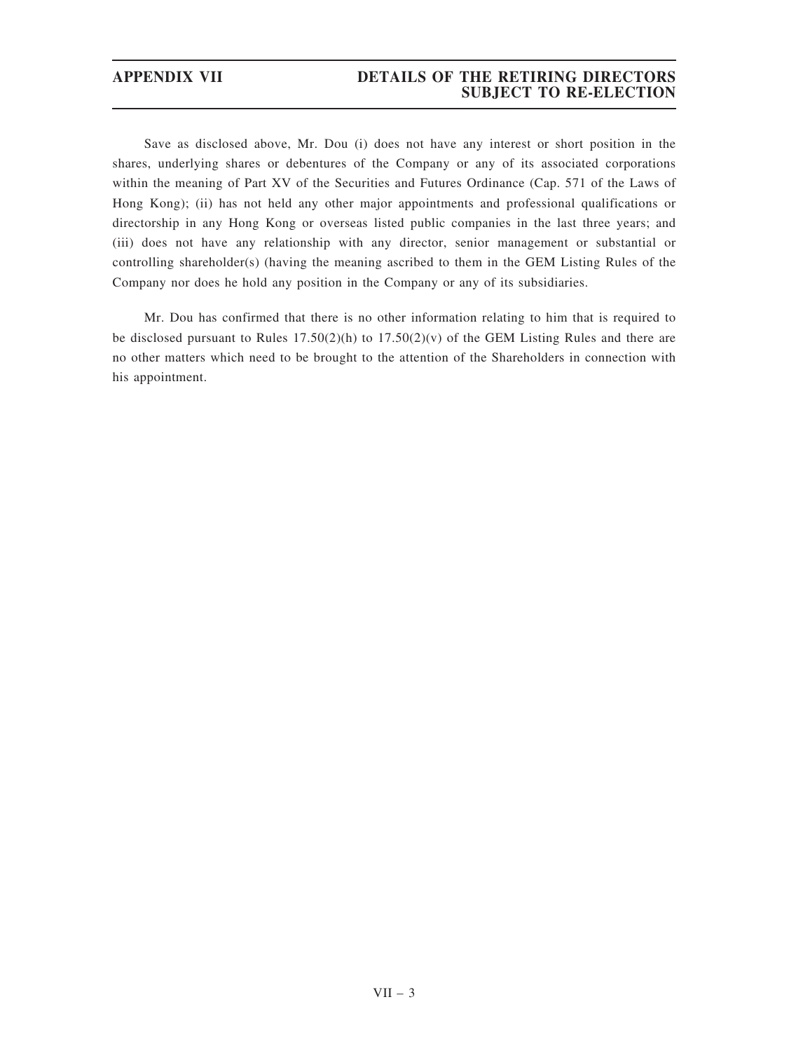Save as disclosed above, Mr. Dou (i) does not have any interest or short position in the shares, underlying shares or debentures of the Company or any of its associated corporations within the meaning of Part XV of the Securities and Futures Ordinance (Cap. 571 of the Laws of Hong Kong); (ii) has not held any other major appointments and professional qualifications or directorship in any Hong Kong or overseas listed public companies in the last three years; and (iii) does not have any relationship with any director, senior management or substantial or controlling shareholder(s) (having the meaning ascribed to them in the GEM Listing Rules of the Company nor does he hold any position in the Company or any of its subsidiaries.

Mr. Dou has confirmed that there is no other information relating to him that is required to be disclosed pursuant to Rules 17.50(2)(h) to 17.50(2)(v) of the GEM Listing Rules and there are no other matters which need to be brought to the attention of the Shareholders in connection with his appointment.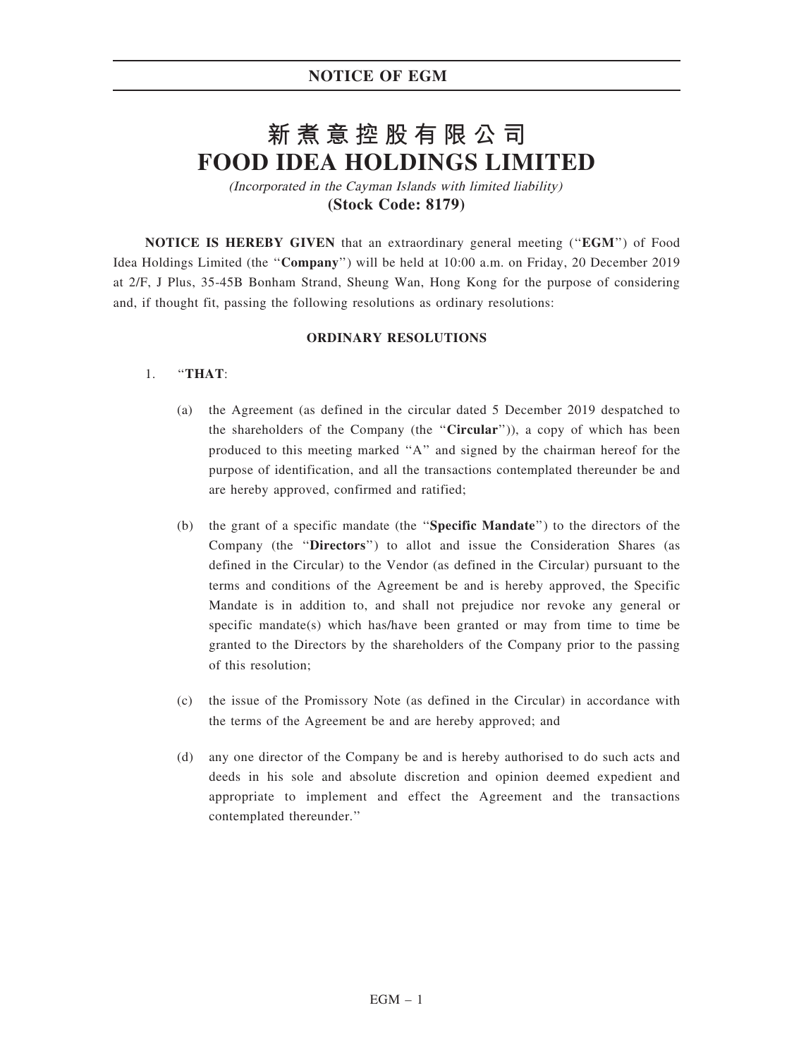# 新煮意控股有限公司
# FOOD IDEA HOLDINGS LIMITED

*(Incorporated in the Cayman Islands with limited liability)*

**(Stock Code: 8179)**

**NOTICE IS HEREBY GIVEN** that an extraordinary general meeting (''**EGM**'') of Food Idea Holdings Limited (the ''**Company**'') will be held at 10:00 a.m. on Friday, 20 December 2019 at 2/F, J Plus, 35-45B Bonham Strand, Sheung Wan, Hong Kong for the purpose of considering and, if thought fit, passing the following resolutions as ordinary resolutions:

**ORDINARY RESOLUTIONS**

1. ''**THAT**:

   (a) the Agreement (as defined in the circular dated 5 December 2019 despatched to the shareholders of the Company (the ''**Circular**'')), a copy of which has been produced to this meeting marked ''A'' and signed by the chairman hereof for the purpose of identification, and all the transactions contemplated thereunder be and are hereby approved, confirmed and ratified;

   (b) the grant of a specific mandate (the ''**Specific Mandate**'') to the directors of the Company (the ''**Directors**'') to allot and issue the Consideration Shares (as defined in the Circular) to the Vendor (as defined in the Circular) pursuant to the terms and conditions of the Agreement be and is hereby approved, the Specific Mandate is in addition to, and shall not prejudice nor revoke any general or specific mandate(s) which has/have been granted or may from time to time be granted to the Directors by the shareholders of the Company prior to the passing of this resolution;

   (c) the issue of the Promissory Note (as defined in the Circular) in accordance with the terms of the Agreement be and are hereby approved; and

   (d) any one director of the Company be and is hereby authorised to do such acts and deeds in his sole and absolute discretion and opinion deemed expedient and appropriate to implement and effect the Agreement and the transactions contemplated thereunder.''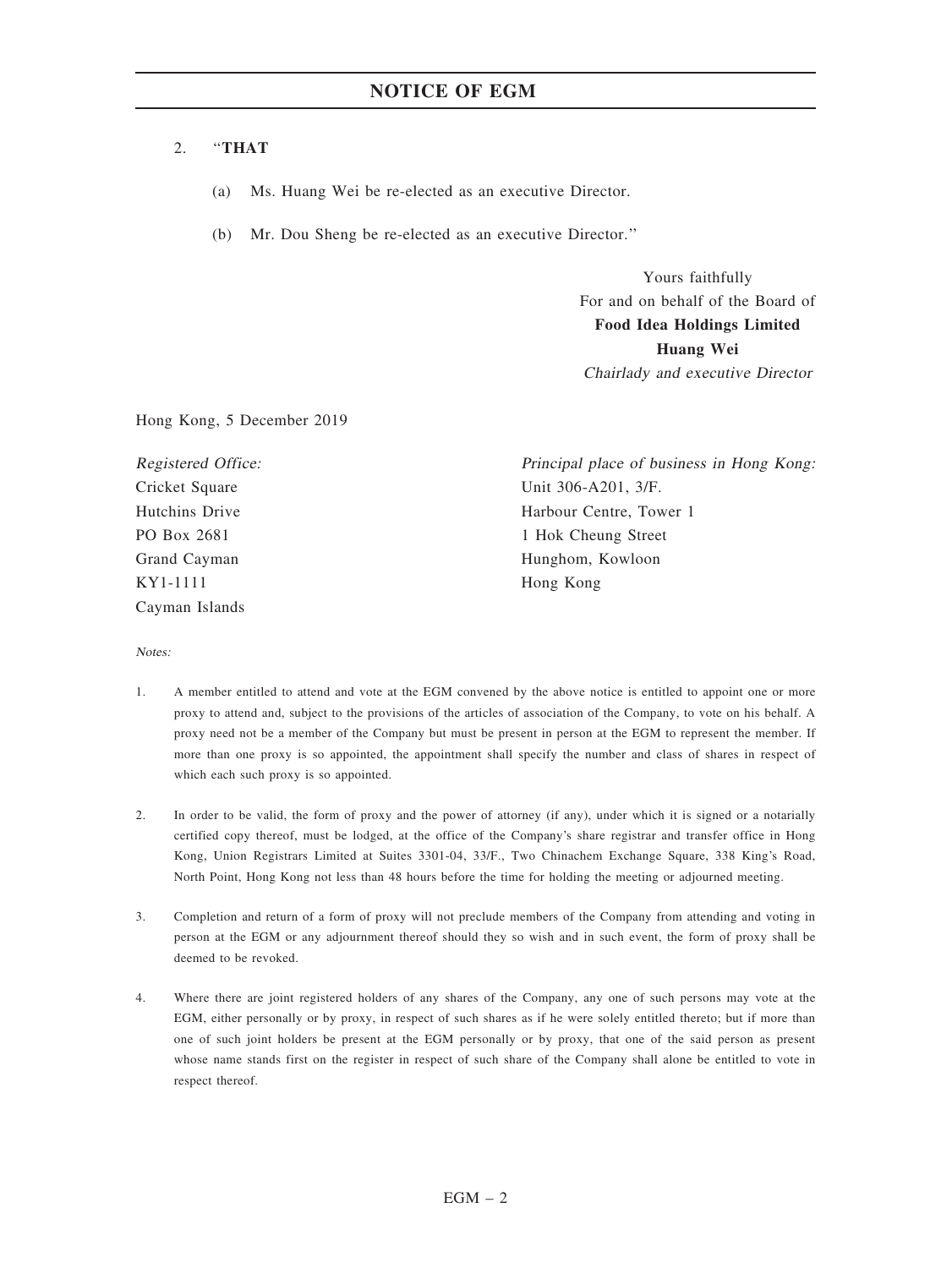2. "**THAT**

   (a) Ms. Huang Wei be re-elected as an executive Director.

   (b) Mr. Dou Sheng be re-elected as an executive Director."

Yours faithfully
For and on behalf of the Board of
**Food Idea Holdings Limited**
**Huang Wei**
*Chairlady and executive Director*

Hong Kong, 5 December 2019

*Registered Office:*
Cricket Square
Hutchins Drive
PO Box 2681
Grand Cayman
KY1-1111
Cayman Islands

*Principal place of business in Hong Kong:*
Unit 306-A201, 3/F.
Harbour Centre, Tower 1
1 Hok Cheung Street
Hunghom, Kowloon
Hong Kong

*Notes:*

1. A member entitled to attend and vote at the EGM convened by the above notice is entitled to appoint one or more proxy to attend and, subject to the provisions of the articles of association of the Company, to vote on his behalf. A proxy need not be a member of the Company but must be present in person at the EGM to represent the member. If more than one proxy is so appointed, the appointment shall specify the number and class of shares in respect of which each such proxy is so appointed.

2. In order to be valid, the form of proxy and the power of attorney (if any), under which it is signed or a notarially certified copy thereof, must be lodged, at the office of the Company's share registrar and transfer office in Hong Kong, Union Registrars Limited at Suites 3301-04, 33/F., Two Chinachem Exchange Square, 338 King's Road, North Point, Hong Kong not less than 48 hours before the time for holding the meeting or adjourned meeting.

3. Completion and return of a form of proxy will not preclude members of the Company from attending and voting in person at the EGM or any adjournment thereof should they so wish and in such event, the form of proxy shall be deemed to be revoked.

4. Where there are joint registered holders of any shares of the Company, any one of such persons may vote at the EGM, either personally or by proxy, in respect of such shares as if he were solely entitled thereto; but if more than one of such joint holders be present at the EGM personally or by proxy, that one of the said person as present whose name stands first on the register in respect of such share of the Company shall alone be entitled to vote in respect thereof.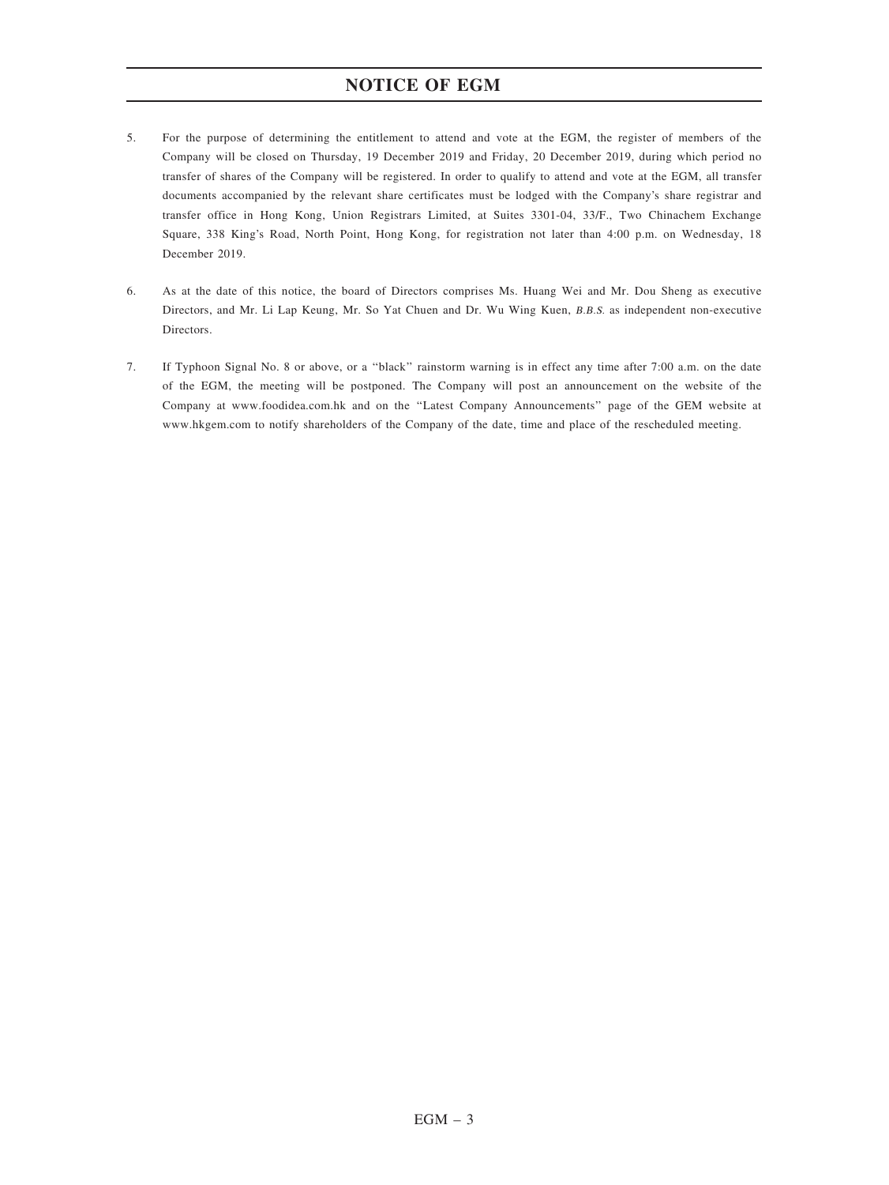# NOTICE OF EGM

5. For the purpose of determining the entitlement to attend and vote at the EGM, the register of members of the Company will be closed on Thursday, 19 December 2019 and Friday, 20 December 2019, during which period no transfer of shares of the Company will be registered. In order to qualify to attend and vote at the EGM, all transfer documents accompanied by the relevant share certificates must be lodged with the Company's share registrar and transfer office in Hong Kong, Union Registrars Limited, at Suites 3301-04, 33/F., Two Chinachem Exchange Square, 338 King's Road, North Point, Hong Kong, for registration not later than 4:00 p.m. on Wednesday, 18 December 2019.

6. As at the date of this notice, the board of Directors comprises Ms. Huang Wei and Mr. Dou Sheng as executive Directors, and Mr. Li Lap Keung, Mr. So Yat Chuen and Dr. Wu Wing Kuen, *B.B.S.* as independent non-executive Directors.

7. If Typhoon Signal No. 8 or above, or a "black" rainstorm warning is in effect any time after 7:00 a.m. on the date of the EGM, the meeting will be postponed. The Company will post an announcement on the website of the Company at www.foodidea.com.hk and on the "Latest Company Announcements" page of the GEM website at www.hkgem.com to notify shareholders of the Company of the date, time and place of the rescheduled meeting.